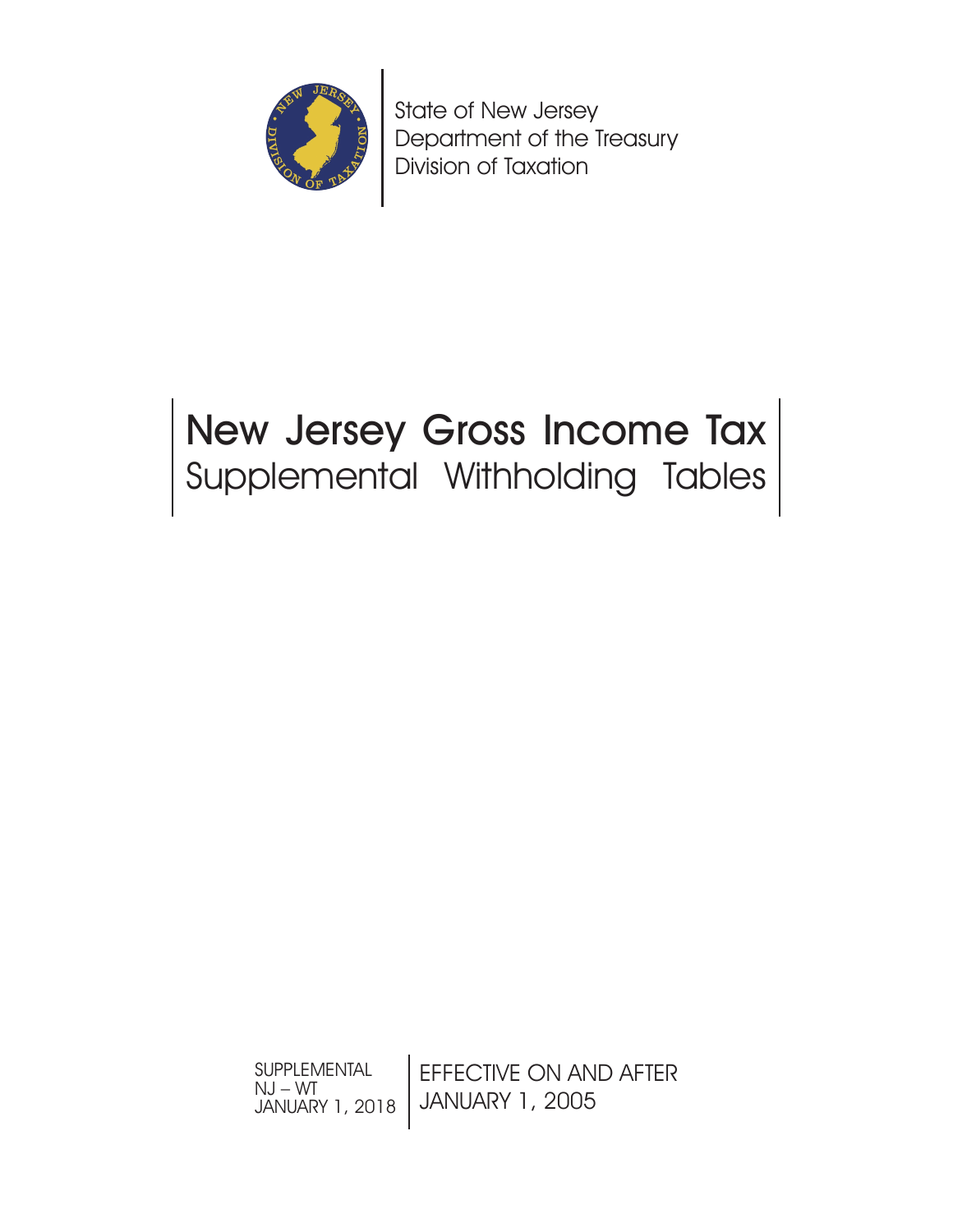State of New Jersey
Department of the Treasury
Division of Taxation

# New Jersey Gross Income Tax
## Supplemental Withholding Tables

SUPPLEMENTAL
NJ – WT
JANUARY 1, 2018

EFFECTIVE ON AND AFTER
JANUARY 1, 2005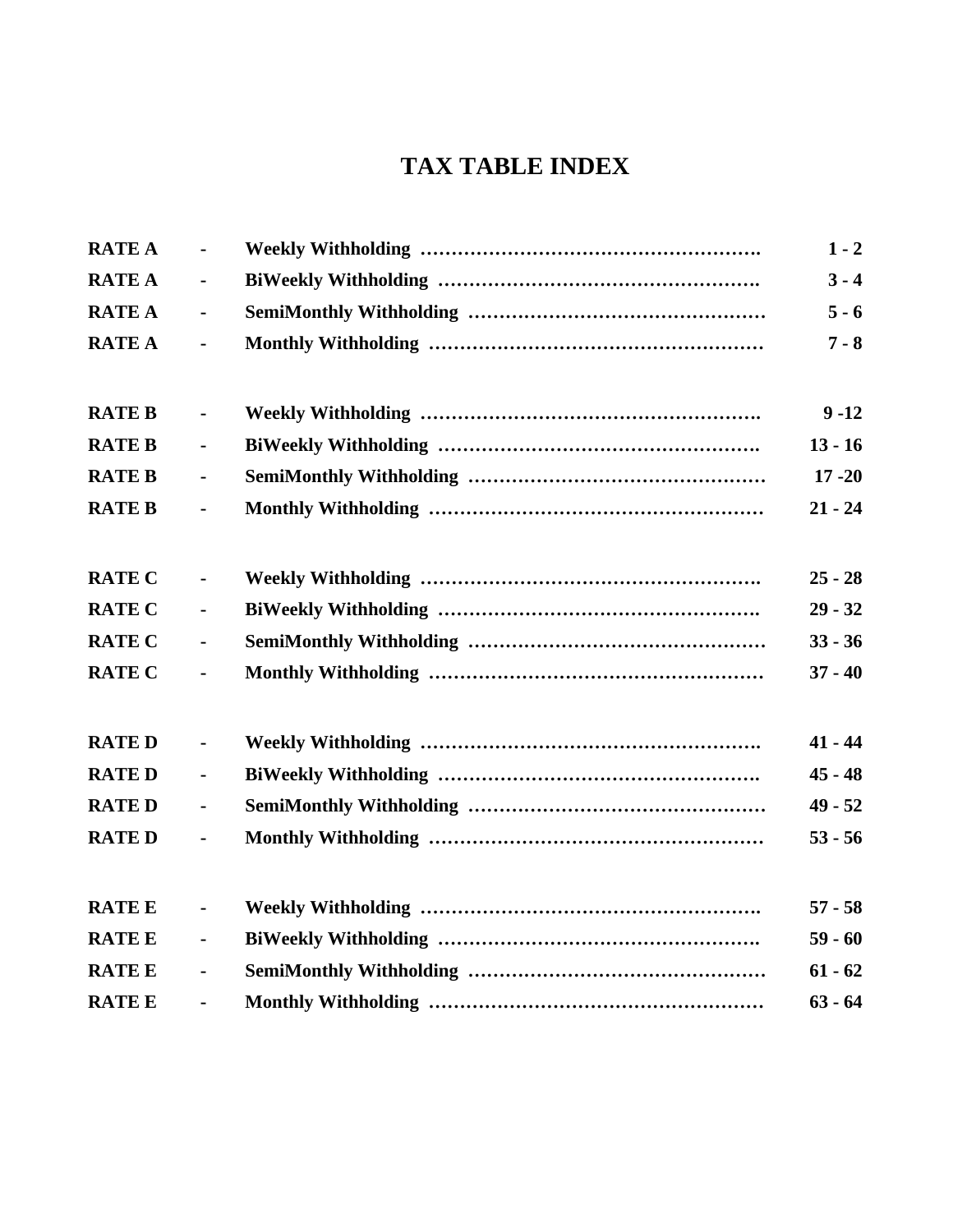# TAX TABLE INDEX

| | | | |
|---|---|---|---|
| **RATE A** | **-** | **Weekly Withholding ……………………………………………….** | **1 - 2** |
| **RATE A** | **-** | **BiWeekly Withholding …………………………………………….** | **3 - 4** |
| **RATE A** | **-** | **SemiMonthly Withholding …………………………………………** | **5 - 6** |
| **RATE A** | **-** | **Monthly Withholding ………………………………………………** | **7 - 8** |
| | | | |
| **RATE B** | **-** | **Weekly Withholding ……………………………………………….** | **9 -12** |
| **RATE B** | **-** | **BiWeekly Withholding …………………………………………….** | **13 - 16** |
| **RATE B** | **-** | **SemiMonthly Withholding …………………………………………** | **17 -20** |
| **RATE B** | **-** | **Monthly Withholding ………………………………………………** | **21 - 24** |
| | | | |
| **RATE C** | **-** | **Weekly Withholding ……………………………………………….** | **25 - 28** |
| **RATE C** | **-** | **BiWeekly Withholding …………………………………………….** | **29 - 32** |
| **RATE C** | **-** | **SemiMonthly Withholding …………………………………………** | **33 - 36** |
| **RATE C** | **-** | **Monthly Withholding ………………………………………………** | **37 - 40** |
| | | | |
| **RATE D** | **-** | **Weekly Withholding ……………………………………………….** | **41 - 44** |
| **RATE D** | **-** | **BiWeekly Withholding …………………………………………….** | **45 - 48** |
| **RATE D** | **-** | **SemiMonthly Withholding …………………………………………** | **49 - 52** |
| **RATE D** | **-** | **Monthly Withholding ………………………………………………** | **53 - 56** |
| | | | |
| **RATE E** | **-** | **Weekly Withholding ……………………………………………….** | **57 - 58** |
| **RATE E** | **-** | **BiWeekly Withholding …………………………………………….** | **59 - 60** |
| **RATE E** | **-** | **SemiMonthly Withholding …………………………………………** | **61 - 62** |
| **RATE E** | **-** | **Monthly Withholding ………………………………………………** | **63 - 64** |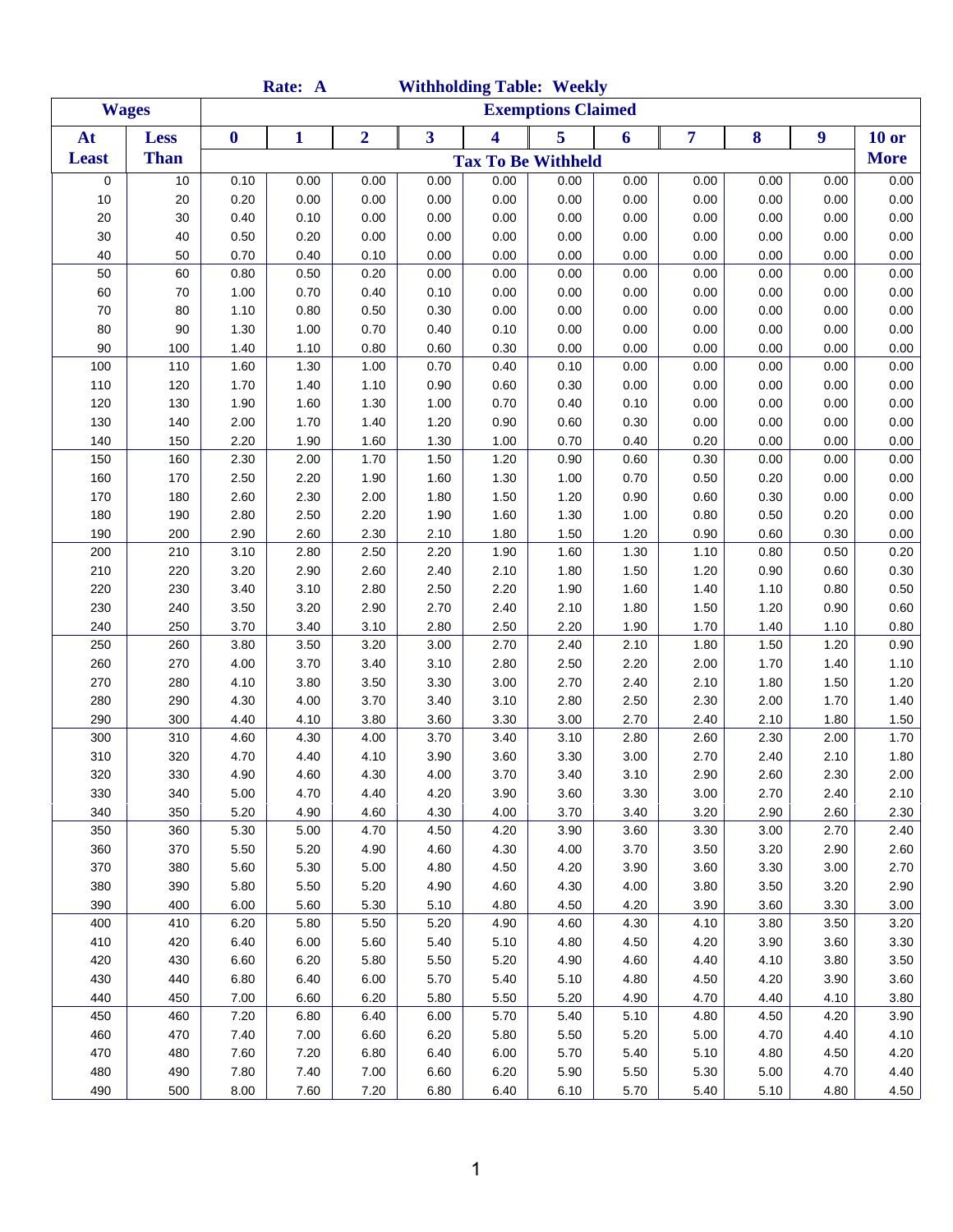**Rate: A** **Withholding Table: Weekly**

| Wages | | Exemptions Claimed | | | | | | | | | | |
|---|---|---|---|---|---|---|---|---|---|---|---|---|
| At Least | Less Than | 0 | 1 | 2 | 3 | 4 | 5 | 6 | 7 | 8 | 9 | 10 or More |
| | | Tax To Be Withheld | | | | | | | | | | |
| 0 | 10 | 0.10 | 0.00 | 0.00 | 0.00 | 0.00 | 0.00 | 0.00 | 0.00 | 0.00 | 0.00 | 0.00 |
| 10 | 20 | 0.20 | 0.00 | 0.00 | 0.00 | 0.00 | 0.00 | 0.00 | 0.00 | 0.00 | 0.00 | 0.00 |
| 20 | 30 | 0.40 | 0.10 | 0.00 | 0.00 | 0.00 | 0.00 | 0.00 | 0.00 | 0.00 | 0.00 | 0.00 |
| 30 | 40 | 0.50 | 0.20 | 0.00 | 0.00 | 0.00 | 0.00 | 0.00 | 0.00 | 0.00 | 0.00 | 0.00 |
| 40 | 50 | 0.70 | 0.40 | 0.10 | 0.00 | 0.00 | 0.00 | 0.00 | 0.00 | 0.00 | 0.00 | 0.00 |
| 50 | 60 | 0.80 | 0.50 | 0.20 | 0.00 | 0.00 | 0.00 | 0.00 | 0.00 | 0.00 | 0.00 | 0.00 |
| 60 | 70 | 1.00 | 0.70 | 0.40 | 0.10 | 0.00 | 0.00 | 0.00 | 0.00 | 0.00 | 0.00 | 0.00 |
| 70 | 80 | 1.10 | 0.80 | 0.50 | 0.30 | 0.00 | 0.00 | 0.00 | 0.00 | 0.00 | 0.00 | 0.00 |
| 80 | 90 | 1.30 | 1.00 | 0.70 | 0.40 | 0.10 | 0.00 | 0.00 | 0.00 | 0.00 | 0.00 | 0.00 |
| 90 | 100 | 1.40 | 1.10 | 0.80 | 0.60 | 0.30 | 0.00 | 0.00 | 0.00 | 0.00 | 0.00 | 0.00 |
| 100 | 110 | 1.60 | 1.30 | 1.00 | 0.70 | 0.40 | 0.10 | 0.00 | 0.00 | 0.00 | 0.00 | 0.00 |
| 110 | 120 | 1.70 | 1.40 | 1.10 | 0.90 | 0.60 | 0.30 | 0.00 | 0.00 | 0.00 | 0.00 | 0.00 |
| 120 | 130 | 1.90 | 1.60 | 1.30 | 1.00 | 0.70 | 0.40 | 0.10 | 0.00 | 0.00 | 0.00 | 0.00 |
| 130 | 140 | 2.00 | 1.70 | 1.40 | 1.20 | 0.90 | 0.60 | 0.30 | 0.00 | 0.00 | 0.00 | 0.00 |
| 140 | 150 | 2.20 | 1.90 | 1.60 | 1.30 | 1.00 | 0.70 | 0.40 | 0.20 | 0.00 | 0.00 | 0.00 |
| 150 | 160 | 2.30 | 2.00 | 1.70 | 1.50 | 1.20 | 0.90 | 0.60 | 0.30 | 0.00 | 0.00 | 0.00 |
| 160 | 170 | 2.50 | 2.20 | 1.90 | 1.60 | 1.30 | 1.00 | 0.70 | 0.50 | 0.20 | 0.00 | 0.00 |
| 170 | 180 | 2.60 | 2.30 | 2.00 | 1.80 | 1.50 | 1.20 | 0.90 | 0.60 | 0.30 | 0.00 | 0.00 |
| 180 | 190 | 2.80 | 2.50 | 2.20 | 1.90 | 1.60 | 1.30 | 1.00 | 0.80 | 0.50 | 0.20 | 0.00 |
| 190 | 200 | 2.90 | 2.60 | 2.30 | 2.10 | 1.80 | 1.50 | 1.20 | 0.90 | 0.60 | 0.30 | 0.00 |
| 200 | 210 | 3.10 | 2.80 | 2.50 | 2.20 | 1.90 | 1.60 | 1.30 | 1.10 | 0.80 | 0.50 | 0.20 |
| 210 | 220 | 3.20 | 2.90 | 2.60 | 2.40 | 2.10 | 1.80 | 1.50 | 1.20 | 0.90 | 0.60 | 0.30 |
| 220 | 230 | 3.40 | 3.10 | 2.80 | 2.50 | 2.20 | 1.90 | 1.60 | 1.40 | 1.10 | 0.80 | 0.50 |
| 230 | 240 | 3.50 | 3.20 | 2.90 | 2.70 | 2.40 | 2.10 | 1.80 | 1.50 | 1.20 | 0.90 | 0.60 |
| 240 | 250 | 3.70 | 3.40 | 3.10 | 2.80 | 2.50 | 2.20 | 1.90 | 1.70 | 1.40 | 1.10 | 0.80 |
| 250 | 260 | 3.80 | 3.50 | 3.20 | 3.00 | 2.70 | 2.40 | 2.10 | 1.80 | 1.50 | 1.20 | 0.90 |
| 260 | 270 | 4.00 | 3.70 | 3.40 | 3.10 | 2.80 | 2.50 | 2.20 | 2.00 | 1.70 | 1.40 | 1.10 |
| 270 | 280 | 4.10 | 3.80 | 3.50 | 3.30 | 3.00 | 2.70 | 2.40 | 2.10 | 1.80 | 1.50 | 1.20 |
| 280 | 290 | 4.30 | 4.00 | 3.70 | 3.40 | 3.10 | 2.80 | 2.50 | 2.30 | 2.00 | 1.70 | 1.40 |
| 290 | 300 | 4.40 | 4.10 | 3.80 | 3.60 | 3.30 | 3.00 | 2.70 | 2.40 | 2.10 | 1.80 | 1.50 |
| 300 | 310 | 4.60 | 4.30 | 4.00 | 3.70 | 3.40 | 3.10 | 2.80 | 2.60 | 2.30 | 2.00 | 1.70 |
| 310 | 320 | 4.70 | 4.40 | 4.10 | 3.90 | 3.60 | 3.30 | 3.00 | 2.70 | 2.40 | 2.10 | 1.80 |
| 320 | 330 | 4.90 | 4.60 | 4.30 | 4.00 | 3.70 | 3.40 | 3.10 | 2.90 | 2.60 | 2.30 | 2.00 |
| 330 | 340 | 5.00 | 4.70 | 4.40 | 4.20 | 3.90 | 3.60 | 3.30 | 3.00 | 2.70 | 2.40 | 2.10 |
| 340 | 350 | 5.20 | 4.90 | 4.60 | 4.30 | 4.00 | 3.70 | 3.40 | 3.20 | 2.90 | 2.60 | 2.30 |
| 350 | 360 | 5.30 | 5.00 | 4.70 | 4.50 | 4.20 | 3.90 | 3.60 | 3.30 | 3.00 | 2.70 | 2.40 |
| 360 | 370 | 5.50 | 5.20 | 4.90 | 4.60 | 4.30 | 4.00 | 3.70 | 3.50 | 3.20 | 2.90 | 2.60 |
| 370 | 380 | 5.60 | 5.30 | 5.00 | 4.80 | 4.50 | 4.20 | 3.90 | 3.60 | 3.30 | 3.00 | 2.70 |
| 380 | 390 | 5.80 | 5.50 | 5.20 | 4.90 | 4.60 | 4.30 | 4.00 | 3.80 | 3.50 | 3.20 | 2.90 |
| 390 | 400 | 6.00 | 5.60 | 5.30 | 5.10 | 4.80 | 4.50 | 4.20 | 3.90 | 3.60 | 3.30 | 3.00 |
| 400 | 410 | 6.20 | 5.80 | 5.50 | 5.20 | 4.90 | 4.60 | 4.30 | 4.10 | 3.80 | 3.50 | 3.20 |
| 410 | 420 | 6.40 | 6.00 | 5.60 | 5.40 | 5.10 | 4.80 | 4.50 | 4.20 | 3.90 | 3.60 | 3.30 |
| 420 | 430 | 6.60 | 6.20 | 5.80 | 5.50 | 5.20 | 4.90 | 4.60 | 4.40 | 4.10 | 3.80 | 3.50 |
| 430 | 440 | 6.80 | 6.40 | 6.00 | 5.70 | 5.40 | 5.10 | 4.80 | 4.50 | 4.20 | 3.90 | 3.60 |
| 440 | 450 | 7.00 | 6.60 | 6.20 | 5.80 | 5.50 | 5.20 | 4.90 | 4.70 | 4.40 | 4.10 | 3.80 |
| 450 | 460 | 7.20 | 6.80 | 6.40 | 6.00 | 5.70 | 5.40 | 5.10 | 4.80 | 4.50 | 4.20 | 3.90 |
| 460 | 470 | 7.40 | 7.00 | 6.60 | 6.20 | 5.80 | 5.50 | 5.20 | 5.00 | 4.70 | 4.40 | 4.10 |
| 470 | 480 | 7.60 | 7.20 | 6.80 | 6.40 | 6.00 | 5.70 | 5.40 | 5.10 | 4.80 | 4.50 | 4.20 |
| 480 | 490 | 7.80 | 7.40 | 7.00 | 6.60 | 6.20 | 5.90 | 5.50 | 5.30 | 5.00 | 4.70 | 4.40 |
| 490 | 500 | 8.00 | 7.60 | 7.20 | 6.80 | 6.40 | 6.10 | 5.70 | 5.40 | 5.10 | 4.80 | 4.50 |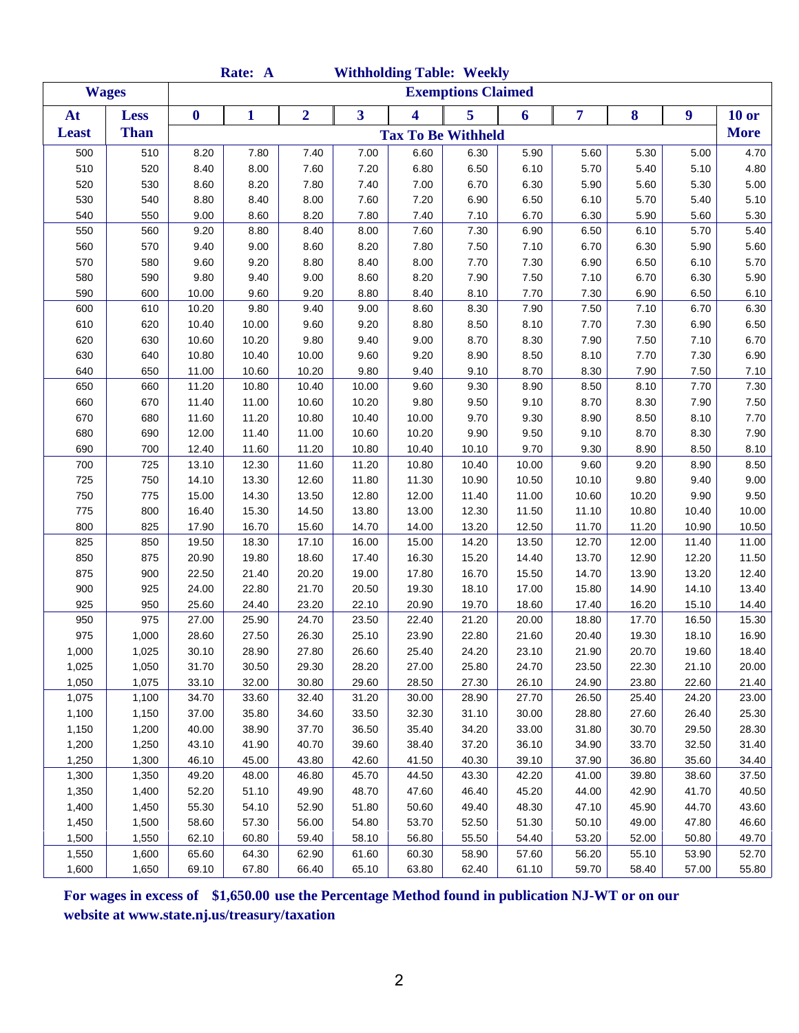**Rate: A** **Withholding Table: Weekly**

| Wages | | Exemptions Claimed | | | | | | | | | | |
|---|---|---|---|---|---|---|---|---|---|---|---|---|
| At Least | Less Than | 0 | 1 | 2 | 3 | 4 | 5 | 6 | 7 | 8 | 9 | 10 or More |
| | | Tax To Be Withheld | | | | | | | | | | |
| 500 | 510 | 8.20 | 7.80 | 7.40 | 7.00 | 6.60 | 6.30 | 5.90 | 5.60 | 5.30 | 5.00 | 4.70 |
| 510 | 520 | 8.40 | 8.00 | 7.60 | 7.20 | 6.80 | 6.50 | 6.10 | 5.70 | 5.40 | 5.10 | 4.80 |
| 520 | 530 | 8.60 | 8.20 | 7.80 | 7.40 | 7.00 | 6.70 | 6.30 | 5.90 | 5.60 | 5.30 | 5.00 |
| 530 | 540 | 8.80 | 8.40 | 8.00 | 7.60 | 7.20 | 6.90 | 6.50 | 6.10 | 5.70 | 5.40 | 5.10 |
| 540 | 550 | 9.00 | 8.60 | 8.20 | 7.80 | 7.40 | 7.10 | 6.70 | 6.30 | 5.90 | 5.60 | 5.30 |
| 550 | 560 | 9.20 | 8.80 | 8.40 | 8.00 | 7.60 | 7.30 | 6.90 | 6.50 | 6.10 | 5.70 | 5.40 |
| 560 | 570 | 9.40 | 9.00 | 8.60 | 8.20 | 7.80 | 7.50 | 7.10 | 6.70 | 6.30 | 5.90 | 5.60 |
| 570 | 580 | 9.60 | 9.20 | 8.80 | 8.40 | 8.00 | 7.70 | 7.30 | 6.90 | 6.50 | 6.10 | 5.70 |
| 580 | 590 | 9.80 | 9.40 | 9.00 | 8.60 | 8.20 | 7.90 | 7.50 | 7.10 | 6.70 | 6.30 | 5.90 |
| 590 | 600 | 10.00 | 9.60 | 9.20 | 8.80 | 8.40 | 8.10 | 7.70 | 7.30 | 6.90 | 6.50 | 6.10 |
| 600 | 610 | 10.20 | 9.80 | 9.40 | 9.00 | 8.60 | 8.30 | 7.90 | 7.50 | 7.10 | 6.70 | 6.30 |
| 610 | 620 | 10.40 | 10.00 | 9.60 | 9.20 | 8.80 | 8.50 | 8.10 | 7.70 | 7.30 | 6.90 | 6.50 |
| 620 | 630 | 10.60 | 10.20 | 9.80 | 9.40 | 9.00 | 8.70 | 8.30 | 7.90 | 7.50 | 7.10 | 6.70 |
| 630 | 640 | 10.80 | 10.40 | 10.00 | 9.60 | 9.20 | 8.90 | 8.50 | 8.10 | 7.70 | 7.30 | 6.90 |
| 640 | 650 | 11.00 | 10.60 | 10.20 | 9.80 | 9.40 | 9.10 | 8.70 | 8.30 | 7.90 | 7.50 | 7.10 |
| 650 | 660 | 11.20 | 10.80 | 10.40 | 10.00 | 9.60 | 9.30 | 8.90 | 8.50 | 8.10 | 7.70 | 7.30 |
| 660 | 670 | 11.40 | 11.00 | 10.60 | 10.20 | 9.80 | 9.50 | 9.10 | 8.70 | 8.30 | 7.90 | 7.50 |
| 670 | 680 | 11.60 | 11.20 | 10.80 | 10.40 | 10.00 | 9.70 | 9.30 | 8.90 | 8.50 | 8.10 | 7.70 |
| 680 | 690 | 12.00 | 11.40 | 11.00 | 10.60 | 10.20 | 9.90 | 9.50 | 9.10 | 8.70 | 8.30 | 7.90 |
| 690 | 700 | 12.40 | 11.60 | 11.20 | 10.80 | 10.40 | 10.10 | 9.70 | 9.30 | 8.90 | 8.50 | 8.10 |
| 700 | 725 | 13.10 | 12.30 | 11.60 | 11.20 | 10.80 | 10.40 | 10.00 | 9.60 | 9.20 | 8.90 | 8.50 |
| 725 | 750 | 14.10 | 13.30 | 12.60 | 11.80 | 11.30 | 10.90 | 10.50 | 10.10 | 9.80 | 9.40 | 9.00 |
| 750 | 775 | 15.00 | 14.30 | 13.50 | 12.80 | 12.00 | 11.40 | 11.00 | 10.60 | 10.20 | 9.90 | 9.50 |
| 775 | 800 | 16.40 | 15.30 | 14.50 | 13.80 | 13.00 | 12.30 | 11.50 | 11.10 | 10.80 | 10.40 | 10.00 |
| 800 | 825 | 17.90 | 16.70 | 15.60 | 14.70 | 14.00 | 13.20 | 12.50 | 11.70 | 11.20 | 10.90 | 10.50 |
| 825 | 850 | 19.50 | 18.30 | 17.10 | 16.00 | 15.00 | 14.20 | 13.50 | 12.70 | 12.00 | 11.40 | 11.00 |
| 850 | 875 | 20.90 | 19.80 | 18.60 | 17.40 | 16.30 | 15.20 | 14.40 | 13.70 | 12.90 | 12.20 | 11.50 |
| 875 | 900 | 22.50 | 21.40 | 20.20 | 19.00 | 17.80 | 16.70 | 15.50 | 14.70 | 13.90 | 13.20 | 12.40 |
| 900 | 925 | 24.00 | 22.80 | 21.70 | 20.50 | 19.30 | 18.10 | 17.00 | 15.80 | 14.90 | 14.10 | 13.40 |
| 925 | 950 | 25.60 | 24.40 | 23.20 | 22.10 | 20.90 | 19.70 | 18.60 | 17.40 | 16.20 | 15.10 | 14.40 |
| 950 | 975 | 27.00 | 25.90 | 24.70 | 23.50 | 22.40 | 21.20 | 20.00 | 18.80 | 17.70 | 16.50 | 15.30 |
| 975 | 1,000 | 28.60 | 27.50 | 26.30 | 25.10 | 23.90 | 22.80 | 21.60 | 20.40 | 19.30 | 18.10 | 16.90 |
| 1,000 | 1,025 | 30.10 | 28.90 | 27.80 | 26.60 | 25.40 | 24.20 | 23.10 | 21.90 | 20.70 | 19.60 | 18.40 |
| 1,025 | 1,050 | 31.70 | 30.50 | 29.30 | 28.20 | 27.00 | 25.80 | 24.70 | 23.50 | 22.30 | 21.10 | 20.00 |
| 1,050 | 1,075 | 33.10 | 32.00 | 30.80 | 29.60 | 28.50 | 27.30 | 26.10 | 24.90 | 23.80 | 22.60 | 21.40 |
| 1,075 | 1,100 | 34.70 | 33.60 | 32.40 | 31.20 | 30.00 | 28.90 | 27.70 | 26.50 | 25.40 | 24.20 | 23.00 |
| 1,100 | 1,150 | 37.00 | 35.80 | 34.60 | 33.50 | 32.30 | 31.10 | 30.00 | 28.80 | 27.60 | 26.40 | 25.30 |
| 1,150 | 1,200 | 40.00 | 38.90 | 37.70 | 36.50 | 35.40 | 34.20 | 33.00 | 31.80 | 30.70 | 29.50 | 28.30 |
| 1,200 | 1,250 | 43.10 | 41.90 | 40.70 | 39.60 | 38.40 | 37.20 | 36.10 | 34.90 | 33.70 | 32.50 | 31.40 |
| 1,250 | 1,300 | 46.10 | 45.00 | 43.80 | 42.60 | 41.50 | 40.30 | 39.10 | 37.90 | 36.80 | 35.60 | 34.40 |
| 1,300 | 1,350 | 49.20 | 48.00 | 46.80 | 45.70 | 44.50 | 43.30 | 42.20 | 41.00 | 39.80 | 38.60 | 37.50 |
| 1,350 | 1,400 | 52.20 | 51.10 | 49.90 | 48.70 | 47.60 | 46.40 | 45.20 | 44.00 | 42.90 | 41.70 | 40.50 |
| 1,400 | 1,450 | 55.30 | 54.10 | 52.90 | 51.80 | 50.60 | 49.40 | 48.30 | 47.10 | 45.90 | 44.70 | 43.60 |
| 1,450 | 1,500 | 58.60 | 57.30 | 56.00 | 54.80 | 53.70 | 52.50 | 51.30 | 50.10 | 49.00 | 47.80 | 46.60 |
| 1,500 | 1,550 | 62.10 | 60.80 | 59.40 | 58.10 | 56.80 | 55.50 | 54.40 | 53.20 | 52.00 | 50.80 | 49.70 |
| 1,550 | 1,600 | 65.60 | 64.30 | 62.90 | 61.60 | 60.30 | 58.90 | 57.60 | 56.20 | 55.10 | 53.90 | 52.70 |
| 1,600 | 1,650 | 69.10 | 67.80 | 66.40 | 65.10 | 63.80 | 62.40 | 61.10 | 59.70 | 58.40 | 57.00 | 55.80 |

**For wages in excess of $1,650.00 use the Percentage Method found in publication NJ-WT or on our website at www.state.nj.us/treasury/taxation**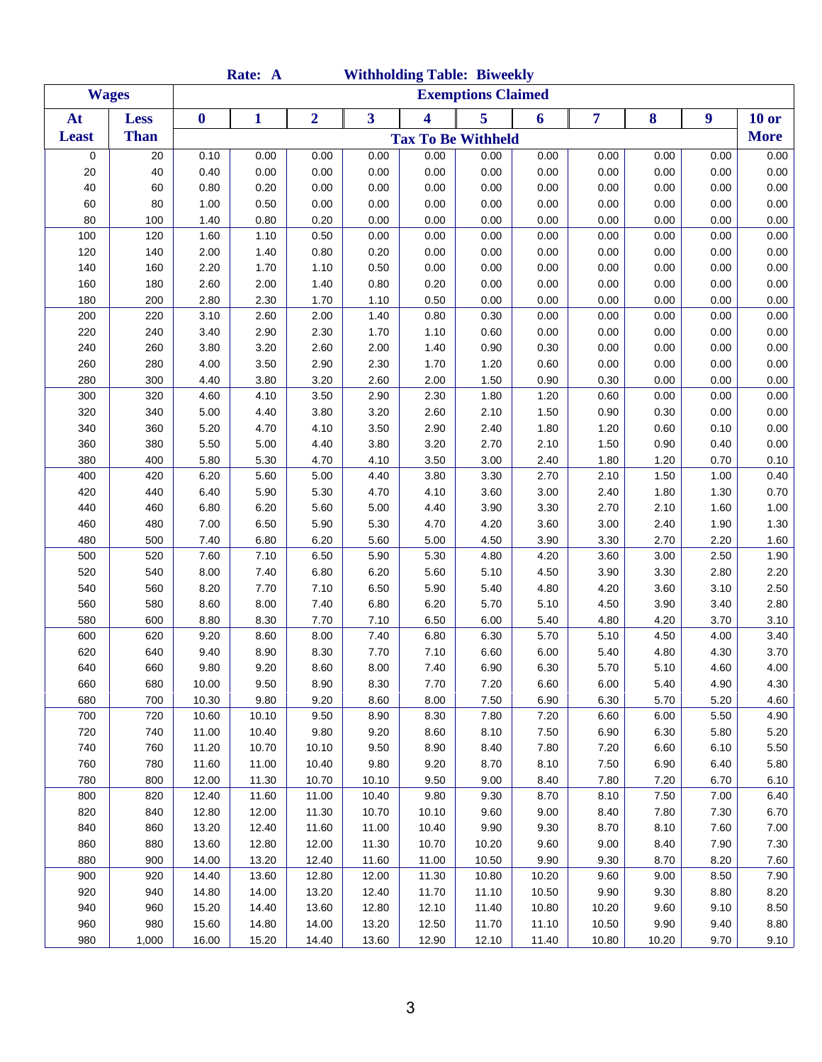**Rate: A** **Withholding Table: Biweekly**

| Wages | | Exemptions Claimed | | | | | | | | | | |
|---|---|---|---|---|---|---|---|---|---|---|---|---|
| At Least | Less Than | 0 | 1 | 2 | 3 | 4 | 5 | 6 | 7 | 8 | 9 | 10 or More |
| | | Tax To Be Withheld | | | | | | | | | | |
| 0 | 20 | 0.10 | 0.00 | 0.00 | 0.00 | 0.00 | 0.00 | 0.00 | 0.00 | 0.00 | 0.00 | 0.00 |
| 20 | 40 | 0.40 | 0.00 | 0.00 | 0.00 | 0.00 | 0.00 | 0.00 | 0.00 | 0.00 | 0.00 | 0.00 |
| 40 | 60 | 0.80 | 0.20 | 0.00 | 0.00 | 0.00 | 0.00 | 0.00 | 0.00 | 0.00 | 0.00 | 0.00 |
| 60 | 80 | 1.00 | 0.50 | 0.00 | 0.00 | 0.00 | 0.00 | 0.00 | 0.00 | 0.00 | 0.00 | 0.00 |
| 80 | 100 | 1.40 | 0.80 | 0.20 | 0.00 | 0.00 | 0.00 | 0.00 | 0.00 | 0.00 | 0.00 | 0.00 |
| 100 | 120 | 1.60 | 1.10 | 0.50 | 0.00 | 0.00 | 0.00 | 0.00 | 0.00 | 0.00 | 0.00 | 0.00 |
| 120 | 140 | 2.00 | 1.40 | 0.80 | 0.20 | 0.00 | 0.00 | 0.00 | 0.00 | 0.00 | 0.00 | 0.00 |
| 140 | 160 | 2.20 | 1.70 | 1.10 | 0.50 | 0.00 | 0.00 | 0.00 | 0.00 | 0.00 | 0.00 | 0.00 |
| 160 | 180 | 2.60 | 2.00 | 1.40 | 0.80 | 0.20 | 0.00 | 0.00 | 0.00 | 0.00 | 0.00 | 0.00 |
| 180 | 200 | 2.80 | 2.30 | 1.70 | 1.10 | 0.50 | 0.00 | 0.00 | 0.00 | 0.00 | 0.00 | 0.00 |
| 200 | 220 | 3.10 | 2.60 | 2.00 | 1.40 | 0.80 | 0.30 | 0.00 | 0.00 | 0.00 | 0.00 | 0.00 |
| 220 | 240 | 3.40 | 2.90 | 2.30 | 1.70 | 1.10 | 0.60 | 0.00 | 0.00 | 0.00 | 0.00 | 0.00 |
| 240 | 260 | 3.80 | 3.20 | 2.60 | 2.00 | 1.40 | 0.90 | 0.30 | 0.00 | 0.00 | 0.00 | 0.00 |
| 260 | 280 | 4.00 | 3.50 | 2.90 | 2.30 | 1.70 | 1.20 | 0.60 | 0.00 | 0.00 | 0.00 | 0.00 |
| 280 | 300 | 4.40 | 3.80 | 3.20 | 2.60 | 2.00 | 1.50 | 0.90 | 0.30 | 0.00 | 0.00 | 0.00 |
| 300 | 320 | 4.60 | 4.10 | 3.50 | 2.90 | 2.30 | 1.80 | 1.20 | 0.60 | 0.00 | 0.00 | 0.00 |
| 320 | 340 | 5.00 | 4.40 | 3.80 | 3.20 | 2.60 | 2.10 | 1.50 | 0.90 | 0.30 | 0.00 | 0.00 |
| 340 | 360 | 5.20 | 4.70 | 4.10 | 3.50 | 2.90 | 2.40 | 1.80 | 1.20 | 0.60 | 0.10 | 0.00 |
| 360 | 380 | 5.50 | 5.00 | 4.40 | 3.80 | 3.20 | 2.70 | 2.10 | 1.50 | 0.90 | 0.40 | 0.00 |
| 380 | 400 | 5.80 | 5.30 | 4.70 | 4.10 | 3.50 | 3.00 | 2.40 | 1.80 | 1.20 | 0.70 | 0.10 |
| 400 | 420 | 6.20 | 5.60 | 5.00 | 4.40 | 3.80 | 3.30 | 2.70 | 2.10 | 1.50 | 1.00 | 0.40 |
| 420 | 440 | 6.40 | 5.90 | 5.30 | 4.70 | 4.10 | 3.60 | 3.00 | 2.40 | 1.80 | 1.30 | 0.70 |
| 440 | 460 | 6.80 | 6.20 | 5.60 | 5.00 | 4.40 | 3.90 | 3.30 | 2.70 | 2.10 | 1.60 | 1.00 |
| 460 | 480 | 7.00 | 6.50 | 5.90 | 5.30 | 4.70 | 4.20 | 3.60 | 3.00 | 2.40 | 1.90 | 1.30 |
| 480 | 500 | 7.40 | 6.80 | 6.20 | 5.60 | 5.00 | 4.50 | 3.90 | 3.30 | 2.70 | 2.20 | 1.60 |
| 500 | 520 | 7.60 | 7.10 | 6.50 | 5.90 | 5.30 | 4.80 | 4.20 | 3.60 | 3.00 | 2.50 | 1.90 |
| 520 | 540 | 8.00 | 7.40 | 6.80 | 6.20 | 5.60 | 5.10 | 4.50 | 3.90 | 3.30 | 2.80 | 2.20 |
| 540 | 560 | 8.20 | 7.70 | 7.10 | 6.50 | 5.90 | 5.40 | 4.80 | 4.20 | 3.60 | 3.10 | 2.50 |
| 560 | 580 | 8.60 | 8.00 | 7.40 | 6.80 | 6.20 | 5.70 | 5.10 | 4.50 | 3.90 | 3.40 | 2.80 |
| 580 | 600 | 8.80 | 8.30 | 7.70 | 7.10 | 6.50 | 6.00 | 5.40 | 4.80 | 4.20 | 3.70 | 3.10 |
| 600 | 620 | 9.20 | 8.60 | 8.00 | 7.40 | 6.80 | 6.30 | 5.70 | 5.10 | 4.50 | 4.00 | 3.40 |
| 620 | 640 | 9.40 | 8.90 | 8.30 | 7.70 | 7.10 | 6.60 | 6.00 | 5.40 | 4.80 | 4.30 | 3.70 |
| 640 | 660 | 9.80 | 9.20 | 8.60 | 8.00 | 7.40 | 6.90 | 6.30 | 5.70 | 5.10 | 4.60 | 4.00 |
| 660 | 680 | 10.00 | 9.50 | 8.90 | 8.30 | 7.70 | 7.20 | 6.60 | 6.00 | 5.40 | 4.90 | 4.30 |
| 680 | 700 | 10.30 | 9.80 | 9.20 | 8.60 | 8.00 | 7.50 | 6.90 | 6.30 | 5.70 | 5.20 | 4.60 |
| 700 | 720 | 10.60 | 10.10 | 9.50 | 8.90 | 8.30 | 7.80 | 7.20 | 6.60 | 6.00 | 5.50 | 4.90 |
| 720 | 740 | 11.00 | 10.40 | 9.80 | 9.20 | 8.60 | 8.10 | 7.50 | 6.90 | 6.30 | 5.80 | 5.20 |
| 740 | 760 | 11.20 | 10.70 | 10.10 | 9.50 | 8.90 | 8.40 | 7.80 | 7.20 | 6.60 | 6.10 | 5.50 |
| 760 | 780 | 11.60 | 11.00 | 10.40 | 9.80 | 9.20 | 8.70 | 8.10 | 7.50 | 6.90 | 6.40 | 5.80 |
| 780 | 800 | 12.00 | 11.30 | 10.70 | 10.10 | 9.50 | 9.00 | 8.40 | 7.80 | 7.20 | 6.70 | 6.10 |
| 800 | 820 | 12.40 | 11.60 | 11.00 | 10.40 | 9.80 | 9.30 | 8.70 | 8.10 | 7.50 | 7.00 | 6.40 |
| 820 | 840 | 12.80 | 12.00 | 11.30 | 10.70 | 10.10 | 9.60 | 9.00 | 8.40 | 7.80 | 7.30 | 6.70 |
| 840 | 860 | 13.20 | 12.40 | 11.60 | 11.00 | 10.40 | 9.90 | 9.30 | 8.70 | 8.10 | 7.60 | 7.00 |
| 860 | 880 | 13.60 | 12.80 | 12.00 | 11.30 | 10.70 | 10.20 | 9.60 | 9.00 | 8.40 | 7.90 | 7.30 |
| 880 | 900 | 14.00 | 13.20 | 12.40 | 11.60 | 11.00 | 10.50 | 9.90 | 9.30 | 8.70 | 8.20 | 7.60 |
| 900 | 920 | 14.40 | 13.60 | 12.80 | 12.00 | 11.30 | 10.80 | 10.20 | 9.60 | 9.00 | 8.50 | 7.90 |
| 920 | 940 | 14.80 | 14.00 | 13.20 | 12.40 | 11.70 | 11.10 | 10.50 | 9.90 | 9.30 | 8.80 | 8.20 |
| 940 | 960 | 15.20 | 14.40 | 13.60 | 12.80 | 12.10 | 11.40 | 10.80 | 10.20 | 9.60 | 9.10 | 8.50 |
| 960 | 980 | 15.60 | 14.80 | 14.00 | 13.20 | 12.50 | 11.70 | 11.10 | 10.50 | 9.90 | 9.40 | 8.80 |
| 980 | 1,000 | 16.00 | 15.20 | 14.40 | 13.60 | 12.90 | 12.10 | 11.40 | 10.80 | 10.20 | 9.70 | 9.10 |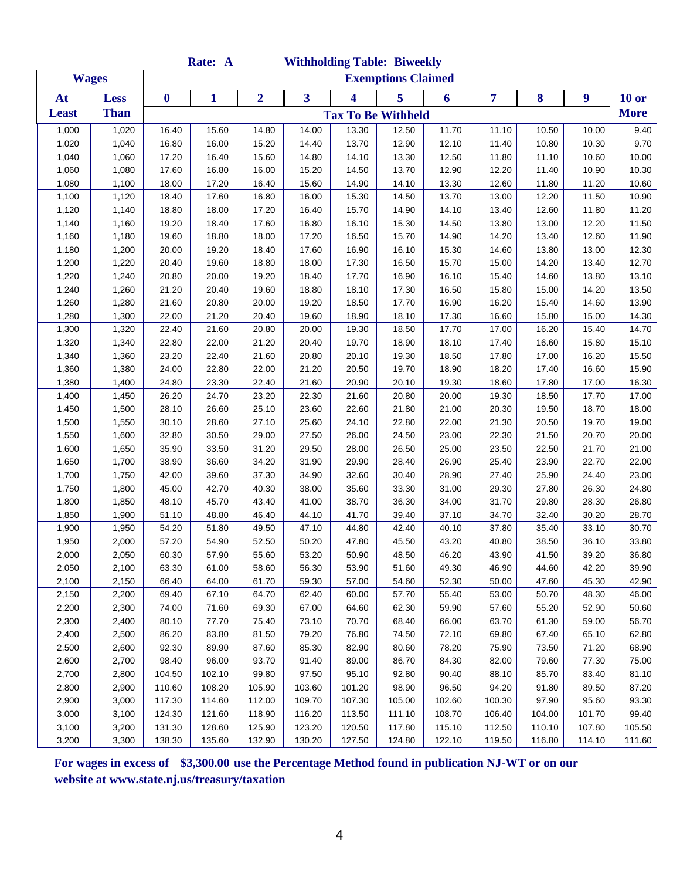**Rate: A** **Withholding Table: Biweekly**

| Wages | | Exemptions Claimed | | | | | | | | | | |
|---|---|---|---|---|---|---|---|---|---|---|---|---|
| At Least | Less Than | 0 | 1 | 2 | 3 | 4 | 5 | 6 | 7 | 8 | 9 | 10 or More |
| | | Tax To Be Withheld | | | | | | | | | | |
| 1,000 | 1,020 | 16.40 | 15.60 | 14.80 | 14.00 | 13.30 | 12.50 | 11.70 | 11.10 | 10.50 | 10.00 | 9.40 |
| 1,020 | 1,040 | 16.80 | 16.00 | 15.20 | 14.40 | 13.70 | 12.90 | 12.10 | 11.40 | 10.80 | 10.30 | 9.70 |
| 1,040 | 1,060 | 17.20 | 16.40 | 15.60 | 14.80 | 14.10 | 13.30 | 12.50 | 11.80 | 11.10 | 10.60 | 10.00 |
| 1,060 | 1,080 | 17.60 | 16.80 | 16.00 | 15.20 | 14.50 | 13.70 | 12.90 | 12.20 | 11.40 | 10.90 | 10.30 |
| 1,080 | 1,100 | 18.00 | 17.20 | 16.40 | 15.60 | 14.90 | 14.10 | 13.30 | 12.60 | 11.80 | 11.20 | 10.60 |
| 1,100 | 1,120 | 18.40 | 17.60 | 16.80 | 16.00 | 15.30 | 14.50 | 13.70 | 13.00 | 12.20 | 11.50 | 10.90 |
| 1,120 | 1,140 | 18.80 | 18.00 | 17.20 | 16.40 | 15.70 | 14.90 | 14.10 | 13.40 | 12.60 | 11.80 | 11.20 |
| 1,140 | 1,160 | 19.20 | 18.40 | 17.60 | 16.80 | 16.10 | 15.30 | 14.50 | 13.80 | 13.00 | 12.20 | 11.50 |
| 1,160 | 1,180 | 19.60 | 18.80 | 18.00 | 17.20 | 16.50 | 15.70 | 14.90 | 14.20 | 13.40 | 12.60 | 11.90 |
| 1,180 | 1,200 | 20.00 | 19.20 | 18.40 | 17.60 | 16.90 | 16.10 | 15.30 | 14.60 | 13.80 | 13.00 | 12.30 |
| 1,200 | 1,220 | 20.40 | 19.60 | 18.80 | 18.00 | 17.30 | 16.50 | 15.70 | 15.00 | 14.20 | 13.40 | 12.70 |
| 1,220 | 1,240 | 20.80 | 20.00 | 19.20 | 18.40 | 17.70 | 16.90 | 16.10 | 15.40 | 14.60 | 13.80 | 13.10 |
| 1,240 | 1,260 | 21.20 | 20.40 | 19.60 | 18.80 | 18.10 | 17.30 | 16.50 | 15.80 | 15.00 | 14.20 | 13.50 |
| 1,260 | 1,280 | 21.60 | 20.80 | 20.00 | 19.20 | 18.50 | 17.70 | 16.90 | 16.20 | 15.40 | 14.60 | 13.90 |
| 1,280 | 1,300 | 22.00 | 21.20 | 20.40 | 19.60 | 18.90 | 18.10 | 17.30 | 16.60 | 15.80 | 15.00 | 14.30 |
| 1,300 | 1,320 | 22.40 | 21.60 | 20.80 | 20.00 | 19.30 | 18.50 | 17.70 | 17.00 | 16.20 | 15.40 | 14.70 |
| 1,320 | 1,340 | 22.80 | 22.00 | 21.20 | 20.40 | 19.70 | 18.90 | 18.10 | 17.40 | 16.60 | 15.80 | 15.10 |
| 1,340 | 1,360 | 23.20 | 22.40 | 21.60 | 20.80 | 20.10 | 19.30 | 18.50 | 17.80 | 17.00 | 16.20 | 15.50 |
| 1,360 | 1,380 | 24.00 | 22.80 | 22.00 | 21.20 | 20.50 | 19.70 | 18.90 | 18.20 | 17.40 | 16.60 | 15.90 |
| 1,380 | 1,400 | 24.80 | 23.30 | 22.40 | 21.60 | 20.90 | 20.10 | 19.30 | 18.60 | 17.80 | 17.00 | 16.30 |
| 1,400 | 1,450 | 26.20 | 24.70 | 23.20 | 22.30 | 21.60 | 20.80 | 20.00 | 19.30 | 18.50 | 17.70 | 17.00 |
| 1,450 | 1,500 | 28.10 | 26.60 | 25.10 | 23.60 | 22.60 | 21.80 | 21.00 | 20.30 | 19.50 | 18.70 | 18.00 |
| 1,500 | 1,550 | 30.10 | 28.60 | 27.10 | 25.60 | 24.10 | 22.80 | 22.00 | 21.30 | 20.50 | 19.70 | 19.00 |
| 1,550 | 1,600 | 32.80 | 30.50 | 29.00 | 27.50 | 26.00 | 24.50 | 23.00 | 22.30 | 21.50 | 20.70 | 20.00 |
| 1,600 | 1,650 | 35.90 | 33.50 | 31.20 | 29.50 | 28.00 | 26.50 | 25.00 | 23.50 | 22.50 | 21.70 | 21.00 |
| 1,650 | 1,700 | 38.90 | 36.60 | 34.20 | 31.90 | 29.90 | 28.40 | 26.90 | 25.40 | 23.90 | 22.70 | 22.00 |
| 1,700 | 1,750 | 42.00 | 39.60 | 37.30 | 34.90 | 32.60 | 30.40 | 28.90 | 27.40 | 25.90 | 24.40 | 23.00 |
| 1,750 | 1,800 | 45.00 | 42.70 | 40.30 | 38.00 | 35.60 | 33.30 | 31.00 | 29.30 | 27.80 | 26.30 | 24.80 |
| 1,800 | 1,850 | 48.10 | 45.70 | 43.40 | 41.00 | 38.70 | 36.30 | 34.00 | 31.70 | 29.80 | 28.30 | 26.80 |
| 1,850 | 1,900 | 51.10 | 48.80 | 46.40 | 44.10 | 41.70 | 39.40 | 37.10 | 34.70 | 32.40 | 30.20 | 28.70 |
| 1,900 | 1,950 | 54.20 | 51.80 | 49.50 | 47.10 | 44.80 | 42.40 | 40.10 | 37.80 | 35.40 | 33.10 | 30.70 |
| 1,950 | 2,000 | 57.20 | 54.90 | 52.50 | 50.20 | 47.80 | 45.50 | 43.20 | 40.80 | 38.50 | 36.10 | 33.80 |
| 2,000 | 2,050 | 60.30 | 57.90 | 55.60 | 53.20 | 50.90 | 48.50 | 46.20 | 43.90 | 41.50 | 39.20 | 36.80 |
| 2,050 | 2,100 | 63.30 | 61.00 | 58.60 | 56.30 | 53.90 | 51.60 | 49.30 | 46.90 | 44.60 | 42.20 | 39.90 |
| 2,100 | 2,150 | 66.40 | 64.00 | 61.70 | 59.30 | 57.00 | 54.60 | 52.30 | 50.00 | 47.60 | 45.30 | 42.90 |
| 2,150 | 2,200 | 69.40 | 67.10 | 64.70 | 62.40 | 60.00 | 57.70 | 55.40 | 53.00 | 50.70 | 48.30 | 46.00 |
| 2,200 | 2,300 | 74.00 | 71.60 | 69.30 | 67.00 | 64.60 | 62.30 | 59.90 | 57.60 | 55.20 | 52.90 | 50.60 |
| 2,300 | 2,400 | 80.10 | 77.70 | 75.40 | 73.10 | 70.70 | 68.40 | 66.00 | 63.70 | 61.30 | 59.00 | 56.70 |
| 2,400 | 2,500 | 86.20 | 83.80 | 81.50 | 79.20 | 76.80 | 74.50 | 72.10 | 69.80 | 67.40 | 65.10 | 62.80 |
| 2,500 | 2,600 | 92.30 | 89.90 | 87.60 | 85.30 | 82.90 | 80.60 | 78.20 | 75.90 | 73.50 | 71.20 | 68.90 |
| 2,600 | 2,700 | 98.40 | 96.00 | 93.70 | 91.40 | 89.00 | 86.70 | 84.30 | 82.00 | 79.60 | 77.30 | 75.00 |
| 2,700 | 2,800 | 104.50 | 102.10 | 99.80 | 97.50 | 95.10 | 92.80 | 90.40 | 88.10 | 85.70 | 83.40 | 81.10 |
| 2,800 | 2,900 | 110.60 | 108.20 | 105.90 | 103.60 | 101.20 | 98.90 | 96.50 | 94.20 | 91.80 | 89.50 | 87.20 |
| 2,900 | 3,000 | 117.30 | 114.60 | 112.00 | 109.70 | 107.30 | 105.00 | 102.60 | 100.30 | 97.90 | 95.60 | 93.30 |
| 3,000 | 3,100 | 124.30 | 121.60 | 118.90 | 116.20 | 113.50 | 111.10 | 108.70 | 106.40 | 104.00 | 101.70 | 99.40 |
| 3,100 | 3,200 | 131.30 | 128.60 | 125.90 | 123.20 | 120.50 | 117.80 | 115.10 | 112.50 | 110.10 | 107.80 | 105.50 |
| 3,200 | 3,300 | 138.30 | 135.60 | 132.90 | 130.20 | 127.50 | 124.80 | 122.10 | 119.50 | 116.80 | 114.10 | 111.60 |

**For wages in excess of $3,300.00 use the Percentage Method found in publication NJ-WT or on our website at www.state.nj.us/treasury/taxation**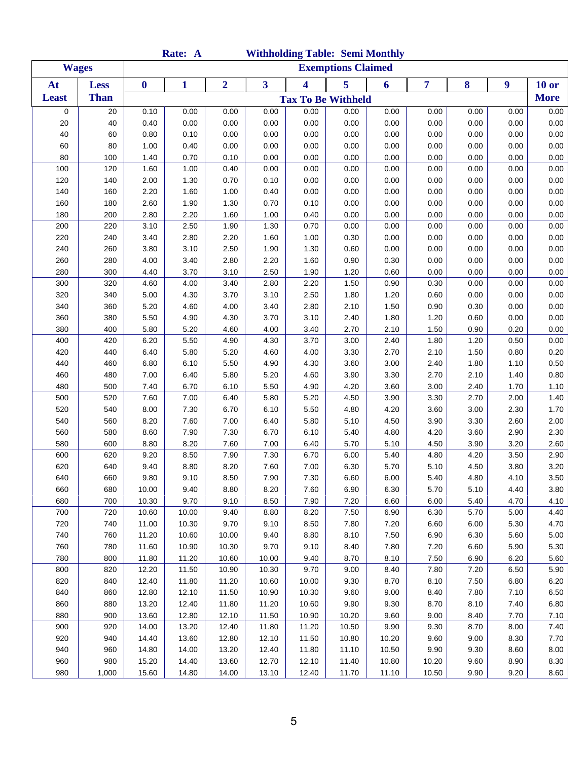**Rate: A** **Withholding Table: Semi Monthly**

| Wages | | Exemptions Claimed | | | | | | | | | | |
|---|---|---|---|---|---|---|---|---|---|---|---|---|
| At Least | Less Than | 0 | 1 | 2 | 3 | 4 | 5 | 6 | 7 | 8 | 9 | 10 or More |
| | | Tax To Be Withheld | | | | | | | | | | |
| 0 | 20 | 0.10 | 0.00 | 0.00 | 0.00 | 0.00 | 0.00 | 0.00 | 0.00 | 0.00 | 0.00 | 0.00 |
| 20 | 40 | 0.40 | 0.00 | 0.00 | 0.00 | 0.00 | 0.00 | 0.00 | 0.00 | 0.00 | 0.00 | 0.00 |
| 40 | 60 | 0.80 | 0.10 | 0.00 | 0.00 | 0.00 | 0.00 | 0.00 | 0.00 | 0.00 | 0.00 | 0.00 |
| 60 | 80 | 1.00 | 0.40 | 0.00 | 0.00 | 0.00 | 0.00 | 0.00 | 0.00 | 0.00 | 0.00 | 0.00 |
| 80 | 100 | 1.40 | 0.70 | 0.10 | 0.00 | 0.00 | 0.00 | 0.00 | 0.00 | 0.00 | 0.00 | 0.00 |
| 100 | 120 | 1.60 | 1.00 | 0.40 | 0.00 | 0.00 | 0.00 | 0.00 | 0.00 | 0.00 | 0.00 | 0.00 |
| 120 | 140 | 2.00 | 1.30 | 0.70 | 0.10 | 0.00 | 0.00 | 0.00 | 0.00 | 0.00 | 0.00 | 0.00 |
| 140 | 160 | 2.20 | 1.60 | 1.00 | 0.40 | 0.00 | 0.00 | 0.00 | 0.00 | 0.00 | 0.00 | 0.00 |
| 160 | 180 | 2.60 | 1.90 | 1.30 | 0.70 | 0.10 | 0.00 | 0.00 | 0.00 | 0.00 | 0.00 | 0.00 |
| 180 | 200 | 2.80 | 2.20 | 1.60 | 1.00 | 0.40 | 0.00 | 0.00 | 0.00 | 0.00 | 0.00 | 0.00 |
| 200 | 220 | 3.10 | 2.50 | 1.90 | 1.30 | 0.70 | 0.00 | 0.00 | 0.00 | 0.00 | 0.00 | 0.00 |
| 220 | 240 | 3.40 | 2.80 | 2.20 | 1.60 | 1.00 | 0.30 | 0.00 | 0.00 | 0.00 | 0.00 | 0.00 |
| 240 | 260 | 3.80 | 3.10 | 2.50 | 1.90 | 1.30 | 0.60 | 0.00 | 0.00 | 0.00 | 0.00 | 0.00 |
| 260 | 280 | 4.00 | 3.40 | 2.80 | 2.20 | 1.60 | 0.90 | 0.30 | 0.00 | 0.00 | 0.00 | 0.00 |
| 280 | 300 | 4.40 | 3.70 | 3.10 | 2.50 | 1.90 | 1.20 | 0.60 | 0.00 | 0.00 | 0.00 | 0.00 |
| 300 | 320 | 4.60 | 4.00 | 3.40 | 2.80 | 2.20 | 1.50 | 0.90 | 0.30 | 0.00 | 0.00 | 0.00 |
| 320 | 340 | 5.00 | 4.30 | 3.70 | 3.10 | 2.50 | 1.80 | 1.20 | 0.60 | 0.00 | 0.00 | 0.00 |
| 340 | 360 | 5.20 | 4.60 | 4.00 | 3.40 | 2.80 | 2.10 | 1.50 | 0.90 | 0.30 | 0.00 | 0.00 |
| 360 | 380 | 5.50 | 4.90 | 4.30 | 3.70 | 3.10 | 2.40 | 1.80 | 1.20 | 0.60 | 0.00 | 0.00 |
| 380 | 400 | 5.80 | 5.20 | 4.60 | 4.00 | 3.40 | 2.70 | 2.10 | 1.50 | 0.90 | 0.20 | 0.00 |
| 400 | 420 | 6.20 | 5.50 | 4.90 | 4.30 | 3.70 | 3.00 | 2.40 | 1.80 | 1.20 | 0.50 | 0.00 |
| 420 | 440 | 6.40 | 5.80 | 5.20 | 4.60 | 4.00 | 3.30 | 2.70 | 2.10 | 1.50 | 0.80 | 0.20 |
| 440 | 460 | 6.80 | 6.10 | 5.50 | 4.90 | 4.30 | 3.60 | 3.00 | 2.40 | 1.80 | 1.10 | 0.50 |
| 460 | 480 | 7.00 | 6.40 | 5.80 | 5.20 | 4.60 | 3.90 | 3.30 | 2.70 | 2.10 | 1.40 | 0.80 |
| 480 | 500 | 7.40 | 6.70 | 6.10 | 5.50 | 4.90 | 4.20 | 3.60 | 3.00 | 2.40 | 1.70 | 1.10 |
| 500 | 520 | 7.60 | 7.00 | 6.40 | 5.80 | 5.20 | 4.50 | 3.90 | 3.30 | 2.70 | 2.00 | 1.40 |
| 520 | 540 | 8.00 | 7.30 | 6.70 | 6.10 | 5.50 | 4.80 | 4.20 | 3.60 | 3.00 | 2.30 | 1.70 |
| 540 | 560 | 8.20 | 7.60 | 7.00 | 6.40 | 5.80 | 5.10 | 4.50 | 3.90 | 3.30 | 2.60 | 2.00 |
| 560 | 580 | 8.60 | 7.90 | 7.30 | 6.70 | 6.10 | 5.40 | 4.80 | 4.20 | 3.60 | 2.90 | 2.30 |
| 580 | 600 | 8.80 | 8.20 | 7.60 | 7.00 | 6.40 | 5.70 | 5.10 | 4.50 | 3.90 | 3.20 | 2.60 |
| 600 | 620 | 9.20 | 8.50 | 7.90 | 7.30 | 6.70 | 6.00 | 5.40 | 4.80 | 4.20 | 3.50 | 2.90 |
| 620 | 640 | 9.40 | 8.80 | 8.20 | 7.60 | 7.00 | 6.30 | 5.70 | 5.10 | 4.50 | 3.80 | 3.20 |
| 640 | 660 | 9.80 | 9.10 | 8.50 | 7.90 | 7.30 | 6.60 | 6.00 | 5.40 | 4.80 | 4.10 | 3.50 |
| 660 | 680 | 10.00 | 9.40 | 8.80 | 8.20 | 7.60 | 6.90 | 6.30 | 5.70 | 5.10 | 4.40 | 3.80 |
| 680 | 700 | 10.30 | 9.70 | 9.10 | 8.50 | 7.90 | 7.20 | 6.60 | 6.00 | 5.40 | 4.70 | 4.10 |
| 700 | 720 | 10.60 | 10.00 | 9.40 | 8.80 | 8.20 | 7.50 | 6.90 | 6.30 | 5.70 | 5.00 | 4.40 |
| 720 | 740 | 11.00 | 10.30 | 9.70 | 9.10 | 8.50 | 7.80 | 7.20 | 6.60 | 6.00 | 5.30 | 4.70 |
| 740 | 760 | 11.20 | 10.60 | 10.00 | 9.40 | 8.80 | 8.10 | 7.50 | 6.90 | 6.30 | 5.60 | 5.00 |
| 760 | 780 | 11.60 | 10.90 | 10.30 | 9.70 | 9.10 | 8.40 | 7.80 | 7.20 | 6.60 | 5.90 | 5.30 |
| 780 | 800 | 11.80 | 11.20 | 10.60 | 10.00 | 9.40 | 8.70 | 8.10 | 7.50 | 6.90 | 6.20 | 5.60 |
| 800 | 820 | 12.20 | 11.50 | 10.90 | 10.30 | 9.70 | 9.00 | 8.40 | 7.80 | 7.20 | 6.50 | 5.90 |
| 820 | 840 | 12.40 | 11.80 | 11.20 | 10.60 | 10.00 | 9.30 | 8.70 | 8.10 | 7.50 | 6.80 | 6.20 |
| 840 | 860 | 12.80 | 12.10 | 11.50 | 10.90 | 10.30 | 9.60 | 9.00 | 8.40 | 7.80 | 7.10 | 6.50 |
| 860 | 880 | 13.20 | 12.40 | 11.80 | 11.20 | 10.60 | 9.90 | 9.30 | 8.70 | 8.10 | 7.40 | 6.80 |
| 880 | 900 | 13.60 | 12.80 | 12.10 | 11.50 | 10.90 | 10.20 | 9.60 | 9.00 | 8.40 | 7.70 | 7.10 |
| 900 | 920 | 14.00 | 13.20 | 12.40 | 11.80 | 11.20 | 10.50 | 9.90 | 9.30 | 8.70 | 8.00 | 7.40 |
| 920 | 940 | 14.40 | 13.60 | 12.80 | 12.10 | 11.50 | 10.80 | 10.20 | 9.60 | 9.00 | 8.30 | 7.70 |
| 940 | 960 | 14.80 | 14.00 | 13.20 | 12.40 | 11.80 | 11.10 | 10.50 | 9.90 | 9.30 | 8.60 | 8.00 |
| 960 | 980 | 15.20 | 14.40 | 13.60 | 12.70 | 12.10 | 11.40 | 10.80 | 10.20 | 9.60 | 8.90 | 8.30 |
| 980 | 1,000 | 15.60 | 14.80 | 14.00 | 13.10 | 12.40 | 11.70 | 11.10 | 10.50 | 9.90 | 9.20 | 8.60 |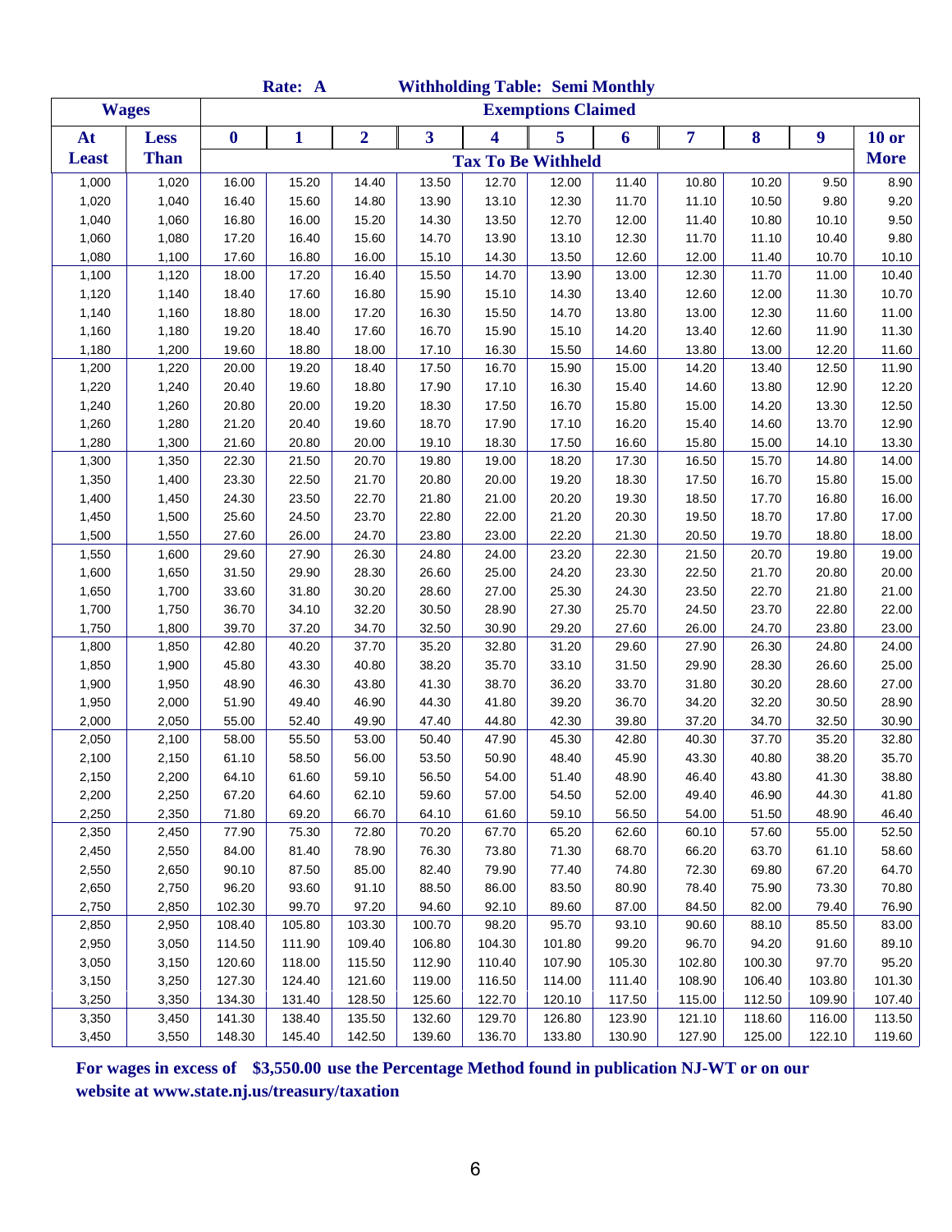**Rate: A** **Withholding Table: Semi Monthly**

| Wages | | Exemptions Claimed | | | | | | | | | | |
|---|---|---|---|---|---|---|---|---|---|---|---|---|
| At Least | Less Than | 0 | 1 | 2 | 3 | 4 | 5 | 6 | 7 | 8 | 9 | 10 or More |
| | | Tax To Be Withheld | | | | | | | | | | |
| 1,000 | 1,020 | 16.00 | 15.20 | 14.40 | 13.50 | 12.70 | 12.00 | 11.40 | 10.80 | 10.20 | 9.50 | 8.90 |
| 1,020 | 1,040 | 16.40 | 15.60 | 14.80 | 13.90 | 13.10 | 12.30 | 11.70 | 11.10 | 10.50 | 9.80 | 9.20 |
| 1,040 | 1,060 | 16.80 | 16.00 | 15.20 | 14.30 | 13.50 | 12.70 | 12.00 | 11.40 | 10.80 | 10.10 | 9.50 |
| 1,060 | 1,080 | 17.20 | 16.40 | 15.60 | 14.70 | 13.90 | 13.10 | 12.30 | 11.70 | 11.10 | 10.40 | 9.80 |
| 1,080 | 1,100 | 17.60 | 16.80 | 16.00 | 15.10 | 14.30 | 13.50 | 12.60 | 12.00 | 11.40 | 10.70 | 10.10 |
| 1,100 | 1,120 | 18.00 | 17.20 | 16.40 | 15.50 | 14.70 | 13.90 | 13.00 | 12.30 | 11.70 | 11.00 | 10.40 |
| 1,120 | 1,140 | 18.40 | 17.60 | 16.80 | 15.90 | 15.10 | 14.30 | 13.40 | 12.60 | 12.00 | 11.30 | 10.70 |
| 1,140 | 1,160 | 18.80 | 18.00 | 17.20 | 16.30 | 15.50 | 14.70 | 13.80 | 13.00 | 12.30 | 11.60 | 11.00 |
| 1,160 | 1,180 | 19.20 | 18.40 | 17.60 | 16.70 | 15.90 | 15.10 | 14.20 | 13.40 | 12.60 | 11.90 | 11.30 |
| 1,180 | 1,200 | 19.60 | 18.80 | 18.00 | 17.10 | 16.30 | 15.50 | 14.60 | 13.80 | 13.00 | 12.20 | 11.60 |
| 1,200 | 1,220 | 20.00 | 19.20 | 18.40 | 17.50 | 16.70 | 15.90 | 15.00 | 14.20 | 13.40 | 12.50 | 11.90 |
| 1,220 | 1,240 | 20.40 | 19.60 | 18.80 | 17.90 | 17.10 | 16.30 | 15.40 | 14.60 | 13.80 | 12.90 | 12.20 |
| 1,240 | 1,260 | 20.80 | 20.00 | 19.20 | 18.30 | 17.50 | 16.70 | 15.80 | 15.00 | 14.20 | 13.30 | 12.50 |
| 1,260 | 1,280 | 21.20 | 20.40 | 19.60 | 18.70 | 17.90 | 17.10 | 16.20 | 15.40 | 14.60 | 13.70 | 12.90 |
| 1,280 | 1,300 | 21.60 | 20.80 | 20.00 | 19.10 | 18.30 | 17.50 | 16.60 | 15.80 | 15.00 | 14.10 | 13.30 |
| 1,300 | 1,350 | 22.30 | 21.50 | 20.70 | 19.80 | 19.00 | 18.20 | 17.30 | 16.50 | 15.70 | 14.80 | 14.00 |
| 1,350 | 1,400 | 23.30 | 22.50 | 21.70 | 20.80 | 20.00 | 19.20 | 18.30 | 17.50 | 16.70 | 15.80 | 15.00 |
| 1,400 | 1,450 | 24.30 | 23.50 | 22.70 | 21.80 | 21.00 | 20.20 | 19.30 | 18.50 | 17.70 | 16.80 | 16.00 |
| 1,450 | 1,500 | 25.60 | 24.50 | 23.70 | 22.80 | 22.00 | 21.20 | 20.30 | 19.50 | 18.70 | 17.80 | 17.00 |
| 1,500 | 1,550 | 27.60 | 26.00 | 24.70 | 23.80 | 23.00 | 22.20 | 21.30 | 20.50 | 19.70 | 18.80 | 18.00 |
| 1,550 | 1,600 | 29.60 | 27.90 | 26.30 | 24.80 | 24.00 | 23.20 | 22.30 | 21.50 | 20.70 | 19.80 | 19.00 |
| 1,600 | 1,650 | 31.50 | 29.90 | 28.30 | 26.60 | 25.00 | 24.20 | 23.30 | 22.50 | 21.70 | 20.80 | 20.00 |
| 1,650 | 1,700 | 33.60 | 31.80 | 30.20 | 28.60 | 27.00 | 25.30 | 24.30 | 23.50 | 22.70 | 21.80 | 21.00 |
| 1,700 | 1,750 | 36.70 | 34.10 | 32.20 | 30.50 | 28.90 | 27.30 | 25.70 | 24.50 | 23.70 | 22.80 | 22.00 |
| 1,750 | 1,800 | 39.70 | 37.20 | 34.70 | 32.50 | 30.90 | 29.20 | 27.60 | 26.00 | 24.70 | 23.80 | 23.00 |
| 1,800 | 1,850 | 42.80 | 40.20 | 37.70 | 35.20 | 32.80 | 31.20 | 29.60 | 27.90 | 26.30 | 24.80 | 24.00 |
| 1,850 | 1,900 | 45.80 | 43.30 | 40.80 | 38.20 | 35.70 | 33.10 | 31.50 | 29.90 | 28.30 | 26.60 | 25.00 |
| 1,900 | 1,950 | 48.90 | 46.30 | 43.80 | 41.30 | 38.70 | 36.20 | 33.70 | 31.80 | 30.20 | 28.60 | 27.00 |
| 1,950 | 2,000 | 51.90 | 49.40 | 46.90 | 44.30 | 41.80 | 39.20 | 36.70 | 34.20 | 32.20 | 30.50 | 28.90 |
| 2,000 | 2,050 | 55.00 | 52.40 | 49.90 | 47.40 | 44.80 | 42.30 | 39.80 | 37.20 | 34.70 | 32.50 | 30.90 |
| 2,050 | 2,100 | 58.00 | 55.50 | 53.00 | 50.40 | 47.90 | 45.30 | 42.80 | 40.30 | 37.70 | 35.20 | 32.80 |
| 2,100 | 2,150 | 61.10 | 58.50 | 56.00 | 53.50 | 50.90 | 48.40 | 45.90 | 43.30 | 40.80 | 38.20 | 35.70 |
| 2,150 | 2,200 | 64.10 | 61.60 | 59.10 | 56.50 | 54.00 | 51.40 | 48.90 | 46.40 | 43.80 | 41.30 | 38.80 |
| 2,200 | 2,250 | 67.20 | 64.60 | 62.10 | 59.60 | 57.00 | 54.50 | 52.00 | 49.40 | 46.90 | 44.30 | 41.80 |
| 2,250 | 2,350 | 71.80 | 69.20 | 66.70 | 64.10 | 61.60 | 59.10 | 56.50 | 54.00 | 51.50 | 48.90 | 46.40 |
| 2,350 | 2,450 | 77.90 | 75.30 | 72.80 | 70.20 | 67.70 | 65.20 | 62.60 | 60.10 | 57.60 | 55.00 | 52.50 |
| 2,450 | 2,550 | 84.00 | 81.40 | 78.90 | 76.30 | 73.80 | 71.30 | 68.70 | 66.20 | 63.70 | 61.10 | 58.60 |
| 2,550 | 2,650 | 90.10 | 87.50 | 85.00 | 82.40 | 79.90 | 77.40 | 74.80 | 72.30 | 69.80 | 67.20 | 64.70 |
| 2,650 | 2,750 | 96.20 | 93.60 | 91.10 | 88.50 | 86.00 | 83.50 | 80.90 | 78.40 | 75.90 | 73.30 | 70.80 |
| 2,750 | 2,850 | 102.30 | 99.70 | 97.20 | 94.60 | 92.10 | 89.60 | 87.00 | 84.50 | 82.00 | 79.40 | 76.90 |
| 2,850 | 2,950 | 108.40 | 105.80 | 103.30 | 100.70 | 98.20 | 95.70 | 93.10 | 90.60 | 88.10 | 85.50 | 83.00 |
| 2,950 | 3,050 | 114.50 | 111.90 | 109.40 | 106.80 | 104.30 | 101.80 | 99.20 | 96.70 | 94.20 | 91.60 | 89.10 |
| 3,050 | 3,150 | 120.60 | 118.00 | 115.50 | 112.90 | 110.40 | 107.90 | 105.30 | 102.80 | 100.30 | 97.70 | 95.20 |
| 3,150 | 3,250 | 127.30 | 124.40 | 121.60 | 119.00 | 116.50 | 114.00 | 111.40 | 108.90 | 106.40 | 103.80 | 101.30 |
| 3,250 | 3,350 | 134.30 | 131.40 | 128.50 | 125.60 | 122.70 | 120.10 | 117.50 | 115.00 | 112.50 | 109.90 | 107.40 |
| 3,350 | 3,450 | 141.30 | 138.40 | 135.50 | 132.60 | 129.70 | 126.80 | 123.90 | 121.10 | 118.60 | 116.00 | 113.50 |
| 3,450 | 3,550 | 148.30 | 145.40 | 142.50 | 139.60 | 136.70 | 133.80 | 130.90 | 127.90 | 125.00 | 122.10 | 119.60 |

**For wages in excess of $3,550.00 use the Percentage Method found in publication NJ-WT or on our website at www.state.nj.us/treasury/taxation**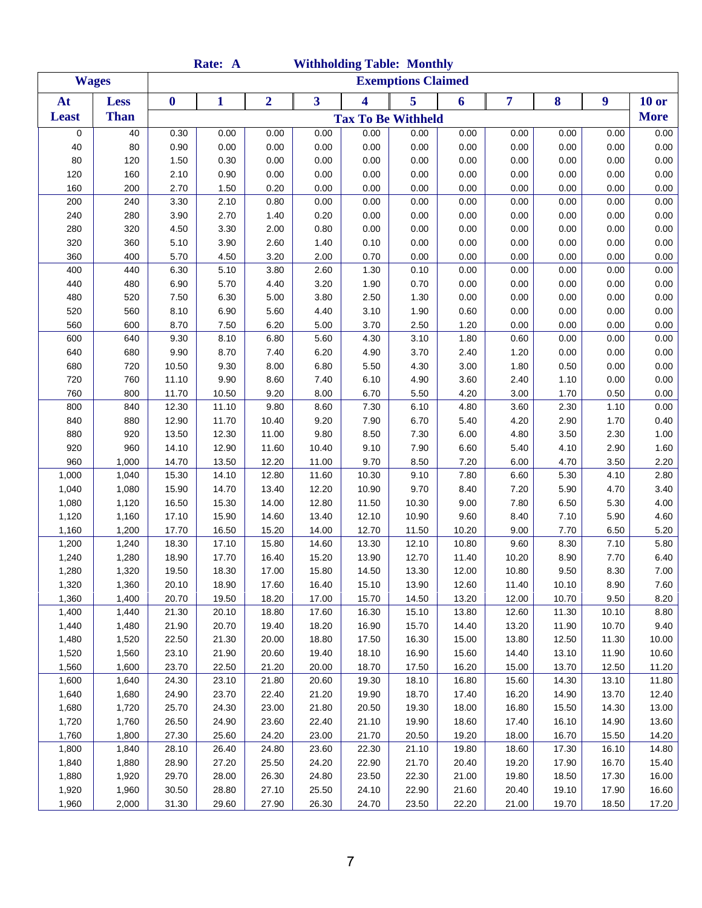**Rate: A** **Withholding Table: Monthly**

| Wages | | Exemptions Claimed | | | | | | | | | | |
|---|---|---|---|---|---|---|---|---|---|---|---|---|
| At Least | Less Than | 0 | 1 | 2 | 3 | 4 | 5 | 6 | 7 | 8 | 9 | 10 or More |
| | | Tax To Be Withheld | | | | | | | | | | |
| 0 | 40 | 0.30 | 0.00 | 0.00 | 0.00 | 0.00 | 0.00 | 0.00 | 0.00 | 0.00 | 0.00 | 0.00 |
| 40 | 80 | 0.90 | 0.00 | 0.00 | 0.00 | 0.00 | 0.00 | 0.00 | 0.00 | 0.00 | 0.00 | 0.00 |
| 80 | 120 | 1.50 | 0.30 | 0.00 | 0.00 | 0.00 | 0.00 | 0.00 | 0.00 | 0.00 | 0.00 | 0.00 |
| 120 | 160 | 2.10 | 0.90 | 0.00 | 0.00 | 0.00 | 0.00 | 0.00 | 0.00 | 0.00 | 0.00 | 0.00 |
| 160 | 200 | 2.70 | 1.50 | 0.20 | 0.00 | 0.00 | 0.00 | 0.00 | 0.00 | 0.00 | 0.00 | 0.00 |
| 200 | 240 | 3.30 | 2.10 | 0.80 | 0.00 | 0.00 | 0.00 | 0.00 | 0.00 | 0.00 | 0.00 | 0.00 |
| 240 | 280 | 3.90 | 2.70 | 1.40 | 0.20 | 0.00 | 0.00 | 0.00 | 0.00 | 0.00 | 0.00 | 0.00 |
| 280 | 320 | 4.50 | 3.30 | 2.00 | 0.80 | 0.00 | 0.00 | 0.00 | 0.00 | 0.00 | 0.00 | 0.00 |
| 320 | 360 | 5.10 | 3.90 | 2.60 | 1.40 | 0.10 | 0.00 | 0.00 | 0.00 | 0.00 | 0.00 | 0.00 |
| 360 | 400 | 5.70 | 4.50 | 3.20 | 2.00 | 0.70 | 0.00 | 0.00 | 0.00 | 0.00 | 0.00 | 0.00 |
| 400 | 440 | 6.30 | 5.10 | 3.80 | 2.60 | 1.30 | 0.10 | 0.00 | 0.00 | 0.00 | 0.00 | 0.00 |
| 440 | 480 | 6.90 | 5.70 | 4.40 | 3.20 | 1.90 | 0.70 | 0.00 | 0.00 | 0.00 | 0.00 | 0.00 |
| 480 | 520 | 7.50 | 6.30 | 5.00 | 3.80 | 2.50 | 1.30 | 0.00 | 0.00 | 0.00 | 0.00 | 0.00 |
| 520 | 560 | 8.10 | 6.90 | 5.60 | 4.40 | 3.10 | 1.90 | 0.60 | 0.00 | 0.00 | 0.00 | 0.00 |
| 560 | 600 | 8.70 | 7.50 | 6.20 | 5.00 | 3.70 | 2.50 | 1.20 | 0.00 | 0.00 | 0.00 | 0.00 |
| 600 | 640 | 9.30 | 8.10 | 6.80 | 5.60 | 4.30 | 3.10 | 1.80 | 0.60 | 0.00 | 0.00 | 0.00 |
| 640 | 680 | 9.90 | 8.70 | 7.40 | 6.20 | 4.90 | 3.70 | 2.40 | 1.20 | 0.00 | 0.00 | 0.00 |
| 680 | 720 | 10.50 | 9.30 | 8.00 | 6.80 | 5.50 | 4.30 | 3.00 | 1.80 | 0.50 | 0.00 | 0.00 |
| 720 | 760 | 11.10 | 9.90 | 8.60 | 7.40 | 6.10 | 4.90 | 3.60 | 2.40 | 1.10 | 0.00 | 0.00 |
| 760 | 800 | 11.70 | 10.50 | 9.20 | 8.00 | 6.70 | 5.50 | 4.20 | 3.00 | 1.70 | 0.50 | 0.00 |
| 800 | 840 | 12.30 | 11.10 | 9.80 | 8.60 | 7.30 | 6.10 | 4.80 | 3.60 | 2.30 | 1.10 | 0.00 |
| 840 | 880 | 12.90 | 11.70 | 10.40 | 9.20 | 7.90 | 6.70 | 5.40 | 4.20 | 2.90 | 1.70 | 0.40 |
| 880 | 920 | 13.50 | 12.30 | 11.00 | 9.80 | 8.50 | 7.30 | 6.00 | 4.80 | 3.50 | 2.30 | 1.00 |
| 920 | 960 | 14.10 | 12.90 | 11.60 | 10.40 | 9.10 | 7.90 | 6.60 | 5.40 | 4.10 | 2.90 | 1.60 |
| 960 | 1,000 | 14.70 | 13.50 | 12.20 | 11.00 | 9.70 | 8.50 | 7.20 | 6.00 | 4.70 | 3.50 | 2.20 |
| 1,000 | 1,040 | 15.30 | 14.10 | 12.80 | 11.60 | 10.30 | 9.10 | 7.80 | 6.60 | 5.30 | 4.10 | 2.80 |
| 1,040 | 1,080 | 15.90 | 14.70 | 13.40 | 12.20 | 10.90 | 9.70 | 8.40 | 7.20 | 5.90 | 4.70 | 3.40 |
| 1,080 | 1,120 | 16.50 | 15.30 | 14.00 | 12.80 | 11.50 | 10.30 | 9.00 | 7.80 | 6.50 | 5.30 | 4.00 |
| 1,120 | 1,160 | 17.10 | 15.90 | 14.60 | 13.40 | 12.10 | 10.90 | 9.60 | 8.40 | 7.10 | 5.90 | 4.60 |
| 1,160 | 1,200 | 17.70 | 16.50 | 15.20 | 14.00 | 12.70 | 11.50 | 10.20 | 9.00 | 7.70 | 6.50 | 5.20 |
| 1,200 | 1,240 | 18.30 | 17.10 | 15.80 | 14.60 | 13.30 | 12.10 | 10.80 | 9.60 | 8.30 | 7.10 | 5.80 |
| 1,240 | 1,280 | 18.90 | 17.70 | 16.40 | 15.20 | 13.90 | 12.70 | 11.40 | 10.20 | 8.90 | 7.70 | 6.40 |
| 1,280 | 1,320 | 19.50 | 18.30 | 17.00 | 15.80 | 14.50 | 13.30 | 12.00 | 10.80 | 9.50 | 8.30 | 7.00 |
| 1,320 | 1,360 | 20.10 | 18.90 | 17.60 | 16.40 | 15.10 | 13.90 | 12.60 | 11.40 | 10.10 | 8.90 | 7.60 |
| 1,360 | 1,400 | 20.70 | 19.50 | 18.20 | 17.00 | 15.70 | 14.50 | 13.20 | 12.00 | 10.70 | 9.50 | 8.20 |
| 1,400 | 1,440 | 21.30 | 20.10 | 18.80 | 17.60 | 16.30 | 15.10 | 13.80 | 12.60 | 11.30 | 10.10 | 8.80 |
| 1,440 | 1,480 | 21.90 | 20.70 | 19.40 | 18.20 | 16.90 | 15.70 | 14.40 | 13.20 | 11.90 | 10.70 | 9.40 |
| 1,480 | 1,520 | 22.50 | 21.30 | 20.00 | 18.80 | 17.50 | 16.30 | 15.00 | 13.80 | 12.50 | 11.30 | 10.00 |
| 1,520 | 1,560 | 23.10 | 21.90 | 20.60 | 19.40 | 18.10 | 16.90 | 15.60 | 14.40 | 13.10 | 11.90 | 10.60 |
| 1,560 | 1,600 | 23.70 | 22.50 | 21.20 | 20.00 | 18.70 | 17.50 | 16.20 | 15.00 | 13.70 | 12.50 | 11.20 |
| 1,600 | 1,640 | 24.30 | 23.10 | 21.80 | 20.60 | 19.30 | 18.10 | 16.80 | 15.60 | 14.30 | 13.10 | 11.80 |
| 1,640 | 1,680 | 24.90 | 23.70 | 22.40 | 21.20 | 19.90 | 18.70 | 17.40 | 16.20 | 14.90 | 13.70 | 12.40 |
| 1,680 | 1,720 | 25.70 | 24.30 | 23.00 | 21.80 | 20.50 | 19.30 | 18.00 | 16.80 | 15.50 | 14.30 | 13.00 |
| 1,720 | 1,760 | 26.50 | 24.90 | 23.60 | 22.40 | 21.10 | 19.90 | 18.60 | 17.40 | 16.10 | 14.90 | 13.60 |
| 1,760 | 1,800 | 27.30 | 25.60 | 24.20 | 23.00 | 21.70 | 20.50 | 19.20 | 18.00 | 16.70 | 15.50 | 14.20 |
| 1,800 | 1,840 | 28.10 | 26.40 | 24.80 | 23.60 | 22.30 | 21.10 | 19.80 | 18.60 | 17.30 | 16.10 | 14.80 |
| 1,840 | 1,880 | 28.90 | 27.20 | 25.50 | 24.20 | 22.90 | 21.70 | 20.40 | 19.20 | 17.90 | 16.70 | 15.40 |
| 1,880 | 1,920 | 29.70 | 28.00 | 26.30 | 24.80 | 23.50 | 22.30 | 21.00 | 19.80 | 18.50 | 17.30 | 16.00 |
| 1,920 | 1,960 | 30.50 | 28.80 | 27.10 | 25.50 | 24.10 | 22.90 | 21.60 | 20.40 | 19.10 | 17.90 | 16.60 |
| 1,960 | 2,000 | 31.30 | 29.60 | 27.90 | 26.30 | 24.70 | 23.50 | 22.20 | 21.00 | 19.70 | 18.50 | 17.20 |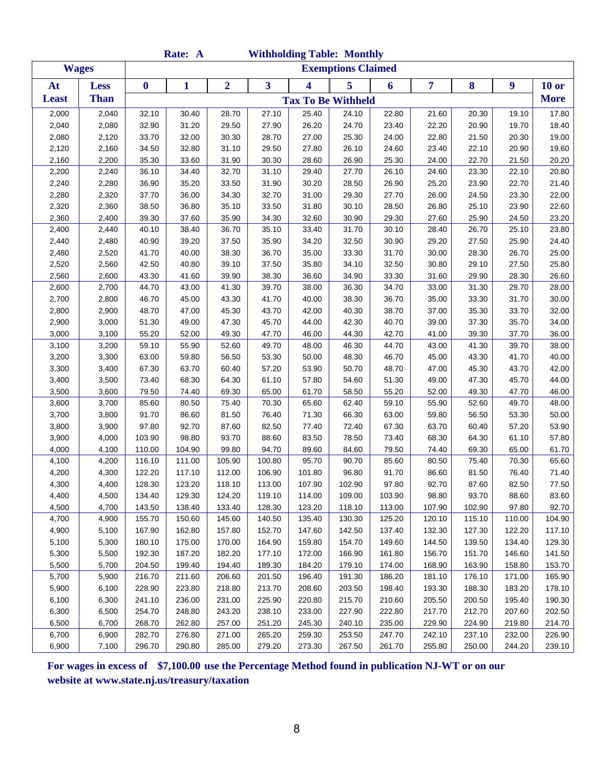**Rate: A** **Withholding Table: Monthly**

| Wages | | Exemptions Claimed | | | | | | | | | | |
|---|---|---|---|---|---|---|---|---|---|---|---|---|
| At Least | Less Than | 0 | 1 | 2 | 3 | 4 | 5 | 6 | 7 | 8 | 9 | 10 or More |
| | | Tax To Be Withheld | | | | | | | | | | |
| 2,000 | 2,040 | 32.10 | 30.40 | 28.70 | 27.10 | 25.40 | 24.10 | 22.80 | 21.60 | 20.30 | 19.10 | 17.80 |
| 2,040 | 2,080 | 32.90 | 31.20 | 29.50 | 27.90 | 26.20 | 24.70 | 23.40 | 22.20 | 20.90 | 19.70 | 18.40 |
| 2,080 | 2,120 | 33.70 | 32.00 | 30.30 | 28.70 | 27.00 | 25.30 | 24.00 | 22.80 | 21.50 | 20.30 | 19.00 |
| 2,120 | 2,160 | 34.50 | 32.80 | 31.10 | 29.50 | 27.80 | 26.10 | 24.60 | 23.40 | 22.10 | 20.90 | 19.60 |
| 2,160 | 2,200 | 35.30 | 33.60 | 31.90 | 30.30 | 28.60 | 26.90 | 25.30 | 24.00 | 22.70 | 21.50 | 20.20 |
| 2,200 | 2,240 | 36.10 | 34.40 | 32.70 | 31.10 | 29.40 | 27.70 | 26.10 | 24.60 | 23.30 | 22.10 | 20.80 |
| 2,240 | 2,280 | 36.90 | 35.20 | 33.50 | 31.90 | 30.20 | 28.50 | 26.90 | 25.20 | 23.90 | 22.70 | 21.40 |
| 2,280 | 2,320 | 37.70 | 36.00 | 34.30 | 32.70 | 31.00 | 29.30 | 27.70 | 26.00 | 24.50 | 23.30 | 22.00 |
| 2,320 | 2,360 | 38.50 | 36.80 | 35.10 | 33.50 | 31.80 | 30.10 | 28.50 | 26.80 | 25.10 | 23.90 | 22.60 |
| 2,360 | 2,400 | 39.30 | 37.60 | 35.90 | 34.30 | 32.60 | 30.90 | 29.30 | 27.60 | 25.90 | 24.50 | 23.20 |
| 2,400 | 2,440 | 40.10 | 38.40 | 36.70 | 35.10 | 33.40 | 31.70 | 30.10 | 28.40 | 26.70 | 25.10 | 23.80 |
| 2,440 | 2,480 | 40.90 | 39.20 | 37.50 | 35.90 | 34.20 | 32.50 | 30.90 | 29.20 | 27.50 | 25.90 | 24.40 |
| 2,480 | 2,520 | 41.70 | 40.00 | 38.30 | 36.70 | 35.00 | 33.30 | 31.70 | 30.00 | 28.30 | 26.70 | 25.00 |
| 2,520 | 2,560 | 42.50 | 40.80 | 39.10 | 37.50 | 35.80 | 34.10 | 32.50 | 30.80 | 29.10 | 27.50 | 25.80 |
| 2,560 | 2,600 | 43.30 | 41.60 | 39.90 | 38.30 | 36.60 | 34.90 | 33.30 | 31.60 | 29.90 | 28.30 | 26.60 |
| 2,600 | 2,700 | 44.70 | 43.00 | 41.30 | 39.70 | 38.00 | 36.30 | 34.70 | 33.00 | 31.30 | 29.70 | 28.00 |
| 2,700 | 2,800 | 46.70 | 45.00 | 43.30 | 41.70 | 40.00 | 38.30 | 36.70 | 35.00 | 33.30 | 31.70 | 30.00 |
| 2,800 | 2,900 | 48.70 | 47.00 | 45.30 | 43.70 | 42.00 | 40.30 | 38.70 | 37.00 | 35.30 | 33.70 | 32.00 |
| 2,900 | 3,000 | 51.30 | 49.00 | 47.30 | 45.70 | 44.00 | 42.30 | 40.70 | 39.00 | 37.30 | 35.70 | 34.00 |
| 3,000 | 3,100 | 55.20 | 52.00 | 49.30 | 47.70 | 46.00 | 44.30 | 42.70 | 41.00 | 39.30 | 37.70 | 36.00 |
| 3,100 | 3,200 | 59.10 | 55.90 | 52.60 | 49.70 | 48.00 | 46.30 | 44.70 | 43.00 | 41.30 | 39.70 | 38.00 |
| 3,200 | 3,300 | 63.00 | 59.80 | 56.50 | 53.30 | 50.00 | 48.30 | 46.70 | 45.00 | 43.30 | 41.70 | 40.00 |
| 3,300 | 3,400 | 67.30 | 63.70 | 60.40 | 57.20 | 53.90 | 50.70 | 48.70 | 47.00 | 45.30 | 43.70 | 42.00 |
| 3,400 | 3,500 | 73.40 | 68.30 | 64.30 | 61.10 | 57.80 | 54.60 | 51.30 | 49.00 | 47.30 | 45.70 | 44.00 |
| 3,500 | 3,600 | 79.50 | 74.40 | 69.30 | 65.00 | 61.70 | 58.50 | 55.20 | 52.00 | 49.30 | 47.70 | 46.00 |
| 3,600 | 3,700 | 85.60 | 80.50 | 75.40 | 70.30 | 65.60 | 62.40 | 59.10 | 55.90 | 52.60 | 49.70 | 48.00 |
| 3,700 | 3,800 | 91.70 | 86.60 | 81.50 | 76.40 | 71.30 | 66.30 | 63.00 | 59.80 | 56.50 | 53.30 | 50.00 |
| 3,800 | 3,900 | 97.80 | 92.70 | 87.60 | 82.50 | 77.40 | 72.40 | 67.30 | 63.70 | 60.40 | 57.20 | 53.90 |
| 3,900 | 4,000 | 103.90 | 98.80 | 93.70 | 88.60 | 83.50 | 78.50 | 73.40 | 68.30 | 64.30 | 61.10 | 57.80 |
| 4,000 | 4,100 | 110.00 | 104.90 | 99.80 | 94.70 | 89.60 | 84.60 | 79.50 | 74.40 | 69.30 | 65.00 | 61.70 |
| 4,100 | 4,200 | 116.10 | 111.00 | 105.90 | 100.80 | 95.70 | 90.70 | 85.60 | 80.50 | 75.40 | 70.30 | 65.60 |
| 4,200 | 4,300 | 122.20 | 117.10 | 112.00 | 106.90 | 101.80 | 96.80 | 91.70 | 86.60 | 81.50 | 76.40 | 71.40 |
| 4,300 | 4,400 | 128.30 | 123.20 | 118.10 | 113.00 | 107.90 | 102.90 | 97.80 | 92.70 | 87.60 | 82.50 | 77.50 |
| 4,400 | 4,500 | 134.40 | 129.30 | 124.20 | 119.10 | 114.00 | 109.00 | 103.90 | 98.80 | 93.70 | 88.60 | 83.60 |
| 4,500 | 4,700 | 143.50 | 138.40 | 133.40 | 128.30 | 123.20 | 118.10 | 113.00 | 107.90 | 102.90 | 97.80 | 92.70 |
| 4,700 | 4,900 | 155.70 | 150.60 | 145.60 | 140.50 | 135.40 | 130.30 | 125.20 | 120.10 | 115.10 | 110.00 | 104.90 |
| 4,900 | 5,100 | 167.90 | 162.80 | 157.80 | 152.70 | 147.60 | 142.50 | 137.40 | 132.30 | 127.30 | 122.20 | 117.10 |
| 5,100 | 5,300 | 180.10 | 175.00 | 170.00 | 164.90 | 159.80 | 154.70 | 149.60 | 144.50 | 139.50 | 134.40 | 129.30 |
| 5,300 | 5,500 | 192.30 | 187.20 | 182.20 | 177.10 | 172.00 | 166.90 | 161.80 | 156.70 | 151.70 | 146.60 | 141.50 |
| 5,500 | 5,700 | 204.50 | 199.40 | 194.40 | 189.30 | 184.20 | 179.10 | 174.00 | 168.90 | 163.90 | 158.80 | 153.70 |
| 5,700 | 5,900 | 216.70 | 211.60 | 206.60 | 201.50 | 196.40 | 191.30 | 186.20 | 181.10 | 176.10 | 171.00 | 165.90 |
| 5,900 | 6,100 | 228.90 | 223.80 | 218.80 | 213.70 | 208.60 | 203.50 | 198.40 | 193.30 | 188.30 | 183.20 | 178.10 |
| 6,100 | 6,300 | 241.10 | 236.00 | 231.00 | 225.90 | 220.80 | 215.70 | 210.60 | 205.50 | 200.50 | 195.40 | 190.30 |
| 6,300 | 6,500 | 254.70 | 248.80 | 243.20 | 238.10 | 233.00 | 227.90 | 222.80 | 217.70 | 212.70 | 207.60 | 202.50 |
| 6,500 | 6,700 | 268.70 | 262.80 | 257.00 | 251.20 | 245.30 | 240.10 | 235.00 | 229.90 | 224.90 | 219.80 | 214.70 |
| 6,700 | 6,900 | 282.70 | 276.80 | 271.00 | 265.20 | 259.30 | 253.50 | 247.70 | 242.10 | 237.10 | 232.00 | 226.90 |
| 6,900 | 7,100 | 296.70 | 290.80 | 285.00 | 279.20 | 273.30 | 267.50 | 261.70 | 255.80 | 250.00 | 244.20 | 239.10 |

**For wages in excess of $7,100.00 use the Percentage Method found in publication NJ-WT or on our website at www.state.nj.us/treasury/taxation**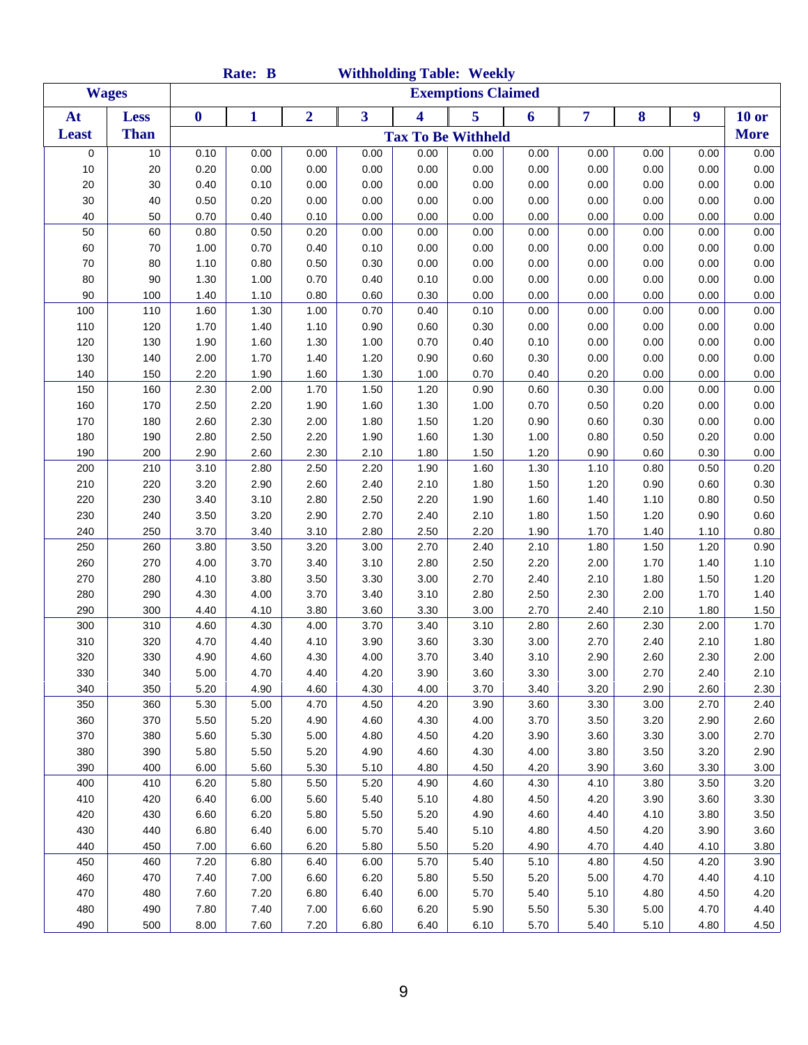**Rate: B** **Withholding Table: Weekly**

| Wages | | Exemptions Claimed | | | | | | | | | | |
|---|---|---|---|---|---|---|---|---|---|---|---|---|
| At Least | Less Than | 0 | 1 | 2 | 3 | 4 | 5 | 6 | 7 | 8 | 9 | 10 or More |
| | | Tax To Be Withheld | | | | | | | | | | |
| 0 | 10 | 0.10 | 0.00 | 0.00 | 0.00 | 0.00 | 0.00 | 0.00 | 0.00 | 0.00 | 0.00 | 0.00 |
| 10 | 20 | 0.20 | 0.00 | 0.00 | 0.00 | 0.00 | 0.00 | 0.00 | 0.00 | 0.00 | 0.00 | 0.00 |
| 20 | 30 | 0.40 | 0.10 | 0.00 | 0.00 | 0.00 | 0.00 | 0.00 | 0.00 | 0.00 | 0.00 | 0.00 |
| 30 | 40 | 0.50 | 0.20 | 0.00 | 0.00 | 0.00 | 0.00 | 0.00 | 0.00 | 0.00 | 0.00 | 0.00 |
| 40 | 50 | 0.70 | 0.40 | 0.10 | 0.00 | 0.00 | 0.00 | 0.00 | 0.00 | 0.00 | 0.00 | 0.00 |
| 50 | 60 | 0.80 | 0.50 | 0.20 | 0.00 | 0.00 | 0.00 | 0.00 | 0.00 | 0.00 | 0.00 | 0.00 |
| 60 | 70 | 1.00 | 0.70 | 0.40 | 0.10 | 0.00 | 0.00 | 0.00 | 0.00 | 0.00 | 0.00 | 0.00 |
| 70 | 80 | 1.10 | 0.80 | 0.50 | 0.30 | 0.00 | 0.00 | 0.00 | 0.00 | 0.00 | 0.00 | 0.00 |
| 80 | 90 | 1.30 | 1.00 | 0.70 | 0.40 | 0.10 | 0.00 | 0.00 | 0.00 | 0.00 | 0.00 | 0.00 |
| 90 | 100 | 1.40 | 1.10 | 0.80 | 0.60 | 0.30 | 0.00 | 0.00 | 0.00 | 0.00 | 0.00 | 0.00 |
| 100 | 110 | 1.60 | 1.30 | 1.00 | 0.70 | 0.40 | 0.10 | 0.00 | 0.00 | 0.00 | 0.00 | 0.00 |
| 110 | 120 | 1.70 | 1.40 | 1.10 | 0.90 | 0.60 | 0.30 | 0.00 | 0.00 | 0.00 | 0.00 | 0.00 |
| 120 | 130 | 1.90 | 1.60 | 1.30 | 1.00 | 0.70 | 0.40 | 0.10 | 0.00 | 0.00 | 0.00 | 0.00 |
| 130 | 140 | 2.00 | 1.70 | 1.40 | 1.20 | 0.90 | 0.60 | 0.30 | 0.00 | 0.00 | 0.00 | 0.00 |
| 140 | 150 | 2.20 | 1.90 | 1.60 | 1.30 | 1.00 | 0.70 | 0.40 | 0.20 | 0.00 | 0.00 | 0.00 |
| 150 | 160 | 2.30 | 2.00 | 1.70 | 1.50 | 1.20 | 0.90 | 0.60 | 0.30 | 0.00 | 0.00 | 0.00 |
| 160 | 170 | 2.50 | 2.20 | 1.90 | 1.60 | 1.30 | 1.00 | 0.70 | 0.50 | 0.20 | 0.00 | 0.00 |
| 170 | 180 | 2.60 | 2.30 | 2.00 | 1.80 | 1.50 | 1.20 | 0.90 | 0.60 | 0.30 | 0.00 | 0.00 |
| 180 | 190 | 2.80 | 2.50 | 2.20 | 1.90 | 1.60 | 1.30 | 1.00 | 0.80 | 0.50 | 0.20 | 0.00 |
| 190 | 200 | 2.90 | 2.60 | 2.30 | 2.10 | 1.80 | 1.50 | 1.20 | 0.90 | 0.60 | 0.30 | 0.00 |
| 200 | 210 | 3.10 | 2.80 | 2.50 | 2.20 | 1.90 | 1.60 | 1.30 | 1.10 | 0.80 | 0.50 | 0.20 |
| 210 | 220 | 3.20 | 2.90 | 2.60 | 2.40 | 2.10 | 1.80 | 1.50 | 1.20 | 0.90 | 0.60 | 0.30 |
| 220 | 230 | 3.40 | 3.10 | 2.80 | 2.50 | 2.20 | 1.90 | 1.60 | 1.40 | 1.10 | 0.80 | 0.50 |
| 230 | 240 | 3.50 | 3.20 | 2.90 | 2.70 | 2.40 | 2.10 | 1.80 | 1.50 | 1.20 | 0.90 | 0.60 |
| 240 | 250 | 3.70 | 3.40 | 3.10 | 2.80 | 2.50 | 2.20 | 1.90 | 1.70 | 1.40 | 1.10 | 0.80 |
| 250 | 260 | 3.80 | 3.50 | 3.20 | 3.00 | 2.70 | 2.40 | 2.10 | 1.80 | 1.50 | 1.20 | 0.90 |
| 260 | 270 | 4.00 | 3.70 | 3.40 | 3.10 | 2.80 | 2.50 | 2.20 | 2.00 | 1.70 | 1.40 | 1.10 |
| 270 | 280 | 4.10 | 3.80 | 3.50 | 3.30 | 3.00 | 2.70 | 2.40 | 2.10 | 1.80 | 1.50 | 1.20 |
| 280 | 290 | 4.30 | 4.00 | 3.70 | 3.40 | 3.10 | 2.80 | 2.50 | 2.30 | 2.00 | 1.70 | 1.40 |
| 290 | 300 | 4.40 | 4.10 | 3.80 | 3.60 | 3.30 | 3.00 | 2.70 | 2.40 | 2.10 | 1.80 | 1.50 |
| 300 | 310 | 4.60 | 4.30 | 4.00 | 3.70 | 3.40 | 3.10 | 2.80 | 2.60 | 2.30 | 2.00 | 1.70 |
| 310 | 320 | 4.70 | 4.40 | 4.10 | 3.90 | 3.60 | 3.30 | 3.00 | 2.70 | 2.40 | 2.10 | 1.80 |
| 320 | 330 | 4.90 | 4.60 | 4.30 | 4.00 | 3.70 | 3.40 | 3.10 | 2.90 | 2.60 | 2.30 | 2.00 |
| 330 | 340 | 5.00 | 4.70 | 4.40 | 4.20 | 3.90 | 3.60 | 3.30 | 3.00 | 2.70 | 2.40 | 2.10 |
| 340 | 350 | 5.20 | 4.90 | 4.60 | 4.30 | 4.00 | 3.70 | 3.40 | 3.20 | 2.90 | 2.60 | 2.30 |
| 350 | 360 | 5.30 | 5.00 | 4.70 | 4.50 | 4.20 | 3.90 | 3.60 | 3.30 | 3.00 | 2.70 | 2.40 |
| 360 | 370 | 5.50 | 5.20 | 4.90 | 4.60 | 4.30 | 4.00 | 3.70 | 3.50 | 3.20 | 2.90 | 2.60 |
| 370 | 380 | 5.60 | 5.30 | 5.00 | 4.80 | 4.50 | 4.20 | 3.90 | 3.60 | 3.30 | 3.00 | 2.70 |
| 380 | 390 | 5.80 | 5.50 | 5.20 | 4.90 | 4.60 | 4.30 | 4.00 | 3.80 | 3.50 | 3.20 | 2.90 |
| 390 | 400 | 6.00 | 5.60 | 5.30 | 5.10 | 4.80 | 4.50 | 4.20 | 3.90 | 3.60 | 3.30 | 3.00 |
| 400 | 410 | 6.20 | 5.80 | 5.50 | 5.20 | 4.90 | 4.60 | 4.30 | 4.10 | 3.80 | 3.50 | 3.20 |
| 410 | 420 | 6.40 | 6.00 | 5.60 | 5.40 | 5.10 | 4.80 | 4.50 | 4.20 | 3.90 | 3.60 | 3.30 |
| 420 | 430 | 6.60 | 6.20 | 5.80 | 5.50 | 5.20 | 4.90 | 4.60 | 4.40 | 4.10 | 3.80 | 3.50 |
| 430 | 440 | 6.80 | 6.40 | 6.00 | 5.70 | 5.40 | 5.10 | 4.80 | 4.50 | 4.20 | 3.90 | 3.60 |
| 440 | 450 | 7.00 | 6.60 | 6.20 | 5.80 | 5.50 | 5.20 | 4.90 | 4.70 | 4.40 | 4.10 | 3.80 |
| 450 | 460 | 7.20 | 6.80 | 6.40 | 6.00 | 5.70 | 5.40 | 5.10 | 4.80 | 4.50 | 4.20 | 3.90 |
| 460 | 470 | 7.40 | 7.00 | 6.60 | 6.20 | 5.80 | 5.50 | 5.20 | 5.00 | 4.70 | 4.40 | 4.10 |
| 470 | 480 | 7.60 | 7.20 | 6.80 | 6.40 | 6.00 | 5.70 | 5.40 | 5.10 | 4.80 | 4.50 | 4.20 |
| 480 | 490 | 7.80 | 7.40 | 7.00 | 6.60 | 6.20 | 5.90 | 5.50 | 5.30 | 5.00 | 4.70 | 4.40 |
| 490 | 500 | 8.00 | 7.60 | 7.20 | 6.80 | 6.40 | 6.10 | 5.70 | 5.40 | 5.10 | 4.80 | 4.50 |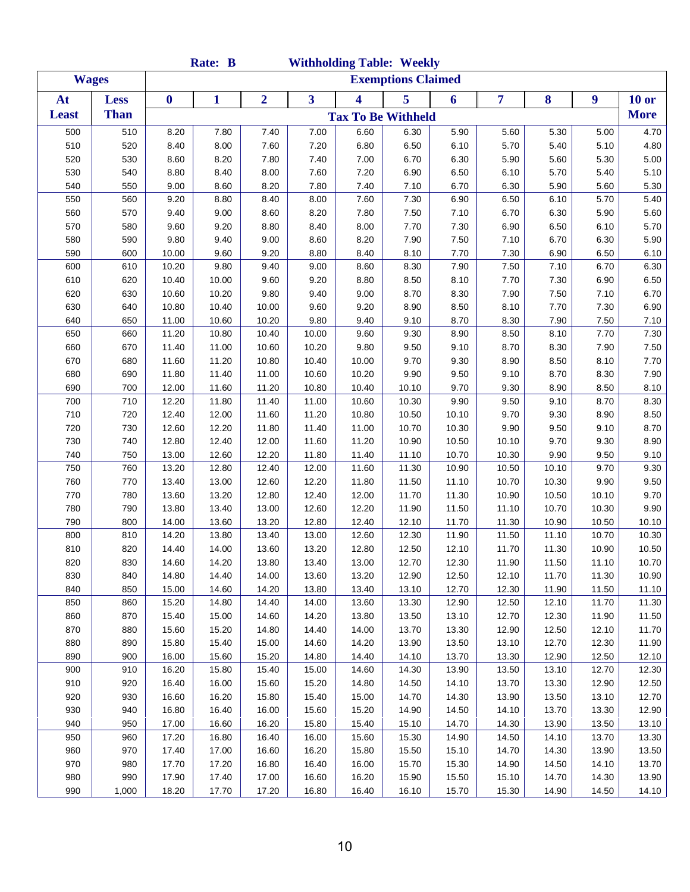**Rate: B** **Withholding Table: Weekly**

| Wages | | Exemptions Claimed | | | | | | | | | | |
|---|---|---|---|---|---|---|---|---|---|---|---|---|
| At Least | Less Than | 0 | 1 | 2 | 3 | 4 | 5 | 6 | 7 | 8 | 9 | 10 or More |
| | | Tax To Be Withheld | | | | | | | | | | |
| 500 | 510 | 8.20 | 7.80 | 7.40 | 7.00 | 6.60 | 6.30 | 5.90 | 5.60 | 5.30 | 5.00 | 4.70 |
| 510 | 520 | 8.40 | 8.00 | 7.60 | 7.20 | 6.80 | 6.50 | 6.10 | 5.70 | 5.40 | 5.10 | 4.80 |
| 520 | 530 | 8.60 | 8.20 | 7.80 | 7.40 | 7.00 | 6.70 | 6.30 | 5.90 | 5.60 | 5.30 | 5.00 |
| 530 | 540 | 8.80 | 8.40 | 8.00 | 7.60 | 7.20 | 6.90 | 6.50 | 6.10 | 5.70 | 5.40 | 5.10 |
| 540 | 550 | 9.00 | 8.60 | 8.20 | 7.80 | 7.40 | 7.10 | 6.70 | 6.30 | 5.90 | 5.60 | 5.30 |
| 550 | 560 | 9.20 | 8.80 | 8.40 | 8.00 | 7.60 | 7.30 | 6.90 | 6.50 | 6.10 | 5.70 | 5.40 |
| 560 | 570 | 9.40 | 9.00 | 8.60 | 8.20 | 7.80 | 7.50 | 7.10 | 6.70 | 6.30 | 5.90 | 5.60 |
| 570 | 580 | 9.60 | 9.20 | 8.80 | 8.40 | 8.00 | 7.70 | 7.30 | 6.90 | 6.50 | 6.10 | 5.70 |
| 580 | 590 | 9.80 | 9.40 | 9.00 | 8.60 | 8.20 | 7.90 | 7.50 | 7.10 | 6.70 | 6.30 | 5.90 |
| 590 | 600 | 10.00 | 9.60 | 9.20 | 8.80 | 8.40 | 8.10 | 7.70 | 7.30 | 6.90 | 6.50 | 6.10 |
| 600 | 610 | 10.20 | 9.80 | 9.40 | 9.00 | 8.60 | 8.30 | 7.90 | 7.50 | 7.10 | 6.70 | 6.30 |
| 610 | 620 | 10.40 | 10.00 | 9.60 | 9.20 | 8.80 | 8.50 | 8.10 | 7.70 | 7.30 | 6.90 | 6.50 |
| 620 | 630 | 10.60 | 10.20 | 9.80 | 9.40 | 9.00 | 8.70 | 8.30 | 7.90 | 7.50 | 7.10 | 6.70 |
| 630 | 640 | 10.80 | 10.40 | 10.00 | 9.60 | 9.20 | 8.90 | 8.50 | 8.10 | 7.70 | 7.30 | 6.90 |
| 640 | 650 | 11.00 | 10.60 | 10.20 | 9.80 | 9.40 | 9.10 | 8.70 | 8.30 | 7.90 | 7.50 | 7.10 |
| 650 | 660 | 11.20 | 10.80 | 10.40 | 10.00 | 9.60 | 9.30 | 8.90 | 8.50 | 8.10 | 7.70 | 7.30 |
| 660 | 670 | 11.40 | 11.00 | 10.60 | 10.20 | 9.80 | 9.50 | 9.10 | 8.70 | 8.30 | 7.90 | 7.50 |
| 670 | 680 | 11.60 | 11.20 | 10.80 | 10.40 | 10.00 | 9.70 | 9.30 | 8.90 | 8.50 | 8.10 | 7.70 |
| 680 | 690 | 11.80 | 11.40 | 11.00 | 10.60 | 10.20 | 9.90 | 9.50 | 9.10 | 8.70 | 8.30 | 7.90 |
| 690 | 700 | 12.00 | 11.60 | 11.20 | 10.80 | 10.40 | 10.10 | 9.70 | 9.30 | 8.90 | 8.50 | 8.10 |
| 700 | 710 | 12.20 | 11.80 | 11.40 | 11.00 | 10.60 | 10.30 | 9.90 | 9.50 | 9.10 | 8.70 | 8.30 |
| 710 | 720 | 12.40 | 12.00 | 11.60 | 11.20 | 10.80 | 10.50 | 10.10 | 9.70 | 9.30 | 8.90 | 8.50 |
| 720 | 730 | 12.60 | 12.20 | 11.80 | 11.40 | 11.00 | 10.70 | 10.30 | 9.90 | 9.50 | 9.10 | 8.70 |
| 730 | 740 | 12.80 | 12.40 | 12.00 | 11.60 | 11.20 | 10.90 | 10.50 | 10.10 | 9.70 | 9.30 | 8.90 |
| 740 | 750 | 13.00 | 12.60 | 12.20 | 11.80 | 11.40 | 11.10 | 10.70 | 10.30 | 9.90 | 9.50 | 9.10 |
| 750 | 760 | 13.20 | 12.80 | 12.40 | 12.00 | 11.60 | 11.30 | 10.90 | 10.50 | 10.10 | 9.70 | 9.30 |
| 760 | 770 | 13.40 | 13.00 | 12.60 | 12.20 | 11.80 | 11.50 | 11.10 | 10.70 | 10.30 | 9.90 | 9.50 |
| 770 | 780 | 13.60 | 13.20 | 12.80 | 12.40 | 12.00 | 11.70 | 11.30 | 10.90 | 10.50 | 10.10 | 9.70 |
| 780 | 790 | 13.80 | 13.40 | 13.00 | 12.60 | 12.20 | 11.90 | 11.50 | 11.10 | 10.70 | 10.30 | 9.90 |
| 790 | 800 | 14.00 | 13.60 | 13.20 | 12.80 | 12.40 | 12.10 | 11.70 | 11.30 | 10.90 | 10.50 | 10.10 |
| 800 | 810 | 14.20 | 13.80 | 13.40 | 13.00 | 12.60 | 12.30 | 11.90 | 11.50 | 11.10 | 10.70 | 10.30 |
| 810 | 820 | 14.40 | 14.00 | 13.60 | 13.20 | 12.80 | 12.50 | 12.10 | 11.70 | 11.30 | 10.90 | 10.50 |
| 820 | 830 | 14.60 | 14.20 | 13.80 | 13.40 | 13.00 | 12.70 | 12.30 | 11.90 | 11.50 | 11.10 | 10.70 |
| 830 | 840 | 14.80 | 14.40 | 14.00 | 13.60 | 13.20 | 12.90 | 12.50 | 12.10 | 11.70 | 11.30 | 10.90 |
| 840 | 850 | 15.00 | 14.60 | 14.20 | 13.80 | 13.40 | 13.10 | 12.70 | 12.30 | 11.90 | 11.50 | 11.10 |
| 850 | 860 | 15.20 | 14.80 | 14.40 | 14.00 | 13.60 | 13.30 | 12.90 | 12.50 | 12.10 | 11.70 | 11.30 |
| 860 | 870 | 15.40 | 15.00 | 14.60 | 14.20 | 13.80 | 13.50 | 13.10 | 12.70 | 12.30 | 11.90 | 11.50 |
| 870 | 880 | 15.60 | 15.20 | 14.80 | 14.40 | 14.00 | 13.70 | 13.30 | 12.90 | 12.50 | 12.10 | 11.70 |
| 880 | 890 | 15.80 | 15.40 | 15.00 | 14.60 | 14.20 | 13.90 | 13.50 | 13.10 | 12.70 | 12.30 | 11.90 |
| 890 | 900 | 16.00 | 15.60 | 15.20 | 14.80 | 14.40 | 14.10 | 13.70 | 13.30 | 12.90 | 12.50 | 12.10 |
| 900 | 910 | 16.20 | 15.80 | 15.40 | 15.00 | 14.60 | 14.30 | 13.90 | 13.50 | 13.10 | 12.70 | 12.30 |
| 910 | 920 | 16.40 | 16.00 | 15.60 | 15.20 | 14.80 | 14.50 | 14.10 | 13.70 | 13.30 | 12.90 | 12.50 |
| 920 | 930 | 16.60 | 16.20 | 15.80 | 15.40 | 15.00 | 14.70 | 14.30 | 13.90 | 13.50 | 13.10 | 12.70 |
| 930 | 940 | 16.80 | 16.40 | 16.00 | 15.60 | 15.20 | 14.90 | 14.50 | 14.10 | 13.70 | 13.30 | 12.90 |
| 940 | 950 | 17.00 | 16.60 | 16.20 | 15.80 | 15.40 | 15.10 | 14.70 | 14.30 | 13.90 | 13.50 | 13.10 |
| 950 | 960 | 17.20 | 16.80 | 16.40 | 16.00 | 15.60 | 15.30 | 14.90 | 14.50 | 14.10 | 13.70 | 13.30 |
| 960 | 970 | 17.40 | 17.00 | 16.60 | 16.20 | 15.80 | 15.50 | 15.10 | 14.70 | 14.30 | 13.90 | 13.50 |
| 970 | 980 | 17.70 | 17.20 | 16.80 | 16.40 | 16.00 | 15.70 | 15.30 | 14.90 | 14.50 | 14.10 | 13.70 |
| 980 | 990 | 17.90 | 17.40 | 17.00 | 16.60 | 16.20 | 15.90 | 15.50 | 15.10 | 14.70 | 14.30 | 13.90 |
| 990 | 1,000 | 18.20 | 17.70 | 17.20 | 16.80 | 16.40 | 16.10 | 15.70 | 15.30 | 14.90 | 14.50 | 14.10 |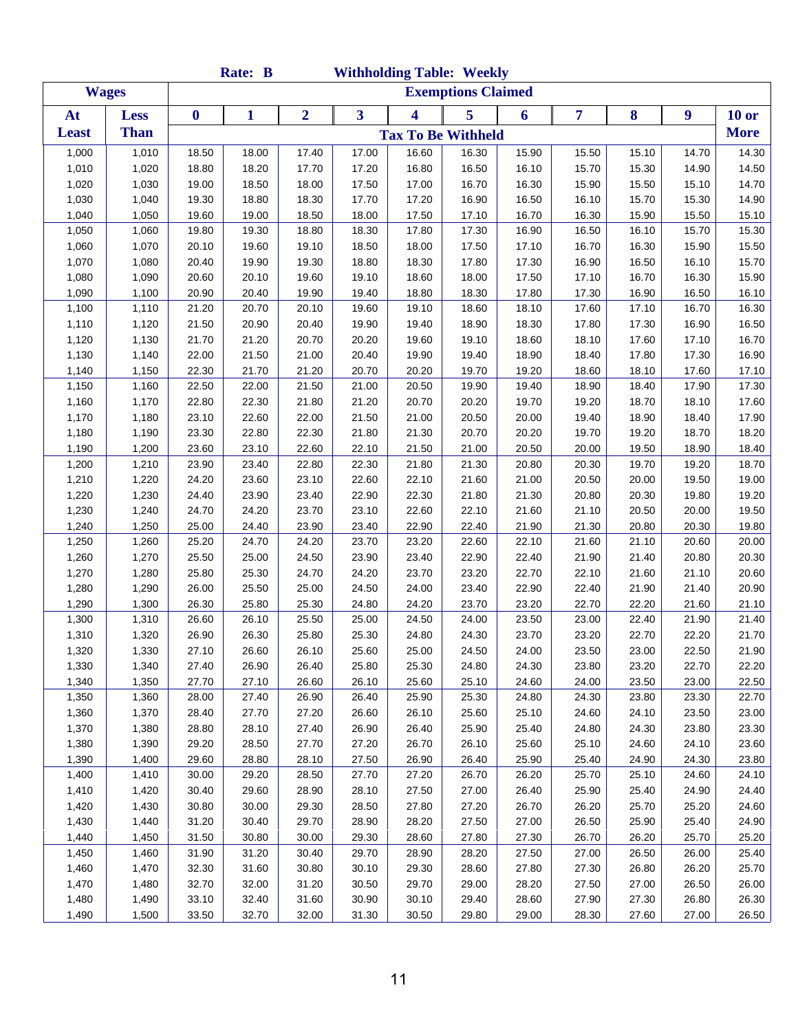**Rate: B** **Withholding Table: Weekly**

| Wages | | Exemptions Claimed | | | | | | | | | | |
|---|---|---|---|---|---|---|---|---|---|---|---|---|
| At Least | Less Than | 0 | 1 | 2 | 3 | 4 | 5 | 6 | 7 | 8 | 9 | 10 or More |
| | | Tax To Be Withheld | | | | | | | | | | |
| 1,000 | 1,010 | 18.50 | 18.00 | 17.40 | 17.00 | 16.60 | 16.30 | 15.90 | 15.50 | 15.10 | 14.70 | 14.30 |
| 1,010 | 1,020 | 18.80 | 18.20 | 17.70 | 17.20 | 16.80 | 16.50 | 16.10 | 15.70 | 15.30 | 14.90 | 14.50 |
| 1,020 | 1,030 | 19.00 | 18.50 | 18.00 | 17.50 | 17.00 | 16.70 | 16.30 | 15.90 | 15.50 | 15.10 | 14.70 |
| 1,030 | 1,040 | 19.30 | 18.80 | 18.30 | 17.70 | 17.20 | 16.90 | 16.50 | 16.10 | 15.70 | 15.30 | 14.90 |
| 1,040 | 1,050 | 19.60 | 19.00 | 18.50 | 18.00 | 17.50 | 17.10 | 16.70 | 16.30 | 15.90 | 15.50 | 15.10 |
| 1,050 | 1,060 | 19.80 | 19.30 | 18.80 | 18.30 | 17.80 | 17.30 | 16.90 | 16.50 | 16.10 | 15.70 | 15.30 |
| 1,060 | 1,070 | 20.10 | 19.60 | 19.10 | 18.50 | 18.00 | 17.50 | 17.10 | 16.70 | 16.30 | 15.90 | 15.50 |
| 1,070 | 1,080 | 20.40 | 19.90 | 19.30 | 18.80 | 18.30 | 17.80 | 17.30 | 16.90 | 16.50 | 16.10 | 15.70 |
| 1,080 | 1,090 | 20.60 | 20.10 | 19.60 | 19.10 | 18.60 | 18.00 | 17.50 | 17.10 | 16.70 | 16.30 | 15.90 |
| 1,090 | 1,100 | 20.90 | 20.40 | 19.90 | 19.40 | 18.80 | 18.30 | 17.80 | 17.30 | 16.90 | 16.50 | 16.10 |
| 1,100 | 1,110 | 21.20 | 20.70 | 20.10 | 19.60 | 19.10 | 18.60 | 18.10 | 17.60 | 17.10 | 16.70 | 16.30 |
| 1,110 | 1,120 | 21.50 | 20.90 | 20.40 | 19.90 | 19.40 | 18.90 | 18.30 | 17.80 | 17.30 | 16.90 | 16.50 |
| 1,120 | 1,130 | 21.70 | 21.20 | 20.70 | 20.20 | 19.60 | 19.10 | 18.60 | 18.10 | 17.60 | 17.10 | 16.70 |
| 1,130 | 1,140 | 22.00 | 21.50 | 21.00 | 20.40 | 19.90 | 19.40 | 18.90 | 18.40 | 17.80 | 17.30 | 16.90 |
| 1,140 | 1,150 | 22.30 | 21.70 | 21.20 | 20.70 | 20.20 | 19.70 | 19.20 | 18.60 | 18.10 | 17.60 | 17.10 |
| 1,150 | 1,160 | 22.50 | 22.00 | 21.50 | 21.00 | 20.50 | 19.90 | 19.40 | 18.90 | 18.40 | 17.90 | 17.30 |
| 1,160 | 1,170 | 22.80 | 22.30 | 21.80 | 21.20 | 20.70 | 20.20 | 19.70 | 19.20 | 18.70 | 18.10 | 17.60 |
| 1,170 | 1,180 | 23.10 | 22.60 | 22.00 | 21.50 | 21.00 | 20.50 | 20.00 | 19.40 | 18.90 | 18.40 | 17.90 |
| 1,180 | 1,190 | 23.30 | 22.80 | 22.30 | 21.80 | 21.30 | 20.70 | 20.20 | 19.70 | 19.20 | 18.70 | 18.20 |
| 1,190 | 1,200 | 23.60 | 23.10 | 22.60 | 22.10 | 21.50 | 21.00 | 20.50 | 20.00 | 19.50 | 18.90 | 18.40 |
| 1,200 | 1,210 | 23.90 | 23.40 | 22.80 | 22.30 | 21.80 | 21.30 | 20.80 | 20.30 | 19.70 | 19.20 | 18.70 |
| 1,210 | 1,220 | 24.20 | 23.60 | 23.10 | 22.60 | 22.10 | 21.60 | 21.00 | 20.50 | 20.00 | 19.50 | 19.00 |
| 1,220 | 1,230 | 24.40 | 23.90 | 23.40 | 22.90 | 22.30 | 21.80 | 21.30 | 20.80 | 20.30 | 19.80 | 19.20 |
| 1,230 | 1,240 | 24.70 | 24.20 | 23.70 | 23.10 | 22.60 | 22.10 | 21.60 | 21.10 | 20.50 | 20.00 | 19.50 |
| 1,240 | 1,250 | 25.00 | 24.40 | 23.90 | 23.40 | 22.90 | 22.40 | 21.90 | 21.30 | 20.80 | 20.30 | 19.80 |
| 1,250 | 1,260 | 25.20 | 24.70 | 24.20 | 23.70 | 23.20 | 22.60 | 22.10 | 21.60 | 21.10 | 20.60 | 20.00 |
| 1,260 | 1,270 | 25.50 | 25.00 | 24.50 | 23.90 | 23.40 | 22.90 | 22.40 | 21.90 | 21.40 | 20.80 | 20.30 |
| 1,270 | 1,280 | 25.80 | 25.30 | 24.70 | 24.20 | 23.70 | 23.20 | 22.70 | 22.10 | 21.60 | 21.10 | 20.60 |
| 1,280 | 1,290 | 26.00 | 25.50 | 25.00 | 24.50 | 24.00 | 23.40 | 22.90 | 22.40 | 21.90 | 21.40 | 20.90 |
| 1,290 | 1,300 | 26.30 | 25.80 | 25.30 | 24.80 | 24.20 | 23.70 | 23.20 | 22.70 | 22.20 | 21.60 | 21.10 |
| 1,300 | 1,310 | 26.60 | 26.10 | 25.50 | 25.00 | 24.50 | 24.00 | 23.50 | 23.00 | 22.40 | 21.90 | 21.40 |
| 1,310 | 1,320 | 26.90 | 26.30 | 25.80 | 25.30 | 24.80 | 24.30 | 23.70 | 23.20 | 22.70 | 22.20 | 21.70 |
| 1,320 | 1,330 | 27.10 | 26.60 | 26.10 | 25.60 | 25.00 | 24.50 | 24.00 | 23.50 | 23.00 | 22.50 | 21.90 |
| 1,330 | 1,340 | 27.40 | 26.90 | 26.40 | 25.80 | 25.30 | 24.80 | 24.30 | 23.80 | 23.20 | 22.70 | 22.20 |
| 1,340 | 1,350 | 27.70 | 27.10 | 26.60 | 26.10 | 25.60 | 25.10 | 24.60 | 24.00 | 23.50 | 23.00 | 22.50 |
| 1,350 | 1,360 | 28.00 | 27.40 | 26.90 | 26.40 | 25.90 | 25.30 | 24.80 | 24.30 | 23.80 | 23.30 | 22.70 |
| 1,360 | 1,370 | 28.40 | 27.70 | 27.20 | 26.60 | 26.10 | 25.60 | 25.10 | 24.60 | 24.10 | 23.50 | 23.00 |
| 1,370 | 1,380 | 28.80 | 28.10 | 27.40 | 26.90 | 26.40 | 25.90 | 25.40 | 24.80 | 24.30 | 23.80 | 23.30 |
| 1,380 | 1,390 | 29.20 | 28.50 | 27.70 | 27.20 | 26.70 | 26.10 | 25.60 | 25.10 | 24.60 | 24.10 | 23.60 |
| 1,390 | 1,400 | 29.60 | 28.80 | 28.10 | 27.50 | 26.90 | 26.40 | 25.90 | 25.40 | 24.90 | 24.30 | 23.80 |
| 1,400 | 1,410 | 30.00 | 29.20 | 28.50 | 27.70 | 27.20 | 26.70 | 26.20 | 25.70 | 25.10 | 24.60 | 24.10 |
| 1,410 | 1,420 | 30.40 | 29.60 | 28.90 | 28.10 | 27.50 | 27.00 | 26.40 | 25.90 | 25.40 | 24.90 | 24.40 |
| 1,420 | 1,430 | 30.80 | 30.00 | 29.30 | 28.50 | 27.80 | 27.20 | 26.70 | 26.20 | 25.70 | 25.20 | 24.60 |
| 1,430 | 1,440 | 31.20 | 30.40 | 29.70 | 28.90 | 28.20 | 27.50 | 27.00 | 26.50 | 25.90 | 25.40 | 24.90 |
| 1,440 | 1,450 | 31.50 | 30.80 | 30.00 | 29.30 | 28.60 | 27.80 | 27.30 | 26.70 | 26.20 | 25.70 | 25.20 |
| 1,450 | 1,460 | 31.90 | 31.20 | 30.40 | 29.70 | 28.90 | 28.20 | 27.50 | 27.00 | 26.50 | 26.00 | 25.40 |
| 1,460 | 1,470 | 32.30 | 31.60 | 30.80 | 30.10 | 29.30 | 28.60 | 27.80 | 27.30 | 26.80 | 26.20 | 25.70 |
| 1,470 | 1,480 | 32.70 | 32.00 | 31.20 | 30.50 | 29.70 | 29.00 | 28.20 | 27.50 | 27.00 | 26.50 | 26.00 |
| 1,480 | 1,490 | 33.10 | 32.40 | 31.60 | 30.90 | 30.10 | 29.40 | 28.60 | 27.90 | 27.30 | 26.80 | 26.30 |
| 1,490 | 1,500 | 33.50 | 32.70 | 32.00 | 31.30 | 30.50 | 29.80 | 29.00 | 28.30 | 27.60 | 27.00 | 26.50 |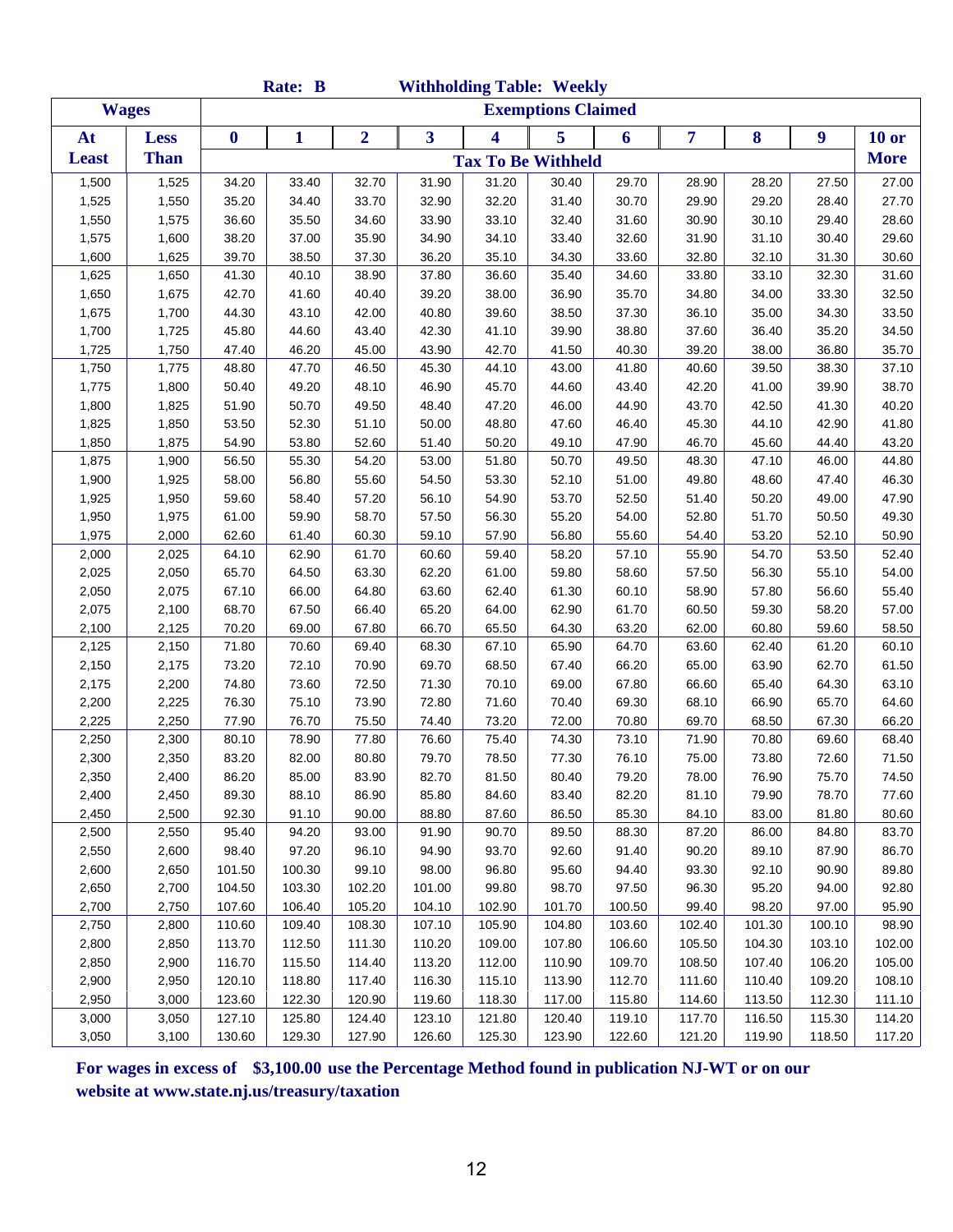**Rate: B** **Withholding Table: Weekly**

| Wages | | Exemptions Claimed | | | | | | | | | | |
|---|---|---|---|---|---|---|---|---|---|---|---|---|
| At Least | Less Than | 0 | 1 | 2 | 3 | 4 | 5 | 6 | 7 | 8 | 9 | 10 or More |
| | | Tax To Be Withheld | | | | | | | | | | |
| 1,500 | 1,525 | 34.20 | 33.40 | 32.70 | 31.90 | 31.20 | 30.40 | 29.70 | 28.90 | 28.20 | 27.50 | 27.00 |
| 1,525 | 1,550 | 35.20 | 34.40 | 33.70 | 32.90 | 32.20 | 31.40 | 30.70 | 29.90 | 29.20 | 28.40 | 27.70 |
| 1,550 | 1,575 | 36.60 | 35.50 | 34.60 | 33.90 | 33.10 | 32.40 | 31.60 | 30.90 | 30.10 | 29.40 | 28.60 |
| 1,575 | 1,600 | 38.20 | 37.00 | 35.90 | 34.90 | 34.10 | 33.40 | 32.60 | 31.90 | 31.10 | 30.40 | 29.60 |
| 1,600 | 1,625 | 39.70 | 38.50 | 37.30 | 36.20 | 35.10 | 34.30 | 33.60 | 32.80 | 32.10 | 31.30 | 30.60 |
| 1,625 | 1,650 | 41.30 | 40.10 | 38.90 | 37.80 | 36.60 | 35.40 | 34.60 | 33.80 | 33.10 | 32.30 | 31.60 |
| 1,650 | 1,675 | 42.70 | 41.60 | 40.40 | 39.20 | 38.00 | 36.90 | 35.70 | 34.80 | 34.00 | 33.30 | 32.50 |
| 1,675 | 1,700 | 44.30 | 43.10 | 42.00 | 40.80 | 39.60 | 38.50 | 37.30 | 36.10 | 35.00 | 34.30 | 33.50 |
| 1,700 | 1,725 | 45.80 | 44.60 | 43.40 | 42.30 | 41.10 | 39.90 | 38.80 | 37.60 | 36.40 | 35.20 | 34.50 |
| 1,725 | 1,750 | 47.40 | 46.20 | 45.00 | 43.90 | 42.70 | 41.50 | 40.30 | 39.20 | 38.00 | 36.80 | 35.70 |
| 1,750 | 1,775 | 48.80 | 47.70 | 46.50 | 45.30 | 44.10 | 43.00 | 41.80 | 40.60 | 39.50 | 38.30 | 37.10 |
| 1,775 | 1,800 | 50.40 | 49.20 | 48.10 | 46.90 | 45.70 | 44.60 | 43.40 | 42.20 | 41.00 | 39.90 | 38.70 |
| 1,800 | 1,825 | 51.90 | 50.70 | 49.50 | 48.40 | 47.20 | 46.00 | 44.90 | 43.70 | 42.50 | 41.30 | 40.20 |
| 1,825 | 1,850 | 53.50 | 52.30 | 51.10 | 50.00 | 48.80 | 47.60 | 46.40 | 45.30 | 44.10 | 42.90 | 41.80 |
| 1,850 | 1,875 | 54.90 | 53.80 | 52.60 | 51.40 | 50.20 | 49.10 | 47.90 | 46.70 | 45.60 | 44.40 | 43.20 |
| 1,875 | 1,900 | 56.50 | 55.30 | 54.20 | 53.00 | 51.80 | 50.70 | 49.50 | 48.30 | 47.10 | 46.00 | 44.80 |
| 1,900 | 1,925 | 58.00 | 56.80 | 55.60 | 54.50 | 53.30 | 52.10 | 51.00 | 49.80 | 48.60 | 47.40 | 46.30 |
| 1,925 | 1,950 | 59.60 | 58.40 | 57.20 | 56.10 | 54.90 | 53.70 | 52.50 | 51.40 | 50.20 | 49.00 | 47.90 |
| 1,950 | 1,975 | 61.00 | 59.90 | 58.70 | 57.50 | 56.30 | 55.20 | 54.00 | 52.80 | 51.70 | 50.50 | 49.30 |
| 1,975 | 2,000 | 62.60 | 61.40 | 60.30 | 59.10 | 57.90 | 56.80 | 55.60 | 54.40 | 53.20 | 52.10 | 50.90 |
| 2,000 | 2,025 | 64.10 | 62.90 | 61.70 | 60.60 | 59.40 | 58.20 | 57.10 | 55.90 | 54.70 | 53.50 | 52.40 |
| 2,025 | 2,050 | 65.70 | 64.50 | 63.30 | 62.20 | 61.00 | 59.80 | 58.60 | 57.50 | 56.30 | 55.10 | 54.00 |
| 2,050 | 2,075 | 67.10 | 66.00 | 64.80 | 63.60 | 62.40 | 61.30 | 60.10 | 58.90 | 57.80 | 56.60 | 55.40 |
| 2,075 | 2,100 | 68.70 | 67.50 | 66.40 | 65.20 | 64.00 | 62.90 | 61.70 | 60.50 | 59.30 | 58.20 | 57.00 |
| 2,100 | 2,125 | 70.20 | 69.00 | 67.80 | 66.70 | 65.50 | 64.30 | 63.20 | 62.00 | 60.80 | 59.60 | 58.50 |
| 2,125 | 2,150 | 71.80 | 70.60 | 69.40 | 68.30 | 67.10 | 65.90 | 64.70 | 63.60 | 62.40 | 61.20 | 60.10 |
| 2,150 | 2,175 | 73.20 | 72.10 | 70.90 | 69.70 | 68.50 | 67.40 | 66.20 | 65.00 | 63.90 | 62.70 | 61.50 |
| 2,175 | 2,200 | 74.80 | 73.60 | 72.50 | 71.30 | 70.10 | 69.00 | 67.80 | 66.60 | 65.40 | 64.30 | 63.10 |
| 2,200 | 2,225 | 76.30 | 75.10 | 73.90 | 72.80 | 71.60 | 70.40 | 69.30 | 68.10 | 66.90 | 65.70 | 64.60 |
| 2,225 | 2,250 | 77.90 | 76.70 | 75.50 | 74.40 | 73.20 | 72.00 | 70.80 | 69.70 | 68.50 | 67.30 | 66.20 |
| 2,250 | 2,300 | 80.10 | 78.90 | 77.80 | 76.60 | 75.40 | 74.30 | 73.10 | 71.90 | 70.80 | 69.60 | 68.40 |
| 2,300 | 2,350 | 83.20 | 82.00 | 80.80 | 79.70 | 78.50 | 77.30 | 76.10 | 75.00 | 73.80 | 72.60 | 71.50 |
| 2,350 | 2,400 | 86.20 | 85.00 | 83.90 | 82.70 | 81.50 | 80.40 | 79.20 | 78.00 | 76.90 | 75.70 | 74.50 |
| 2,400 | 2,450 | 89.30 | 88.10 | 86.90 | 85.80 | 84.60 | 83.40 | 82.20 | 81.10 | 79.90 | 78.70 | 77.60 |
| 2,450 | 2,500 | 92.30 | 91.10 | 90.00 | 88.80 | 87.60 | 86.50 | 85.30 | 84.10 | 83.00 | 81.80 | 80.60 |
| 2,500 | 2,550 | 95.40 | 94.20 | 93.00 | 91.90 | 90.70 | 89.50 | 88.30 | 87.20 | 86.00 | 84.80 | 83.70 |
| 2,550 | 2,600 | 98.40 | 97.20 | 96.10 | 94.90 | 93.70 | 92.60 | 91.40 | 90.20 | 89.10 | 87.90 | 86.70 |
| 2,600 | 2,650 | 101.50 | 100.30 | 99.10 | 98.00 | 96.80 | 95.60 | 94.40 | 93.30 | 92.10 | 90.90 | 89.80 |
| 2,650 | 2,700 | 104.50 | 103.30 | 102.20 | 101.00 | 99.80 | 98.70 | 97.50 | 96.30 | 95.20 | 94.00 | 92.80 |
| 2,700 | 2,750 | 107.60 | 106.40 | 105.20 | 104.10 | 102.90 | 101.70 | 100.50 | 99.40 | 98.20 | 97.00 | 95.90 |
| 2,750 | 2,800 | 110.60 | 109.40 | 108.30 | 107.10 | 105.90 | 104.80 | 103.60 | 102.40 | 101.30 | 100.10 | 98.90 |
| 2,800 | 2,850 | 113.70 | 112.50 | 111.30 | 110.20 | 109.00 | 107.80 | 106.60 | 105.50 | 104.30 | 103.10 | 102.00 |
| 2,850 | 2,900 | 116.70 | 115.50 | 114.40 | 113.20 | 112.00 | 110.90 | 109.70 | 108.50 | 107.40 | 106.20 | 105.00 |
| 2,900 | 2,950 | 120.10 | 118.80 | 117.40 | 116.30 | 115.10 | 113.90 | 112.70 | 111.60 | 110.40 | 109.20 | 108.10 |
| 2,950 | 3,000 | 123.60 | 122.30 | 120.90 | 119.60 | 118.30 | 117.00 | 115.80 | 114.60 | 113.50 | 112.30 | 111.10 |
| 3,000 | 3,050 | 127.10 | 125.80 | 124.40 | 123.10 | 121.80 | 120.40 | 119.10 | 117.70 | 116.50 | 115.30 | 114.20 |
| 3,050 | 3,100 | 130.60 | 129.30 | 127.90 | 126.60 | 125.30 | 123.90 | 122.60 | 121.20 | 119.90 | 118.50 | 117.20 |

**For wages in excess of $3,100.00 use the Percentage Method found in publication NJ-WT or on our website at www.state.nj.us/treasury/taxation**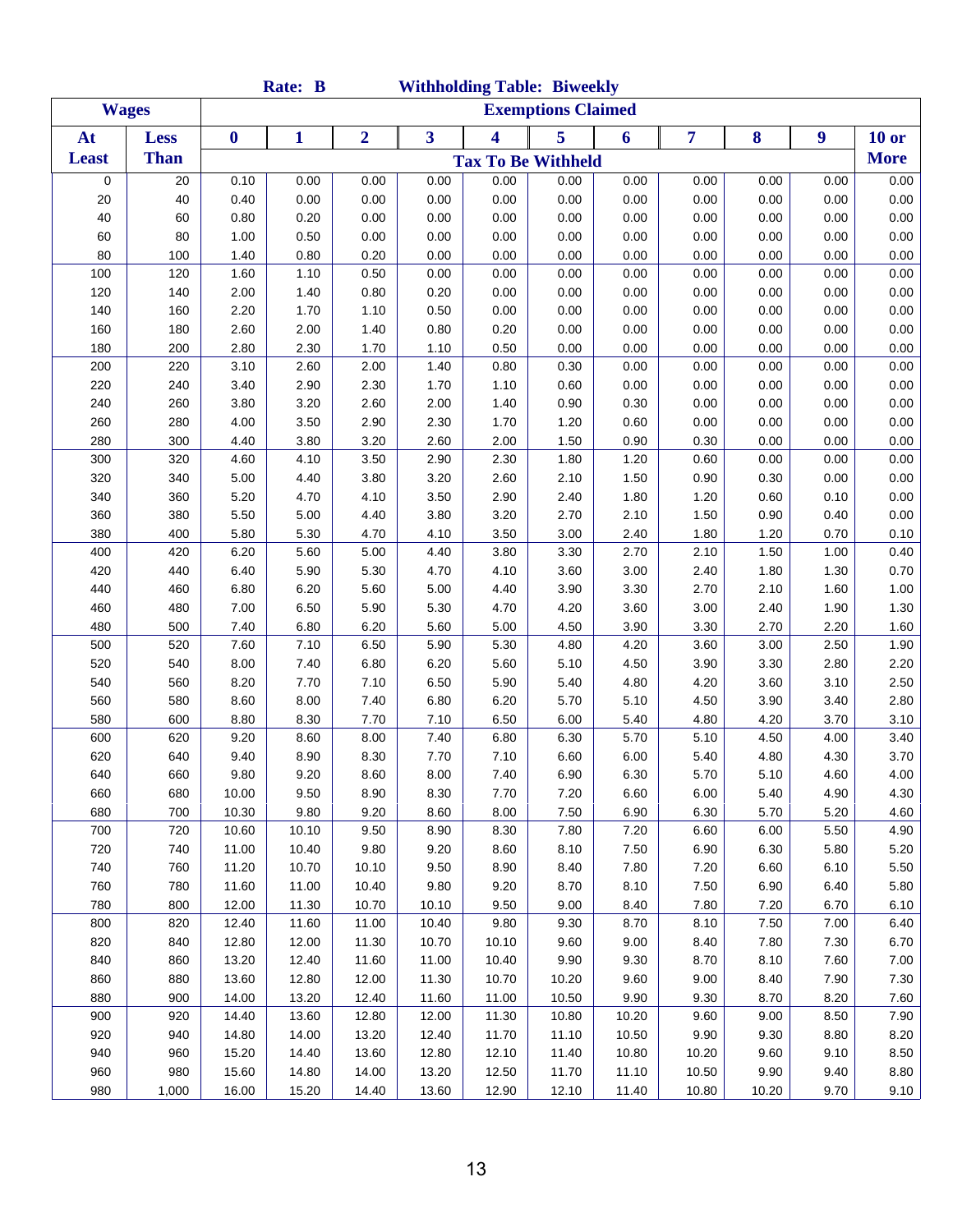**Rate: B** **Withholding Table: Biweekly**

| Wages | | Exemptions Claimed | | | | | | | | | | |
|---|---|---|---|---|---|---|---|---|---|---|---|---|
| At Least | Less Than | 0 | 1 | 2 | 3 | 4 | 5 | 6 | 7 | 8 | 9 | 10 or More |
| | | Tax To Be Withheld | | | | | | | | | | |
| 0 | 20 | 0.10 | 0.00 | 0.00 | 0.00 | 0.00 | 0.00 | 0.00 | 0.00 | 0.00 | 0.00 | 0.00 |
| 20 | 40 | 0.40 | 0.00 | 0.00 | 0.00 | 0.00 | 0.00 | 0.00 | 0.00 | 0.00 | 0.00 | 0.00 |
| 40 | 60 | 0.80 | 0.20 | 0.00 | 0.00 | 0.00 | 0.00 | 0.00 | 0.00 | 0.00 | 0.00 | 0.00 |
| 60 | 80 | 1.00 | 0.50 | 0.00 | 0.00 | 0.00 | 0.00 | 0.00 | 0.00 | 0.00 | 0.00 | 0.00 |
| 80 | 100 | 1.40 | 0.80 | 0.20 | 0.00 | 0.00 | 0.00 | 0.00 | 0.00 | 0.00 | 0.00 | 0.00 |
| 100 | 120 | 1.60 | 1.10 | 0.50 | 0.00 | 0.00 | 0.00 | 0.00 | 0.00 | 0.00 | 0.00 | 0.00 |
| 120 | 140 | 2.00 | 1.40 | 0.80 | 0.20 | 0.00 | 0.00 | 0.00 | 0.00 | 0.00 | 0.00 | 0.00 |
| 140 | 160 | 2.20 | 1.70 | 1.10 | 0.50 | 0.00 | 0.00 | 0.00 | 0.00 | 0.00 | 0.00 | 0.00 |
| 160 | 180 | 2.60 | 2.00 | 1.40 | 0.80 | 0.20 | 0.00 | 0.00 | 0.00 | 0.00 | 0.00 | 0.00 |
| 180 | 200 | 2.80 | 2.30 | 1.70 | 1.10 | 0.50 | 0.00 | 0.00 | 0.00 | 0.00 | 0.00 | 0.00 |
| 200 | 220 | 3.10 | 2.60 | 2.00 | 1.40 | 0.80 | 0.30 | 0.00 | 0.00 | 0.00 | 0.00 | 0.00 |
| 220 | 240 | 3.40 | 2.90 | 2.30 | 1.70 | 1.10 | 0.60 | 0.00 | 0.00 | 0.00 | 0.00 | 0.00 |
| 240 | 260 | 3.80 | 3.20 | 2.60 | 2.00 | 1.40 | 0.90 | 0.30 | 0.00 | 0.00 | 0.00 | 0.00 |
| 260 | 280 | 4.00 | 3.50 | 2.90 | 2.30 | 1.70 | 1.20 | 0.60 | 0.00 | 0.00 | 0.00 | 0.00 |
| 280 | 300 | 4.40 | 3.80 | 3.20 | 2.60 | 2.00 | 1.50 | 0.90 | 0.30 | 0.00 | 0.00 | 0.00 |
| 300 | 320 | 4.60 | 4.10 | 3.50 | 2.90 | 2.30 | 1.80 | 1.20 | 0.60 | 0.00 | 0.00 | 0.00 |
| 320 | 340 | 5.00 | 4.40 | 3.80 | 3.20 | 2.60 | 2.10 | 1.50 | 0.90 | 0.30 | 0.00 | 0.00 |
| 340 | 360 | 5.20 | 4.70 | 4.10 | 3.50 | 2.90 | 2.40 | 1.80 | 1.20 | 0.60 | 0.10 | 0.00 |
| 360 | 380 | 5.50 | 5.00 | 4.40 | 3.80 | 3.20 | 2.70 | 2.10 | 1.50 | 0.90 | 0.40 | 0.00 |
| 380 | 400 | 5.80 | 5.30 | 4.70 | 4.10 | 3.50 | 3.00 | 2.40 | 1.80 | 1.20 | 0.70 | 0.10 |
| 400 | 420 | 6.20 | 5.60 | 5.00 | 4.40 | 3.80 | 3.30 | 2.70 | 2.10 | 1.50 | 1.00 | 0.40 |
| 420 | 440 | 6.40 | 5.90 | 5.30 | 4.70 | 4.10 | 3.60 | 3.00 | 2.40 | 1.80 | 1.30 | 0.70 |
| 440 | 460 | 6.80 | 6.20 | 5.60 | 5.00 | 4.40 | 3.90 | 3.30 | 2.70 | 2.10 | 1.60 | 1.00 |
| 460 | 480 | 7.00 | 6.50 | 5.90 | 5.30 | 4.70 | 4.20 | 3.60 | 3.00 | 2.40 | 1.90 | 1.30 |
| 480 | 500 | 7.40 | 6.80 | 6.20 | 5.60 | 5.00 | 4.50 | 3.90 | 3.30 | 2.70 | 2.20 | 1.60 |
| 500 | 520 | 7.60 | 7.10 | 6.50 | 5.90 | 5.30 | 4.80 | 4.20 | 3.60 | 3.00 | 2.50 | 1.90 |
| 520 | 540 | 8.00 | 7.40 | 6.80 | 6.20 | 5.60 | 5.10 | 4.50 | 3.90 | 3.30 | 2.80 | 2.20 |
| 540 | 560 | 8.20 | 7.70 | 7.10 | 6.50 | 5.90 | 5.40 | 4.80 | 4.20 | 3.60 | 3.10 | 2.50 |
| 560 | 580 | 8.60 | 8.00 | 7.40 | 6.80 | 6.20 | 5.70 | 5.10 | 4.50 | 3.90 | 3.40 | 2.80 |
| 580 | 600 | 8.80 | 8.30 | 7.70 | 7.10 | 6.50 | 6.00 | 5.40 | 4.80 | 4.20 | 3.70 | 3.10 |
| 600 | 620 | 9.20 | 8.60 | 8.00 | 7.40 | 6.80 | 6.30 | 5.70 | 5.10 | 4.50 | 4.00 | 3.40 |
| 620 | 640 | 9.40 | 8.90 | 8.30 | 7.70 | 7.10 | 6.60 | 6.00 | 5.40 | 4.80 | 4.30 | 3.70 |
| 640 | 660 | 9.80 | 9.20 | 8.60 | 8.00 | 7.40 | 6.90 | 6.30 | 5.70 | 5.10 | 4.60 | 4.00 |
| 660 | 680 | 10.00 | 9.50 | 8.90 | 8.30 | 7.70 | 7.20 | 6.60 | 6.00 | 5.40 | 4.90 | 4.30 |
| 680 | 700 | 10.30 | 9.80 | 9.20 | 8.60 | 8.00 | 7.50 | 6.90 | 6.30 | 5.70 | 5.20 | 4.60 |
| 700 | 720 | 10.60 | 10.10 | 9.50 | 8.90 | 8.30 | 7.80 | 7.20 | 6.60 | 6.00 | 5.50 | 4.90 |
| 720 | 740 | 11.00 | 10.40 | 9.80 | 9.20 | 8.60 | 8.10 | 7.50 | 6.90 | 6.30 | 5.80 | 5.20 |
| 740 | 760 | 11.20 | 10.70 | 10.10 | 9.50 | 8.90 | 8.40 | 7.80 | 7.20 | 6.60 | 6.10 | 5.50 |
| 760 | 780 | 11.60 | 11.00 | 10.40 | 9.80 | 9.20 | 8.70 | 8.10 | 7.50 | 6.90 | 6.40 | 5.80 |
| 780 | 800 | 12.00 | 11.30 | 10.70 | 10.10 | 9.50 | 9.00 | 8.40 | 7.80 | 7.20 | 6.70 | 6.10 |
| 800 | 820 | 12.40 | 11.60 | 11.00 | 10.40 | 9.80 | 9.30 | 8.70 | 8.10 | 7.50 | 7.00 | 6.40 |
| 820 | 840 | 12.80 | 12.00 | 11.30 | 10.70 | 10.10 | 9.60 | 9.00 | 8.40 | 7.80 | 7.30 | 6.70 |
| 840 | 860 | 13.20 | 12.40 | 11.60 | 11.00 | 10.40 | 9.90 | 9.30 | 8.70 | 8.10 | 7.60 | 7.00 |
| 860 | 880 | 13.60 | 12.80 | 12.00 | 11.30 | 10.70 | 10.20 | 9.60 | 9.00 | 8.40 | 7.90 | 7.30 |
| 880 | 900 | 14.00 | 13.20 | 12.40 | 11.60 | 11.00 | 10.50 | 9.90 | 9.30 | 8.70 | 8.20 | 7.60 |
| 900 | 920 | 14.40 | 13.60 | 12.80 | 12.00 | 11.30 | 10.80 | 10.20 | 9.60 | 9.00 | 8.50 | 7.90 |
| 920 | 940 | 14.80 | 14.00 | 13.20 | 12.40 | 11.70 | 11.10 | 10.50 | 9.90 | 9.30 | 8.80 | 8.20 |
| 940 | 960 | 15.20 | 14.40 | 13.60 | 12.80 | 12.10 | 11.40 | 10.80 | 10.20 | 9.60 | 9.10 | 8.50 |
| 960 | 980 | 15.60 | 14.80 | 14.00 | 13.20 | 12.50 | 11.70 | 11.10 | 10.50 | 9.90 | 9.40 | 8.80 |
| 980 | 1,000 | 16.00 | 15.20 | 14.40 | 13.60 | 12.90 | 12.10 | 11.40 | 10.80 | 10.20 | 9.70 | 9.10 |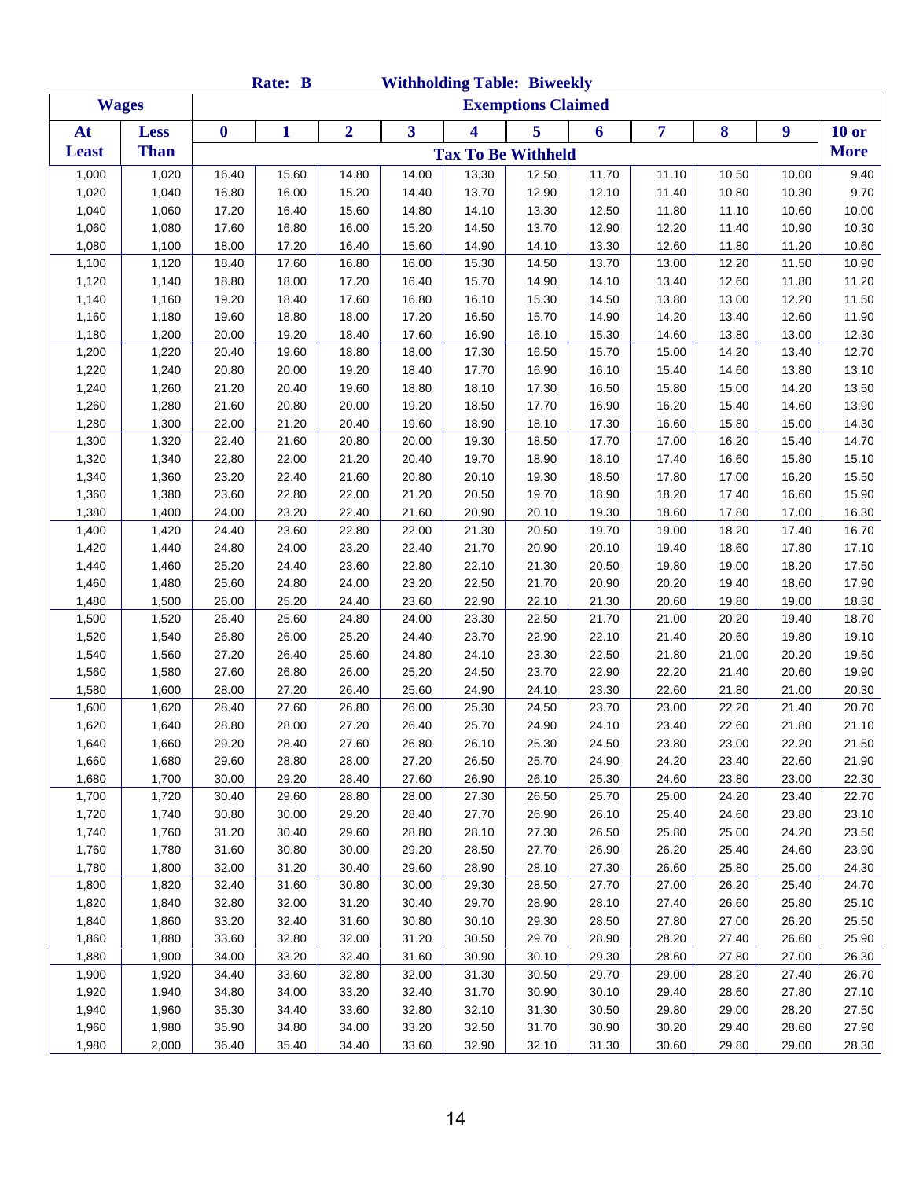**Rate: B** **Withholding Table: Biweekly**

| Wages | | Exemptions Claimed | | | | | | | | | | |
|---|---|---|---|---|---|---|---|---|---|---|---|---|
| At Least | Less Than | 0 | 1 | 2 | 3 | 4 | 5 | 6 | 7 | 8 | 9 | 10 or More |
| | | Tax To Be Withheld | | | | | | | | | | |
| 1,000 | 1,020 | 16.40 | 15.60 | 14.80 | 14.00 | 13.30 | 12.50 | 11.70 | 11.10 | 10.50 | 10.00 | 9.40 |
| 1,020 | 1,040 | 16.80 | 16.00 | 15.20 | 14.40 | 13.70 | 12.90 | 12.10 | 11.40 | 10.80 | 10.30 | 9.70 |
| 1,040 | 1,060 | 17.20 | 16.40 | 15.60 | 14.80 | 14.10 | 13.30 | 12.50 | 11.80 | 11.10 | 10.60 | 10.00 |
| 1,060 | 1,080 | 17.60 | 16.80 | 16.00 | 15.20 | 14.50 | 13.70 | 12.90 | 12.20 | 11.40 | 10.90 | 10.30 |
| 1,080 | 1,100 | 18.00 | 17.20 | 16.40 | 15.60 | 14.90 | 14.10 | 13.30 | 12.60 | 11.80 | 11.20 | 10.60 |
| 1,100 | 1,120 | 18.40 | 17.60 | 16.80 | 16.00 | 15.30 | 14.50 | 13.70 | 13.00 | 12.20 | 11.50 | 10.90 |
| 1,120 | 1,140 | 18.80 | 18.00 | 17.20 | 16.40 | 15.70 | 14.90 | 14.10 | 13.40 | 12.60 | 11.80 | 11.20 |
| 1,140 | 1,160 | 19.20 | 18.40 | 17.60 | 16.80 | 16.10 | 15.30 | 14.50 | 13.80 | 13.00 | 12.20 | 11.50 |
| 1,160 | 1,180 | 19.60 | 18.80 | 18.00 | 17.20 | 16.50 | 15.70 | 14.90 | 14.20 | 13.40 | 12.60 | 11.90 |
| 1,180 | 1,200 | 20.00 | 19.20 | 18.40 | 17.60 | 16.90 | 16.10 | 15.30 | 14.60 | 13.80 | 13.00 | 12.30 |
| 1,200 | 1,220 | 20.40 | 19.60 | 18.80 | 18.00 | 17.30 | 16.50 | 15.70 | 15.00 | 14.20 | 13.40 | 12.70 |
| 1,220 | 1,240 | 20.80 | 20.00 | 19.20 | 18.40 | 17.70 | 16.90 | 16.10 | 15.40 | 14.60 | 13.80 | 13.10 |
| 1,240 | 1,260 | 21.20 | 20.40 | 19.60 | 18.80 | 18.10 | 17.30 | 16.50 | 15.80 | 15.00 | 14.20 | 13.50 |
| 1,260 | 1,280 | 21.60 | 20.80 | 20.00 | 19.20 | 18.50 | 17.70 | 16.90 | 16.20 | 15.40 | 14.60 | 13.90 |
| 1,280 | 1,300 | 22.00 | 21.20 | 20.40 | 19.60 | 18.90 | 18.10 | 17.30 | 16.60 | 15.80 | 15.00 | 14.30 |
| 1,300 | 1,320 | 22.40 | 21.60 | 20.80 | 20.00 | 19.30 | 18.50 | 17.70 | 17.00 | 16.20 | 15.40 | 14.70 |
| 1,320 | 1,340 | 22.80 | 22.00 | 21.20 | 20.40 | 19.70 | 18.90 | 18.10 | 17.40 | 16.60 | 15.80 | 15.10 |
| 1,340 | 1,360 | 23.20 | 22.40 | 21.60 | 20.80 | 20.10 | 19.30 | 18.50 | 17.80 | 17.00 | 16.20 | 15.50 |
| 1,360 | 1,380 | 23.60 | 22.80 | 22.00 | 21.20 | 20.50 | 19.70 | 18.90 | 18.20 | 17.40 | 16.60 | 15.90 |
| 1,380 | 1,400 | 24.00 | 23.20 | 22.40 | 21.60 | 20.90 | 20.10 | 19.30 | 18.60 | 17.80 | 17.00 | 16.30 |
| 1,400 | 1,420 | 24.40 | 23.60 | 22.80 | 22.00 | 21.30 | 20.50 | 19.70 | 19.00 | 18.20 | 17.40 | 16.70 |
| 1,420 | 1,440 | 24.80 | 24.00 | 23.20 | 22.40 | 21.70 | 20.90 | 20.10 | 19.40 | 18.60 | 17.80 | 17.10 |
| 1,440 | 1,460 | 25.20 | 24.40 | 23.60 | 22.80 | 22.10 | 21.30 | 20.50 | 19.80 | 19.00 | 18.20 | 17.50 |
| 1,460 | 1,480 | 25.60 | 24.80 | 24.00 | 23.20 | 22.50 | 21.70 | 20.90 | 20.20 | 19.40 | 18.60 | 17.90 |
| 1,480 | 1,500 | 26.00 | 25.20 | 24.40 | 23.60 | 22.90 | 22.10 | 21.30 | 20.60 | 19.80 | 19.00 | 18.30 |
| 1,500 | 1,520 | 26.40 | 25.60 | 24.80 | 24.00 | 23.30 | 22.50 | 21.70 | 21.00 | 20.20 | 19.40 | 18.70 |
| 1,520 | 1,540 | 26.80 | 26.00 | 25.20 | 24.40 | 23.70 | 22.90 | 22.10 | 21.40 | 20.60 | 19.80 | 19.10 |
| 1,540 | 1,560 | 27.20 | 26.40 | 25.60 | 24.80 | 24.10 | 23.30 | 22.50 | 21.80 | 21.00 | 20.20 | 19.50 |
| 1,560 | 1,580 | 27.60 | 26.80 | 26.00 | 25.20 | 24.50 | 23.70 | 22.90 | 22.20 | 21.40 | 20.60 | 19.90 |
| 1,580 | 1,600 | 28.00 | 27.20 | 26.40 | 25.60 | 24.90 | 24.10 | 23.30 | 22.60 | 21.80 | 21.00 | 20.30 |
| 1,600 | 1,620 | 28.40 | 27.60 | 26.80 | 26.00 | 25.30 | 24.50 | 23.70 | 23.00 | 22.20 | 21.40 | 20.70 |
| 1,620 | 1,640 | 28.80 | 28.00 | 27.20 | 26.40 | 25.70 | 24.90 | 24.10 | 23.40 | 22.60 | 21.80 | 21.10 |
| 1,640 | 1,660 | 29.20 | 28.40 | 27.60 | 26.80 | 26.10 | 25.30 | 24.50 | 23.80 | 23.00 | 22.20 | 21.50 |
| 1,660 | 1,680 | 29.60 | 28.80 | 28.00 | 27.20 | 26.50 | 25.70 | 24.90 | 24.20 | 23.40 | 22.60 | 21.90 |
| 1,680 | 1,700 | 30.00 | 29.20 | 28.40 | 27.60 | 26.90 | 26.10 | 25.30 | 24.60 | 23.80 | 23.00 | 22.30 |
| 1,700 | 1,720 | 30.40 | 29.60 | 28.80 | 28.00 | 27.30 | 26.50 | 25.70 | 25.00 | 24.20 | 23.40 | 22.70 |
| 1,720 | 1,740 | 30.80 | 30.00 | 29.20 | 28.40 | 27.70 | 26.90 | 26.10 | 25.40 | 24.60 | 23.80 | 23.10 |
| 1,740 | 1,760 | 31.20 | 30.40 | 29.60 | 28.80 | 28.10 | 27.30 | 26.50 | 25.80 | 25.00 | 24.20 | 23.50 |
| 1,760 | 1,780 | 31.60 | 30.80 | 30.00 | 29.20 | 28.50 | 27.70 | 26.90 | 26.20 | 25.40 | 24.60 | 23.90 |
| 1,780 | 1,800 | 32.00 | 31.20 | 30.40 | 29.60 | 28.90 | 28.10 | 27.30 | 26.60 | 25.80 | 25.00 | 24.30 |
| 1,800 | 1,820 | 32.40 | 31.60 | 30.80 | 30.00 | 29.30 | 28.50 | 27.70 | 27.00 | 26.20 | 25.40 | 24.70 |
| 1,820 | 1,840 | 32.80 | 32.00 | 31.20 | 30.40 | 29.70 | 28.90 | 28.10 | 27.40 | 26.60 | 25.80 | 25.10 |
| 1,840 | 1,860 | 33.20 | 32.40 | 31.60 | 30.80 | 30.10 | 29.30 | 28.50 | 27.80 | 27.00 | 26.20 | 25.50 |
| 1,860 | 1,880 | 33.60 | 32.80 | 32.00 | 31.20 | 30.50 | 29.70 | 28.90 | 28.20 | 27.40 | 26.60 | 25.90 |
| 1,880 | 1,900 | 34.00 | 33.20 | 32.40 | 31.60 | 30.90 | 30.10 | 29.30 | 28.60 | 27.80 | 27.00 | 26.30 |
| 1,900 | 1,920 | 34.40 | 33.60 | 32.80 | 32.00 | 31.30 | 30.50 | 29.70 | 29.00 | 28.20 | 27.40 | 26.70 |
| 1,920 | 1,940 | 34.80 | 34.00 | 33.20 | 32.40 | 31.70 | 30.90 | 30.10 | 29.40 | 28.60 | 27.80 | 27.10 |
| 1,940 | 1,960 | 35.30 | 34.40 | 33.60 | 32.80 | 32.10 | 31.30 | 30.50 | 29.80 | 29.00 | 28.20 | 27.50 |
| 1,960 | 1,980 | 35.90 | 34.80 | 34.00 | 33.20 | 32.50 | 31.70 | 30.90 | 30.20 | 29.40 | 28.60 | 27.90 |
| 1,980 | 2,000 | 36.40 | 35.40 | 34.40 | 33.60 | 32.90 | 32.10 | 31.30 | 30.60 | 29.80 | 29.00 | 28.30 |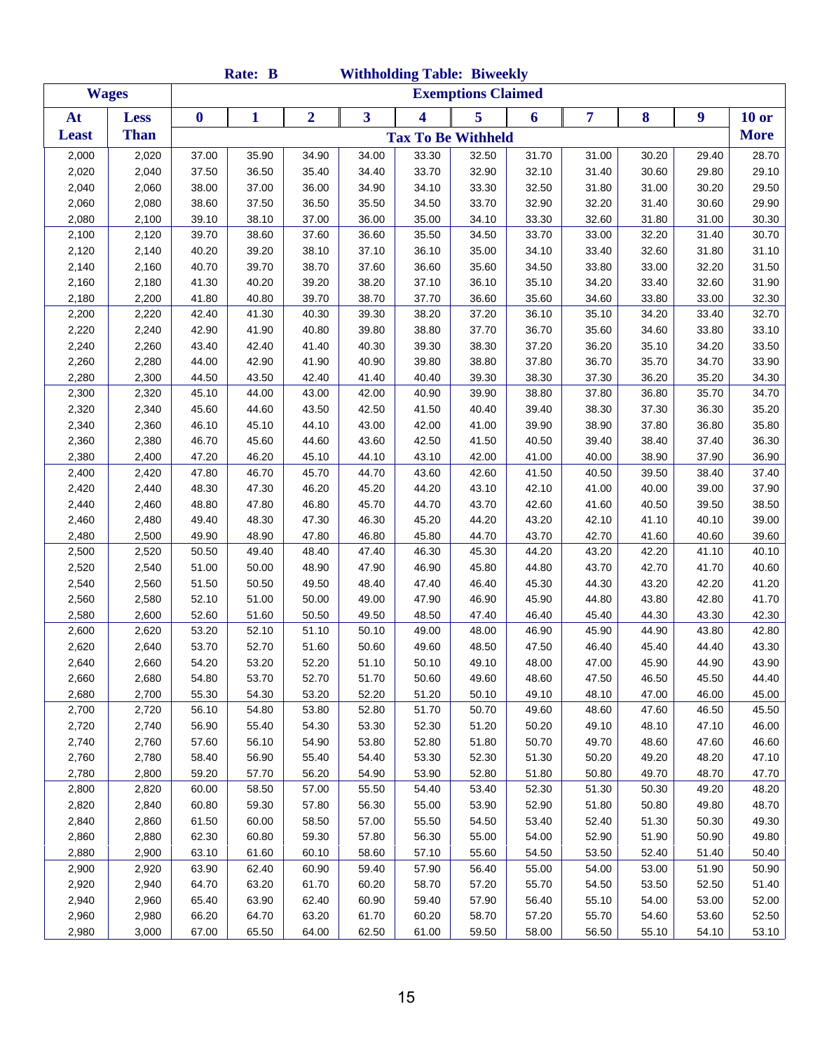**Rate: B** **Withholding Table: Biweekly**

| Wages | | Exemptions Claimed | | | | | | | | | | |
|---|---|---|---|---|---|---|---|---|---|---|---|---|
| At Least | Less Than | 0 | 1 | 2 | 3 | 4 | 5 | 6 | 7 | 8 | 9 | 10 or More |
| | | Tax To Be Withheld | | | | | | | | | | |
| 2,000 | 2,020 | 37.00 | 35.90 | 34.90 | 34.00 | 33.30 | 32.50 | 31.70 | 31.00 | 30.20 | 29.40 | 28.70 |
| 2,020 | 2,040 | 37.50 | 36.50 | 35.40 | 34.40 | 33.70 | 32.90 | 32.10 | 31.40 | 30.60 | 29.80 | 29.10 |
| 2,040 | 2,060 | 38.00 | 37.00 | 36.00 | 34.90 | 34.10 | 33.30 | 32.50 | 31.80 | 31.00 | 30.20 | 29.50 |
| 2,060 | 2,080 | 38.60 | 37.50 | 36.50 | 35.50 | 34.50 | 33.70 | 32.90 | 32.20 | 31.40 | 30.60 | 29.90 |
| 2,080 | 2,100 | 39.10 | 38.10 | 37.00 | 36.00 | 35.00 | 34.10 | 33.30 | 32.60 | 31.80 | 31.00 | 30.30 |
| 2,100 | 2,120 | 39.70 | 38.60 | 37.60 | 36.60 | 35.50 | 34.50 | 33.70 | 33.00 | 32.20 | 31.40 | 30.70 |
| 2,120 | 2,140 | 40.20 | 39.20 | 38.10 | 37.10 | 36.10 | 35.00 | 34.10 | 33.40 | 32.60 | 31.80 | 31.10 |
| 2,140 | 2,160 | 40.70 | 39.70 | 38.70 | 37.60 | 36.60 | 35.60 | 34.50 | 33.80 | 33.00 | 32.20 | 31.50 |
| 2,160 | 2,180 | 41.30 | 40.20 | 39.20 | 38.20 | 37.10 | 36.10 | 35.10 | 34.20 | 33.40 | 32.60 | 31.90 |
| 2,180 | 2,200 | 41.80 | 40.80 | 39.70 | 38.70 | 37.70 | 36.60 | 35.60 | 34.60 | 33.80 | 33.00 | 32.30 |
| 2,200 | 2,220 | 42.40 | 41.30 | 40.30 | 39.30 | 38.20 | 37.20 | 36.10 | 35.10 | 34.20 | 33.40 | 32.70 |
| 2,220 | 2,240 | 42.90 | 41.90 | 40.80 | 39.80 | 38.80 | 37.70 | 36.70 | 35.60 | 34.60 | 33.80 | 33.10 |
| 2,240 | 2,260 | 43.40 | 42.40 | 41.40 | 40.30 | 39.30 | 38.30 | 37.20 | 36.20 | 35.10 | 34.20 | 33.50 |
| 2,260 | 2,280 | 44.00 | 42.90 | 41.90 | 40.90 | 39.80 | 38.80 | 37.80 | 36.70 | 35.70 | 34.70 | 33.90 |
| 2,280 | 2,300 | 44.50 | 43.50 | 42.40 | 41.40 | 40.40 | 39.30 | 38.30 | 37.30 | 36.20 | 35.20 | 34.30 |
| 2,300 | 2,320 | 45.10 | 44.00 | 43.00 | 42.00 | 40.90 | 39.90 | 38.80 | 37.80 | 36.80 | 35.70 | 34.70 |
| 2,320 | 2,340 | 45.60 | 44.60 | 43.50 | 42.50 | 41.50 | 40.40 | 39.40 | 38.30 | 37.30 | 36.30 | 35.20 |
| 2,340 | 2,360 | 46.10 | 45.10 | 44.10 | 43.00 | 42.00 | 41.00 | 39.90 | 38.90 | 37.80 | 36.80 | 35.80 |
| 2,360 | 2,380 | 46.70 | 45.60 | 44.60 | 43.60 | 42.50 | 41.50 | 40.50 | 39.40 | 38.40 | 37.40 | 36.30 |
| 2,380 | 2,400 | 47.20 | 46.20 | 45.10 | 44.10 | 43.10 | 42.00 | 41.00 | 40.00 | 38.90 | 37.90 | 36.90 |
| 2,400 | 2,420 | 47.80 | 46.70 | 45.70 | 44.70 | 43.60 | 42.60 | 41.50 | 40.50 | 39.50 | 38.40 | 37.40 |
| 2,420 | 2,440 | 48.30 | 47.30 | 46.20 | 45.20 | 44.20 | 43.10 | 42.10 | 41.00 | 40.00 | 39.00 | 37.90 |
| 2,440 | 2,460 | 48.80 | 47.80 | 46.80 | 45.70 | 44.70 | 43.70 | 42.60 | 41.60 | 40.50 | 39.50 | 38.50 |
| 2,460 | 2,480 | 49.40 | 48.30 | 47.30 | 46.30 | 45.20 | 44.20 | 43.20 | 42.10 | 41.10 | 40.10 | 39.00 |
| 2,480 | 2,500 | 49.90 | 48.90 | 47.80 | 46.80 | 45.80 | 44.70 | 43.70 | 42.70 | 41.60 | 40.60 | 39.60 |
| 2,500 | 2,520 | 50.50 | 49.40 | 48.40 | 47.40 | 46.30 | 45.30 | 44.20 | 43.20 | 42.20 | 41.10 | 40.10 |
| 2,520 | 2,540 | 51.00 | 50.00 | 48.90 | 47.90 | 46.90 | 45.80 | 44.80 | 43.70 | 42.70 | 41.70 | 40.60 |
| 2,540 | 2,560 | 51.50 | 50.50 | 49.50 | 48.40 | 47.40 | 46.40 | 45.30 | 44.30 | 43.20 | 42.20 | 41.20 |
| 2,560 | 2,580 | 52.10 | 51.00 | 50.00 | 49.00 | 47.90 | 46.90 | 45.90 | 44.80 | 43.80 | 42.80 | 41.70 |
| 2,580 | 2,600 | 52.60 | 51.60 | 50.50 | 49.50 | 48.50 | 47.40 | 46.40 | 45.40 | 44.30 | 43.30 | 42.30 |
| 2,600 | 2,620 | 53.20 | 52.10 | 51.10 | 50.10 | 49.00 | 48.00 | 46.90 | 45.90 | 44.90 | 43.80 | 42.80 |
| 2,620 | 2,640 | 53.70 | 52.70 | 51.60 | 50.60 | 49.60 | 48.50 | 47.50 | 46.40 | 45.40 | 44.40 | 43.30 |
| 2,640 | 2,660 | 54.20 | 53.20 | 52.20 | 51.10 | 50.10 | 49.10 | 48.00 | 47.00 | 45.90 | 44.90 | 43.90 |
| 2,660 | 2,680 | 54.80 | 53.70 | 52.70 | 51.70 | 50.60 | 49.60 | 48.60 | 47.50 | 46.50 | 45.50 | 44.40 |
| 2,680 | 2,700 | 55.30 | 54.30 | 53.20 | 52.20 | 51.20 | 50.10 | 49.10 | 48.10 | 47.00 | 46.00 | 45.00 |
| 2,700 | 2,720 | 56.10 | 54.80 | 53.80 | 52.80 | 51.70 | 50.70 | 49.60 | 48.60 | 47.60 | 46.50 | 45.50 |
| 2,720 | 2,740 | 56.90 | 55.40 | 54.30 | 53.30 | 52.30 | 51.20 | 50.20 | 49.10 | 48.10 | 47.10 | 46.00 |
| 2,740 | 2,760 | 57.60 | 56.10 | 54.90 | 53.80 | 52.80 | 51.80 | 50.70 | 49.70 | 48.60 | 47.60 | 46.60 |
| 2,760 | 2,780 | 58.40 | 56.90 | 55.40 | 54.40 | 53.30 | 52.30 | 51.30 | 50.20 | 49.20 | 48.20 | 47.10 |
| 2,780 | 2,800 | 59.20 | 57.70 | 56.20 | 54.90 | 53.90 | 52.80 | 51.80 | 50.80 | 49.70 | 48.70 | 47.70 |
| 2,800 | 2,820 | 60.00 | 58.50 | 57.00 | 55.50 | 54.40 | 53.40 | 52.30 | 51.30 | 50.30 | 49.20 | 48.20 |
| 2,820 | 2,840 | 60.80 | 59.30 | 57.80 | 56.30 | 55.00 | 53.90 | 52.90 | 51.80 | 50.80 | 49.80 | 48.70 |
| 2,840 | 2,860 | 61.50 | 60.00 | 58.50 | 57.00 | 55.50 | 54.50 | 53.40 | 52.40 | 51.30 | 50.30 | 49.30 |
| 2,860 | 2,880 | 62.30 | 60.80 | 59.30 | 57.80 | 56.30 | 55.00 | 54.00 | 52.90 | 51.90 | 50.90 | 49.80 |
| 2,880 | 2,900 | 63.10 | 61.60 | 60.10 | 58.60 | 57.10 | 55.60 | 54.50 | 53.50 | 52.40 | 51.40 | 50.40 |
| 2,900 | 2,920 | 63.90 | 62.40 | 60.90 | 59.40 | 57.90 | 56.40 | 55.00 | 54.00 | 53.00 | 51.90 | 50.90 |
| 2,920 | 2,940 | 64.70 | 63.20 | 61.70 | 60.20 | 58.70 | 57.20 | 55.70 | 54.50 | 53.50 | 52.50 | 51.40 |
| 2,940 | 2,960 | 65.40 | 63.90 | 62.40 | 60.90 | 59.40 | 57.90 | 56.40 | 55.10 | 54.00 | 53.00 | 52.00 |
| 2,960 | 2,980 | 66.20 | 64.70 | 63.20 | 61.70 | 60.20 | 58.70 | 57.20 | 55.70 | 54.60 | 53.60 | 52.50 |
| 2,980 | 3,000 | 67.00 | 65.50 | 64.00 | 62.50 | 61.00 | 59.50 | 58.00 | 56.50 | 55.10 | 54.10 | 53.10 |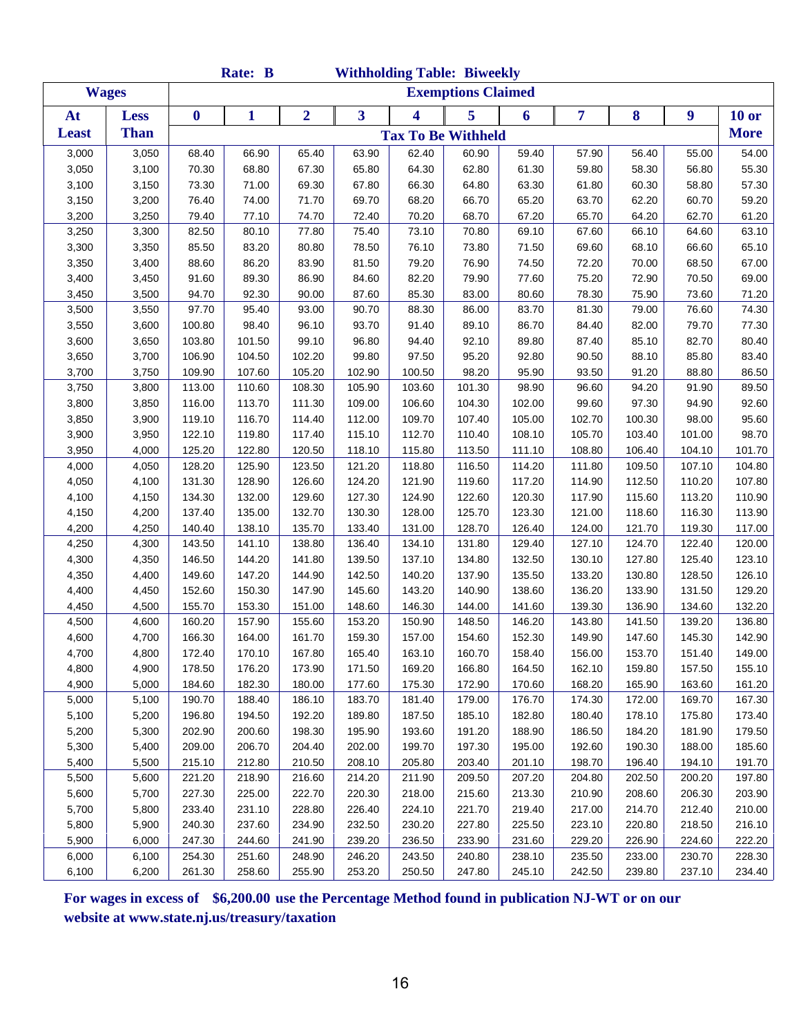**Rate: B** **Withholding Table: Biweekly**

| Wages | | Exemptions Claimed | | | | | | | | | | |
|---|---|---|---|---|---|---|---|---|---|---|---|---|
| At Least | Less Than | 0 | 1 | 2 | 3 | 4 | 5 | 6 | 7 | 8 | 9 | 10 or More |
| | | Tax To Be Withheld | | | | | | | | | | |
| 3,000 | 3,050 | 68.40 | 66.90 | 65.40 | 63.90 | 62.40 | 60.90 | 59.40 | 57.90 | 56.40 | 55.00 | 54.00 |
| 3,050 | 3,100 | 70.30 | 68.80 | 67.30 | 65.80 | 64.30 | 62.80 | 61.30 | 59.80 | 58.30 | 56.80 | 55.30 |
| 3,100 | 3,150 | 73.30 | 71.00 | 69.30 | 67.80 | 66.30 | 64.80 | 63.30 | 61.80 | 60.30 | 58.80 | 57.30 |
| 3,150 | 3,200 | 76.40 | 74.00 | 71.70 | 69.70 | 68.20 | 66.70 | 65.20 | 63.70 | 62.20 | 60.70 | 59.20 |
| 3,200 | 3,250 | 79.40 | 77.10 | 74.70 | 72.40 | 70.20 | 68.70 | 67.20 | 65.70 | 64.20 | 62.70 | 61.20 |
| 3,250 | 3,300 | 82.50 | 80.10 | 77.80 | 75.40 | 73.10 | 70.80 | 69.10 | 67.60 | 66.10 | 64.60 | 63.10 |
| 3,300 | 3,350 | 85.50 | 83.20 | 80.80 | 78.50 | 76.10 | 73.80 | 71.50 | 69.60 | 68.10 | 66.60 | 65.10 |
| 3,350 | 3,400 | 88.60 | 86.20 | 83.90 | 81.50 | 79.20 | 76.90 | 74.50 | 72.20 | 70.00 | 68.50 | 67.00 |
| 3,400 | 3,450 | 91.60 | 89.30 | 86.90 | 84.60 | 82.20 | 79.90 | 77.60 | 75.20 | 72.90 | 70.50 | 69.00 |
| 3,450 | 3,500 | 94.70 | 92.30 | 90.00 | 87.60 | 85.30 | 83.00 | 80.60 | 78.30 | 75.90 | 73.60 | 71.20 |
| 3,500 | 3,550 | 97.70 | 95.40 | 93.00 | 90.70 | 88.30 | 86.00 | 83.70 | 81.30 | 79.00 | 76.60 | 74.30 |
| 3,550 | 3,600 | 100.80 | 98.40 | 96.10 | 93.70 | 91.40 | 89.10 | 86.70 | 84.40 | 82.00 | 79.70 | 77.30 |
| 3,600 | 3,650 | 103.80 | 101.50 | 99.10 | 96.80 | 94.40 | 92.10 | 89.80 | 87.40 | 85.10 | 82.70 | 80.40 |
| 3,650 | 3,700 | 106.90 | 104.50 | 102.20 | 99.80 | 97.50 | 95.20 | 92.80 | 90.50 | 88.10 | 85.80 | 83.40 |
| 3,700 | 3,750 | 109.90 | 107.60 | 105.20 | 102.90 | 100.50 | 98.20 | 95.90 | 93.50 | 91.20 | 88.80 | 86.50 |
| 3,750 | 3,800 | 113.00 | 110.60 | 108.30 | 105.90 | 103.60 | 101.30 | 98.90 | 96.60 | 94.20 | 91.90 | 89.50 |
| 3,800 | 3,850 | 116.00 | 113.70 | 111.30 | 109.00 | 106.60 | 104.30 | 102.00 | 99.60 | 97.30 | 94.90 | 92.60 |
| 3,850 | 3,900 | 119.10 | 116.70 | 114.40 | 112.00 | 109.70 | 107.40 | 105.00 | 102.70 | 100.30 | 98.00 | 95.60 |
| 3,900 | 3,950 | 122.10 | 119.80 | 117.40 | 115.10 | 112.70 | 110.40 | 108.10 | 105.70 | 103.40 | 101.00 | 98.70 |
| 3,950 | 4,000 | 125.20 | 122.80 | 120.50 | 118.10 | 115.80 | 113.50 | 111.10 | 108.80 | 106.40 | 104.10 | 101.70 |
| 4,000 | 4,050 | 128.20 | 125.90 | 123.50 | 121.20 | 118.80 | 116.50 | 114.20 | 111.80 | 109.50 | 107.10 | 104.80 |
| 4,050 | 4,100 | 131.30 | 128.90 | 126.60 | 124.20 | 121.90 | 119.60 | 117.20 | 114.90 | 112.50 | 110.20 | 107.80 |
| 4,100 | 4,150 | 134.30 | 132.00 | 129.60 | 127.30 | 124.90 | 122.60 | 120.30 | 117.90 | 115.60 | 113.20 | 110.90 |
| 4,150 | 4,200 | 137.40 | 135.00 | 132.70 | 130.30 | 128.00 | 125.70 | 123.30 | 121.00 | 118.60 | 116.30 | 113.90 |
| 4,200 | 4,250 | 140.40 | 138.10 | 135.70 | 133.40 | 131.00 | 128.70 | 126.40 | 124.00 | 121.70 | 119.30 | 117.00 |
| 4,250 | 4,300 | 143.50 | 141.10 | 138.80 | 136.40 | 134.10 | 131.80 | 129.40 | 127.10 | 124.70 | 122.40 | 120.00 |
| 4,300 | 4,350 | 146.50 | 144.20 | 141.80 | 139.50 | 137.10 | 134.80 | 132.50 | 130.10 | 127.80 | 125.40 | 123.10 |
| 4,350 | 4,400 | 149.60 | 147.20 | 144.90 | 142.50 | 140.20 | 137.90 | 135.50 | 133.20 | 130.80 | 128.50 | 126.10 |
| 4,400 | 4,450 | 152.60 | 150.30 | 147.90 | 145.60 | 143.20 | 140.90 | 138.60 | 136.20 | 133.90 | 131.50 | 129.20 |
| 4,450 | 4,500 | 155.70 | 153.30 | 151.00 | 148.60 | 146.30 | 144.00 | 141.60 | 139.30 | 136.90 | 134.60 | 132.20 |
| 4,500 | 4,600 | 160.20 | 157.90 | 155.60 | 153.20 | 150.90 | 148.50 | 146.20 | 143.80 | 141.50 | 139.20 | 136.80 |
| 4,600 | 4,700 | 166.30 | 164.00 | 161.70 | 159.30 | 157.00 | 154.60 | 152.30 | 149.90 | 147.60 | 145.30 | 142.90 |
| 4,700 | 4,800 | 172.40 | 170.10 | 167.80 | 165.40 | 163.10 | 160.70 | 158.40 | 156.00 | 153.70 | 151.40 | 149.00 |
| 4,800 | 4,900 | 178.50 | 176.20 | 173.90 | 171.50 | 169.20 | 166.80 | 164.50 | 162.10 | 159.80 | 157.50 | 155.10 |
| 4,900 | 5,000 | 184.60 | 182.30 | 180.00 | 177.60 | 175.30 | 172.90 | 170.60 | 168.20 | 165.90 | 163.60 | 161.20 |
| 5,000 | 5,100 | 190.70 | 188.40 | 186.10 | 183.70 | 181.40 | 179.00 | 176.70 | 174.30 | 172.00 | 169.70 | 167.30 |
| 5,100 | 5,200 | 196.80 | 194.50 | 192.20 | 189.80 | 187.50 | 185.10 | 182.80 | 180.40 | 178.10 | 175.80 | 173.40 |
| 5,200 | 5,300 | 202.90 | 200.60 | 198.30 | 195.90 | 193.60 | 191.20 | 188.90 | 186.50 | 184.20 | 181.90 | 179.50 |
| 5,300 | 5,400 | 209.00 | 206.70 | 204.40 | 202.00 | 199.70 | 197.30 | 195.00 | 192.60 | 190.30 | 188.00 | 185.60 |
| 5,400 | 5,500 | 215.10 | 212.80 | 210.50 | 208.10 | 205.80 | 203.40 | 201.10 | 198.70 | 196.40 | 194.10 | 191.70 |
| 5,500 | 5,600 | 221.20 | 218.90 | 216.60 | 214.20 | 211.90 | 209.50 | 207.20 | 204.80 | 202.50 | 200.20 | 197.80 |
| 5,600 | 5,700 | 227.30 | 225.00 | 222.70 | 220.30 | 218.00 | 215.60 | 213.30 | 210.90 | 208.60 | 206.30 | 203.90 |
| 5,700 | 5,800 | 233.40 | 231.10 | 228.80 | 226.40 | 224.10 | 221.70 | 219.40 | 217.00 | 214.70 | 212.40 | 210.00 |
| 5,800 | 5,900 | 240.30 | 237.60 | 234.90 | 232.50 | 230.20 | 227.80 | 225.50 | 223.10 | 220.80 | 218.50 | 216.10 |
| 5,900 | 6,000 | 247.30 | 244.60 | 241.90 | 239.20 | 236.50 | 233.90 | 231.60 | 229.20 | 226.90 | 224.60 | 222.20 |
| 6,000 | 6,100 | 254.30 | 251.60 | 248.90 | 246.20 | 243.50 | 240.80 | 238.10 | 235.50 | 233.00 | 230.70 | 228.30 |
| 6,100 | 6,200 | 261.30 | 258.60 | 255.90 | 253.20 | 250.50 | 247.80 | 245.10 | 242.50 | 239.80 | 237.10 | 234.40 |

**For wages in excess of $6,200.00 use the Percentage Method found in publication NJ-WT or on our website at www.state.nj.us/treasury/taxation**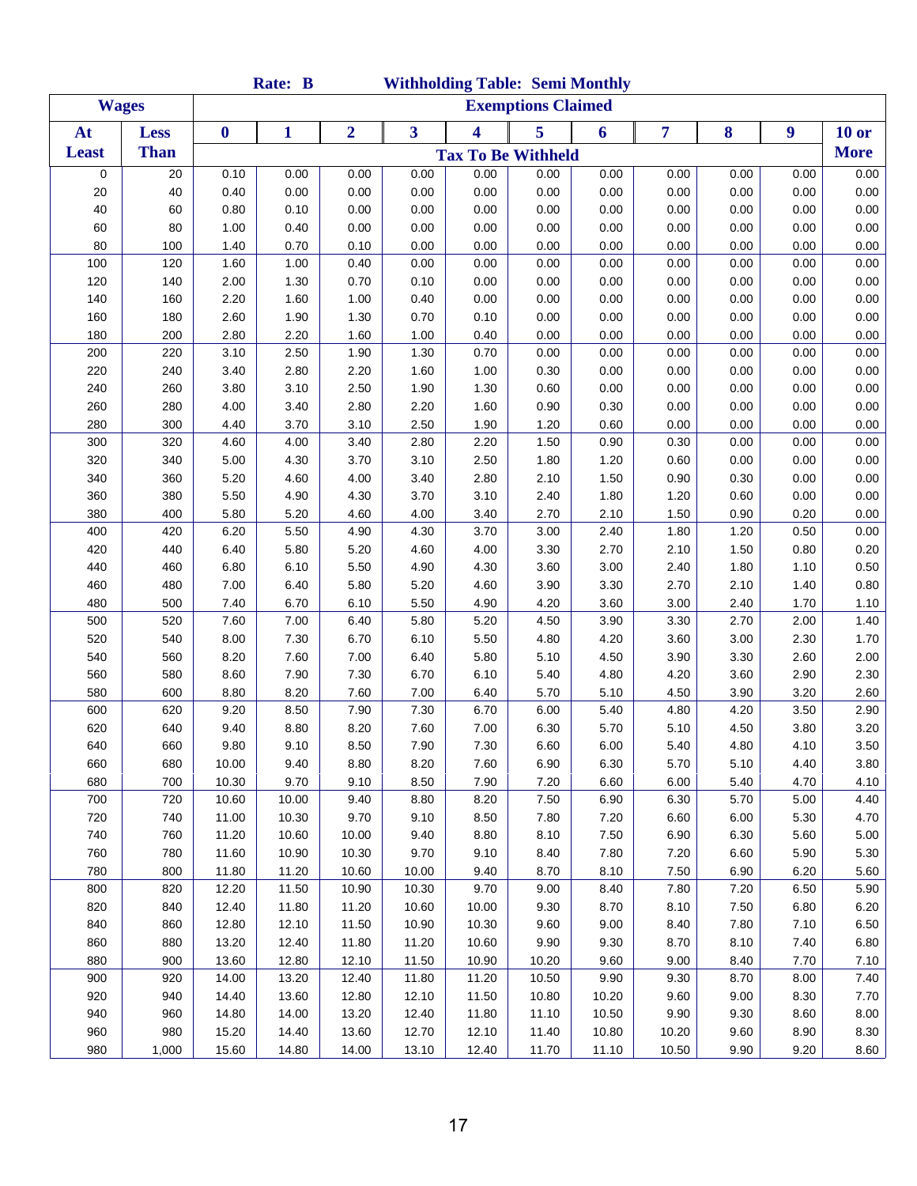**Rate: B** **Withholding Table: Semi Monthly**

| Wages | | Exemptions Claimed | | | | | | | | | | |
|---|---|---|---|---|---|---|---|---|---|---|---|---|
| At Least | Less Than | 0 | 1 | 2 | 3 | 4 | 5 | 6 | 7 | 8 | 9 | 10 or More |
| | | Tax To Be Withheld | | | | | | | | | | |
| 0 | 20 | 0.10 | 0.00 | 0.00 | 0.00 | 0.00 | 0.00 | 0.00 | 0.00 | 0.00 | 0.00 | 0.00 |
| 20 | 40 | 0.40 | 0.00 | 0.00 | 0.00 | 0.00 | 0.00 | 0.00 | 0.00 | 0.00 | 0.00 | 0.00 |
| 40 | 60 | 0.80 | 0.10 | 0.00 | 0.00 | 0.00 | 0.00 | 0.00 | 0.00 | 0.00 | 0.00 | 0.00 |
| 60 | 80 | 1.00 | 0.40 | 0.00 | 0.00 | 0.00 | 0.00 | 0.00 | 0.00 | 0.00 | 0.00 | 0.00 |
| 80 | 100 | 1.40 | 0.70 | 0.10 | 0.00 | 0.00 | 0.00 | 0.00 | 0.00 | 0.00 | 0.00 | 0.00 |
| 100 | 120 | 1.60 | 1.00 | 0.40 | 0.00 | 0.00 | 0.00 | 0.00 | 0.00 | 0.00 | 0.00 | 0.00 |
| 120 | 140 | 2.00 | 1.30 | 0.70 | 0.10 | 0.00 | 0.00 | 0.00 | 0.00 | 0.00 | 0.00 | 0.00 |
| 140 | 160 | 2.20 | 1.60 | 1.00 | 0.40 | 0.00 | 0.00 | 0.00 | 0.00 | 0.00 | 0.00 | 0.00 |
| 160 | 180 | 2.60 | 1.90 | 1.30 | 0.70 | 0.10 | 0.00 | 0.00 | 0.00 | 0.00 | 0.00 | 0.00 |
| 180 | 200 | 2.80 | 2.20 | 1.60 | 1.00 | 0.40 | 0.00 | 0.00 | 0.00 | 0.00 | 0.00 | 0.00 |
| 200 | 220 | 3.10 | 2.50 | 1.90 | 1.30 | 0.70 | 0.00 | 0.00 | 0.00 | 0.00 | 0.00 | 0.00 |
| 220 | 240 | 3.40 | 2.80 | 2.20 | 1.60 | 1.00 | 0.30 | 0.00 | 0.00 | 0.00 | 0.00 | 0.00 |
| 240 | 260 | 3.80 | 3.10 | 2.50 | 1.90 | 1.30 | 0.60 | 0.00 | 0.00 | 0.00 | 0.00 | 0.00 |
| 260 | 280 | 4.00 | 3.40 | 2.80 | 2.20 | 1.60 | 0.90 | 0.30 | 0.00 | 0.00 | 0.00 | 0.00 |
| 280 | 300 | 4.40 | 3.70 | 3.10 | 2.50 | 1.90 | 1.20 | 0.60 | 0.00 | 0.00 | 0.00 | 0.00 |
| 300 | 320 | 4.60 | 4.00 | 3.40 | 2.80 | 2.20 | 1.50 | 0.90 | 0.30 | 0.00 | 0.00 | 0.00 |
| 320 | 340 | 5.00 | 4.30 | 3.70 | 3.10 | 2.50 | 1.80 | 1.20 | 0.60 | 0.00 | 0.00 | 0.00 |
| 340 | 360 | 5.20 | 4.60 | 4.00 | 3.40 | 2.80 | 2.10 | 1.50 | 0.90 | 0.30 | 0.00 | 0.00 |
| 360 | 380 | 5.50 | 4.90 | 4.30 | 3.70 | 3.10 | 2.40 | 1.80 | 1.20 | 0.60 | 0.00 | 0.00 |
| 380 | 400 | 5.80 | 5.20 | 4.60 | 4.00 | 3.40 | 2.70 | 2.10 | 1.50 | 0.90 | 0.20 | 0.00 |
| 400 | 420 | 6.20 | 5.50 | 4.90 | 4.30 | 3.70 | 3.00 | 2.40 | 1.80 | 1.20 | 0.50 | 0.00 |
| 420 | 440 | 6.40 | 5.80 | 5.20 | 4.60 | 4.00 | 3.30 | 2.70 | 2.10 | 1.50 | 0.80 | 0.20 |
| 440 | 460 | 6.80 | 6.10 | 5.50 | 4.90 | 4.30 | 3.60 | 3.00 | 2.40 | 1.80 | 1.10 | 0.50 |
| 460 | 480 | 7.00 | 6.40 | 5.80 | 5.20 | 4.60 | 3.90 | 3.30 | 2.70 | 2.10 | 1.40 | 0.80 |
| 480 | 500 | 7.40 | 6.70 | 6.10 | 5.50 | 4.90 | 4.20 | 3.60 | 3.00 | 2.40 | 1.70 | 1.10 |
| 500 | 520 | 7.60 | 7.00 | 6.40 | 5.80 | 5.20 | 4.50 | 3.90 | 3.30 | 2.70 | 2.00 | 1.40 |
| 520 | 540 | 8.00 | 7.30 | 6.70 | 6.10 | 5.50 | 4.80 | 4.20 | 3.60 | 3.00 | 2.30 | 1.70 |
| 540 | 560 | 8.20 | 7.60 | 7.00 | 6.40 | 5.80 | 5.10 | 4.50 | 3.90 | 3.30 | 2.60 | 2.00 |
| 560 | 580 | 8.60 | 7.90 | 7.30 | 6.70 | 6.10 | 5.40 | 4.80 | 4.20 | 3.60 | 2.90 | 2.30 |
| 580 | 600 | 8.80 | 8.20 | 7.60 | 7.00 | 6.40 | 5.70 | 5.10 | 4.50 | 3.90 | 3.20 | 2.60 |
| 600 | 620 | 9.20 | 8.50 | 7.90 | 7.30 | 6.70 | 6.00 | 5.40 | 4.80 | 4.20 | 3.50 | 2.90 |
| 620 | 640 | 9.40 | 8.80 | 8.20 | 7.60 | 7.00 | 6.30 | 5.70 | 5.10 | 4.50 | 3.80 | 3.20 |
| 640 | 660 | 9.80 | 9.10 | 8.50 | 7.90 | 7.30 | 6.60 | 6.00 | 5.40 | 4.80 | 4.10 | 3.50 |
| 660 | 680 | 10.00 | 9.40 | 8.80 | 8.20 | 7.60 | 6.90 | 6.30 | 5.70 | 5.10 | 4.40 | 3.80 |
| 680 | 700 | 10.30 | 9.70 | 9.10 | 8.50 | 7.90 | 7.20 | 6.60 | 6.00 | 5.40 | 4.70 | 4.10 |
| 700 | 720 | 10.60 | 10.00 | 9.40 | 8.80 | 8.20 | 7.50 | 6.90 | 6.30 | 5.70 | 5.00 | 4.40 |
| 720 | 740 | 11.00 | 10.30 | 9.70 | 9.10 | 8.50 | 7.80 | 7.20 | 6.60 | 6.00 | 5.30 | 4.70 |
| 740 | 760 | 11.20 | 10.60 | 10.00 | 9.40 | 8.80 | 8.10 | 7.50 | 6.90 | 6.30 | 5.60 | 5.00 |
| 760 | 780 | 11.60 | 10.90 | 10.30 | 9.70 | 9.10 | 8.40 | 7.80 | 7.20 | 6.60 | 5.90 | 5.30 |
| 780 | 800 | 11.80 | 11.20 | 10.60 | 10.00 | 9.40 | 8.70 | 8.10 | 7.50 | 6.90 | 6.20 | 5.60 |
| 800 | 820 | 12.20 | 11.50 | 10.90 | 10.30 | 9.70 | 9.00 | 8.40 | 7.80 | 7.20 | 6.50 | 5.90 |
| 820 | 840 | 12.40 | 11.80 | 11.20 | 10.60 | 10.00 | 9.30 | 8.70 | 8.10 | 7.50 | 6.80 | 6.20 |
| 840 | 860 | 12.80 | 12.10 | 11.50 | 10.90 | 10.30 | 9.60 | 9.00 | 8.40 | 7.80 | 7.10 | 6.50 |
| 860 | 880 | 13.20 | 12.40 | 11.80 | 11.20 | 10.60 | 9.90 | 9.30 | 8.70 | 8.10 | 7.40 | 6.80 |
| 880 | 900 | 13.60 | 12.80 | 12.10 | 11.50 | 10.90 | 10.20 | 9.60 | 9.00 | 8.40 | 7.70 | 7.10 |
| 900 | 920 | 14.00 | 13.20 | 12.40 | 11.80 | 11.20 | 10.50 | 9.90 | 9.30 | 8.70 | 8.00 | 7.40 |
| 920 | 940 | 14.40 | 13.60 | 12.80 | 12.10 | 11.50 | 10.80 | 10.20 | 9.60 | 9.00 | 8.30 | 7.70 |
| 940 | 960 | 14.80 | 14.00 | 13.20 | 12.40 | 11.80 | 11.10 | 10.50 | 9.90 | 9.30 | 8.60 | 8.00 |
| 960 | 980 | 15.20 | 14.40 | 13.60 | 12.70 | 12.10 | 11.40 | 10.80 | 10.20 | 9.60 | 8.90 | 8.30 |
| 980 | 1,000 | 15.60 | 14.80 | 14.00 | 13.10 | 12.40 | 11.70 | 11.10 | 10.50 | 9.90 | 9.20 | 8.60 |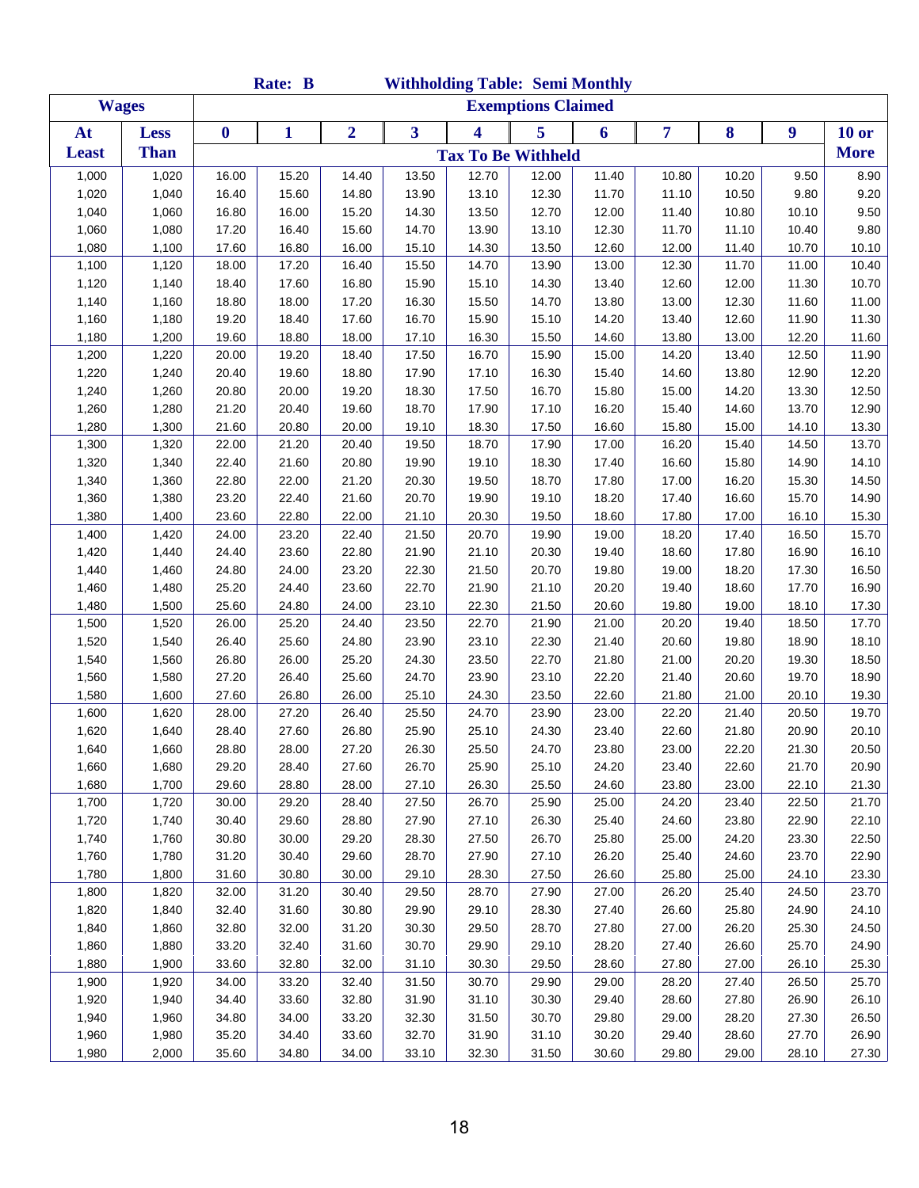**Rate: B** **Withholding Table: Semi Monthly**

| Wages | | Exemptions Claimed | | | | | | | | | | |
|---|---|---|---|---|---|---|---|---|---|---|---|---|
| At Least | Less Than | 0 | 1 | 2 | 3 | 4 | 5 | 6 | 7 | 8 | 9 | 10 or More |
| | | Tax To Be Withheld | | | | | | | | | | |
| 1,000 | 1,020 | 16.00 | 15.20 | 14.40 | 13.50 | 12.70 | 12.00 | 11.40 | 10.80 | 10.20 | 9.50 | 8.90 |
| 1,020 | 1,040 | 16.40 | 15.60 | 14.80 | 13.90 | 13.10 | 12.30 | 11.70 | 11.10 | 10.50 | 9.80 | 9.20 |
| 1,040 | 1,060 | 16.80 | 16.00 | 15.20 | 14.30 | 13.50 | 12.70 | 12.00 | 11.40 | 10.80 | 10.10 | 9.50 |
| 1,060 | 1,080 | 17.20 | 16.40 | 15.60 | 14.70 | 13.90 | 13.10 | 12.30 | 11.70 | 11.10 | 10.40 | 9.80 |
| 1,080 | 1,100 | 17.60 | 16.80 | 16.00 | 15.10 | 14.30 | 13.50 | 12.60 | 12.00 | 11.40 | 10.70 | 10.10 |
| 1,100 | 1,120 | 18.00 | 17.20 | 16.40 | 15.50 | 14.70 | 13.90 | 13.00 | 12.30 | 11.70 | 11.00 | 10.40 |
| 1,120 | 1,140 | 18.40 | 17.60 | 16.80 | 15.90 | 15.10 | 14.30 | 13.40 | 12.60 | 12.00 | 11.30 | 10.70 |
| 1,140 | 1,160 | 18.80 | 18.00 | 17.20 | 16.30 | 15.50 | 14.70 | 13.80 | 13.00 | 12.30 | 11.60 | 11.00 |
| 1,160 | 1,180 | 19.20 | 18.40 | 17.60 | 16.70 | 15.90 | 15.10 | 14.20 | 13.40 | 12.60 | 11.90 | 11.30 |
| 1,180 | 1,200 | 19.60 | 18.80 | 18.00 | 17.10 | 16.30 | 15.50 | 14.60 | 13.80 | 13.00 | 12.20 | 11.60 |
| 1,200 | 1,220 | 20.00 | 19.20 | 18.40 | 17.50 | 16.70 | 15.90 | 15.00 | 14.20 | 13.40 | 12.50 | 11.90 |
| 1,220 | 1,240 | 20.40 | 19.60 | 18.80 | 17.90 | 17.10 | 16.30 | 15.40 | 14.60 | 13.80 | 12.90 | 12.20 |
| 1,240 | 1,260 | 20.80 | 20.00 | 19.20 | 18.30 | 17.50 | 16.70 | 15.80 | 15.00 | 14.20 | 13.30 | 12.50 |
| 1,260 | 1,280 | 21.20 | 20.40 | 19.60 | 18.70 | 17.90 | 17.10 | 16.20 | 15.40 | 14.60 | 13.70 | 12.90 |
| 1,280 | 1,300 | 21.60 | 20.80 | 20.00 | 19.10 | 18.30 | 17.50 | 16.60 | 15.80 | 15.00 | 14.10 | 13.30 |
| 1,300 | 1,320 | 22.00 | 21.20 | 20.40 | 19.50 | 18.70 | 17.90 | 17.00 | 16.20 | 15.40 | 14.50 | 13.70 |
| 1,320 | 1,340 | 22.40 | 21.60 | 20.80 | 19.90 | 19.10 | 18.30 | 17.40 | 16.60 | 15.80 | 14.90 | 14.10 |
| 1,340 | 1,360 | 22.80 | 22.00 | 21.20 | 20.30 | 19.50 | 18.70 | 17.80 | 17.00 | 16.20 | 15.30 | 14.50 |
| 1,360 | 1,380 | 23.20 | 22.40 | 21.60 | 20.70 | 19.90 | 19.10 | 18.20 | 17.40 | 16.60 | 15.70 | 14.90 |
| 1,380 | 1,400 | 23.60 | 22.80 | 22.00 | 21.10 | 20.30 | 19.50 | 18.60 | 17.80 | 17.00 | 16.10 | 15.30 |
| 1,400 | 1,420 | 24.00 | 23.20 | 22.40 | 21.50 | 20.70 | 19.90 | 19.00 | 18.20 | 17.40 | 16.50 | 15.70 |
| 1,420 | 1,440 | 24.40 | 23.60 | 22.80 | 21.90 | 21.10 | 20.30 | 19.40 | 18.60 | 17.80 | 16.90 | 16.10 |
| 1,440 | 1,460 | 24.80 | 24.00 | 23.20 | 22.30 | 21.50 | 20.70 | 19.80 | 19.00 | 18.20 | 17.30 | 16.50 |
| 1,460 | 1,480 | 25.20 | 24.40 | 23.60 | 22.70 | 21.90 | 21.10 | 20.20 | 19.40 | 18.60 | 17.70 | 16.90 |
| 1,480 | 1,500 | 25.60 | 24.80 | 24.00 | 23.10 | 22.30 | 21.50 | 20.60 | 19.80 | 19.00 | 18.10 | 17.30 |
| 1,500 | 1,520 | 26.00 | 25.20 | 24.40 | 23.50 | 22.70 | 21.90 | 21.00 | 20.20 | 19.40 | 18.50 | 17.70 |
| 1,520 | 1,540 | 26.40 | 25.60 | 24.80 | 23.90 | 23.10 | 22.30 | 21.40 | 20.60 | 19.80 | 18.90 | 18.10 |
| 1,540 | 1,560 | 26.80 | 26.00 | 25.20 | 24.30 | 23.50 | 22.70 | 21.80 | 21.00 | 20.20 | 19.30 | 18.50 |
| 1,560 | 1,580 | 27.20 | 26.40 | 25.60 | 24.70 | 23.90 | 23.10 | 22.20 | 21.40 | 20.60 | 19.70 | 18.90 |
| 1,580 | 1,600 | 27.60 | 26.80 | 26.00 | 25.10 | 24.30 | 23.50 | 22.60 | 21.80 | 21.00 | 20.10 | 19.30 |
| 1,600 | 1,620 | 28.00 | 27.20 | 26.40 | 25.50 | 24.70 | 23.90 | 23.00 | 22.20 | 21.40 | 20.50 | 19.70 |
| 1,620 | 1,640 | 28.40 | 27.60 | 26.80 | 25.90 | 25.10 | 24.30 | 23.40 | 22.60 | 21.80 | 20.90 | 20.10 |
| 1,640 | 1,660 | 28.80 | 28.00 | 27.20 | 26.30 | 25.50 | 24.70 | 23.80 | 23.00 | 22.20 | 21.30 | 20.50 |
| 1,660 | 1,680 | 29.20 | 28.40 | 27.60 | 26.70 | 25.90 | 25.10 | 24.20 | 23.40 | 22.60 | 21.70 | 20.90 |
| 1,680 | 1,700 | 29.60 | 28.80 | 28.00 | 27.10 | 26.30 | 25.50 | 24.60 | 23.80 | 23.00 | 22.10 | 21.30 |
| 1,700 | 1,720 | 30.00 | 29.20 | 28.40 | 27.50 | 26.70 | 25.90 | 25.00 | 24.20 | 23.40 | 22.50 | 21.70 |
| 1,720 | 1,740 | 30.40 | 29.60 | 28.80 | 27.90 | 27.10 | 26.30 | 25.40 | 24.60 | 23.80 | 22.90 | 22.10 |
| 1,740 | 1,760 | 30.80 | 30.00 | 29.20 | 28.30 | 27.50 | 26.70 | 25.80 | 25.00 | 24.20 | 23.30 | 22.50 |
| 1,760 | 1,780 | 31.20 | 30.40 | 29.60 | 28.70 | 27.90 | 27.10 | 26.20 | 25.40 | 24.60 | 23.70 | 22.90 |
| 1,780 | 1,800 | 31.60 | 30.80 | 30.00 | 29.10 | 28.30 | 27.50 | 26.60 | 25.80 | 25.00 | 24.10 | 23.30 |
| 1,800 | 1,820 | 32.00 | 31.20 | 30.40 | 29.50 | 28.70 | 27.90 | 27.00 | 26.20 | 25.40 | 24.50 | 23.70 |
| 1,820 | 1,840 | 32.40 | 31.60 | 30.80 | 29.90 | 29.10 | 28.30 | 27.40 | 26.60 | 25.80 | 24.90 | 24.10 |
| 1,840 | 1,860 | 32.80 | 32.00 | 31.20 | 30.30 | 29.50 | 28.70 | 27.80 | 27.00 | 26.20 | 25.30 | 24.50 |
| 1,860 | 1,880 | 33.20 | 32.40 | 31.60 | 30.70 | 29.90 | 29.10 | 28.20 | 27.40 | 26.60 | 25.70 | 24.90 |
| 1,880 | 1,900 | 33.60 | 32.80 | 32.00 | 31.10 | 30.30 | 29.50 | 28.60 | 27.80 | 27.00 | 26.10 | 25.30 |
| 1,900 | 1,920 | 34.00 | 33.20 | 32.40 | 31.50 | 30.70 | 29.90 | 29.00 | 28.20 | 27.40 | 26.50 | 25.70 |
| 1,920 | 1,940 | 34.40 | 33.60 | 32.80 | 31.90 | 31.10 | 30.30 | 29.40 | 28.60 | 27.80 | 26.90 | 26.10 |
| 1,940 | 1,960 | 34.80 | 34.00 | 33.20 | 32.30 | 31.50 | 30.70 | 29.80 | 29.00 | 28.20 | 27.30 | 26.50 |
| 1,960 | 1,980 | 35.20 | 34.40 | 33.60 | 32.70 | 31.90 | 31.10 | 30.20 | 29.40 | 28.60 | 27.70 | 26.90 |
| 1,980 | 2,000 | 35.60 | 34.80 | 34.00 | 33.10 | 32.30 | 31.50 | 30.60 | 29.80 | 29.00 | 28.10 | 27.30 |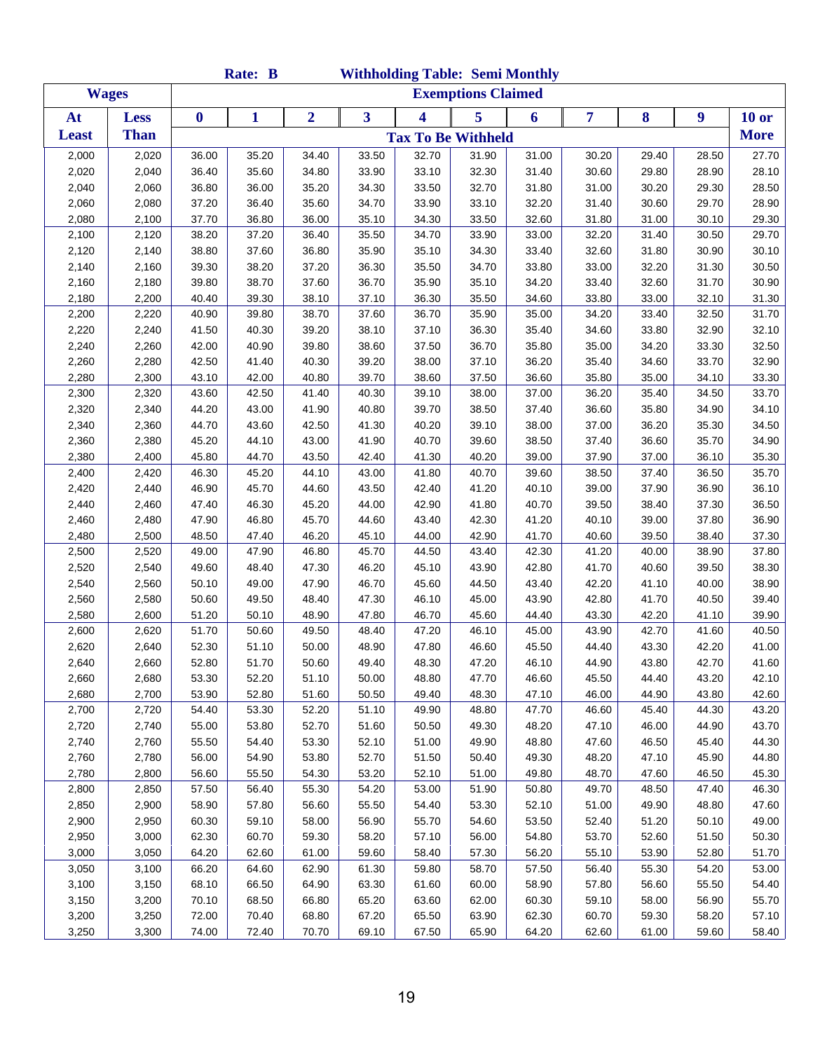**Rate: B** **Withholding Table: Semi Monthly**

| Wages | | Exemptions Claimed | | | | | | | | | | |
|---|---|---|---|---|---|---|---|---|---|---|---|---|
| At Least | Less Than | 0 | 1 | 2 | 3 | 4 | 5 | 6 | 7 | 8 | 9 | 10 or More |
| | | Tax To Be Withheld | | | | | | | | | | |
| 2,000 | 2,020 | 36.00 | 35.20 | 34.40 | 33.50 | 32.70 | 31.90 | 31.00 | 30.20 | 29.40 | 28.50 | 27.70 |
| 2,020 | 2,040 | 36.40 | 35.60 | 34.80 | 33.90 | 33.10 | 32.30 | 31.40 | 30.60 | 29.80 | 28.90 | 28.10 |
| 2,040 | 2,060 | 36.80 | 36.00 | 35.20 | 34.30 | 33.50 | 32.70 | 31.80 | 31.00 | 30.20 | 29.30 | 28.50 |
| 2,060 | 2,080 | 37.20 | 36.40 | 35.60 | 34.70 | 33.90 | 33.10 | 32.20 | 31.40 | 30.60 | 29.70 | 28.90 |
| 2,080 | 2,100 | 37.70 | 36.80 | 36.00 | 35.10 | 34.30 | 33.50 | 32.60 | 31.80 | 31.00 | 30.10 | 29.30 |
| 2,100 | 2,120 | 38.20 | 37.20 | 36.40 | 35.50 | 34.70 | 33.90 | 33.00 | 32.20 | 31.40 | 30.50 | 29.70 |
| 2,120 | 2,140 | 38.80 | 37.60 | 36.80 | 35.90 | 35.10 | 34.30 | 33.40 | 32.60 | 31.80 | 30.90 | 30.10 |
| 2,140 | 2,160 | 39.30 | 38.20 | 37.20 | 36.30 | 35.50 | 34.70 | 33.80 | 33.00 | 32.20 | 31.30 | 30.50 |
| 2,160 | 2,180 | 39.80 | 38.70 | 37.60 | 36.70 | 35.90 | 35.10 | 34.20 | 33.40 | 32.60 | 31.70 | 30.90 |
| 2,180 | 2,200 | 40.40 | 39.30 | 38.10 | 37.10 | 36.30 | 35.50 | 34.60 | 33.80 | 33.00 | 32.10 | 31.30 |
| 2,200 | 2,220 | 40.90 | 39.80 | 38.70 | 37.60 | 36.70 | 35.90 | 35.00 | 34.20 | 33.40 | 32.50 | 31.70 |
| 2,220 | 2,240 | 41.50 | 40.30 | 39.20 | 38.10 | 37.10 | 36.30 | 35.40 | 34.60 | 33.80 | 32.90 | 32.10 |
| 2,240 | 2,260 | 42.00 | 40.90 | 39.80 | 38.60 | 37.50 | 36.70 | 35.80 | 35.00 | 34.20 | 33.30 | 32.50 |
| 2,260 | 2,280 | 42.50 | 41.40 | 40.30 | 39.20 | 38.00 | 37.10 | 36.20 | 35.40 | 34.60 | 33.70 | 32.90 |
| 2,280 | 2,300 | 43.10 | 42.00 | 40.80 | 39.70 | 38.60 | 37.50 | 36.60 | 35.80 | 35.00 | 34.10 | 33.30 |
| 2,300 | 2,320 | 43.60 | 42.50 | 41.40 | 40.30 | 39.10 | 38.00 | 37.00 | 36.20 | 35.40 | 34.50 | 33.70 |
| 2,320 | 2,340 | 44.20 | 43.00 | 41.90 | 40.80 | 39.70 | 38.50 | 37.40 | 36.60 | 35.80 | 34.90 | 34.10 |
| 2,340 | 2,360 | 44.70 | 43.60 | 42.50 | 41.30 | 40.20 | 39.10 | 38.00 | 37.00 | 36.20 | 35.30 | 34.50 |
| 2,360 | 2,380 | 45.20 | 44.10 | 43.00 | 41.90 | 40.70 | 39.60 | 38.50 | 37.40 | 36.60 | 35.70 | 34.90 |
| 2,380 | 2,400 | 45.80 | 44.70 | 43.50 | 42.40 | 41.30 | 40.20 | 39.00 | 37.90 | 37.00 | 36.10 | 35.30 |
| 2,400 | 2,420 | 46.30 | 45.20 | 44.10 | 43.00 | 41.80 | 40.70 | 39.60 | 38.50 | 37.40 | 36.50 | 35.70 |
| 2,420 | 2,440 | 46.90 | 45.70 | 44.60 | 43.50 | 42.40 | 41.20 | 40.10 | 39.00 | 37.90 | 36.90 | 36.10 |
| 2,440 | 2,460 | 47.40 | 46.30 | 45.20 | 44.00 | 42.90 | 41.80 | 40.70 | 39.50 | 38.40 | 37.30 | 36.50 |
| 2,460 | 2,480 | 47.90 | 46.80 | 45.70 | 44.60 | 43.40 | 42.30 | 41.20 | 40.10 | 39.00 | 37.80 | 36.90 |
| 2,480 | 2,500 | 48.50 | 47.40 | 46.20 | 45.10 | 44.00 | 42.90 | 41.70 | 40.60 | 39.50 | 38.40 | 37.30 |
| 2,500 | 2,520 | 49.00 | 47.90 | 46.80 | 45.70 | 44.50 | 43.40 | 42.30 | 41.20 | 40.00 | 38.90 | 37.80 |
| 2,520 | 2,540 | 49.60 | 48.40 | 47.30 | 46.20 | 45.10 | 43.90 | 42.80 | 41.70 | 40.60 | 39.50 | 38.30 |
| 2,540 | 2,560 | 50.10 | 49.00 | 47.90 | 46.70 | 45.60 | 44.50 | 43.40 | 42.20 | 41.10 | 40.00 | 38.90 |
| 2,560 | 2,580 | 50.60 | 49.50 | 48.40 | 47.30 | 46.10 | 45.00 | 43.90 | 42.80 | 41.70 | 40.50 | 39.40 |
| 2,580 | 2,600 | 51.20 | 50.10 | 48.90 | 47.80 | 46.70 | 45.60 | 44.40 | 43.30 | 42.20 | 41.10 | 39.90 |
| 2,600 | 2,620 | 51.70 | 50.60 | 49.50 | 48.40 | 47.20 | 46.10 | 45.00 | 43.90 | 42.70 | 41.60 | 40.50 |
| 2,620 | 2,640 | 52.30 | 51.10 | 50.00 | 48.90 | 47.80 | 46.60 | 45.50 | 44.40 | 43.30 | 42.20 | 41.00 |
| 2,640 | 2,660 | 52.80 | 51.70 | 50.60 | 49.40 | 48.30 | 47.20 | 46.10 | 44.90 | 43.80 | 42.70 | 41.60 |
| 2,660 | 2,680 | 53.30 | 52.20 | 51.10 | 50.00 | 48.80 | 47.70 | 46.60 | 45.50 | 44.40 | 43.20 | 42.10 |
| 2,680 | 2,700 | 53.90 | 52.80 | 51.60 | 50.50 | 49.40 | 48.30 | 47.10 | 46.00 | 44.90 | 43.80 | 42.60 |
| 2,700 | 2,720 | 54.40 | 53.30 | 52.20 | 51.10 | 49.90 | 48.80 | 47.70 | 46.60 | 45.40 | 44.30 | 43.20 |
| 2,720 | 2,740 | 55.00 | 53.80 | 52.70 | 51.60 | 50.50 | 49.30 | 48.20 | 47.10 | 46.00 | 44.90 | 43.70 |
| 2,740 | 2,760 | 55.50 | 54.40 | 53.30 | 52.10 | 51.00 | 49.90 | 48.80 | 47.60 | 46.50 | 45.40 | 44.30 |
| 2,760 | 2,780 | 56.00 | 54.90 | 53.80 | 52.70 | 51.50 | 50.40 | 49.30 | 48.20 | 47.10 | 45.90 | 44.80 |
| 2,780 | 2,800 | 56.60 | 55.50 | 54.30 | 53.20 | 52.10 | 51.00 | 49.80 | 48.70 | 47.60 | 46.50 | 45.30 |
| 2,800 | 2,850 | 57.50 | 56.40 | 55.30 | 54.20 | 53.00 | 51.90 | 50.80 | 49.70 | 48.50 | 47.40 | 46.30 |
| 2,850 | 2,900 | 58.90 | 57.80 | 56.60 | 55.50 | 54.40 | 53.30 | 52.10 | 51.00 | 49.90 | 48.80 | 47.60 |
| 2,900 | 2,950 | 60.30 | 59.10 | 58.00 | 56.90 | 55.70 | 54.60 | 53.50 | 52.40 | 51.20 | 50.10 | 49.00 |
| 2,950 | 3,000 | 62.30 | 60.70 | 59.30 | 58.20 | 57.10 | 56.00 | 54.80 | 53.70 | 52.60 | 51.50 | 50.30 |
| 3,000 | 3,050 | 64.20 | 62.60 | 61.00 | 59.60 | 58.40 | 57.30 | 56.20 | 55.10 | 53.90 | 52.80 | 51.70 |
| 3,050 | 3,100 | 66.20 | 64.60 | 62.90 | 61.30 | 59.80 | 58.70 | 57.50 | 56.40 | 55.30 | 54.20 | 53.00 |
| 3,100 | 3,150 | 68.10 | 66.50 | 64.90 | 63.30 | 61.60 | 60.00 | 58.90 | 57.80 | 56.60 | 55.50 | 54.40 |
| 3,150 | 3,200 | 70.10 | 68.50 | 66.80 | 65.20 | 63.60 | 62.00 | 60.30 | 59.10 | 58.00 | 56.90 | 55.70 |
| 3,200 | 3,250 | 72.00 | 70.40 | 68.80 | 67.20 | 65.50 | 63.90 | 62.30 | 60.70 | 59.30 | 58.20 | 57.10 |
| 3,250 | 3,300 | 74.00 | 72.40 | 70.70 | 69.10 | 67.50 | 65.90 | 64.20 | 62.60 | 61.00 | 59.60 | 58.40 |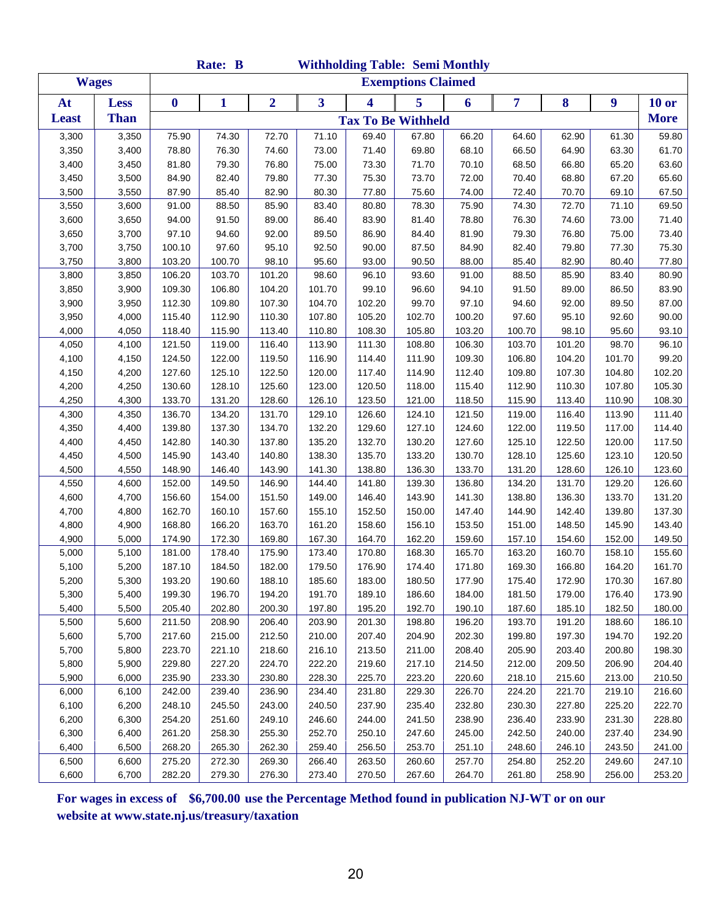**Rate: B** **Withholding Table: Semi Monthly**

| Wages | | Exemptions Claimed | | | | | | | | | | |
|---|---|---|---|---|---|---|---|---|---|---|---|---|
| At Least | Less Than | 0 | 1 | 2 | 3 | 4 | 5 | 6 | 7 | 8 | 9 | 10 or More |
| | | Tax To Be Withheld | | | | | | | | | | |
| 3,300 | 3,350 | 75.90 | 74.30 | 72.70 | 71.10 | 69.40 | 67.80 | 66.20 | 64.60 | 62.90 | 61.30 | 59.80 |
| 3,350 | 3,400 | 78.80 | 76.30 | 74.60 | 73.00 | 71.40 | 69.80 | 68.10 | 66.50 | 64.90 | 63.30 | 61.70 |
| 3,400 | 3,450 | 81.80 | 79.30 | 76.80 | 75.00 | 73.30 | 71.70 | 70.10 | 68.50 | 66.80 | 65.20 | 63.60 |
| 3,450 | 3,500 | 84.90 | 82.40 | 79.80 | 77.30 | 75.30 | 73.70 | 72.00 | 70.40 | 68.80 | 67.20 | 65.60 |
| 3,500 | 3,550 | 87.90 | 85.40 | 82.90 | 80.30 | 77.80 | 75.60 | 74.00 | 72.40 | 70.70 | 69.10 | 67.50 |
| 3,550 | 3,600 | 91.00 | 88.50 | 85.90 | 83.40 | 80.80 | 78.30 | 75.90 | 74.30 | 72.70 | 71.10 | 69.50 |
| 3,600 | 3,650 | 94.00 | 91.50 | 89.00 | 86.40 | 83.90 | 81.40 | 78.80 | 76.30 | 74.60 | 73.00 | 71.40 |
| 3,650 | 3,700 | 97.10 | 94.60 | 92.00 | 89.50 | 86.90 | 84.40 | 81.90 | 79.30 | 76.80 | 75.00 | 73.40 |
| 3,700 | 3,750 | 100.10 | 97.60 | 95.10 | 92.50 | 90.00 | 87.50 | 84.90 | 82.40 | 79.80 | 77.30 | 75.30 |
| 3,750 | 3,800 | 103.20 | 100.70 | 98.10 | 95.60 | 93.00 | 90.50 | 88.00 | 85.40 | 82.90 | 80.40 | 77.80 |
| 3,800 | 3,850 | 106.20 | 103.70 | 101.20 | 98.60 | 96.10 | 93.60 | 91.00 | 88.50 | 85.90 | 83.40 | 80.90 |
| 3,850 | 3,900 | 109.30 | 106.80 | 104.20 | 101.70 | 99.10 | 96.60 | 94.10 | 91.50 | 89.00 | 86.50 | 83.90 |
| 3,900 | 3,950 | 112.30 | 109.80 | 107.30 | 104.70 | 102.20 | 99.70 | 97.10 | 94.60 | 92.00 | 89.50 | 87.00 |
| 3,950 | 4,000 | 115.40 | 112.90 | 110.30 | 107.80 | 105.20 | 102.70 | 100.20 | 97.60 | 95.10 | 92.60 | 90.00 |
| 4,000 | 4,050 | 118.40 | 115.90 | 113.40 | 110.80 | 108.30 | 105.80 | 103.20 | 100.70 | 98.10 | 95.60 | 93.10 |
| 4,050 | 4,100 | 121.50 | 119.00 | 116.40 | 113.90 | 111.30 | 108.80 | 106.30 | 103.70 | 101.20 | 98.70 | 96.10 |
| 4,100 | 4,150 | 124.50 | 122.00 | 119.50 | 116.90 | 114.40 | 111.90 | 109.30 | 106.80 | 104.20 | 101.70 | 99.20 |
| 4,150 | 4,200 | 127.60 | 125.10 | 122.50 | 120.00 | 117.40 | 114.90 | 112.40 | 109.80 | 107.30 | 104.80 | 102.20 |
| 4,200 | 4,250 | 130.60 | 128.10 | 125.60 | 123.00 | 120.50 | 118.00 | 115.40 | 112.90 | 110.30 | 107.80 | 105.30 |
| 4,250 | 4,300 | 133.70 | 131.20 | 128.60 | 126.10 | 123.50 | 121.00 | 118.50 | 115.90 | 113.40 | 110.90 | 108.30 |
| 4,300 | 4,350 | 136.70 | 134.20 | 131.70 | 129.10 | 126.60 | 124.10 | 121.50 | 119.00 | 116.40 | 113.90 | 111.40 |
| 4,350 | 4,400 | 139.80 | 137.30 | 134.70 | 132.20 | 129.60 | 127.10 | 124.60 | 122.00 | 119.50 | 117.00 | 114.40 |
| 4,400 | 4,450 | 142.80 | 140.30 | 137.80 | 135.20 | 132.70 | 130.20 | 127.60 | 125.10 | 122.50 | 120.00 | 117.50 |
| 4,450 | 4,500 | 145.90 | 143.40 | 140.80 | 138.30 | 135.70 | 133.20 | 130.70 | 128.10 | 125.60 | 123.10 | 120.50 |
| 4,500 | 4,550 | 148.90 | 146.40 | 143.90 | 141.30 | 138.80 | 136.30 | 133.70 | 131.20 | 128.60 | 126.10 | 123.60 |
| 4,550 | 4,600 | 152.00 | 149.50 | 146.90 | 144.40 | 141.80 | 139.30 | 136.80 | 134.20 | 131.70 | 129.20 | 126.60 |
| 4,600 | 4,700 | 156.60 | 154.00 | 151.50 | 149.00 | 146.40 | 143.90 | 141.30 | 138.80 | 136.30 | 133.70 | 131.20 |
| 4,700 | 4,800 | 162.70 | 160.10 | 157.60 | 155.10 | 152.50 | 150.00 | 147.40 | 144.90 | 142.40 | 139.80 | 137.30 |
| 4,800 | 4,900 | 168.80 | 166.20 | 163.70 | 161.20 | 158.60 | 156.10 | 153.50 | 151.00 | 148.50 | 145.90 | 143.40 |
| 4,900 | 5,000 | 174.90 | 172.30 | 169.80 | 167.30 | 164.70 | 162.20 | 159.60 | 157.10 | 154.60 | 152.00 | 149.50 |
| 5,000 | 5,100 | 181.00 | 178.40 | 175.90 | 173.40 | 170.80 | 168.30 | 165.70 | 163.20 | 160.70 | 158.10 | 155.60 |
| 5,100 | 5,200 | 187.10 | 184.50 | 182.00 | 179.50 | 176.90 | 174.40 | 171.80 | 169.30 | 166.80 | 164.20 | 161.70 |
| 5,200 | 5,300 | 193.20 | 190.60 | 188.10 | 185.60 | 183.00 | 180.50 | 177.90 | 175.40 | 172.90 | 170.30 | 167.80 |
| 5,300 | 5,400 | 199.30 | 196.70 | 194.20 | 191.70 | 189.10 | 186.60 | 184.00 | 181.50 | 179.00 | 176.40 | 173.90 |
| 5,400 | 5,500 | 205.40 | 202.80 | 200.30 | 197.80 | 195.20 | 192.70 | 190.10 | 187.60 | 185.10 | 182.50 | 180.00 |
| 5,500 | 5,600 | 211.50 | 208.90 | 206.40 | 203.90 | 201.30 | 198.80 | 196.20 | 193.70 | 191.20 | 188.60 | 186.10 |
| 5,600 | 5,700 | 217.60 | 215.00 | 212.50 | 210.00 | 207.40 | 204.90 | 202.30 | 199.80 | 197.30 | 194.70 | 192.20 |
| 5,700 | 5,800 | 223.70 | 221.10 | 218.60 | 216.10 | 213.50 | 211.00 | 208.40 | 205.90 | 203.40 | 200.80 | 198.30 |
| 5,800 | 5,900 | 229.80 | 227.20 | 224.70 | 222.20 | 219.60 | 217.10 | 214.50 | 212.00 | 209.50 | 206.90 | 204.40 |
| 5,900 | 6,000 | 235.90 | 233.30 | 230.80 | 228.30 | 225.70 | 223.20 | 220.60 | 218.10 | 215.60 | 213.00 | 210.50 |
| 6,000 | 6,100 | 242.00 | 239.40 | 236.90 | 234.40 | 231.80 | 229.30 | 226.70 | 224.20 | 221.70 | 219.10 | 216.60 |
| 6,100 | 6,200 | 248.10 | 245.50 | 243.00 | 240.50 | 237.90 | 235.40 | 232.80 | 230.30 | 227.80 | 225.20 | 222.70 |
| 6,200 | 6,300 | 254.20 | 251.60 | 249.10 | 246.60 | 244.00 | 241.50 | 238.90 | 236.40 | 233.90 | 231.30 | 228.80 |
| 6,300 | 6,400 | 261.20 | 258.30 | 255.30 | 252.70 | 250.10 | 247.60 | 245.00 | 242.50 | 240.00 | 237.40 | 234.90 |
| 6,400 | 6,500 | 268.20 | 265.30 | 262.30 | 259.40 | 256.50 | 253.70 | 251.10 | 248.60 | 246.10 | 243.50 | 241.00 |
| 6,500 | 6,600 | 275.20 | 272.30 | 269.30 | 266.40 | 263.50 | 260.60 | 257.70 | 254.80 | 252.20 | 249.60 | 247.10 |
| 6,600 | 6,700 | 282.20 | 279.30 | 276.30 | 273.40 | 270.50 | 267.60 | 264.70 | 261.80 | 258.90 | 256.00 | 253.20 |

**For wages in excess of $6,700.00 use the Percentage Method found in publication NJ-WT or on our website at www.state.nj.us/treasury/taxation**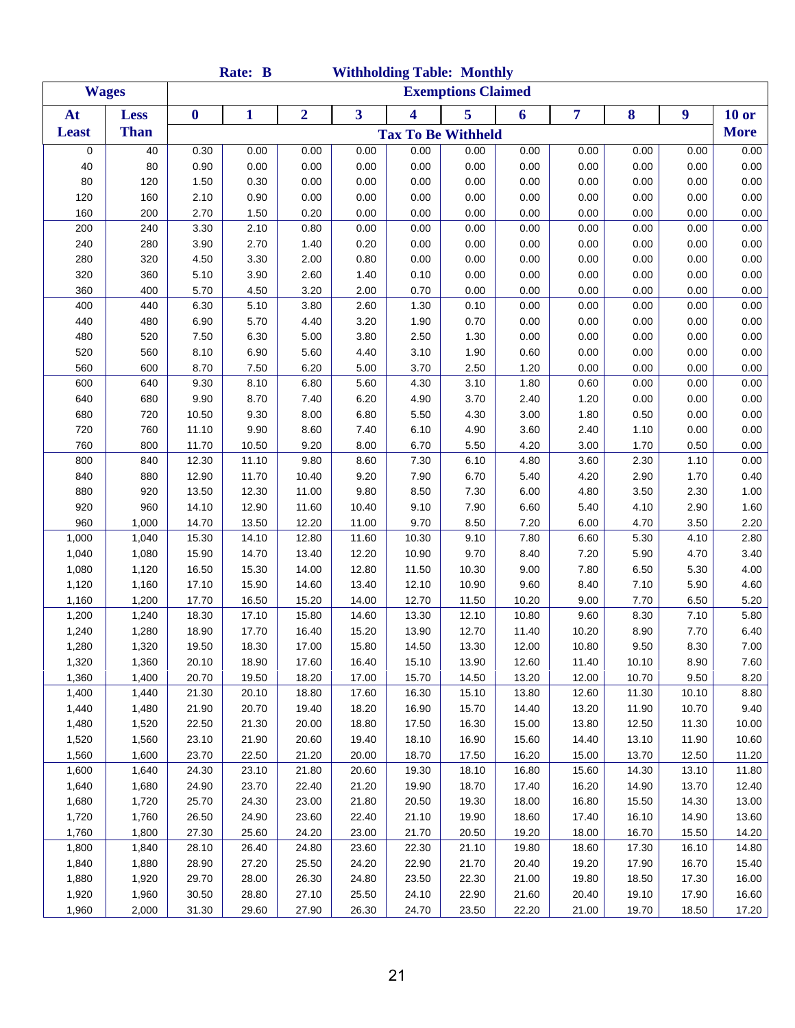**Rate: B** **Withholding Table: Monthly**

| Wages | | Exemptions Claimed | | | | | | | | | | |
|---|---|---|---|---|---|---|---|---|---|---|---|---|
| At Least | Less Than | 0 | 1 | 2 | 3 | 4 | 5 | 6 | 7 | 8 | 9 | 10 or More |
| | | Tax To Be Withheld | | | | | | | | | | |
| 0 | 40 | 0.30 | 0.00 | 0.00 | 0.00 | 0.00 | 0.00 | 0.00 | 0.00 | 0.00 | 0.00 | 0.00 |
| 40 | 80 | 0.90 | 0.00 | 0.00 | 0.00 | 0.00 | 0.00 | 0.00 | 0.00 | 0.00 | 0.00 | 0.00 |
| 80 | 120 | 1.50 | 0.30 | 0.00 | 0.00 | 0.00 | 0.00 | 0.00 | 0.00 | 0.00 | 0.00 | 0.00 |
| 120 | 160 | 2.10 | 0.90 | 0.00 | 0.00 | 0.00 | 0.00 | 0.00 | 0.00 | 0.00 | 0.00 | 0.00 |
| 160 | 200 | 2.70 | 1.50 | 0.20 | 0.00 | 0.00 | 0.00 | 0.00 | 0.00 | 0.00 | 0.00 | 0.00 |
| 200 | 240 | 3.30 | 2.10 | 0.80 | 0.00 | 0.00 | 0.00 | 0.00 | 0.00 | 0.00 | 0.00 | 0.00 |
| 240 | 280 | 3.90 | 2.70 | 1.40 | 0.20 | 0.00 | 0.00 | 0.00 | 0.00 | 0.00 | 0.00 | 0.00 |
| 280 | 320 | 4.50 | 3.30 | 2.00 | 0.80 | 0.00 | 0.00 | 0.00 | 0.00 | 0.00 | 0.00 | 0.00 |
| 320 | 360 | 5.10 | 3.90 | 2.60 | 1.40 | 0.10 | 0.00 | 0.00 | 0.00 | 0.00 | 0.00 | 0.00 |
| 360 | 400 | 5.70 | 4.50 | 3.20 | 2.00 | 0.70 | 0.00 | 0.00 | 0.00 | 0.00 | 0.00 | 0.00 |
| 400 | 440 | 6.30 | 5.10 | 3.80 | 2.60 | 1.30 | 0.10 | 0.00 | 0.00 | 0.00 | 0.00 | 0.00 |
| 440 | 480 | 6.90 | 5.70 | 4.40 | 3.20 | 1.90 | 0.70 | 0.00 | 0.00 | 0.00 | 0.00 | 0.00 |
| 480 | 520 | 7.50 | 6.30 | 5.00 | 3.80 | 2.50 | 1.30 | 0.00 | 0.00 | 0.00 | 0.00 | 0.00 |
| 520 | 560 | 8.10 | 6.90 | 5.60 | 4.40 | 3.10 | 1.90 | 0.60 | 0.00 | 0.00 | 0.00 | 0.00 |
| 560 | 600 | 8.70 | 7.50 | 6.20 | 5.00 | 3.70 | 2.50 | 1.20 | 0.00 | 0.00 | 0.00 | 0.00 |
| 600 | 640 | 9.30 | 8.10 | 6.80 | 5.60 | 4.30 | 3.10 | 1.80 | 0.60 | 0.00 | 0.00 | 0.00 |
| 640 | 680 | 9.90 | 8.70 | 7.40 | 6.20 | 4.90 | 3.70 | 2.40 | 1.20 | 0.00 | 0.00 | 0.00 |
| 680 | 720 | 10.50 | 9.30 | 8.00 | 6.80 | 5.50 | 4.30 | 3.00 | 1.80 | 0.50 | 0.00 | 0.00 |
| 720 | 760 | 11.10 | 9.90 | 8.60 | 7.40 | 6.10 | 4.90 | 3.60 | 2.40 | 1.10 | 0.00 | 0.00 |
| 760 | 800 | 11.70 | 10.50 | 9.20 | 8.00 | 6.70 | 5.50 | 4.20 | 3.00 | 1.70 | 0.50 | 0.00 |
| 800 | 840 | 12.30 | 11.10 | 9.80 | 8.60 | 7.30 | 6.10 | 4.80 | 3.60 | 2.30 | 1.10 | 0.00 |
| 840 | 880 | 12.90 | 11.70 | 10.40 | 9.20 | 7.90 | 6.70 | 5.40 | 4.20 | 2.90 | 1.70 | 0.40 |
| 880 | 920 | 13.50 | 12.30 | 11.00 | 9.80 | 8.50 | 7.30 | 6.00 | 4.80 | 3.50 | 2.30 | 1.00 |
| 920 | 960 | 14.10 | 12.90 | 11.60 | 10.40 | 9.10 | 7.90 | 6.60 | 5.40 | 4.10 | 2.90 | 1.60 |
| 960 | 1,000 | 14.70 | 13.50 | 12.20 | 11.00 | 9.70 | 8.50 | 7.20 | 6.00 | 4.70 | 3.50 | 2.20 |
| 1,000 | 1,040 | 15.30 | 14.10 | 12.80 | 11.60 | 10.30 | 9.10 | 7.80 | 6.60 | 5.30 | 4.10 | 2.80 |
| 1,040 | 1,080 | 15.90 | 14.70 | 13.40 | 12.20 | 10.90 | 9.70 | 8.40 | 7.20 | 5.90 | 4.70 | 3.40 |
| 1,080 | 1,120 | 16.50 | 15.30 | 14.00 | 12.80 | 11.50 | 10.30 | 9.00 | 7.80 | 6.50 | 5.30 | 4.00 |
| 1,120 | 1,160 | 17.10 | 15.90 | 14.60 | 13.40 | 12.10 | 10.90 | 9.60 | 8.40 | 7.10 | 5.90 | 4.60 |
| 1,160 | 1,200 | 17.70 | 16.50 | 15.20 | 14.00 | 12.70 | 11.50 | 10.20 | 9.00 | 7.70 | 6.50 | 5.20 |
| 1,200 | 1,240 | 18.30 | 17.10 | 15.80 | 14.60 | 13.30 | 12.10 | 10.80 | 9.60 | 8.30 | 7.10 | 5.80 |
| 1,240 | 1,280 | 18.90 | 17.70 | 16.40 | 15.20 | 13.90 | 12.70 | 11.40 | 10.20 | 8.90 | 7.70 | 6.40 |
| 1,280 | 1,320 | 19.50 | 18.30 | 17.00 | 15.80 | 14.50 | 13.30 | 12.00 | 10.80 | 9.50 | 8.30 | 7.00 |
| 1,320 | 1,360 | 20.10 | 18.90 | 17.60 | 16.40 | 15.10 | 13.90 | 12.60 | 11.40 | 10.10 | 8.90 | 7.60 |
| 1,360 | 1,400 | 20.70 | 19.50 | 18.20 | 17.00 | 15.70 | 14.50 | 13.20 | 12.00 | 10.70 | 9.50 | 8.20 |
| 1,400 | 1,440 | 21.30 | 20.10 | 18.80 | 17.60 | 16.30 | 15.10 | 13.80 | 12.60 | 11.30 | 10.10 | 8.80 |
| 1,440 | 1,480 | 21.90 | 20.70 | 19.40 | 18.20 | 16.90 | 15.70 | 14.40 | 13.20 | 11.90 | 10.70 | 9.40 |
| 1,480 | 1,520 | 22.50 | 21.30 | 20.00 | 18.80 | 17.50 | 16.30 | 15.00 | 13.80 | 12.50 | 11.30 | 10.00 |
| 1,520 | 1,560 | 23.10 | 21.90 | 20.60 | 19.40 | 18.10 | 16.90 | 15.60 | 14.40 | 13.10 | 11.90 | 10.60 |
| 1,560 | 1,600 | 23.70 | 22.50 | 21.20 | 20.00 | 18.70 | 17.50 | 16.20 | 15.00 | 13.70 | 12.50 | 11.20 |
| 1,600 | 1,640 | 24.30 | 23.10 | 21.80 | 20.60 | 19.30 | 18.10 | 16.80 | 15.60 | 14.30 | 13.10 | 11.80 |
| 1,640 | 1,680 | 24.90 | 23.70 | 22.40 | 21.20 | 19.90 | 18.70 | 17.40 | 16.20 | 14.90 | 13.70 | 12.40 |
| 1,680 | 1,720 | 25.70 | 24.30 | 23.00 | 21.80 | 20.50 | 19.30 | 18.00 | 16.80 | 15.50 | 14.30 | 13.00 |
| 1,720 | 1,760 | 26.50 | 24.90 | 23.60 | 22.40 | 21.10 | 19.90 | 18.60 | 17.40 | 16.10 | 14.90 | 13.60 |
| 1,760 | 1,800 | 27.30 | 25.60 | 24.20 | 23.00 | 21.70 | 20.50 | 19.20 | 18.00 | 16.70 | 15.50 | 14.20 |
| 1,800 | 1,840 | 28.10 | 26.40 | 24.80 | 23.60 | 22.30 | 21.10 | 19.80 | 18.60 | 17.30 | 16.10 | 14.80 |
| 1,840 | 1,880 | 28.90 | 27.20 | 25.50 | 24.20 | 22.90 | 21.70 | 20.40 | 19.20 | 17.90 | 16.70 | 15.40 |
| 1,880 | 1,920 | 29.70 | 28.00 | 26.30 | 24.80 | 23.50 | 22.30 | 21.00 | 19.80 | 18.50 | 17.30 | 16.00 |
| 1,920 | 1,960 | 30.50 | 28.80 | 27.10 | 25.50 | 24.10 | 22.90 | 21.60 | 20.40 | 19.10 | 17.90 | 16.60 |
| 1,960 | 2,000 | 31.30 | 29.60 | 27.90 | 26.30 | 24.70 | 23.50 | 22.20 | 21.00 | 19.70 | 18.50 | 17.20 |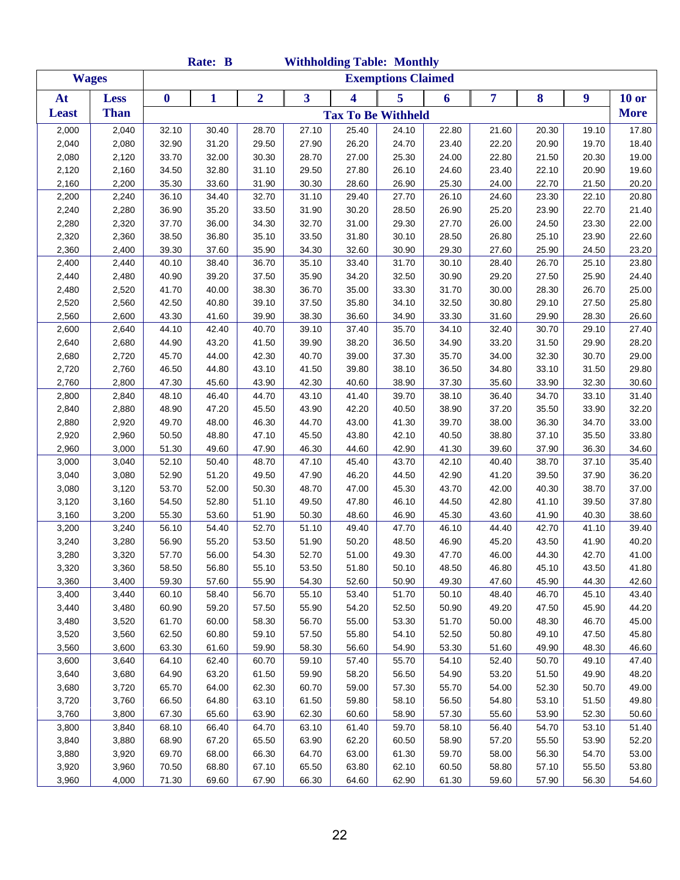Rate: B — Withholding Table: Monthly

| Wages | | Exemptions Claimed | | | | | | | | | | |
|---|---|---|---|---|---|---|---|---|---|---|---|---|
| At Least | Less Than | 0 | 1 | 2 | 3 | 4 | 5 | 6 | 7 | 8 | 9 | 10 or More |
| | | Tax To Be Withheld | | | | | | | | | | |
| 2,000 | 2,040 | 32.10 | 30.40 | 28.70 | 27.10 | 25.40 | 24.10 | 22.80 | 21.60 | 20.30 | 19.10 | 17.80 |
| 2,040 | 2,080 | 32.90 | 31.20 | 29.50 | 27.90 | 26.20 | 24.70 | 23.40 | 22.20 | 20.90 | 19.70 | 18.40 |
| 2,080 | 2,120 | 33.70 | 32.00 | 30.30 | 28.70 | 27.00 | 25.30 | 24.00 | 22.80 | 21.50 | 20.30 | 19.00 |
| 2,120 | 2,160 | 34.50 | 32.80 | 31.10 | 29.50 | 27.80 | 26.10 | 24.60 | 23.40 | 22.10 | 20.90 | 19.60 |
| 2,160 | 2,200 | 35.30 | 33.60 | 31.90 | 30.30 | 28.60 | 26.90 | 25.30 | 24.00 | 22.70 | 21.50 | 20.20 |
| 2,200 | 2,240 | 36.10 | 34.40 | 32.70 | 31.10 | 29.40 | 27.70 | 26.10 | 24.60 | 23.30 | 22.10 | 20.80 |
| 2,240 | 2,280 | 36.90 | 35.20 | 33.50 | 31.90 | 30.20 | 28.50 | 26.90 | 25.20 | 23.90 | 22.70 | 21.40 |
| 2,280 | 2,320 | 37.70 | 36.00 | 34.30 | 32.70 | 31.00 | 29.30 | 27.70 | 26.00 | 24.50 | 23.30 | 22.00 |
| 2,320 | 2,360 | 38.50 | 36.80 | 35.10 | 33.50 | 31.80 | 30.10 | 28.50 | 26.80 | 25.10 | 23.90 | 22.60 |
| 2,360 | 2,400 | 39.30 | 37.60 | 35.90 | 34.30 | 32.60 | 30.90 | 29.30 | 27.60 | 25.90 | 24.50 | 23.20 |
| 2,400 | 2,440 | 40.10 | 38.40 | 36.70 | 35.10 | 33.40 | 31.70 | 30.10 | 28.40 | 26.70 | 25.10 | 23.80 |
| 2,440 | 2,480 | 40.90 | 39.20 | 37.50 | 35.90 | 34.20 | 32.50 | 30.90 | 29.20 | 27.50 | 25.90 | 24.40 |
| 2,480 | 2,520 | 41.70 | 40.00 | 38.30 | 36.70 | 35.00 | 33.30 | 31.70 | 30.00 | 28.30 | 26.70 | 25.00 |
| 2,520 | 2,560 | 42.50 | 40.80 | 39.10 | 37.50 | 35.80 | 34.10 | 32.50 | 30.80 | 29.10 | 27.50 | 25.80 |
| 2,560 | 2,600 | 43.30 | 41.60 | 39.90 | 38.30 | 36.60 | 34.90 | 33.30 | 31.60 | 29.90 | 28.30 | 26.60 |
| 2,600 | 2,640 | 44.10 | 42.40 | 40.70 | 39.10 | 37.40 | 35.70 | 34.10 | 32.40 | 30.70 | 29.10 | 27.40 |
| 2,640 | 2,680 | 44.90 | 43.20 | 41.50 | 39.90 | 38.20 | 36.50 | 34.90 | 33.20 | 31.50 | 29.90 | 28.20 |
| 2,680 | 2,720 | 45.70 | 44.00 | 42.30 | 40.70 | 39.00 | 37.30 | 35.70 | 34.00 | 32.30 | 30.70 | 29.00 |
| 2,720 | 2,760 | 46.50 | 44.80 | 43.10 | 41.50 | 39.80 | 38.10 | 36.50 | 34.80 | 33.10 | 31.50 | 29.80 |
| 2,760 | 2,800 | 47.30 | 45.60 | 43.90 | 42.30 | 40.60 | 38.90 | 37.30 | 35.60 | 33.90 | 32.30 | 30.60 |
| 2,800 | 2,840 | 48.10 | 46.40 | 44.70 | 43.10 | 41.40 | 39.70 | 38.10 | 36.40 | 34.70 | 33.10 | 31.40 |
| 2,840 | 2,880 | 48.90 | 47.20 | 45.50 | 43.90 | 42.20 | 40.50 | 38.90 | 37.20 | 35.50 | 33.90 | 32.20 |
| 2,880 | 2,920 | 49.70 | 48.00 | 46.30 | 44.70 | 43.00 | 41.30 | 39.70 | 38.00 | 36.30 | 34.70 | 33.00 |
| 2,920 | 2,960 | 50.50 | 48.80 | 47.10 | 45.50 | 43.80 | 42.10 | 40.50 | 38.80 | 37.10 | 35.50 | 33.80 |
| 2,960 | 3,000 | 51.30 | 49.60 | 47.90 | 46.30 | 44.60 | 42.90 | 41.30 | 39.60 | 37.90 | 36.30 | 34.60 |
| 3,000 | 3,040 | 52.10 | 50.40 | 48.70 | 47.10 | 45.40 | 43.70 | 42.10 | 40.40 | 38.70 | 37.10 | 35.40 |
| 3,040 | 3,080 | 52.90 | 51.20 | 49.50 | 47.90 | 46.20 | 44.50 | 42.90 | 41.20 | 39.50 | 37.90 | 36.20 |
| 3,080 | 3,120 | 53.70 | 52.00 | 50.30 | 48.70 | 47.00 | 45.30 | 43.70 | 42.00 | 40.30 | 38.70 | 37.00 |
| 3,120 | 3,160 | 54.50 | 52.80 | 51.10 | 49.50 | 47.80 | 46.10 | 44.50 | 42.80 | 41.10 | 39.50 | 37.80 |
| 3,160 | 3,200 | 55.30 | 53.60 | 51.90 | 50.30 | 48.60 | 46.90 | 45.30 | 43.60 | 41.90 | 40.30 | 38.60 |
| 3,200 | 3,240 | 56.10 | 54.40 | 52.70 | 51.10 | 49.40 | 47.70 | 46.10 | 44.40 | 42.70 | 41.10 | 39.40 |
| 3,240 | 3,280 | 56.90 | 55.20 | 53.50 | 51.90 | 50.20 | 48.50 | 46.90 | 45.20 | 43.50 | 41.90 | 40.20 |
| 3,280 | 3,320 | 57.70 | 56.00 | 54.30 | 52.70 | 51.00 | 49.30 | 47.70 | 46.00 | 44.30 | 42.70 | 41.00 |
| 3,320 | 3,360 | 58.50 | 56.80 | 55.10 | 53.50 | 51.80 | 50.10 | 48.50 | 46.80 | 45.10 | 43.50 | 41.80 |
| 3,360 | 3,400 | 59.30 | 57.60 | 55.90 | 54.30 | 52.60 | 50.90 | 49.30 | 47.60 | 45.90 | 44.30 | 42.60 |
| 3,400 | 3,440 | 60.10 | 58.40 | 56.70 | 55.10 | 53.40 | 51.70 | 50.10 | 48.40 | 46.70 | 45.10 | 43.40 |
| 3,440 | 3,480 | 60.90 | 59.20 | 57.50 | 55.90 | 54.20 | 52.50 | 50.90 | 49.20 | 47.50 | 45.90 | 44.20 |
| 3,480 | 3,520 | 61.70 | 60.00 | 58.30 | 56.70 | 55.00 | 53.30 | 51.70 | 50.00 | 48.30 | 46.70 | 45.00 |
| 3,520 | 3,560 | 62.50 | 60.80 | 59.10 | 57.50 | 55.80 | 54.10 | 52.50 | 50.80 | 49.10 | 47.50 | 45.80 |
| 3,560 | 3,600 | 63.30 | 61.60 | 59.90 | 58.30 | 56.60 | 54.90 | 53.30 | 51.60 | 49.90 | 48.30 | 46.60 |
| 3,600 | 3,640 | 64.10 | 62.40 | 60.70 | 59.10 | 57.40 | 55.70 | 54.10 | 52.40 | 50.70 | 49.10 | 47.40 |
| 3,640 | 3,680 | 64.90 | 63.20 | 61.50 | 59.90 | 58.20 | 56.50 | 54.90 | 53.20 | 51.50 | 49.90 | 48.20 |
| 3,680 | 3,720 | 65.70 | 64.00 | 62.30 | 60.70 | 59.00 | 57.30 | 55.70 | 54.00 | 52.30 | 50.70 | 49.00 |
| 3,720 | 3,760 | 66.50 | 64.80 | 63.10 | 61.50 | 59.80 | 58.10 | 56.50 | 54.80 | 53.10 | 51.50 | 49.80 |
| 3,760 | 3,800 | 67.30 | 65.60 | 63.90 | 62.30 | 60.60 | 58.90 | 57.30 | 55.60 | 53.90 | 52.30 | 50.60 |
| 3,800 | 3,840 | 68.10 | 66.40 | 64.70 | 63.10 | 61.40 | 59.70 | 58.10 | 56.40 | 54.70 | 53.10 | 51.40 |
| 3,840 | 3,880 | 68.90 | 67.20 | 65.50 | 63.90 | 62.20 | 60.50 | 58.90 | 57.20 | 55.50 | 53.90 | 52.20 |
| 3,880 | 3,920 | 69.70 | 68.00 | 66.30 | 64.70 | 63.00 | 61.30 | 59.70 | 58.00 | 56.30 | 54.70 | 53.00 |
| 3,920 | 3,960 | 70.50 | 68.80 | 67.10 | 65.50 | 63.80 | 62.10 | 60.50 | 58.80 | 57.10 | 55.50 | 53.80 |
| 3,960 | 4,000 | 71.30 | 69.60 | 67.90 | 66.30 | 64.60 | 62.90 | 61.30 | 59.60 | 57.90 | 56.30 | 54.60 |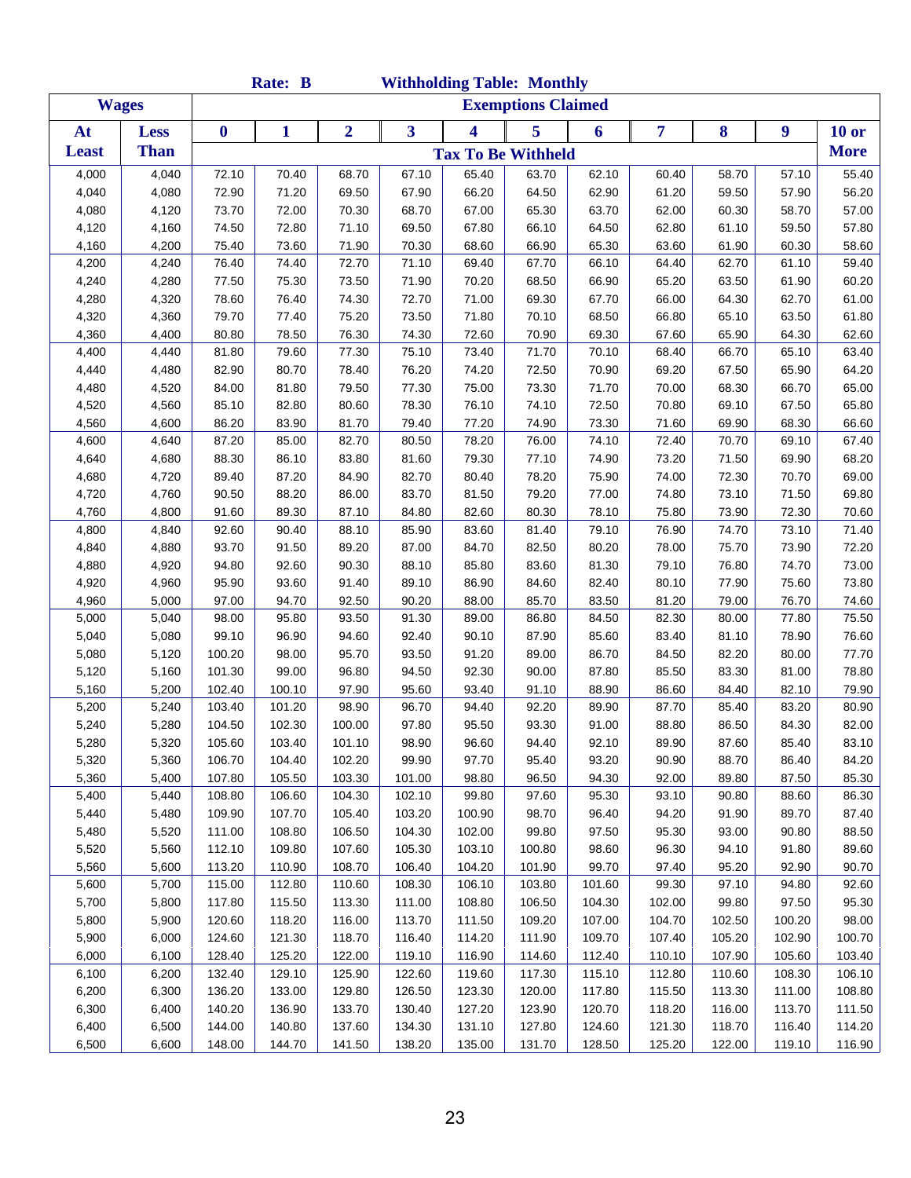**Rate: B** **Withholding Table: Monthly**

| Wages | | Exemptions Claimed | | | | | | | | | | |
|---|---|---|---|---|---|---|---|---|---|---|---|---|
| At Least | Less Than | 0 | 1 | 2 | 3 | 4 | 5 | 6 | 7 | 8 | 9 | 10 or More |
| | | Tax To Be Withheld | | | | | | | | | | |
| 4,000 | 4,040 | 72.10 | 70.40 | 68.70 | 67.10 | 65.40 | 63.70 | 62.10 | 60.40 | 58.70 | 57.10 | 55.40 |
| 4,040 | 4,080 | 72.90 | 71.20 | 69.50 | 67.90 | 66.20 | 64.50 | 62.90 | 61.20 | 59.50 | 57.90 | 56.20 |
| 4,080 | 4,120 | 73.70 | 72.00 | 70.30 | 68.70 | 67.00 | 65.30 | 63.70 | 62.00 | 60.30 | 58.70 | 57.00 |
| 4,120 | 4,160 | 74.50 | 72.80 | 71.10 | 69.50 | 67.80 | 66.10 | 64.50 | 62.80 | 61.10 | 59.50 | 57.80 |
| 4,160 | 4,200 | 75.40 | 73.60 | 71.90 | 70.30 | 68.60 | 66.90 | 65.30 | 63.60 | 61.90 | 60.30 | 58.60 |
| 4,200 | 4,240 | 76.40 | 74.40 | 72.70 | 71.10 | 69.40 | 67.70 | 66.10 | 64.40 | 62.70 | 61.10 | 59.40 |
| 4,240 | 4,280 | 77.50 | 75.30 | 73.50 | 71.90 | 70.20 | 68.50 | 66.90 | 65.20 | 63.50 | 61.90 | 60.20 |
| 4,280 | 4,320 | 78.60 | 76.40 | 74.30 | 72.70 | 71.00 | 69.30 | 67.70 | 66.00 | 64.30 | 62.70 | 61.00 |
| 4,320 | 4,360 | 79.70 | 77.40 | 75.20 | 73.50 | 71.80 | 70.10 | 68.50 | 66.80 | 65.10 | 63.50 | 61.80 |
| 4,360 | 4,400 | 80.80 | 78.50 | 76.30 | 74.30 | 72.60 | 70.90 | 69.30 | 67.60 | 65.90 | 64.30 | 62.60 |
| 4,400 | 4,440 | 81.80 | 79.60 | 77.30 | 75.10 | 73.40 | 71.70 | 70.10 | 68.40 | 66.70 | 65.10 | 63.40 |
| 4,440 | 4,480 | 82.90 | 80.70 | 78.40 | 76.20 | 74.20 | 72.50 | 70.90 | 69.20 | 67.50 | 65.90 | 64.20 |
| 4,480 | 4,520 | 84.00 | 81.80 | 79.50 | 77.30 | 75.00 | 73.30 | 71.70 | 70.00 | 68.30 | 66.70 | 65.00 |
| 4,520 | 4,560 | 85.10 | 82.80 | 80.60 | 78.30 | 76.10 | 74.10 | 72.50 | 70.80 | 69.10 | 67.50 | 65.80 |
| 4,560 | 4,600 | 86.20 | 83.90 | 81.70 | 79.40 | 77.20 | 74.90 | 73.30 | 71.60 | 69.90 | 68.30 | 66.60 |
| 4,600 | 4,640 | 87.20 | 85.00 | 82.70 | 80.50 | 78.20 | 76.00 | 74.10 | 72.40 | 70.70 | 69.10 | 67.40 |
| 4,640 | 4,680 | 88.30 | 86.10 | 83.80 | 81.60 | 79.30 | 77.10 | 74.90 | 73.20 | 71.50 | 69.90 | 68.20 |
| 4,680 | 4,720 | 89.40 | 87.20 | 84.90 | 82.70 | 80.40 | 78.20 | 75.90 | 74.00 | 72.30 | 70.70 | 69.00 |
| 4,720 | 4,760 | 90.50 | 88.20 | 86.00 | 83.70 | 81.50 | 79.20 | 77.00 | 74.80 | 73.10 | 71.50 | 69.80 |
| 4,760 | 4,800 | 91.60 | 89.30 | 87.10 | 84.80 | 82.60 | 80.30 | 78.10 | 75.80 | 73.90 | 72.30 | 70.60 |
| 4,800 | 4,840 | 92.60 | 90.40 | 88.10 | 85.90 | 83.60 | 81.40 | 79.10 | 76.90 | 74.70 | 73.10 | 71.40 |
| 4,840 | 4,880 | 93.70 | 91.50 | 89.20 | 87.00 | 84.70 | 82.50 | 80.20 | 78.00 | 75.70 | 73.90 | 72.20 |
| 4,880 | 4,920 | 94.80 | 92.60 | 90.30 | 88.10 | 85.80 | 83.60 | 81.30 | 79.10 | 76.80 | 74.70 | 73.00 |
| 4,920 | 4,960 | 95.90 | 93.60 | 91.40 | 89.10 | 86.90 | 84.60 | 82.40 | 80.10 | 77.90 | 75.60 | 73.80 |
| 4,960 | 5,000 | 97.00 | 94.70 | 92.50 | 90.20 | 88.00 | 85.70 | 83.50 | 81.20 | 79.00 | 76.70 | 74.60 |
| 5,000 | 5,040 | 98.00 | 95.80 | 93.50 | 91.30 | 89.00 | 86.80 | 84.50 | 82.30 | 80.00 | 77.80 | 75.50 |
| 5,040 | 5,080 | 99.10 | 96.90 | 94.60 | 92.40 | 90.10 | 87.90 | 85.60 | 83.40 | 81.10 | 78.90 | 76.60 |
| 5,080 | 5,120 | 100.20 | 98.00 | 95.70 | 93.50 | 91.20 | 89.00 | 86.70 | 84.50 | 82.20 | 80.00 | 77.70 |
| 5,120 | 5,160 | 101.30 | 99.00 | 96.80 | 94.50 | 92.30 | 90.00 | 87.80 | 85.50 | 83.30 | 81.00 | 78.80 |
| 5,160 | 5,200 | 102.40 | 100.10 | 97.90 | 95.60 | 93.40 | 91.10 | 88.90 | 86.60 | 84.40 | 82.10 | 79.90 |
| 5,200 | 5,240 | 103.40 | 101.20 | 98.90 | 96.70 | 94.40 | 92.20 | 89.90 | 87.70 | 85.40 | 83.20 | 80.90 |
| 5,240 | 5,280 | 104.50 | 102.30 | 100.00 | 97.80 | 95.50 | 93.30 | 91.00 | 88.80 | 86.50 | 84.30 | 82.00 |
| 5,280 | 5,320 | 105.60 | 103.40 | 101.10 | 98.90 | 96.60 | 94.40 | 92.10 | 89.90 | 87.60 | 85.40 | 83.10 |
| 5,320 | 5,360 | 106.70 | 104.40 | 102.20 | 99.90 | 97.70 | 95.40 | 93.20 | 90.90 | 88.70 | 86.40 | 84.20 |
| 5,360 | 5,400 | 107.80 | 105.50 | 103.30 | 101.00 | 98.80 | 96.50 | 94.30 | 92.00 | 89.80 | 87.50 | 85.30 |
| 5,400 | 5,440 | 108.80 | 106.60 | 104.30 | 102.10 | 99.80 | 97.60 | 95.30 | 93.10 | 90.80 | 88.60 | 86.30 |
| 5,440 | 5,480 | 109.90 | 107.70 | 105.40 | 103.20 | 100.90 | 98.70 | 96.40 | 94.20 | 91.90 | 89.70 | 87.40 |
| 5,480 | 5,520 | 111.00 | 108.80 | 106.50 | 104.30 | 102.00 | 99.80 | 97.50 | 95.30 | 93.00 | 90.80 | 88.50 |
| 5,520 | 5,560 | 112.10 | 109.80 | 107.60 | 105.30 | 103.10 | 100.80 | 98.60 | 96.30 | 94.10 | 91.80 | 89.60 |
| 5,560 | 5,600 | 113.20 | 110.90 | 108.70 | 106.40 | 104.20 | 101.90 | 99.70 | 97.40 | 95.20 | 92.90 | 90.70 |
| 5,600 | 5,700 | 115.00 | 112.80 | 110.60 | 108.30 | 106.10 | 103.80 | 101.60 | 99.30 | 97.10 | 94.80 | 92.60 |
| 5,700 | 5,800 | 117.80 | 115.50 | 113.30 | 111.00 | 108.80 | 106.50 | 104.30 | 102.00 | 99.80 | 97.50 | 95.30 |
| 5,800 | 5,900 | 120.60 | 118.20 | 116.00 | 113.70 | 111.50 | 109.20 | 107.00 | 104.70 | 102.50 | 100.20 | 98.00 |
| 5,900 | 6,000 | 124.60 | 121.30 | 118.70 | 116.40 | 114.20 | 111.90 | 109.70 | 107.40 | 105.20 | 102.90 | 100.70 |
| 6,000 | 6,100 | 128.40 | 125.20 | 122.00 | 119.10 | 116.90 | 114.60 | 112.40 | 110.10 | 107.90 | 105.60 | 103.40 |
| 6,100 | 6,200 | 132.40 | 129.10 | 125.90 | 122.60 | 119.60 | 117.30 | 115.10 | 112.80 | 110.60 | 108.30 | 106.10 |
| 6,200 | 6,300 | 136.20 | 133.00 | 129.80 | 126.50 | 123.30 | 120.00 | 117.80 | 115.50 | 113.30 | 111.00 | 108.80 |
| 6,300 | 6,400 | 140.20 | 136.90 | 133.70 | 130.40 | 127.20 | 123.90 | 120.70 | 118.20 | 116.00 | 113.70 | 111.50 |
| 6,400 | 6,500 | 144.00 | 140.80 | 137.60 | 134.30 | 131.10 | 127.80 | 124.60 | 121.30 | 118.70 | 116.40 | 114.20 |
| 6,500 | 6,600 | 148.00 | 144.70 | 141.50 | 138.20 | 135.00 | 131.70 | 128.50 | 125.20 | 122.00 | 119.10 | 116.90 |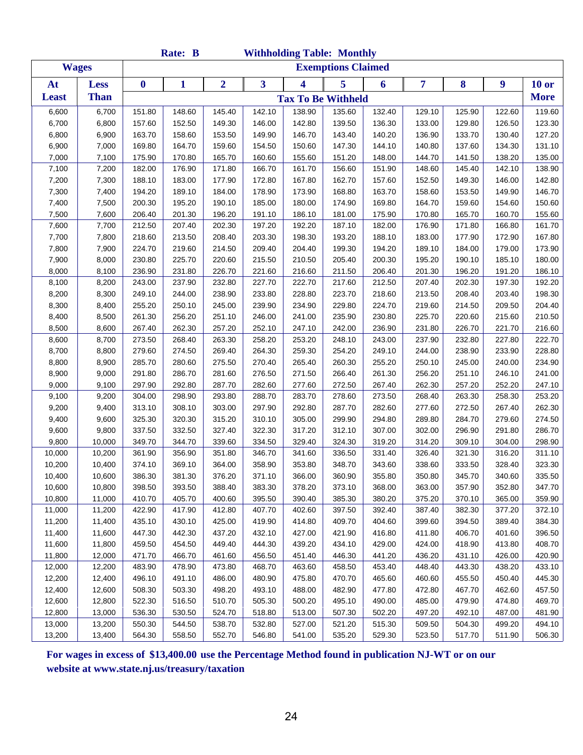Rate: B **Withholding Table: Monthly**

| Wages | | Exemptions Claimed | | | | | | | | | | |
|---|---|---|---|---|---|---|---|---|---|---|---|---|
| At Least | Less Than | 0 | 1 | 2 | 3 | 4 | 5 | 6 | 7 | 8 | 9 | 10 or More |
| | | Tax To Be Withheld | | | | | | | | | | |
| 6,600 | 6,700 | 151.80 | 148.60 | 145.40 | 142.10 | 138.90 | 135.60 | 132.40 | 129.10 | 125.90 | 122.60 | 119.60 |
| 6,700 | 6,800 | 157.60 | 152.50 | 149.30 | 146.00 | 142.80 | 139.50 | 136.30 | 133.00 | 129.80 | 126.50 | 123.30 |
| 6,800 | 6,900 | 163.70 | 158.60 | 153.50 | 149.90 | 146.70 | 143.40 | 140.20 | 136.90 | 133.70 | 130.40 | 127.20 |
| 6,900 | 7,000 | 169.80 | 164.70 | 159.60 | 154.50 | 150.60 | 147.30 | 144.10 | 140.80 | 137.60 | 134.30 | 131.10 |
| 7,000 | 7,100 | 175.90 | 170.80 | 165.70 | 160.60 | 155.60 | 151.20 | 148.00 | 144.70 | 141.50 | 138.20 | 135.00 |
| 7,100 | 7,200 | 182.00 | 176.90 | 171.80 | 166.70 | 161.70 | 156.60 | 151.90 | 148.60 | 145.40 | 142.10 | 138.90 |
| 7,200 | 7,300 | 188.10 | 183.00 | 177.90 | 172.80 | 167.80 | 162.70 | 157.60 | 152.50 | 149.30 | 146.00 | 142.80 |
| 7,300 | 7,400 | 194.20 | 189.10 | 184.00 | 178.90 | 173.90 | 168.80 | 163.70 | 158.60 | 153.50 | 149.90 | 146.70 |
| 7,400 | 7,500 | 200.30 | 195.20 | 190.10 | 185.00 | 180.00 | 174.90 | 169.80 | 164.70 | 159.60 | 154.60 | 150.60 |
| 7,500 | 7,600 | 206.40 | 201.30 | 196.20 | 191.10 | 186.10 | 181.00 | 175.90 | 170.80 | 165.70 | 160.70 | 155.60 |
| 7,600 | 7,700 | 212.50 | 207.40 | 202.30 | 197.20 | 192.20 | 187.10 | 182.00 | 176.90 | 171.80 | 166.80 | 161.70 |
| 7,700 | 7,800 | 218.60 | 213.50 | 208.40 | 203.30 | 198.30 | 193.20 | 188.10 | 183.00 | 177.90 | 172.90 | 167.80 |
| 7,800 | 7,900 | 224.70 | 219.60 | 214.50 | 209.40 | 204.40 | 199.30 | 194.20 | 189.10 | 184.00 | 179.00 | 173.90 |
| 7,900 | 8,000 | 230.80 | 225.70 | 220.60 | 215.50 | 210.50 | 205.40 | 200.30 | 195.20 | 190.10 | 185.10 | 180.00 |
| 8,000 | 8,100 | 236.90 | 231.80 | 226.70 | 221.60 | 216.60 | 211.50 | 206.40 | 201.30 | 196.20 | 191.20 | 186.10 |
| 8,100 | 8,200 | 243.00 | 237.90 | 232.80 | 227.70 | 222.70 | 217.60 | 212.50 | 207.40 | 202.30 | 197.30 | 192.20 |
| 8,200 | 8,300 | 249.10 | 244.00 | 238.90 | 233.80 | 228.80 | 223.70 | 218.60 | 213.50 | 208.40 | 203.40 | 198.30 |
| 8,300 | 8,400 | 255.20 | 250.10 | 245.00 | 239.90 | 234.90 | 229.80 | 224.70 | 219.60 | 214.50 | 209.50 | 204.40 |
| 8,400 | 8,500 | 261.30 | 256.20 | 251.10 | 246.00 | 241.00 | 235.90 | 230.80 | 225.70 | 220.60 | 215.60 | 210.50 |
| 8,500 | 8,600 | 267.40 | 262.30 | 257.20 | 252.10 | 247.10 | 242.00 | 236.90 | 231.80 | 226.70 | 221.70 | 216.60 |
| 8,600 | 8,700 | 273.50 | 268.40 | 263.30 | 258.20 | 253.20 | 248.10 | 243.00 | 237.90 | 232.80 | 227.80 | 222.70 |
| 8,700 | 8,800 | 279.60 | 274.50 | 269.40 | 264.30 | 259.30 | 254.20 | 249.10 | 244.00 | 238.90 | 233.90 | 228.80 |
| 8,800 | 8,900 | 285.70 | 280.60 | 275.50 | 270.40 | 265.40 | 260.30 | 255.20 | 250.10 | 245.00 | 240.00 | 234.90 |
| 8,900 | 9,000 | 291.80 | 286.70 | 281.60 | 276.50 | 271.50 | 266.40 | 261.30 | 256.20 | 251.10 | 246.10 | 241.00 |
| 9,000 | 9,100 | 297.90 | 292.80 | 287.70 | 282.60 | 277.60 | 272.50 | 267.40 | 262.30 | 257.20 | 252.20 | 247.10 |
| 9,100 | 9,200 | 304.00 | 298.90 | 293.80 | 288.70 | 283.70 | 278.60 | 273.50 | 268.40 | 263.30 | 258.30 | 253.20 |
| 9,200 | 9,400 | 313.10 | 308.10 | 303.00 | 297.90 | 292.80 | 287.70 | 282.60 | 277.60 | 272.50 | 267.40 | 262.30 |
| 9,400 | 9,600 | 325.30 | 320.30 | 315.20 | 310.10 | 305.00 | 299.90 | 294.80 | 289.80 | 284.70 | 279.60 | 274.50 |
| 9,600 | 9,800 | 337.50 | 332.50 | 327.40 | 322.30 | 317.20 | 312.10 | 307.00 | 302.00 | 296.90 | 291.80 | 286.70 |
| 9,800 | 10,000 | 349.70 | 344.70 | 339.60 | 334.50 | 329.40 | 324.30 | 319.20 | 314.20 | 309.10 | 304.00 | 298.90 |
| 10,000 | 10,200 | 361.90 | 356.90 | 351.80 | 346.70 | 341.60 | 336.50 | 331.40 | 326.40 | 321.30 | 316.20 | 311.10 |
| 10,200 | 10,400 | 374.10 | 369.10 | 364.00 | 358.90 | 353.80 | 348.70 | 343.60 | 338.60 | 333.50 | 328.40 | 323.30 |
| 10,400 | 10,600 | 386.30 | 381.30 | 376.20 | 371.10 | 366.00 | 360.90 | 355.80 | 350.80 | 345.70 | 340.60 | 335.50 |
| 10,600 | 10,800 | 398.50 | 393.50 | 388.40 | 383.30 | 378.20 | 373.10 | 368.00 | 363.00 | 357.90 | 352.80 | 347.70 |
| 10,800 | 11,000 | 410.70 | 405.70 | 400.60 | 395.50 | 390.40 | 385.30 | 380.20 | 375.20 | 370.10 | 365.00 | 359.90 |
| 11,000 | 11,200 | 422.90 | 417.90 | 412.80 | 407.70 | 402.60 | 397.50 | 392.40 | 387.40 | 382.30 | 377.20 | 372.10 |
| 11,200 | 11,400 | 435.10 | 430.10 | 425.00 | 419.90 | 414.80 | 409.70 | 404.60 | 399.60 | 394.50 | 389.40 | 384.30 |
| 11,400 | 11,600 | 447.30 | 442.30 | 437.20 | 432.10 | 427.00 | 421.90 | 416.80 | 411.80 | 406.70 | 401.60 | 396.50 |
| 11,600 | 11,800 | 459.50 | 454.50 | 449.40 | 444.30 | 439.20 | 434.10 | 429.00 | 424.00 | 418.90 | 413.80 | 408.70 |
| 11,800 | 12,000 | 471.70 | 466.70 | 461.60 | 456.50 | 451.40 | 446.30 | 441.20 | 436.20 | 431.10 | 426.00 | 420.90 |
| 12,000 | 12,200 | 483.90 | 478.90 | 473.80 | 468.70 | 463.60 | 458.50 | 453.40 | 448.40 | 443.30 | 438.20 | 433.10 |
| 12,200 | 12,400 | 496.10 | 491.10 | 486.00 | 480.90 | 475.80 | 470.70 | 465.60 | 460.60 | 455.50 | 450.40 | 445.30 |
| 12,400 | 12,600 | 508.30 | 503.30 | 498.20 | 493.10 | 488.00 | 482.90 | 477.80 | 472.80 | 467.70 | 462.60 | 457.50 |
| 12,600 | 12,800 | 522.30 | 516.50 | 510.70 | 505.30 | 500.20 | 495.10 | 490.00 | 485.00 | 479.90 | 474.80 | 469.70 |
| 12,800 | 13,000 | 536.30 | 530.50 | 524.70 | 518.80 | 513.00 | 507.30 | 502.20 | 497.20 | 492.10 | 487.00 | 481.90 |
| 13,000 | 13,200 | 550.30 | 544.50 | 538.70 | 532.80 | 527.00 | 521.20 | 515.30 | 509.50 | 504.30 | 499.20 | 494.10 |
| 13,200 | 13,400 | 564.30 | 558.50 | 552.70 | 546.80 | 541.00 | 535.20 | 529.30 | 523.50 | 517.70 | 511.90 | 506.30 |

**For wages in excess of $13,400.00 use the Percentage Method found in publication NJ-WT or on our website at www.state.nj.us/treasury/taxation**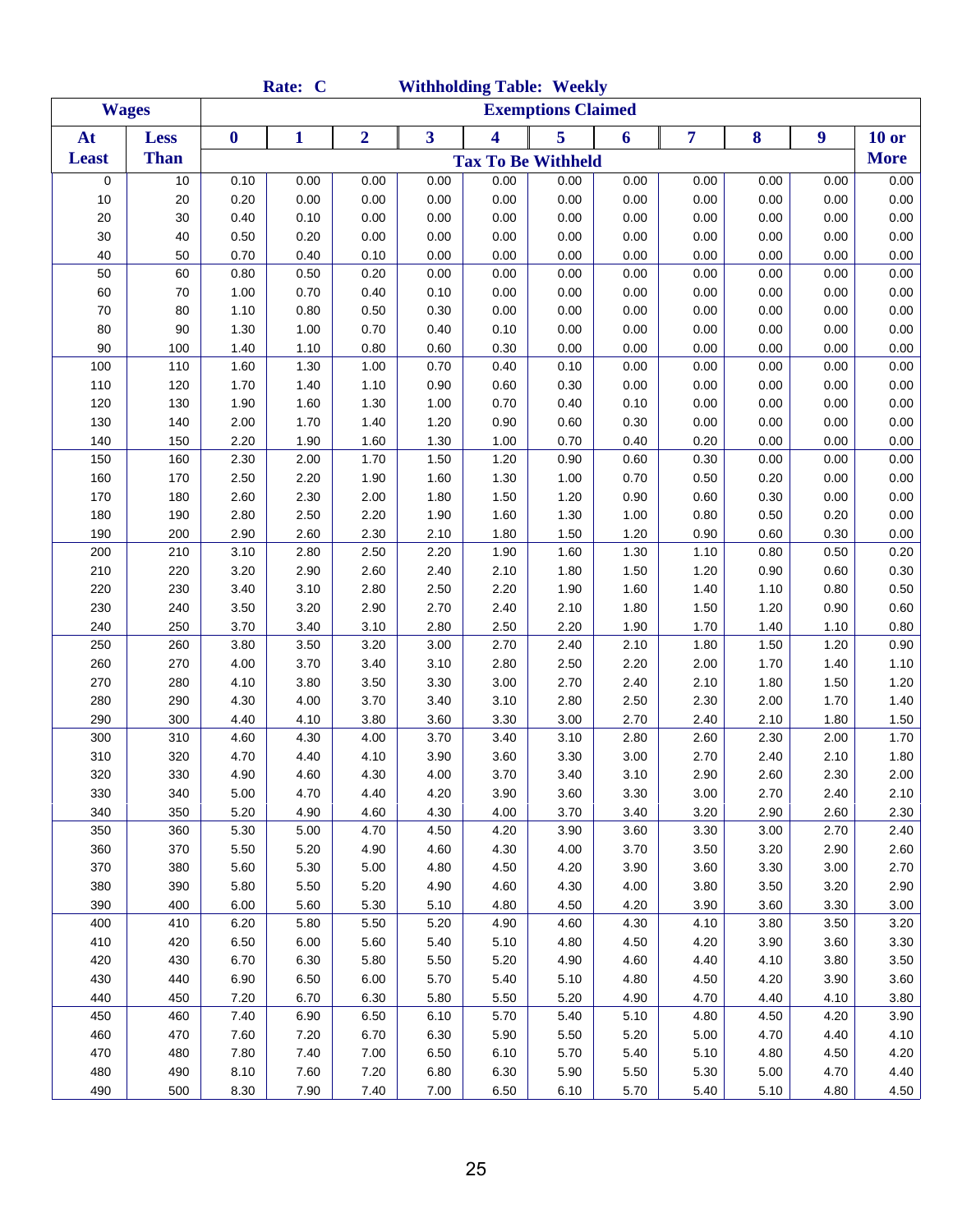**Rate: C** **Withholding Table: Weekly**

| Wages | | Exemptions Claimed | | | | | | | | | | |
|---|---|---|---|---|---|---|---|---|---|---|---|---|
| At Least | Less Than | 0 | 1 | 2 | 3 | 4 | 5 | 6 | 7 | 8 | 9 | 10 or More |
| | | Tax To Be Withheld | | | | | | | | | | |
| 0 | 10 | 0.10 | 0.00 | 0.00 | 0.00 | 0.00 | 0.00 | 0.00 | 0.00 | 0.00 | 0.00 | 0.00 |
| 10 | 20 | 0.20 | 0.00 | 0.00 | 0.00 | 0.00 | 0.00 | 0.00 | 0.00 | 0.00 | 0.00 | 0.00 |
| 20 | 30 | 0.40 | 0.10 | 0.00 | 0.00 | 0.00 | 0.00 | 0.00 | 0.00 | 0.00 | 0.00 | 0.00 |
| 30 | 40 | 0.50 | 0.20 | 0.00 | 0.00 | 0.00 | 0.00 | 0.00 | 0.00 | 0.00 | 0.00 | 0.00 |
| 40 | 50 | 0.70 | 0.40 | 0.10 | 0.00 | 0.00 | 0.00 | 0.00 | 0.00 | 0.00 | 0.00 | 0.00 |
| 50 | 60 | 0.80 | 0.50 | 0.20 | 0.00 | 0.00 | 0.00 | 0.00 | 0.00 | 0.00 | 0.00 | 0.00 |
| 60 | 70 | 1.00 | 0.70 | 0.40 | 0.10 | 0.00 | 0.00 | 0.00 | 0.00 | 0.00 | 0.00 | 0.00 |
| 70 | 80 | 1.10 | 0.80 | 0.50 | 0.30 | 0.00 | 0.00 | 0.00 | 0.00 | 0.00 | 0.00 | 0.00 |
| 80 | 90 | 1.30 | 1.00 | 0.70 | 0.40 | 0.10 | 0.00 | 0.00 | 0.00 | 0.00 | 0.00 | 0.00 |
| 90 | 100 | 1.40 | 1.10 | 0.80 | 0.60 | 0.30 | 0.00 | 0.00 | 0.00 | 0.00 | 0.00 | 0.00 |
| 100 | 110 | 1.60 | 1.30 | 1.00 | 0.70 | 0.40 | 0.10 | 0.00 | 0.00 | 0.00 | 0.00 | 0.00 |
| 110 | 120 | 1.70 | 1.40 | 1.10 | 0.90 | 0.60 | 0.30 | 0.00 | 0.00 | 0.00 | 0.00 | 0.00 |
| 120 | 130 | 1.90 | 1.60 | 1.30 | 1.00 | 0.70 | 0.40 | 0.10 | 0.00 | 0.00 | 0.00 | 0.00 |
| 130 | 140 | 2.00 | 1.70 | 1.40 | 1.20 | 0.90 | 0.60 | 0.30 | 0.00 | 0.00 | 0.00 | 0.00 |
| 140 | 150 | 2.20 | 1.90 | 1.60 | 1.30 | 1.00 | 0.70 | 0.40 | 0.20 | 0.00 | 0.00 | 0.00 |
| 150 | 160 | 2.30 | 2.00 | 1.70 | 1.50 | 1.20 | 0.90 | 0.60 | 0.30 | 0.00 | 0.00 | 0.00 |
| 160 | 170 | 2.50 | 2.20 | 1.90 | 1.60 | 1.30 | 1.00 | 0.70 | 0.50 | 0.20 | 0.00 | 0.00 |
| 170 | 180 | 2.60 | 2.30 | 2.00 | 1.80 | 1.50 | 1.20 | 0.90 | 0.60 | 0.30 | 0.00 | 0.00 |
| 180 | 190 | 2.80 | 2.50 | 2.20 | 1.90 | 1.60 | 1.30 | 1.00 | 0.80 | 0.50 | 0.20 | 0.00 |
| 190 | 200 | 2.90 | 2.60 | 2.30 | 2.10 | 1.80 | 1.50 | 1.20 | 0.90 | 0.60 | 0.30 | 0.00 |
| 200 | 210 | 3.10 | 2.80 | 2.50 | 2.20 | 1.90 | 1.60 | 1.30 | 1.10 | 0.80 | 0.50 | 0.20 |
| 210 | 220 | 3.20 | 2.90 | 2.60 | 2.40 | 2.10 | 1.80 | 1.50 | 1.20 | 0.90 | 0.60 | 0.30 |
| 220 | 230 | 3.40 | 3.10 | 2.80 | 2.50 | 2.20 | 1.90 | 1.60 | 1.40 | 1.10 | 0.80 | 0.50 |
| 230 | 240 | 3.50 | 3.20 | 2.90 | 2.70 | 2.40 | 2.10 | 1.80 | 1.50 | 1.20 | 0.90 | 0.60 |
| 240 | 250 | 3.70 | 3.40 | 3.10 | 2.80 | 2.50 | 2.20 | 1.90 | 1.70 | 1.40 | 1.10 | 0.80 |
| 250 | 260 | 3.80 | 3.50 | 3.20 | 3.00 | 2.70 | 2.40 | 2.10 | 1.80 | 1.50 | 1.20 | 0.90 |
| 260 | 270 | 4.00 | 3.70 | 3.40 | 3.10 | 2.80 | 2.50 | 2.20 | 2.00 | 1.70 | 1.40 | 1.10 |
| 270 | 280 | 4.10 | 3.80 | 3.50 | 3.30 | 3.00 | 2.70 | 2.40 | 2.10 | 1.80 | 1.50 | 1.20 |
| 280 | 290 | 4.30 | 4.00 | 3.70 | 3.40 | 3.10 | 2.80 | 2.50 | 2.30 | 2.00 | 1.70 | 1.40 |
| 290 | 300 | 4.40 | 4.10 | 3.80 | 3.60 | 3.30 | 3.00 | 2.70 | 2.40 | 2.10 | 1.80 | 1.50 |
| 300 | 310 | 4.60 | 4.30 | 4.00 | 3.70 | 3.40 | 3.10 | 2.80 | 2.60 | 2.30 | 2.00 | 1.70 |
| 310 | 320 | 4.70 | 4.40 | 4.10 | 3.90 | 3.60 | 3.30 | 3.00 | 2.70 | 2.40 | 2.10 | 1.80 |
| 320 | 330 | 4.90 | 4.60 | 4.30 | 4.00 | 3.70 | 3.40 | 3.10 | 2.90 | 2.60 | 2.30 | 2.00 |
| 330 | 340 | 5.00 | 4.70 | 4.40 | 4.20 | 3.90 | 3.60 | 3.30 | 3.00 | 2.70 | 2.40 | 2.10 |
| 340 | 350 | 5.20 | 4.90 | 4.60 | 4.30 | 4.00 | 3.70 | 3.40 | 3.20 | 2.90 | 2.60 | 2.30 |
| 350 | 360 | 5.30 | 5.00 | 4.70 | 4.50 | 4.20 | 3.90 | 3.60 | 3.30 | 3.00 | 2.70 | 2.40 |
| 360 | 370 | 5.50 | 5.20 | 4.90 | 4.60 | 4.30 | 4.00 | 3.70 | 3.50 | 3.20 | 2.90 | 2.60 |
| 370 | 380 | 5.60 | 5.30 | 5.00 | 4.80 | 4.50 | 4.20 | 3.90 | 3.60 | 3.30 | 3.00 | 2.70 |
| 380 | 390 | 5.80 | 5.50 | 5.20 | 4.90 | 4.60 | 4.30 | 4.00 | 3.80 | 3.50 | 3.20 | 2.90 |
| 390 | 400 | 6.00 | 5.60 | 5.30 | 5.10 | 4.80 | 4.50 | 4.20 | 3.90 | 3.60 | 3.30 | 3.00 |
| 400 | 410 | 6.20 | 5.80 | 5.50 | 5.20 | 4.90 | 4.60 | 4.30 | 4.10 | 3.80 | 3.50 | 3.20 |
| 410 | 420 | 6.50 | 6.00 | 5.60 | 5.40 | 5.10 | 4.80 | 4.50 | 4.20 | 3.90 | 3.60 | 3.30 |
| 420 | 430 | 6.70 | 6.30 | 5.80 | 5.50 | 5.20 | 4.90 | 4.60 | 4.40 | 4.10 | 3.80 | 3.50 |
| 430 | 440 | 6.90 | 6.50 | 6.00 | 5.70 | 5.40 | 5.10 | 4.80 | 4.50 | 4.20 | 3.90 | 3.60 |
| 440 | 450 | 7.20 | 6.70 | 6.30 | 5.80 | 5.50 | 5.20 | 4.90 | 4.70 | 4.40 | 4.10 | 3.80 |
| 450 | 460 | 7.40 | 6.90 | 6.50 | 6.10 | 5.70 | 5.40 | 5.10 | 4.80 | 4.50 | 4.20 | 3.90 |
| 460 | 470 | 7.60 | 7.20 | 6.70 | 6.30 | 5.90 | 5.50 | 5.20 | 5.00 | 4.70 | 4.40 | 4.10 |
| 470 | 480 | 7.80 | 7.40 | 7.00 | 6.50 | 6.10 | 5.70 | 5.40 | 5.10 | 4.80 | 4.50 | 4.20 |
| 480 | 490 | 8.10 | 7.60 | 7.20 | 6.80 | 6.30 | 5.90 | 5.50 | 5.30 | 5.00 | 4.70 | 4.40 |
| 490 | 500 | 8.30 | 7.90 | 7.40 | 7.00 | 6.50 | 6.10 | 5.70 | 5.40 | 5.10 | 4.80 | 4.50 |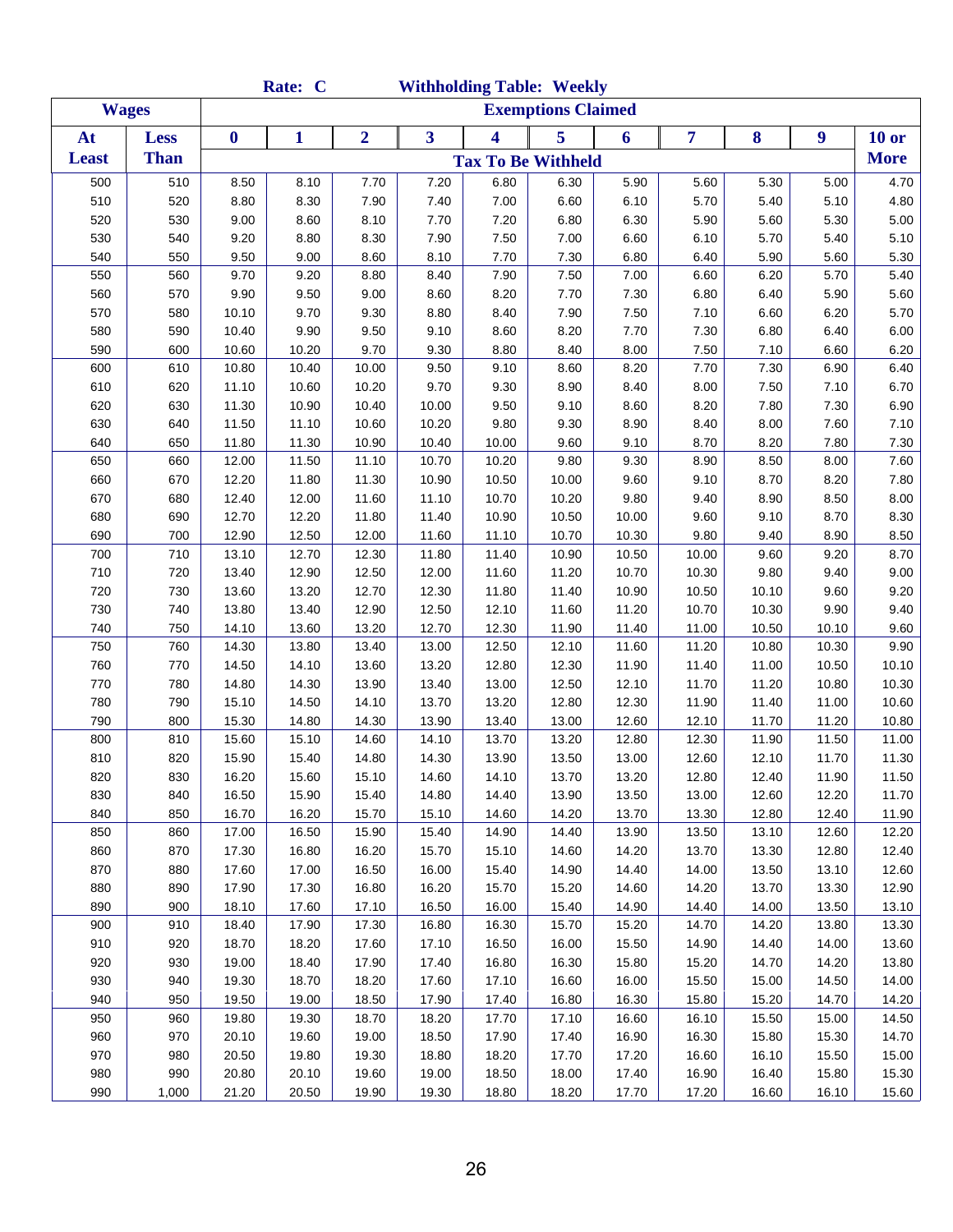Rate: C Withholding Table: Weekly

| Wages | | Exemptions Claimed | | | | | | | | | | |
|---|---|---|---|---|---|---|---|---|---|---|---|---|
| At Least | Less Than | 0 | 1 | 2 | 3 | 4 | 5 | 6 | 7 | 8 | 9 | 10 or More |
| | | Tax To Be Withheld | | | | | | | | | | |
| 500 | 510 | 8.50 | 8.10 | 7.70 | 7.20 | 6.80 | 6.30 | 5.90 | 5.60 | 5.30 | 5.00 | 4.70 |
| 510 | 520 | 8.80 | 8.30 | 7.90 | 7.40 | 7.00 | 6.60 | 6.10 | 5.70 | 5.40 | 5.10 | 4.80 |
| 520 | 530 | 9.00 | 8.60 | 8.10 | 7.70 | 7.20 | 6.80 | 6.30 | 5.90 | 5.60 | 5.30 | 5.00 |
| 530 | 540 | 9.20 | 8.80 | 8.30 | 7.90 | 7.50 | 7.00 | 6.60 | 6.10 | 5.70 | 5.40 | 5.10 |
| 540 | 550 | 9.50 | 9.00 | 8.60 | 8.10 | 7.70 | 7.30 | 6.80 | 6.40 | 5.90 | 5.60 | 5.30 |
| 550 | 560 | 9.70 | 9.20 | 8.80 | 8.40 | 7.90 | 7.50 | 7.00 | 6.60 | 6.20 | 5.70 | 5.40 |
| 560 | 570 | 9.90 | 9.50 | 9.00 | 8.60 | 8.20 | 7.70 | 7.30 | 6.80 | 6.40 | 5.90 | 5.60 |
| 570 | 580 | 10.10 | 9.70 | 9.30 | 8.80 | 8.40 | 7.90 | 7.50 | 7.10 | 6.60 | 6.20 | 5.70 |
| 580 | 590 | 10.40 | 9.90 | 9.50 | 9.10 | 8.60 | 8.20 | 7.70 | 7.30 | 6.80 | 6.40 | 6.00 |
| 590 | 600 | 10.60 | 10.20 | 9.70 | 9.30 | 8.80 | 8.40 | 8.00 | 7.50 | 7.10 | 6.60 | 6.20 |
| 600 | 610 | 10.80 | 10.40 | 10.00 | 9.50 | 9.10 | 8.60 | 8.20 | 7.70 | 7.30 | 6.90 | 6.40 |
| 610 | 620 | 11.10 | 10.60 | 10.20 | 9.70 | 9.30 | 8.90 | 8.40 | 8.00 | 7.50 | 7.10 | 6.70 |
| 620 | 630 | 11.30 | 10.90 | 10.40 | 10.00 | 9.50 | 9.10 | 8.60 | 8.20 | 7.80 | 7.30 | 6.90 |
| 630 | 640 | 11.50 | 11.10 | 10.60 | 10.20 | 9.80 | 9.30 | 8.90 | 8.40 | 8.00 | 7.60 | 7.10 |
| 640 | 650 | 11.80 | 11.30 | 10.90 | 10.40 | 10.00 | 9.60 | 9.10 | 8.70 | 8.20 | 7.80 | 7.30 |
| 650 | 660 | 12.00 | 11.50 | 11.10 | 10.70 | 10.20 | 9.80 | 9.30 | 8.90 | 8.50 | 8.00 | 7.60 |
| 660 | 670 | 12.20 | 11.80 | 11.30 | 10.90 | 10.50 | 10.00 | 9.60 | 9.10 | 8.70 | 8.20 | 7.80 |
| 670 | 680 | 12.40 | 12.00 | 11.60 | 11.10 | 10.70 | 10.20 | 9.80 | 9.40 | 8.90 | 8.50 | 8.00 |
| 680 | 690 | 12.70 | 12.20 | 11.80 | 11.40 | 10.90 | 10.50 | 10.00 | 9.60 | 9.10 | 8.70 | 8.30 |
| 690 | 700 | 12.90 | 12.50 | 12.00 | 11.60 | 11.10 | 10.70 | 10.30 | 9.80 | 9.40 | 8.90 | 8.50 |
| 700 | 710 | 13.10 | 12.70 | 12.30 | 11.80 | 11.40 | 10.90 | 10.50 | 10.00 | 9.60 | 9.20 | 8.70 |
| 710 | 720 | 13.40 | 12.90 | 12.50 | 12.00 | 11.60 | 11.20 | 10.70 | 10.30 | 9.80 | 9.40 | 9.00 |
| 720 | 730 | 13.60 | 13.20 | 12.70 | 12.30 | 11.80 | 11.40 | 10.90 | 10.50 | 10.10 | 9.60 | 9.20 |
| 730 | 740 | 13.80 | 13.40 | 12.90 | 12.50 | 12.10 | 11.60 | 11.20 | 10.70 | 10.30 | 9.90 | 9.40 |
| 740 | 750 | 14.10 | 13.60 | 13.20 | 12.70 | 12.30 | 11.90 | 11.40 | 11.00 | 10.50 | 10.10 | 9.60 |
| 750 | 760 | 14.30 | 13.80 | 13.40 | 13.00 | 12.50 | 12.10 | 11.60 | 11.20 | 10.80 | 10.30 | 9.90 |
| 760 | 770 | 14.50 | 14.10 | 13.60 | 13.20 | 12.80 | 12.30 | 11.90 | 11.40 | 11.00 | 10.50 | 10.10 |
| 770 | 780 | 14.80 | 14.30 | 13.90 | 13.40 | 13.00 | 12.50 | 12.10 | 11.70 | 11.20 | 10.80 | 10.30 |
| 780 | 790 | 15.10 | 14.50 | 14.10 | 13.70 | 13.20 | 12.80 | 12.30 | 11.90 | 11.40 | 11.00 | 10.60 |
| 790 | 800 | 15.30 | 14.80 | 14.30 | 13.90 | 13.40 | 13.00 | 12.60 | 12.10 | 11.70 | 11.20 | 10.80 |
| 800 | 810 | 15.60 | 15.10 | 14.60 | 14.10 | 13.70 | 13.20 | 12.80 | 12.30 | 11.90 | 11.50 | 11.00 |
| 810 | 820 | 15.90 | 15.40 | 14.80 | 14.30 | 13.90 | 13.50 | 13.00 | 12.60 | 12.10 | 11.70 | 11.30 |
| 820 | 830 | 16.20 | 15.60 | 15.10 | 14.60 | 14.10 | 13.70 | 13.20 | 12.80 | 12.40 | 11.90 | 11.50 |
| 830 | 840 | 16.50 | 15.90 | 15.40 | 14.80 | 14.40 | 13.90 | 13.50 | 13.00 | 12.60 | 12.20 | 11.70 |
| 840 | 850 | 16.70 | 16.20 | 15.70 | 15.10 | 14.60 | 14.20 | 13.70 | 13.30 | 12.80 | 12.40 | 11.90 |
| 850 | 860 | 17.00 | 16.50 | 15.90 | 15.40 | 14.90 | 14.40 | 13.90 | 13.50 | 13.10 | 12.60 | 12.20 |
| 860 | 870 | 17.30 | 16.80 | 16.20 | 15.70 | 15.10 | 14.60 | 14.20 | 13.70 | 13.30 | 12.80 | 12.40 |
| 870 | 880 | 17.60 | 17.00 | 16.50 | 16.00 | 15.40 | 14.90 | 14.40 | 14.00 | 13.50 | 13.10 | 12.60 |
| 880 | 890 | 17.90 | 17.30 | 16.80 | 16.20 | 15.70 | 15.20 | 14.60 | 14.20 | 13.70 | 13.30 | 12.90 |
| 890 | 900 | 18.10 | 17.60 | 17.10 | 16.50 | 16.00 | 15.40 | 14.90 | 14.40 | 14.00 | 13.50 | 13.10 |
| 900 | 910 | 18.40 | 17.90 | 17.30 | 16.80 | 16.30 | 15.70 | 15.20 | 14.70 | 14.20 | 13.80 | 13.30 |
| 910 | 920 | 18.70 | 18.20 | 17.60 | 17.10 | 16.50 | 16.00 | 15.50 | 14.90 | 14.40 | 14.00 | 13.60 |
| 920 | 930 | 19.00 | 18.40 | 17.90 | 17.40 | 16.80 | 16.30 | 15.80 | 15.20 | 14.70 | 14.20 | 13.80 |
| 930 | 940 | 19.30 | 18.70 | 18.20 | 17.60 | 17.10 | 16.60 | 16.00 | 15.50 | 15.00 | 14.50 | 14.00 |
| 940 | 950 | 19.50 | 19.00 | 18.50 | 17.90 | 17.40 | 16.80 | 16.30 | 15.80 | 15.20 | 14.70 | 14.20 |
| 950 | 960 | 19.80 | 19.30 | 18.70 | 18.20 | 17.70 | 17.10 | 16.60 | 16.10 | 15.50 | 15.00 | 14.50 |
| 960 | 970 | 20.10 | 19.60 | 19.00 | 18.50 | 17.90 | 17.40 | 16.90 | 16.30 | 15.80 | 15.30 | 14.70 |
| 970 | 980 | 20.50 | 19.80 | 19.30 | 18.80 | 18.20 | 17.70 | 17.20 | 16.60 | 16.10 | 15.50 | 15.00 |
| 980 | 990 | 20.80 | 20.10 | 19.60 | 19.00 | 18.50 | 18.00 | 17.40 | 16.90 | 16.40 | 15.80 | 15.30 |
| 990 | 1,000 | 21.20 | 20.50 | 19.90 | 19.30 | 18.80 | 18.20 | 17.70 | 17.20 | 16.60 | 16.10 | 15.60 |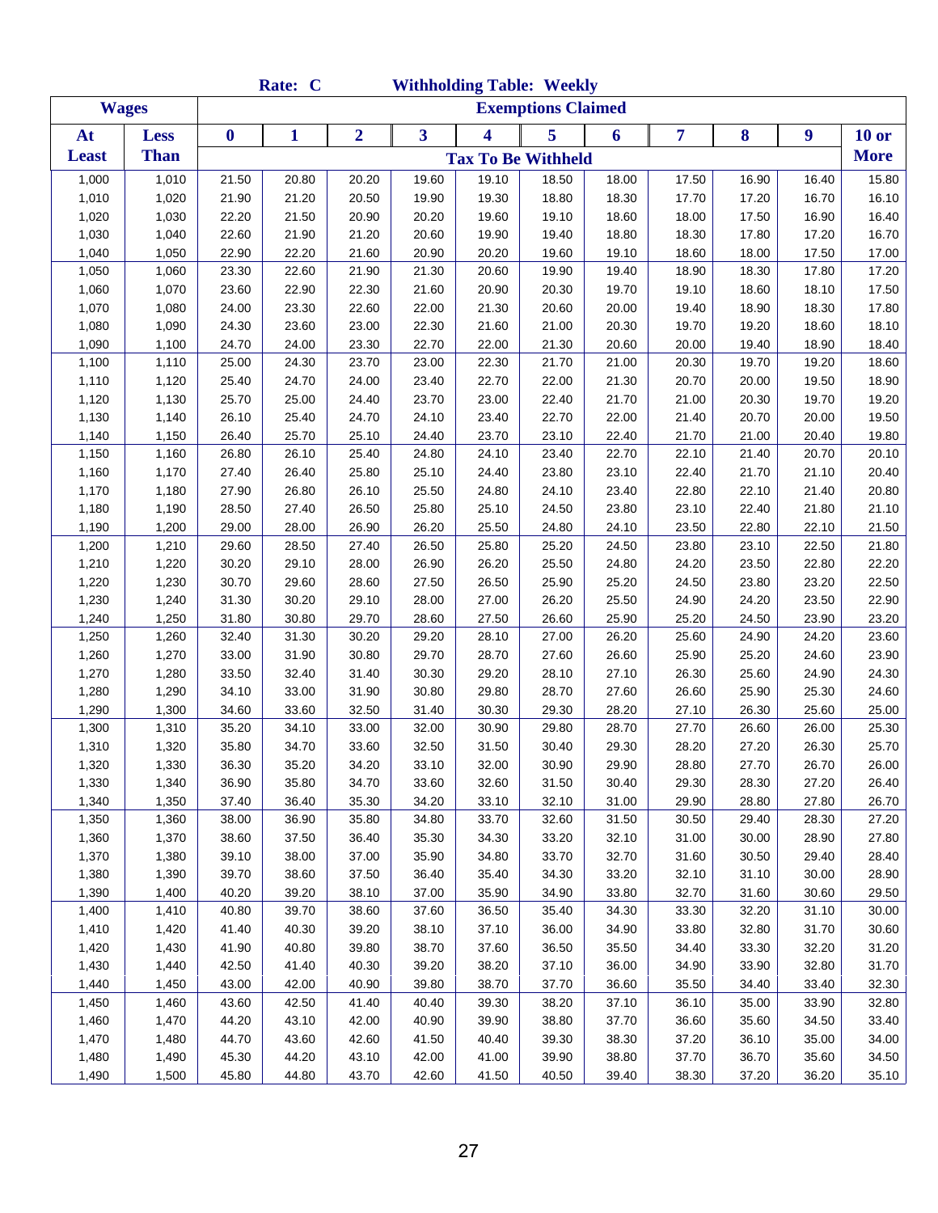**Rate: C** **Withholding Table: Weekly**

| Wages | | Exemptions Claimed | | | | | | | | | | |
|---|---|---|---|---|---|---|---|---|---|---|---|---|
| At Least | Less Than | 0 | 1 | 2 | 3 | 4 | 5 | 6 | 7 | 8 | 9 | 10 or More |
| | | Tax To Be Withheld | | | | | | | | | | |
| 1,000 | 1,010 | 21.50 | 20.80 | 20.20 | 19.60 | 19.10 | 18.50 | 18.00 | 17.50 | 16.90 | 16.40 | 15.80 |
| 1,010 | 1,020 | 21.90 | 21.20 | 20.50 | 19.90 | 19.30 | 18.80 | 18.30 | 17.70 | 17.20 | 16.70 | 16.10 |
| 1,020 | 1,030 | 22.20 | 21.50 | 20.90 | 20.20 | 19.60 | 19.10 | 18.60 | 18.00 | 17.50 | 16.90 | 16.40 |
| 1,030 | 1,040 | 22.60 | 21.90 | 21.20 | 20.60 | 19.90 | 19.40 | 18.80 | 18.30 | 17.80 | 17.20 | 16.70 |
| 1,040 | 1,050 | 22.90 | 22.20 | 21.60 | 20.90 | 20.20 | 19.60 | 19.10 | 18.60 | 18.00 | 17.50 | 17.00 |
| 1,050 | 1,060 | 23.30 | 22.60 | 21.90 | 21.30 | 20.60 | 19.90 | 19.40 | 18.90 | 18.30 | 17.80 | 17.20 |
| 1,060 | 1,070 | 23.60 | 22.90 | 22.30 | 21.60 | 20.90 | 20.30 | 19.70 | 19.10 | 18.60 | 18.10 | 17.50 |
| 1,070 | 1,080 | 24.00 | 23.30 | 22.60 | 22.00 | 21.30 | 20.60 | 20.00 | 19.40 | 18.90 | 18.30 | 17.80 |
| 1,080 | 1,090 | 24.30 | 23.60 | 23.00 | 22.30 | 21.60 | 21.00 | 20.30 | 19.70 | 19.20 | 18.60 | 18.10 |
| 1,090 | 1,100 | 24.70 | 24.00 | 23.30 | 22.70 | 22.00 | 21.30 | 20.60 | 20.00 | 19.40 | 18.90 | 18.40 |
| 1,100 | 1,110 | 25.00 | 24.30 | 23.70 | 23.00 | 22.30 | 21.70 | 21.00 | 20.30 | 19.70 | 19.20 | 18.60 |
| 1,110 | 1,120 | 25.40 | 24.70 | 24.00 | 23.40 | 22.70 | 22.00 | 21.30 | 20.70 | 20.00 | 19.50 | 18.90 |
| 1,120 | 1,130 | 25.70 | 25.00 | 24.40 | 23.70 | 23.00 | 22.40 | 21.70 | 21.00 | 20.30 | 19.70 | 19.20 |
| 1,130 | 1,140 | 26.10 | 25.40 | 24.70 | 24.10 | 23.40 | 22.70 | 22.00 | 21.40 | 20.70 | 20.00 | 19.50 |
| 1,140 | 1,150 | 26.40 | 25.70 | 25.10 | 24.40 | 23.70 | 23.10 | 22.40 | 21.70 | 21.00 | 20.40 | 19.80 |
| 1,150 | 1,160 | 26.80 | 26.10 | 25.40 | 24.80 | 24.10 | 23.40 | 22.70 | 22.10 | 21.40 | 20.70 | 20.10 |
| 1,160 | 1,170 | 27.40 | 26.40 | 25.80 | 25.10 | 24.40 | 23.80 | 23.10 | 22.40 | 21.70 | 21.10 | 20.40 |
| 1,170 | 1,180 | 27.90 | 26.80 | 26.10 | 25.50 | 24.80 | 24.10 | 23.40 | 22.80 | 22.10 | 21.40 | 20.80 |
| 1,180 | 1,190 | 28.50 | 27.40 | 26.50 | 25.80 | 25.10 | 24.50 | 23.80 | 23.10 | 22.40 | 21.80 | 21.10 |
| 1,190 | 1,200 | 29.00 | 28.00 | 26.90 | 26.20 | 25.50 | 24.80 | 24.10 | 23.50 | 22.80 | 22.10 | 21.50 |
| 1,200 | 1,210 | 29.60 | 28.50 | 27.40 | 26.50 | 25.80 | 25.20 | 24.50 | 23.80 | 23.10 | 22.50 | 21.80 |
| 1,210 | 1,220 | 30.20 | 29.10 | 28.00 | 26.90 | 26.20 | 25.50 | 24.80 | 24.20 | 23.50 | 22.80 | 22.20 |
| 1,220 | 1,230 | 30.70 | 29.60 | 28.60 | 27.50 | 26.50 | 25.90 | 25.20 | 24.50 | 23.80 | 23.20 | 22.50 |
| 1,230 | 1,240 | 31.30 | 30.20 | 29.10 | 28.00 | 27.00 | 26.20 | 25.50 | 24.90 | 24.20 | 23.50 | 22.90 |
| 1,240 | 1,250 | 31.80 | 30.80 | 29.70 | 28.60 | 27.50 | 26.60 | 25.90 | 25.20 | 24.50 | 23.90 | 23.20 |
| 1,250 | 1,260 | 32.40 | 31.30 | 30.20 | 29.20 | 28.10 | 27.00 | 26.20 | 25.60 | 24.90 | 24.20 | 23.60 |
| 1,260 | 1,270 | 33.00 | 31.90 | 30.80 | 29.70 | 28.70 | 27.60 | 26.60 | 25.90 | 25.20 | 24.60 | 23.90 |
| 1,270 | 1,280 | 33.50 | 32.40 | 31.40 | 30.30 | 29.20 | 28.10 | 27.10 | 26.30 | 25.60 | 24.90 | 24.30 |
| 1,280 | 1,290 | 34.10 | 33.00 | 31.90 | 30.80 | 29.80 | 28.70 | 27.60 | 26.60 | 25.90 | 25.30 | 24.60 |
| 1,290 | 1,300 | 34.60 | 33.60 | 32.50 | 31.40 | 30.30 | 29.30 | 28.20 | 27.10 | 26.30 | 25.60 | 25.00 |
| 1,300 | 1,310 | 35.20 | 34.10 | 33.00 | 32.00 | 30.90 | 29.80 | 28.70 | 27.70 | 26.60 | 26.00 | 25.30 |
| 1,310 | 1,320 | 35.80 | 34.70 | 33.60 | 32.50 | 31.50 | 30.40 | 29.30 | 28.20 | 27.20 | 26.30 | 25.70 |
| 1,320 | 1,330 | 36.30 | 35.20 | 34.20 | 33.10 | 32.00 | 30.90 | 29.90 | 28.80 | 27.70 | 26.70 | 26.00 |
| 1,330 | 1,340 | 36.90 | 35.80 | 34.70 | 33.60 | 32.60 | 31.50 | 30.40 | 29.30 | 28.30 | 27.20 | 26.40 |
| 1,340 | 1,350 | 37.40 | 36.40 | 35.30 | 34.20 | 33.10 | 32.10 | 31.00 | 29.90 | 28.80 | 27.80 | 26.70 |
| 1,350 | 1,360 | 38.00 | 36.90 | 35.80 | 34.80 | 33.70 | 32.60 | 31.50 | 30.50 | 29.40 | 28.30 | 27.20 |
| 1,360 | 1,370 | 38.60 | 37.50 | 36.40 | 35.30 | 34.30 | 33.20 | 32.10 | 31.00 | 30.00 | 28.90 | 27.80 |
| 1,370 | 1,380 | 39.10 | 38.00 | 37.00 | 35.90 | 34.80 | 33.70 | 32.70 | 31.60 | 30.50 | 29.40 | 28.40 |
| 1,380 | 1,390 | 39.70 | 38.60 | 37.50 | 36.40 | 35.40 | 34.30 | 33.20 | 32.10 | 31.10 | 30.00 | 28.90 |
| 1,390 | 1,400 | 40.20 | 39.20 | 38.10 | 37.00 | 35.90 | 34.90 | 33.80 | 32.70 | 31.60 | 30.60 | 29.50 |
| 1,400 | 1,410 | 40.80 | 39.70 | 38.60 | 37.60 | 36.50 | 35.40 | 34.30 | 33.30 | 32.20 | 31.10 | 30.00 |
| 1,410 | 1,420 | 41.40 | 40.30 | 39.20 | 38.10 | 37.10 | 36.00 | 34.90 | 33.80 | 32.80 | 31.70 | 30.60 |
| 1,420 | 1,430 | 41.90 | 40.80 | 39.80 | 38.70 | 37.60 | 36.50 | 35.50 | 34.40 | 33.30 | 32.20 | 31.20 |
| 1,430 | 1,440 | 42.50 | 41.40 | 40.30 | 39.20 | 38.20 | 37.10 | 36.00 | 34.90 | 33.90 | 32.80 | 31.70 |
| 1,440 | 1,450 | 43.00 | 42.00 | 40.90 | 39.80 | 38.70 | 37.70 | 36.60 | 35.50 | 34.40 | 33.40 | 32.30 |
| 1,450 | 1,460 | 43.60 | 42.50 | 41.40 | 40.40 | 39.30 | 38.20 | 37.10 | 36.10 | 35.00 | 33.90 | 32.80 |
| 1,460 | 1,470 | 44.20 | 43.10 | 42.00 | 40.90 | 39.90 | 38.80 | 37.70 | 36.60 | 35.60 | 34.50 | 33.40 |
| 1,470 | 1,480 | 44.70 | 43.60 | 42.60 | 41.50 | 40.40 | 39.30 | 38.30 | 37.20 | 36.10 | 35.00 | 34.00 |
| 1,480 | 1,490 | 45.30 | 44.20 | 43.10 | 42.00 | 41.00 | 39.90 | 38.80 | 37.70 | 36.70 | 35.60 | 34.50 |
| 1,490 | 1,500 | 45.80 | 44.80 | 43.70 | 42.60 | 41.50 | 40.50 | 39.40 | 38.30 | 37.20 | 36.20 | 35.10 |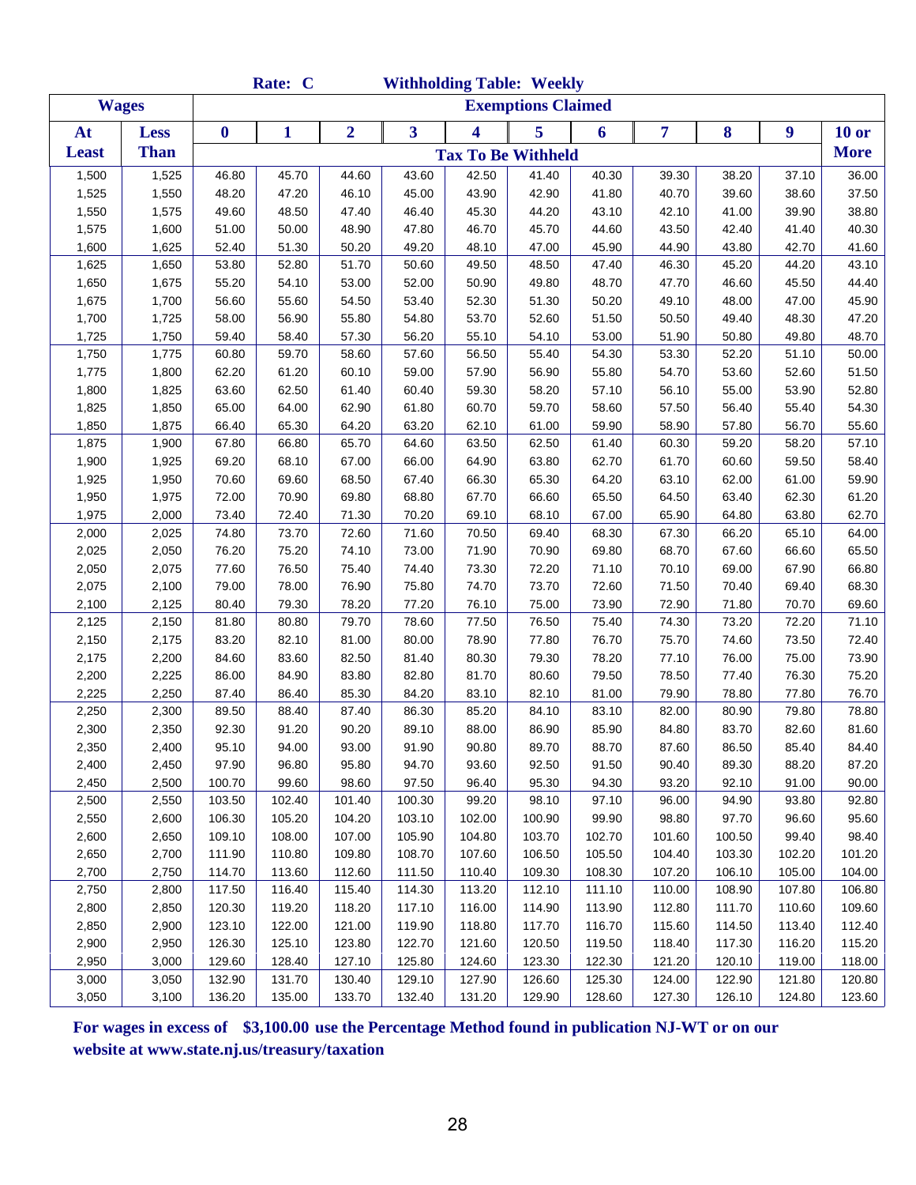**Rate: C** **Withholding Table: Weekly**

| Wages | | Exemptions Claimed | | | | | | | | | | |
|---|---|---|---|---|---|---|---|---|---|---|---|---|
| At Least | Less Than | 0 | 1 | 2 | 3 | 4 | 5 | 6 | 7 | 8 | 9 | 10 or More |
| | | Tax To Be Withheld | | | | | | | | | | |
| 1,500 | 1,525 | 46.80 | 45.70 | 44.60 | 43.60 | 42.50 | 41.40 | 40.30 | 39.30 | 38.20 | 37.10 | 36.00 |
| 1,525 | 1,550 | 48.20 | 47.20 | 46.10 | 45.00 | 43.90 | 42.90 | 41.80 | 40.70 | 39.60 | 38.60 | 37.50 |
| 1,550 | 1,575 | 49.60 | 48.50 | 47.40 | 46.40 | 45.30 | 44.20 | 43.10 | 42.10 | 41.00 | 39.90 | 38.80 |
| 1,575 | 1,600 | 51.00 | 50.00 | 48.90 | 47.80 | 46.70 | 45.70 | 44.60 | 43.50 | 42.40 | 41.40 | 40.30 |
| 1,600 | 1,625 | 52.40 | 51.30 | 50.20 | 49.20 | 48.10 | 47.00 | 45.90 | 44.90 | 43.80 | 42.70 | 41.60 |
| 1,625 | 1,650 | 53.80 | 52.80 | 51.70 | 50.60 | 49.50 | 48.50 | 47.40 | 46.30 | 45.20 | 44.20 | 43.10 |
| 1,650 | 1,675 | 55.20 | 54.10 | 53.00 | 52.00 | 50.90 | 49.80 | 48.70 | 47.70 | 46.60 | 45.50 | 44.40 |
| 1,675 | 1,700 | 56.60 | 55.60 | 54.50 | 53.40 | 52.30 | 51.30 | 50.20 | 49.10 | 48.00 | 47.00 | 45.90 |
| 1,700 | 1,725 | 58.00 | 56.90 | 55.80 | 54.80 | 53.70 | 52.60 | 51.50 | 50.50 | 49.40 | 48.30 | 47.20 |
| 1,725 | 1,750 | 59.40 | 58.40 | 57.30 | 56.20 | 55.10 | 54.10 | 53.00 | 51.90 | 50.80 | 49.80 | 48.70 |
| 1,750 | 1,775 | 60.80 | 59.70 | 58.60 | 57.60 | 56.50 | 55.40 | 54.30 | 53.30 | 52.20 | 51.10 | 50.00 |
| 1,775 | 1,800 | 62.20 | 61.20 | 60.10 | 59.00 | 57.90 | 56.90 | 55.80 | 54.70 | 53.60 | 52.60 | 51.50 |
| 1,800 | 1,825 | 63.60 | 62.50 | 61.40 | 60.40 | 59.30 | 58.20 | 57.10 | 56.10 | 55.00 | 53.90 | 52.80 |
| 1,825 | 1,850 | 65.00 | 64.00 | 62.90 | 61.80 | 60.70 | 59.70 | 58.60 | 57.50 | 56.40 | 55.40 | 54.30 |
| 1,850 | 1,875 | 66.40 | 65.30 | 64.20 | 63.20 | 62.10 | 61.00 | 59.90 | 58.90 | 57.80 | 56.70 | 55.60 |
| 1,875 | 1,900 | 67.80 | 66.80 | 65.70 | 64.60 | 63.50 | 62.50 | 61.40 | 60.30 | 59.20 | 58.20 | 57.10 |
| 1,900 | 1,925 | 69.20 | 68.10 | 67.00 | 66.00 | 64.90 | 63.80 | 62.70 | 61.70 | 60.60 | 59.50 | 58.40 |
| 1,925 | 1,950 | 70.60 | 69.60 | 68.50 | 67.40 | 66.30 | 65.30 | 64.20 | 63.10 | 62.00 | 61.00 | 59.90 |
| 1,950 | 1,975 | 72.00 | 70.90 | 69.80 | 68.80 | 67.70 | 66.60 | 65.50 | 64.50 | 63.40 | 62.30 | 61.20 |
| 1,975 | 2,000 | 73.40 | 72.40 | 71.30 | 70.20 | 69.10 | 68.10 | 67.00 | 65.90 | 64.80 | 63.80 | 62.70 |
| 2,000 | 2,025 | 74.80 | 73.70 | 72.60 | 71.60 | 70.50 | 69.40 | 68.30 | 67.30 | 66.20 | 65.10 | 64.00 |
| 2,025 | 2,050 | 76.20 | 75.20 | 74.10 | 73.00 | 71.90 | 70.90 | 69.80 | 68.70 | 67.60 | 66.60 | 65.50 |
| 2,050 | 2,075 | 77.60 | 76.50 | 75.40 | 74.40 | 73.30 | 72.20 | 71.10 | 70.10 | 69.00 | 67.90 | 66.80 |
| 2,075 | 2,100 | 79.00 | 78.00 | 76.90 | 75.80 | 74.70 | 73.70 | 72.60 | 71.50 | 70.40 | 69.40 | 68.30 |
| 2,100 | 2,125 | 80.40 | 79.30 | 78.20 | 77.20 | 76.10 | 75.00 | 73.90 | 72.90 | 71.80 | 70.70 | 69.60 |
| 2,125 | 2,150 | 81.80 | 80.80 | 79.70 | 78.60 | 77.50 | 76.50 | 75.40 | 74.30 | 73.20 | 72.20 | 71.10 |
| 2,150 | 2,175 | 83.20 | 82.10 | 81.00 | 80.00 | 78.90 | 77.80 | 76.70 | 75.70 | 74.60 | 73.50 | 72.40 |
| 2,175 | 2,200 | 84.60 | 83.60 | 82.50 | 81.40 | 80.30 | 79.30 | 78.20 | 77.10 | 76.00 | 75.00 | 73.90 |
| 2,200 | 2,225 | 86.00 | 84.90 | 83.80 | 82.80 | 81.70 | 80.60 | 79.50 | 78.50 | 77.40 | 76.30 | 75.20 |
| 2,225 | 2,250 | 87.40 | 86.40 | 85.30 | 84.20 | 83.10 | 82.10 | 81.00 | 79.90 | 78.80 | 77.80 | 76.70 |
| 2,250 | 2,300 | 89.50 | 88.40 | 87.40 | 86.30 | 85.20 | 84.10 | 83.10 | 82.00 | 80.90 | 79.80 | 78.80 |
| 2,300 | 2,350 | 92.30 | 91.20 | 90.20 | 89.10 | 88.00 | 86.90 | 85.90 | 84.80 | 83.70 | 82.60 | 81.60 |
| 2,350 | 2,400 | 95.10 | 94.00 | 93.00 | 91.90 | 90.80 | 89.70 | 88.70 | 87.60 | 86.50 | 85.40 | 84.40 |
| 2,400 | 2,450 | 97.90 | 96.80 | 95.80 | 94.70 | 93.60 | 92.50 | 91.50 | 90.40 | 89.30 | 88.20 | 87.20 |
| 2,450 | 2,500 | 100.70 | 99.60 | 98.60 | 97.50 | 96.40 | 95.30 | 94.30 | 93.20 | 92.10 | 91.00 | 90.00 |
| 2,500 | 2,550 | 103.50 | 102.40 | 101.40 | 100.30 | 99.20 | 98.10 | 97.10 | 96.00 | 94.90 | 93.80 | 92.80 |
| 2,550 | 2,600 | 106.30 | 105.20 | 104.20 | 103.10 | 102.00 | 100.90 | 99.90 | 98.80 | 97.70 | 96.60 | 95.60 |
| 2,600 | 2,650 | 109.10 | 108.00 | 107.00 | 105.90 | 104.80 | 103.70 | 102.70 | 101.60 | 100.50 | 99.40 | 98.40 |
| 2,650 | 2,700 | 111.90 | 110.80 | 109.80 | 108.70 | 107.60 | 106.50 | 105.50 | 104.40 | 103.30 | 102.20 | 101.20 |
| 2,700 | 2,750 | 114.70 | 113.60 | 112.60 | 111.50 | 110.40 | 109.30 | 108.30 | 107.20 | 106.10 | 105.00 | 104.00 |
| 2,750 | 2,800 | 117.50 | 116.40 | 115.40 | 114.30 | 113.20 | 112.10 | 111.10 | 110.00 | 108.90 | 107.80 | 106.80 |
| 2,800 | 2,850 | 120.30 | 119.20 | 118.20 | 117.10 | 116.00 | 114.90 | 113.90 | 112.80 | 111.70 | 110.60 | 109.60 |
| 2,850 | 2,900 | 123.10 | 122.00 | 121.00 | 119.90 | 118.80 | 117.70 | 116.70 | 115.60 | 114.50 | 113.40 | 112.40 |
| 2,900 | 2,950 | 126.30 | 125.10 | 123.80 | 122.70 | 121.60 | 120.50 | 119.50 | 118.40 | 117.30 | 116.20 | 115.20 |
| 2,950 | 3,000 | 129.60 | 128.40 | 127.10 | 125.80 | 124.60 | 123.30 | 122.30 | 121.20 | 120.10 | 119.00 | 118.00 |
| 3,000 | 3,050 | 132.90 | 131.70 | 130.40 | 129.10 | 127.90 | 126.60 | 125.30 | 124.00 | 122.90 | 121.80 | 120.80 |
| 3,050 | 3,100 | 136.20 | 135.00 | 133.70 | 132.40 | 131.20 | 129.90 | 128.60 | 127.30 | 126.10 | 124.80 | 123.60 |

**For wages in excess of $3,100.00 use the Percentage Method found in publication NJ-WT or on our website at www.state.nj.us/treasury/taxation**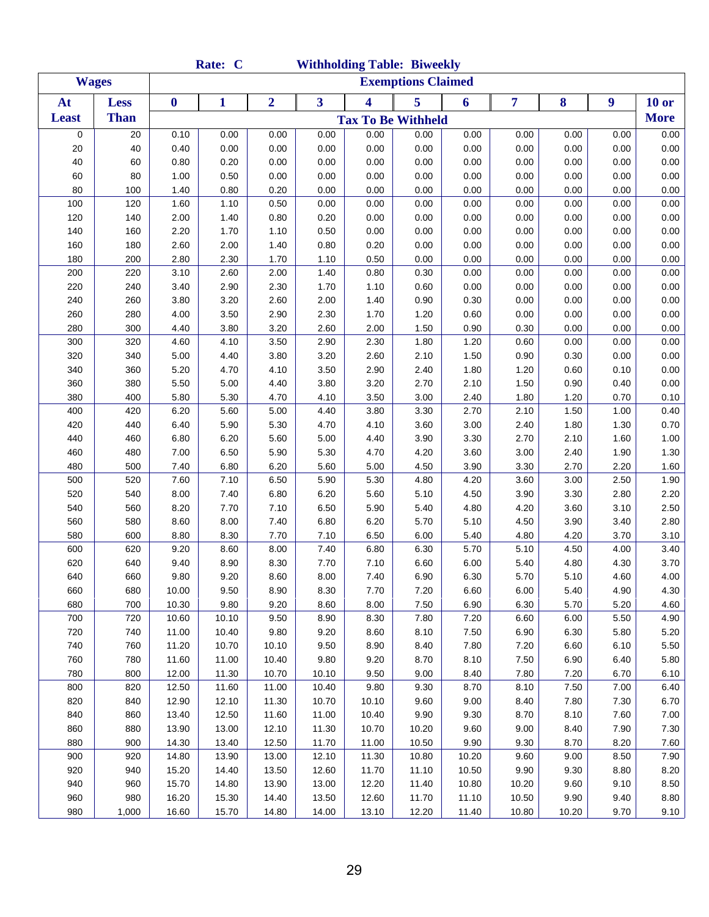**Rate: C** **Withholding Table: Biweekly**

| Wages | | Exemptions Claimed | | | | | | | | | | |
|---|---|---|---|---|---|---|---|---|---|---|---|---|
| At Least | Less Than | 0 | 1 | 2 | 3 | 4 | 5 | 6 | 7 | 8 | 9 | 10 or More |
| | | Tax To Be Withheld | | | | | | | | | | |
| 0 | 20 | 0.10 | 0.00 | 0.00 | 0.00 | 0.00 | 0.00 | 0.00 | 0.00 | 0.00 | 0.00 | 0.00 |
| 20 | 40 | 0.40 | 0.00 | 0.00 | 0.00 | 0.00 | 0.00 | 0.00 | 0.00 | 0.00 | 0.00 | 0.00 |
| 40 | 60 | 0.80 | 0.20 | 0.00 | 0.00 | 0.00 | 0.00 | 0.00 | 0.00 | 0.00 | 0.00 | 0.00 |
| 60 | 80 | 1.00 | 0.50 | 0.00 | 0.00 | 0.00 | 0.00 | 0.00 | 0.00 | 0.00 | 0.00 | 0.00 |
| 80 | 100 | 1.40 | 0.80 | 0.20 | 0.00 | 0.00 | 0.00 | 0.00 | 0.00 | 0.00 | 0.00 | 0.00 |
| 100 | 120 | 1.60 | 1.10 | 0.50 | 0.00 | 0.00 | 0.00 | 0.00 | 0.00 | 0.00 | 0.00 | 0.00 |
| 120 | 140 | 2.00 | 1.40 | 0.80 | 0.20 | 0.00 | 0.00 | 0.00 | 0.00 | 0.00 | 0.00 | 0.00 |
| 140 | 160 | 2.20 | 1.70 | 1.10 | 0.50 | 0.00 | 0.00 | 0.00 | 0.00 | 0.00 | 0.00 | 0.00 |
| 160 | 180 | 2.60 | 2.00 | 1.40 | 0.80 | 0.20 | 0.00 | 0.00 | 0.00 | 0.00 | 0.00 | 0.00 |
| 180 | 200 | 2.80 | 2.30 | 1.70 | 1.10 | 0.50 | 0.00 | 0.00 | 0.00 | 0.00 | 0.00 | 0.00 |
| 200 | 220 | 3.10 | 2.60 | 2.00 | 1.40 | 0.80 | 0.30 | 0.00 | 0.00 | 0.00 | 0.00 | 0.00 |
| 220 | 240 | 3.40 | 2.90 | 2.30 | 1.70 | 1.10 | 0.60 | 0.00 | 0.00 | 0.00 | 0.00 | 0.00 |
| 240 | 260 | 3.80 | 3.20 | 2.60 | 2.00 | 1.40 | 0.90 | 0.30 | 0.00 | 0.00 | 0.00 | 0.00 |
| 260 | 280 | 4.00 | 3.50 | 2.90 | 2.30 | 1.70 | 1.20 | 0.60 | 0.00 | 0.00 | 0.00 | 0.00 |
| 280 | 300 | 4.40 | 3.80 | 3.20 | 2.60 | 2.00 | 1.50 | 0.90 | 0.30 | 0.00 | 0.00 | 0.00 |
| 300 | 320 | 4.60 | 4.10 | 3.50 | 2.90 | 2.30 | 1.80 | 1.20 | 0.60 | 0.00 | 0.00 | 0.00 |
| 320 | 340 | 5.00 | 4.40 | 3.80 | 3.20 | 2.60 | 2.10 | 1.50 | 0.90 | 0.30 | 0.00 | 0.00 |
| 340 | 360 | 5.20 | 4.70 | 4.10 | 3.50 | 2.90 | 2.40 | 1.80 | 1.20 | 0.60 | 0.10 | 0.00 |
| 360 | 380 | 5.50 | 5.00 | 4.40 | 3.80 | 3.20 | 2.70 | 2.10 | 1.50 | 0.90 | 0.40 | 0.00 |
| 380 | 400 | 5.80 | 5.30 | 4.70 | 4.10 | 3.50 | 3.00 | 2.40 | 1.80 | 1.20 | 0.70 | 0.10 |
| 400 | 420 | 6.20 | 5.60 | 5.00 | 4.40 | 3.80 | 3.30 | 2.70 | 2.10 | 1.50 | 1.00 | 0.40 |
| 420 | 440 | 6.40 | 5.90 | 5.30 | 4.70 | 4.10 | 3.60 | 3.00 | 2.40 | 1.80 | 1.30 | 0.70 |
| 440 | 460 | 6.80 | 6.20 | 5.60 | 5.00 | 4.40 | 3.90 | 3.30 | 2.70 | 2.10 | 1.60 | 1.00 |
| 460 | 480 | 7.00 | 6.50 | 5.90 | 5.30 | 4.70 | 4.20 | 3.60 | 3.00 | 2.40 | 1.90 | 1.30 |
| 480 | 500 | 7.40 | 6.80 | 6.20 | 5.60 | 5.00 | 4.50 | 3.90 | 3.30 | 2.70 | 2.20 | 1.60 |
| 500 | 520 | 7.60 | 7.10 | 6.50 | 5.90 | 5.30 | 4.80 | 4.20 | 3.60 | 3.00 | 2.50 | 1.90 |
| 520 | 540 | 8.00 | 7.40 | 6.80 | 6.20 | 5.60 | 5.10 | 4.50 | 3.90 | 3.30 | 2.80 | 2.20 |
| 540 | 560 | 8.20 | 7.70 | 7.10 | 6.50 | 5.90 | 5.40 | 4.80 | 4.20 | 3.60 | 3.10 | 2.50 |
| 560 | 580 | 8.60 | 8.00 | 7.40 | 6.80 | 6.20 | 5.70 | 5.10 | 4.50 | 3.90 | 3.40 | 2.80 |
| 580 | 600 | 8.80 | 8.30 | 7.70 | 7.10 | 6.50 | 6.00 | 5.40 | 4.80 | 4.20 | 3.70 | 3.10 |
| 600 | 620 | 9.20 | 8.60 | 8.00 | 7.40 | 6.80 | 6.30 | 5.70 | 5.10 | 4.50 | 4.00 | 3.40 |
| 620 | 640 | 9.40 | 8.90 | 8.30 | 7.70 | 7.10 | 6.60 | 6.00 | 5.40 | 4.80 | 4.30 | 3.70 |
| 640 | 660 | 9.80 | 9.20 | 8.60 | 8.00 | 7.40 | 6.90 | 6.30 | 5.70 | 5.10 | 4.60 | 4.00 |
| 660 | 680 | 10.00 | 9.50 | 8.90 | 8.30 | 7.70 | 7.20 | 6.60 | 6.00 | 5.40 | 4.90 | 4.30 |
| 680 | 700 | 10.30 | 9.80 | 9.20 | 8.60 | 8.00 | 7.50 | 6.90 | 6.30 | 5.70 | 5.20 | 4.60 |
| 700 | 720 | 10.60 | 10.10 | 9.50 | 8.90 | 8.30 | 7.80 | 7.20 | 6.60 | 6.00 | 5.50 | 4.90 |
| 720 | 740 | 11.00 | 10.40 | 9.80 | 9.20 | 8.60 | 8.10 | 7.50 | 6.90 | 6.30 | 5.80 | 5.20 |
| 740 | 760 | 11.20 | 10.70 | 10.10 | 9.50 | 8.90 | 8.40 | 7.80 | 7.20 | 6.60 | 6.10 | 5.50 |
| 760 | 780 | 11.60 | 11.00 | 10.40 | 9.80 | 9.20 | 8.70 | 8.10 | 7.50 | 6.90 | 6.40 | 5.80 |
| 780 | 800 | 12.00 | 11.30 | 10.70 | 10.10 | 9.50 | 9.00 | 8.40 | 7.80 | 7.20 | 6.70 | 6.10 |
| 800 | 820 | 12.50 | 11.60 | 11.00 | 10.40 | 9.80 | 9.30 | 8.70 | 8.10 | 7.50 | 7.00 | 6.40 |
| 820 | 840 | 12.90 | 12.10 | 11.30 | 10.70 | 10.10 | 9.60 | 9.00 | 8.40 | 7.80 | 7.30 | 6.70 |
| 840 | 860 | 13.40 | 12.50 | 11.60 | 11.00 | 10.40 | 9.90 | 9.30 | 8.70 | 8.10 | 7.60 | 7.00 |
| 860 | 880 | 13.90 | 13.00 | 12.10 | 11.30 | 10.70 | 10.20 | 9.60 | 9.00 | 8.40 | 7.90 | 7.30 |
| 880 | 900 | 14.30 | 13.40 | 12.50 | 11.70 | 11.00 | 10.50 | 9.90 | 9.30 | 8.70 | 8.20 | 7.60 |
| 900 | 920 | 14.80 | 13.90 | 13.00 | 12.10 | 11.30 | 10.80 | 10.20 | 9.60 | 9.00 | 8.50 | 7.90 |
| 920 | 940 | 15.20 | 14.40 | 13.50 | 12.60 | 11.70 | 11.10 | 10.50 | 9.90 | 9.30 | 8.80 | 8.20 |
| 940 | 960 | 15.70 | 14.80 | 13.90 | 13.00 | 12.20 | 11.40 | 10.80 | 10.20 | 9.60 | 9.10 | 8.50 |
| 960 | 980 | 16.20 | 15.30 | 14.40 | 13.50 | 12.60 | 11.70 | 11.10 | 10.50 | 9.90 | 9.40 | 8.80 |
| 980 | 1,000 | 16.60 | 15.70 | 14.80 | 14.00 | 13.10 | 12.20 | 11.40 | 10.80 | 10.20 | 9.70 | 9.10 |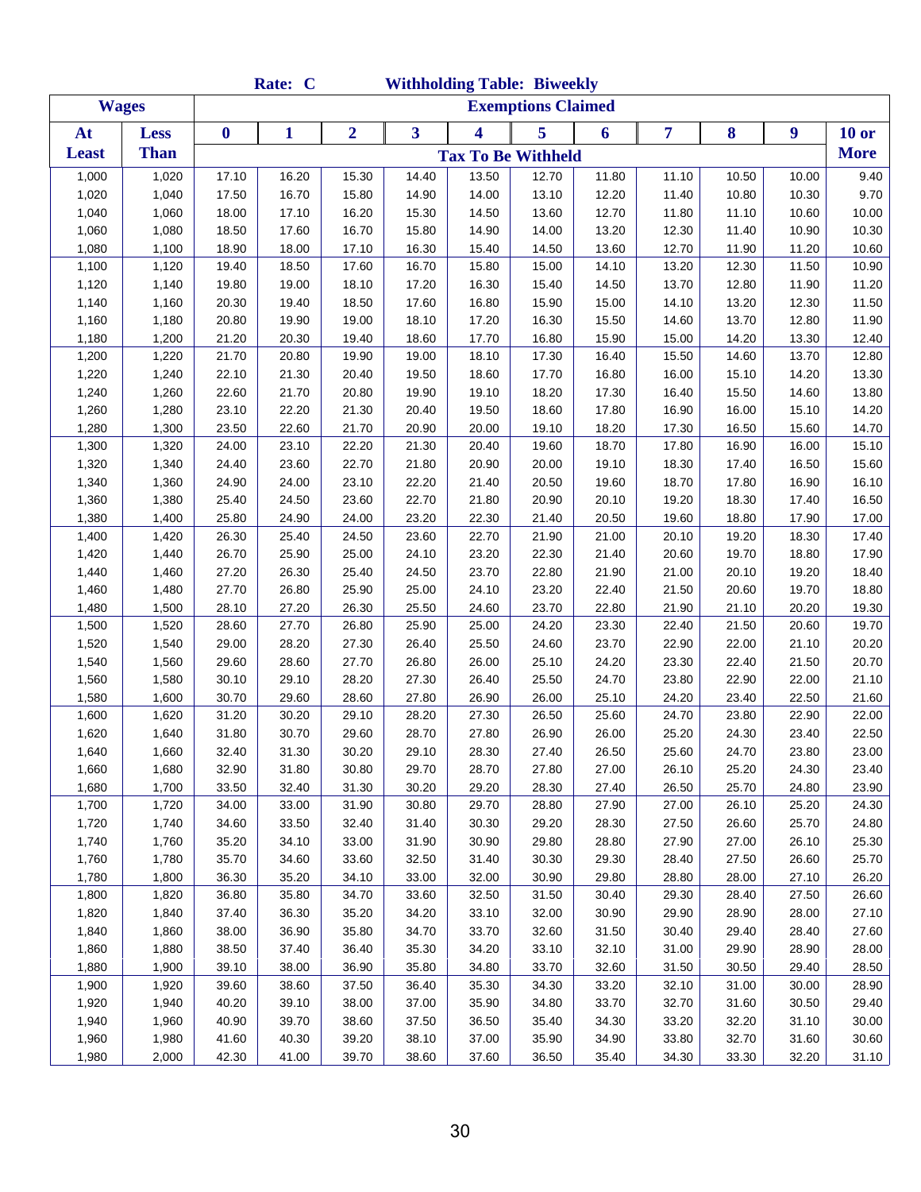**Rate: C** **Withholding Table: Biweekly**

| Wages | | Exemptions Claimed | | | | | | | | | | |
|---|---|---|---|---|---|---|---|---|---|---|---|---|
| At Least | Less Than | 0 | 1 | 2 | 3 | 4 | 5 | 6 | 7 | 8 | 9 | 10 or More |
| | | Tax To Be Withheld | | | | | | | | | | |
| 1,000 | 1,020 | 17.10 | 16.20 | 15.30 | 14.40 | 13.50 | 12.70 | 11.80 | 11.10 | 10.50 | 10.00 | 9.40 |
| 1,020 | 1,040 | 17.50 | 16.70 | 15.80 | 14.90 | 14.00 | 13.10 | 12.20 | 11.40 | 10.80 | 10.30 | 9.70 |
| 1,040 | 1,060 | 18.00 | 17.10 | 16.20 | 15.30 | 14.50 | 13.60 | 12.70 | 11.80 | 11.10 | 10.60 | 10.00 |
| 1,060 | 1,080 | 18.50 | 17.60 | 16.70 | 15.80 | 14.90 | 14.00 | 13.20 | 12.30 | 11.40 | 10.90 | 10.30 |
| 1,080 | 1,100 | 18.90 | 18.00 | 17.10 | 16.30 | 15.40 | 14.50 | 13.60 | 12.70 | 11.90 | 11.20 | 10.60 |
| 1,100 | 1,120 | 19.40 | 18.50 | 17.60 | 16.70 | 15.80 | 15.00 | 14.10 | 13.20 | 12.30 | 11.50 | 10.90 |
| 1,120 | 1,140 | 19.80 | 19.00 | 18.10 | 17.20 | 16.30 | 15.40 | 14.50 | 13.70 | 12.80 | 11.90 | 11.20 |
| 1,140 | 1,160 | 20.30 | 19.40 | 18.50 | 17.60 | 16.80 | 15.90 | 15.00 | 14.10 | 13.20 | 12.30 | 11.50 |
| 1,160 | 1,180 | 20.80 | 19.90 | 19.00 | 18.10 | 17.20 | 16.30 | 15.50 | 14.60 | 13.70 | 12.80 | 11.90 |
| 1,180 | 1,200 | 21.20 | 20.30 | 19.40 | 18.60 | 17.70 | 16.80 | 15.90 | 15.00 | 14.20 | 13.30 | 12.40 |
| 1,200 | 1,220 | 21.70 | 20.80 | 19.90 | 19.00 | 18.10 | 17.30 | 16.40 | 15.50 | 14.60 | 13.70 | 12.80 |
| 1,220 | 1,240 | 22.10 | 21.30 | 20.40 | 19.50 | 18.60 | 17.70 | 16.80 | 16.00 | 15.10 | 14.20 | 13.30 |
| 1,240 | 1,260 | 22.60 | 21.70 | 20.80 | 19.90 | 19.10 | 18.20 | 17.30 | 16.40 | 15.50 | 14.60 | 13.80 |
| 1,260 | 1,280 | 23.10 | 22.20 | 21.30 | 20.40 | 19.50 | 18.60 | 17.80 | 16.90 | 16.00 | 15.10 | 14.20 |
| 1,280 | 1,300 | 23.50 | 22.60 | 21.70 | 20.90 | 20.00 | 19.10 | 18.20 | 17.30 | 16.50 | 15.60 | 14.70 |
| 1,300 | 1,320 | 24.00 | 23.10 | 22.20 | 21.30 | 20.40 | 19.60 | 18.70 | 17.80 | 16.90 | 16.00 | 15.10 |
| 1,320 | 1,340 | 24.40 | 23.60 | 22.70 | 21.80 | 20.90 | 20.00 | 19.10 | 18.30 | 17.40 | 16.50 | 15.60 |
| 1,340 | 1,360 | 24.90 | 24.00 | 23.10 | 22.20 | 21.40 | 20.50 | 19.60 | 18.70 | 17.80 | 16.90 | 16.10 |
| 1,360 | 1,380 | 25.40 | 24.50 | 23.60 | 22.70 | 21.80 | 20.90 | 20.10 | 19.20 | 18.30 | 17.40 | 16.50 |
| 1,380 | 1,400 | 25.80 | 24.90 | 24.00 | 23.20 | 22.30 | 21.40 | 20.50 | 19.60 | 18.80 | 17.90 | 17.00 |
| 1,400 | 1,420 | 26.30 | 25.40 | 24.50 | 23.60 | 22.70 | 21.90 | 21.00 | 20.10 | 19.20 | 18.30 | 17.40 |
| 1,420 | 1,440 | 26.70 | 25.90 | 25.00 | 24.10 | 23.20 | 22.30 | 21.40 | 20.60 | 19.70 | 18.80 | 17.90 |
| 1,440 | 1,460 | 27.20 | 26.30 | 25.40 | 24.50 | 23.70 | 22.80 | 21.90 | 21.00 | 20.10 | 19.20 | 18.40 |
| 1,460 | 1,480 | 27.70 | 26.80 | 25.90 | 25.00 | 24.10 | 23.20 | 22.40 | 21.50 | 20.60 | 19.70 | 18.80 |
| 1,480 | 1,500 | 28.10 | 27.20 | 26.30 | 25.50 | 24.60 | 23.70 | 22.80 | 21.90 | 21.10 | 20.20 | 19.30 |
| 1,500 | 1,520 | 28.60 | 27.70 | 26.80 | 25.90 | 25.00 | 24.20 | 23.30 | 22.40 | 21.50 | 20.60 | 19.70 |
| 1,520 | 1,540 | 29.00 | 28.20 | 27.30 | 26.40 | 25.50 | 24.60 | 23.70 | 22.90 | 22.00 | 21.10 | 20.20 |
| 1,540 | 1,560 | 29.60 | 28.60 | 27.70 | 26.80 | 26.00 | 25.10 | 24.20 | 23.30 | 22.40 | 21.50 | 20.70 |
| 1,560 | 1,580 | 30.10 | 29.10 | 28.20 | 27.30 | 26.40 | 25.50 | 24.70 | 23.80 | 22.90 | 22.00 | 21.10 |
| 1,580 | 1,600 | 30.70 | 29.60 | 28.60 | 27.80 | 26.90 | 26.00 | 25.10 | 24.20 | 23.40 | 22.50 | 21.60 |
| 1,600 | 1,620 | 31.20 | 30.20 | 29.10 | 28.20 | 27.30 | 26.50 | 25.60 | 24.70 | 23.80 | 22.90 | 22.00 |
| 1,620 | 1,640 | 31.80 | 30.70 | 29.60 | 28.70 | 27.80 | 26.90 | 26.00 | 25.20 | 24.30 | 23.40 | 22.50 |
| 1,640 | 1,660 | 32.40 | 31.30 | 30.20 | 29.10 | 28.30 | 27.40 | 26.50 | 25.60 | 24.70 | 23.80 | 23.00 |
| 1,660 | 1,680 | 32.90 | 31.80 | 30.80 | 29.70 | 28.70 | 27.80 | 27.00 | 26.10 | 25.20 | 24.30 | 23.40 |
| 1,680 | 1,700 | 33.50 | 32.40 | 31.30 | 30.20 | 29.20 | 28.30 | 27.40 | 26.50 | 25.70 | 24.80 | 23.90 |
| 1,700 | 1,720 | 34.00 | 33.00 | 31.90 | 30.80 | 29.70 | 28.80 | 27.90 | 27.00 | 26.10 | 25.20 | 24.30 |
| 1,720 | 1,740 | 34.60 | 33.50 | 32.40 | 31.40 | 30.30 | 29.20 | 28.30 | 27.50 | 26.60 | 25.70 | 24.80 |
| 1,740 | 1,760 | 35.20 | 34.10 | 33.00 | 31.90 | 30.90 | 29.80 | 28.80 | 27.90 | 27.00 | 26.10 | 25.30 |
| 1,760 | 1,780 | 35.70 | 34.60 | 33.60 | 32.50 | 31.40 | 30.30 | 29.30 | 28.40 | 27.50 | 26.60 | 25.70 |
| 1,780 | 1,800 | 36.30 | 35.20 | 34.10 | 33.00 | 32.00 | 30.90 | 29.80 | 28.80 | 28.00 | 27.10 | 26.20 |
| 1,800 | 1,820 | 36.80 | 35.80 | 34.70 | 33.60 | 32.50 | 31.50 | 30.40 | 29.30 | 28.40 | 27.50 | 26.60 |
| 1,820 | 1,840 | 37.40 | 36.30 | 35.20 | 34.20 | 33.10 | 32.00 | 30.90 | 29.90 | 28.90 | 28.00 | 27.10 |
| 1,840 | 1,860 | 38.00 | 36.90 | 35.80 | 34.70 | 33.70 | 32.60 | 31.50 | 30.40 | 29.40 | 28.40 | 27.60 |
| 1,860 | 1,880 | 38.50 | 37.40 | 36.40 | 35.30 | 34.20 | 33.10 | 32.10 | 31.00 | 29.90 | 28.90 | 28.00 |
| 1,880 | 1,900 | 39.10 | 38.00 | 36.90 | 35.80 | 34.80 | 33.70 | 32.60 | 31.50 | 30.50 | 29.40 | 28.50 |
| 1,900 | 1,920 | 39.60 | 38.60 | 37.50 | 36.40 | 35.30 | 34.30 | 33.20 | 32.10 | 31.00 | 30.00 | 28.90 |
| 1,920 | 1,940 | 40.20 | 39.10 | 38.00 | 37.00 | 35.90 | 34.80 | 33.70 | 32.70 | 31.60 | 30.50 | 29.40 |
| 1,940 | 1,960 | 40.90 | 39.70 | 38.60 | 37.50 | 36.50 | 35.40 | 34.30 | 33.20 | 32.20 | 31.10 | 30.00 |
| 1,960 | 1,980 | 41.60 | 40.30 | 39.20 | 38.10 | 37.00 | 35.90 | 34.90 | 33.80 | 32.70 | 31.60 | 30.60 |
| 1,980 | 2,000 | 42.30 | 41.00 | 39.70 | 38.60 | 37.60 | 36.50 | 35.40 | 34.30 | 33.30 | 32.20 | 31.10 |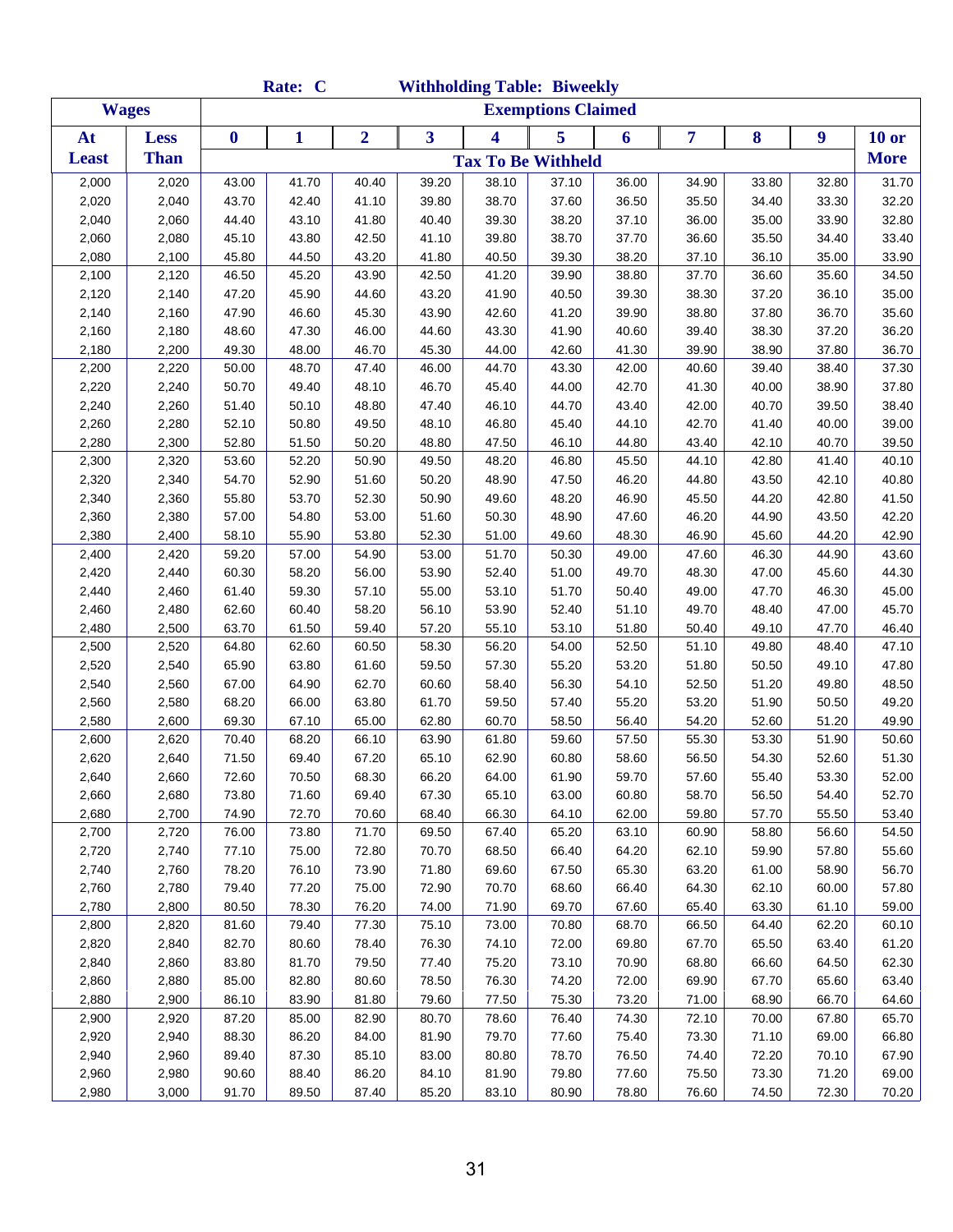**Rate: C** **Withholding Table: Biweekly**

| Wages | | Exemptions Claimed | | | | | | | | | | |
|---|---|---|---|---|---|---|---|---|---|---|---|---|
| At Least | Less Than | 0 | 1 | 2 | 3 | 4 | 5 | 6 | 7 | 8 | 9 | 10 or More |
| | | Tax To Be Withheld | | | | | | | | | | |
| 2,000 | 2,020 | 43.00 | 41.70 | 40.40 | 39.20 | 38.10 | 37.10 | 36.00 | 34.90 | 33.80 | 32.80 | 31.70 |
| 2,020 | 2,040 | 43.70 | 42.40 | 41.10 | 39.80 | 38.70 | 37.60 | 36.50 | 35.50 | 34.40 | 33.30 | 32.20 |
| 2,040 | 2,060 | 44.40 | 43.10 | 41.80 | 40.40 | 39.30 | 38.20 | 37.10 | 36.00 | 35.00 | 33.90 | 32.80 |
| 2,060 | 2,080 | 45.10 | 43.80 | 42.50 | 41.10 | 39.80 | 38.70 | 37.70 | 36.60 | 35.50 | 34.40 | 33.40 |
| 2,080 | 2,100 | 45.80 | 44.50 | 43.20 | 41.80 | 40.50 | 39.30 | 38.20 | 37.10 | 36.10 | 35.00 | 33.90 |
| 2,100 | 2,120 | 46.50 | 45.20 | 43.90 | 42.50 | 41.20 | 39.90 | 38.80 | 37.70 | 36.60 | 35.60 | 34.50 |
| 2,120 | 2,140 | 47.20 | 45.90 | 44.60 | 43.20 | 41.90 | 40.50 | 39.30 | 38.30 | 37.20 | 36.10 | 35.00 |
| 2,140 | 2,160 | 47.90 | 46.60 | 45.30 | 43.90 | 42.60 | 41.20 | 39.90 | 38.80 | 37.80 | 36.70 | 35.60 |
| 2,160 | 2,180 | 48.60 | 47.30 | 46.00 | 44.60 | 43.30 | 41.90 | 40.60 | 39.40 | 38.30 | 37.20 | 36.20 |
| 2,180 | 2,200 | 49.30 | 48.00 | 46.70 | 45.30 | 44.00 | 42.60 | 41.30 | 39.90 | 38.90 | 37.80 | 36.70 |
| 2,200 | 2,220 | 50.00 | 48.70 | 47.40 | 46.00 | 44.70 | 43.30 | 42.00 | 40.60 | 39.40 | 38.40 | 37.30 |
| 2,220 | 2,240 | 50.70 | 49.40 | 48.10 | 46.70 | 45.40 | 44.00 | 42.70 | 41.30 | 40.00 | 38.90 | 37.80 |
| 2,240 | 2,260 | 51.40 | 50.10 | 48.80 | 47.40 | 46.10 | 44.70 | 43.40 | 42.00 | 40.70 | 39.50 | 38.40 |
| 2,260 | 2,280 | 52.10 | 50.80 | 49.50 | 48.10 | 46.80 | 45.40 | 44.10 | 42.70 | 41.40 | 40.00 | 39.00 |
| 2,280 | 2,300 | 52.80 | 51.50 | 50.20 | 48.80 | 47.50 | 46.10 | 44.80 | 43.40 | 42.10 | 40.70 | 39.50 |
| 2,300 | 2,320 | 53.60 | 52.20 | 50.90 | 49.50 | 48.20 | 46.80 | 45.50 | 44.10 | 42.80 | 41.40 | 40.10 |
| 2,320 | 2,340 | 54.70 | 52.90 | 51.60 | 50.20 | 48.90 | 47.50 | 46.20 | 44.80 | 43.50 | 42.10 | 40.80 |
| 2,340 | 2,360 | 55.80 | 53.70 | 52.30 | 50.90 | 49.60 | 48.20 | 46.90 | 45.50 | 44.20 | 42.80 | 41.50 |
| 2,360 | 2,380 | 57.00 | 54.80 | 53.00 | 51.60 | 50.30 | 48.90 | 47.60 | 46.20 | 44.90 | 43.50 | 42.20 |
| 2,380 | 2,400 | 58.10 | 55.90 | 53.80 | 52.30 | 51.00 | 49.60 | 48.30 | 46.90 | 45.60 | 44.20 | 42.90 |
| 2,400 | 2,420 | 59.20 | 57.00 | 54.90 | 53.00 | 51.70 | 50.30 | 49.00 | 47.60 | 46.30 | 44.90 | 43.60 |
| 2,420 | 2,440 | 60.30 | 58.20 | 56.00 | 53.90 | 52.40 | 51.00 | 49.70 | 48.30 | 47.00 | 45.60 | 44.30 |
| 2,440 | 2,460 | 61.40 | 59.30 | 57.10 | 55.00 | 53.10 | 51.70 | 50.40 | 49.00 | 47.70 | 46.30 | 45.00 |
| 2,460 | 2,480 | 62.60 | 60.40 | 58.20 | 56.10 | 53.90 | 52.40 | 51.10 | 49.70 | 48.40 | 47.00 | 45.70 |
| 2,480 | 2,500 | 63.70 | 61.50 | 59.40 | 57.20 | 55.10 | 53.10 | 51.80 | 50.40 | 49.10 | 47.70 | 46.40 |
| 2,500 | 2,520 | 64.80 | 62.60 | 60.50 | 58.30 | 56.20 | 54.00 | 52.50 | 51.10 | 49.80 | 48.40 | 47.10 |
| 2,520 | 2,540 | 65.90 | 63.80 | 61.60 | 59.50 | 57.30 | 55.20 | 53.20 | 51.80 | 50.50 | 49.10 | 47.80 |
| 2,540 | 2,560 | 67.00 | 64.90 | 62.70 | 60.60 | 58.40 | 56.30 | 54.10 | 52.50 | 51.20 | 49.80 | 48.50 |
| 2,560 | 2,580 | 68.20 | 66.00 | 63.80 | 61.70 | 59.50 | 57.40 | 55.20 | 53.20 | 51.90 | 50.50 | 49.20 |
| 2,580 | 2,600 | 69.30 | 67.10 | 65.00 | 62.80 | 60.70 | 58.50 | 56.40 | 54.20 | 52.60 | 51.20 | 49.90 |
| 2,600 | 2,620 | 70.40 | 68.20 | 66.10 | 63.90 | 61.80 | 59.60 | 57.50 | 55.30 | 53.30 | 51.90 | 50.60 |
| 2,620 | 2,640 | 71.50 | 69.40 | 67.20 | 65.10 | 62.90 | 60.80 | 58.60 | 56.50 | 54.30 | 52.60 | 51.30 |
| 2,640 | 2,660 | 72.60 | 70.50 | 68.30 | 66.20 | 64.00 | 61.90 | 59.70 | 57.60 | 55.40 | 53.30 | 52.00 |
| 2,660 | 2,680 | 73.80 | 71.60 | 69.40 | 67.30 | 65.10 | 63.00 | 60.80 | 58.70 | 56.50 | 54.40 | 52.70 |
| 2,680 | 2,700 | 74.90 | 72.70 | 70.60 | 68.40 | 66.30 | 64.10 | 62.00 | 59.80 | 57.70 | 55.50 | 53.40 |
| 2,700 | 2,720 | 76.00 | 73.80 | 71.70 | 69.50 | 67.40 | 65.20 | 63.10 | 60.90 | 58.80 | 56.60 | 54.50 |
| 2,720 | 2,740 | 77.10 | 75.00 | 72.80 | 70.70 | 68.50 | 66.40 | 64.20 | 62.10 | 59.90 | 57.80 | 55.60 |
| 2,740 | 2,760 | 78.20 | 76.10 | 73.90 | 71.80 | 69.60 | 67.50 | 65.30 | 63.20 | 61.00 | 58.90 | 56.70 |
| 2,760 | 2,780 | 79.40 | 77.20 | 75.00 | 72.90 | 70.70 | 68.60 | 66.40 | 64.30 | 62.10 | 60.00 | 57.80 |
| 2,780 | 2,800 | 80.50 | 78.30 | 76.20 | 74.00 | 71.90 | 69.70 | 67.60 | 65.40 | 63.30 | 61.10 | 59.00 |
| 2,800 | 2,820 | 81.60 | 79.40 | 77.30 | 75.10 | 73.00 | 70.80 | 68.70 | 66.50 | 64.40 | 62.20 | 60.10 |
| 2,820 | 2,840 | 82.70 | 80.60 | 78.40 | 76.30 | 74.10 | 72.00 | 69.80 | 67.70 | 65.50 | 63.40 | 61.20 |
| 2,840 | 2,860 | 83.80 | 81.70 | 79.50 | 77.40 | 75.20 | 73.10 | 70.90 | 68.80 | 66.60 | 64.50 | 62.30 |
| 2,860 | 2,880 | 85.00 | 82.80 | 80.60 | 78.50 | 76.30 | 74.20 | 72.00 | 69.90 | 67.70 | 65.60 | 63.40 |
| 2,880 | 2,900 | 86.10 | 83.90 | 81.80 | 79.60 | 77.50 | 75.30 | 73.20 | 71.00 | 68.90 | 66.70 | 64.60 |
| 2,900 | 2,920 | 87.20 | 85.00 | 82.90 | 80.70 | 78.60 | 76.40 | 74.30 | 72.10 | 70.00 | 67.80 | 65.70 |
| 2,920 | 2,940 | 88.30 | 86.20 | 84.00 | 81.90 | 79.70 | 77.60 | 75.40 | 73.30 | 71.10 | 69.00 | 66.80 |
| 2,940 | 2,960 | 89.40 | 87.30 | 85.10 | 83.00 | 80.80 | 78.70 | 76.50 | 74.40 | 72.20 | 70.10 | 67.90 |
| 2,960 | 2,980 | 90.60 | 88.40 | 86.20 | 84.10 | 81.90 | 79.80 | 77.60 | 75.50 | 73.30 | 71.20 | 69.00 |
| 2,980 | 3,000 | 91.70 | 89.50 | 87.40 | 85.20 | 83.10 | 80.90 | 78.80 | 76.60 | 74.50 | 72.30 | 70.20 |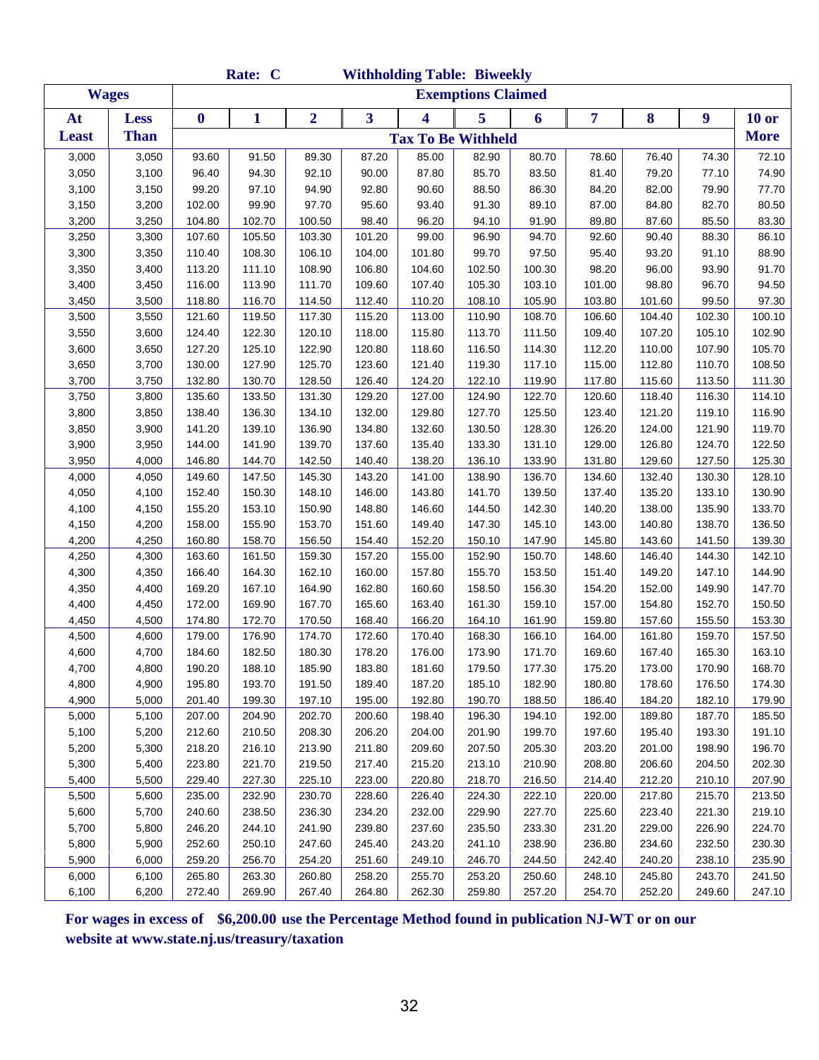**Rate: C** **Withholding Table: Biweekly**

| Wages | | Exemptions Claimed | | | | | | | | | | |
|---|---|---|---|---|---|---|---|---|---|---|---|---|
| At Least | Less Than | 0 | 1 | 2 | 3 | 4 | 5 | 6 | 7 | 8 | 9 | 10 or More |
| | | Tax To Be Withheld | | | | | | | | | | |
| 3,000 | 3,050 | 93.60 | 91.50 | 89.30 | 87.20 | 85.00 | 82.90 | 80.70 | 78.60 | 76.40 | 74.30 | 72.10 |
| 3,050 | 3,100 | 96.40 | 94.30 | 92.10 | 90.00 | 87.80 | 85.70 | 83.50 | 81.40 | 79.20 | 77.10 | 74.90 |
| 3,100 | 3,150 | 99.20 | 97.10 | 94.90 | 92.80 | 90.60 | 88.50 | 86.30 | 84.20 | 82.00 | 79.90 | 77.70 |
| 3,150 | 3,200 | 102.00 | 99.90 | 97.70 | 95.60 | 93.40 | 91.30 | 89.10 | 87.00 | 84.80 | 82.70 | 80.50 |
| 3,200 | 3,250 | 104.80 | 102.70 | 100.50 | 98.40 | 96.20 | 94.10 | 91.90 | 89.80 | 87.60 | 85.50 | 83.30 |
| 3,250 | 3,300 | 107.60 | 105.50 | 103.30 | 101.20 | 99.00 | 96.90 | 94.70 | 92.60 | 90.40 | 88.30 | 86.10 |
| 3,300 | 3,350 | 110.40 | 108.30 | 106.10 | 104.00 | 101.80 | 99.70 | 97.50 | 95.40 | 93.20 | 91.10 | 88.90 |
| 3,350 | 3,400 | 113.20 | 111.10 | 108.90 | 106.80 | 104.60 | 102.50 | 100.30 | 98.20 | 96.00 | 93.90 | 91.70 |
| 3,400 | 3,450 | 116.00 | 113.90 | 111.70 | 109.60 | 107.40 | 105.30 | 103.10 | 101.00 | 98.80 | 96.70 | 94.50 |
| 3,450 | 3,500 | 118.80 | 116.70 | 114.50 | 112.40 | 110.20 | 108.10 | 105.90 | 103.80 | 101.60 | 99.50 | 97.30 |
| 3,500 | 3,550 | 121.60 | 119.50 | 117.30 | 115.20 | 113.00 | 110.90 | 108.70 | 106.60 | 104.40 | 102.30 | 100.10 |
| 3,550 | 3,600 | 124.40 | 122.30 | 120.10 | 118.00 | 115.80 | 113.70 | 111.50 | 109.40 | 107.20 | 105.10 | 102.90 |
| 3,600 | 3,650 | 127.20 | 125.10 | 122.90 | 120.80 | 118.60 | 116.50 | 114.30 | 112.20 | 110.00 | 107.90 | 105.70 |
| 3,650 | 3,700 | 130.00 | 127.90 | 125.70 | 123.60 | 121.40 | 119.30 | 117.10 | 115.00 | 112.80 | 110.70 | 108.50 |
| 3,700 | 3,750 | 132.80 | 130.70 | 128.50 | 126.40 | 124.20 | 122.10 | 119.90 | 117.80 | 115.60 | 113.50 | 111.30 |
| 3,750 | 3,800 | 135.60 | 133.50 | 131.30 | 129.20 | 127.00 | 124.90 | 122.70 | 120.60 | 118.40 | 116.30 | 114.10 |
| 3,800 | 3,850 | 138.40 | 136.30 | 134.10 | 132.00 | 129.80 | 127.70 | 125.50 | 123.40 | 121.20 | 119.10 | 116.90 |
| 3,850 | 3,900 | 141.20 | 139.10 | 136.90 | 134.80 | 132.60 | 130.50 | 128.30 | 126.20 | 124.00 | 121.90 | 119.70 |
| 3,900 | 3,950 | 144.00 | 141.90 | 139.70 | 137.60 | 135.40 | 133.30 | 131.10 | 129.00 | 126.80 | 124.70 | 122.50 |
| 3,950 | 4,000 | 146.80 | 144.70 | 142.50 | 140.40 | 138.20 | 136.10 | 133.90 | 131.80 | 129.60 | 127.50 | 125.30 |
| 4,000 | 4,050 | 149.60 | 147.50 | 145.30 | 143.20 | 141.00 | 138.90 | 136.70 | 134.60 | 132.40 | 130.30 | 128.10 |
| 4,050 | 4,100 | 152.40 | 150.30 | 148.10 | 146.00 | 143.80 | 141.70 | 139.50 | 137.40 | 135.20 | 133.10 | 130.90 |
| 4,100 | 4,150 | 155.20 | 153.10 | 150.90 | 148.80 | 146.60 | 144.50 | 142.30 | 140.20 | 138.00 | 135.90 | 133.70 |
| 4,150 | 4,200 | 158.00 | 155.90 | 153.70 | 151.60 | 149.40 | 147.30 | 145.10 | 143.00 | 140.80 | 138.70 | 136.50 |
| 4,200 | 4,250 | 160.80 | 158.70 | 156.50 | 154.40 | 152.20 | 150.10 | 147.90 | 145.80 | 143.60 | 141.50 | 139.30 |
| 4,250 | 4,300 | 163.60 | 161.50 | 159.30 | 157.20 | 155.00 | 152.90 | 150.70 | 148.60 | 146.40 | 144.30 | 142.10 |
| 4,300 | 4,350 | 166.40 | 164.30 | 162.10 | 160.00 | 157.80 | 155.70 | 153.50 | 151.40 | 149.20 | 147.10 | 144.90 |
| 4,350 | 4,400 | 169.20 | 167.10 | 164.90 | 162.80 | 160.60 | 158.50 | 156.30 | 154.20 | 152.00 | 149.90 | 147.70 |
| 4,400 | 4,450 | 172.00 | 169.90 | 167.70 | 165.60 | 163.40 | 161.30 | 159.10 | 157.00 | 154.80 | 152.70 | 150.50 |
| 4,450 | 4,500 | 174.80 | 172.70 | 170.50 | 168.40 | 166.20 | 164.10 | 161.90 | 159.80 | 157.60 | 155.50 | 153.30 |
| 4,500 | 4,600 | 179.00 | 176.90 | 174.70 | 172.60 | 170.40 | 168.30 | 166.10 | 164.00 | 161.80 | 159.70 | 157.50 |
| 4,600 | 4,700 | 184.60 | 182.50 | 180.30 | 178.20 | 176.00 | 173.90 | 171.70 | 169.60 | 167.40 | 165.30 | 163.10 |
| 4,700 | 4,800 | 190.20 | 188.10 | 185.90 | 183.80 | 181.60 | 179.50 | 177.30 | 175.20 | 173.00 | 170.90 | 168.70 |
| 4,800 | 4,900 | 195.80 | 193.70 | 191.50 | 189.40 | 187.20 | 185.10 | 182.90 | 180.80 | 178.60 | 176.50 | 174.30 |
| 4,900 | 5,000 | 201.40 | 199.30 | 197.10 | 195.00 | 192.80 | 190.70 | 188.50 | 186.40 | 184.20 | 182.10 | 179.90 |
| 5,000 | 5,100 | 207.00 | 204.90 | 202.70 | 200.60 | 198.40 | 196.30 | 194.10 | 192.00 | 189.80 | 187.70 | 185.50 |
| 5,100 | 5,200 | 212.60 | 210.50 | 208.30 | 206.20 | 204.00 | 201.90 | 199.70 | 197.60 | 195.40 | 193.30 | 191.10 |
| 5,200 | 5,300 | 218.20 | 216.10 | 213.90 | 211.80 | 209.60 | 207.50 | 205.30 | 203.20 | 201.00 | 198.90 | 196.70 |
| 5,300 | 5,400 | 223.80 | 221.70 | 219.50 | 217.40 | 215.20 | 213.10 | 210.90 | 208.80 | 206.60 | 204.50 | 202.30 |
| 5,400 | 5,500 | 229.40 | 227.30 | 225.10 | 223.00 | 220.80 | 218.70 | 216.50 | 214.40 | 212.20 | 210.10 | 207.90 |
| 5,500 | 5,600 | 235.00 | 232.90 | 230.70 | 228.60 | 226.40 | 224.30 | 222.10 | 220.00 | 217.80 | 215.70 | 213.50 |
| 5,600 | 5,700 | 240.60 | 238.50 | 236.30 | 234.20 | 232.00 | 229.90 | 227.70 | 225.60 | 223.40 | 221.30 | 219.10 |
| 5,700 | 5,800 | 246.20 | 244.10 | 241.90 | 239.80 | 237.60 | 235.50 | 233.30 | 231.20 | 229.00 | 226.90 | 224.70 |
| 5,800 | 5,900 | 252.60 | 250.10 | 247.60 | 245.40 | 243.20 | 241.10 | 238.90 | 236.80 | 234.60 | 232.50 | 230.30 |
| 5,900 | 6,000 | 259.20 | 256.70 | 254.20 | 251.60 | 249.10 | 246.70 | 244.50 | 242.40 | 240.20 | 238.10 | 235.90 |
| 6,000 | 6,100 | 265.80 | 263.30 | 260.80 | 258.20 | 255.70 | 253.20 | 250.60 | 248.10 | 245.80 | 243.70 | 241.50 |
| 6,100 | 6,200 | 272.40 | 269.90 | 267.40 | 264.80 | 262.30 | 259.80 | 257.20 | 254.70 | 252.20 | 249.60 | 247.10 |

**For wages in excess of $6,200.00 use the Percentage Method found in publication NJ-WT or on our website at www.state.nj.us/treasury/taxation**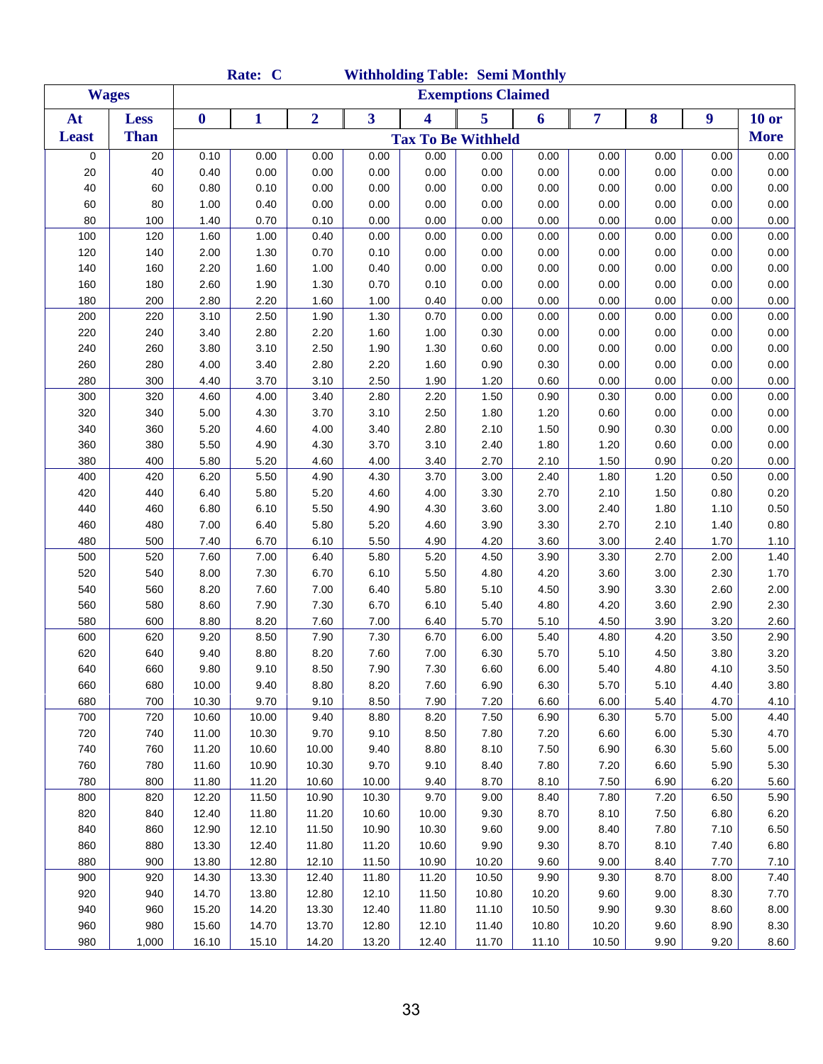**Rate: C** **Withholding Table: Semi Monthly**

| Wages | | Exemptions Claimed | | | | | | | | | | |
|---|---|---|---|---|---|---|---|---|---|---|---|---|
| At Least | Less Than | 0 | 1 | 2 | 3 | 4 | 5 | 6 | 7 | 8 | 9 | 10 or More |
| | | Tax To Be Withheld | | | | | | | | | | |
| 0 | 20 | 0.10 | 0.00 | 0.00 | 0.00 | 0.00 | 0.00 | 0.00 | 0.00 | 0.00 | 0.00 | 0.00 |
| 20 | 40 | 0.40 | 0.00 | 0.00 | 0.00 | 0.00 | 0.00 | 0.00 | 0.00 | 0.00 | 0.00 | 0.00 |
| 40 | 60 | 0.80 | 0.10 | 0.00 | 0.00 | 0.00 | 0.00 | 0.00 | 0.00 | 0.00 | 0.00 | 0.00 |
| 60 | 80 | 1.00 | 0.40 | 0.00 | 0.00 | 0.00 | 0.00 | 0.00 | 0.00 | 0.00 | 0.00 | 0.00 |
| 80 | 100 | 1.40 | 0.70 | 0.10 | 0.00 | 0.00 | 0.00 | 0.00 | 0.00 | 0.00 | 0.00 | 0.00 |
| 100 | 120 | 1.60 | 1.00 | 0.40 | 0.00 | 0.00 | 0.00 | 0.00 | 0.00 | 0.00 | 0.00 | 0.00 |
| 120 | 140 | 2.00 | 1.30 | 0.70 | 0.10 | 0.00 | 0.00 | 0.00 | 0.00 | 0.00 | 0.00 | 0.00 |
| 140 | 160 | 2.20 | 1.60 | 1.00 | 0.40 | 0.00 | 0.00 | 0.00 | 0.00 | 0.00 | 0.00 | 0.00 |
| 160 | 180 | 2.60 | 1.90 | 1.30 | 0.70 | 0.10 | 0.00 | 0.00 | 0.00 | 0.00 | 0.00 | 0.00 |
| 180 | 200 | 2.80 | 2.20 | 1.60 | 1.00 | 0.40 | 0.00 | 0.00 | 0.00 | 0.00 | 0.00 | 0.00 |
| 200 | 220 | 3.10 | 2.50 | 1.90 | 1.30 | 0.70 | 0.00 | 0.00 | 0.00 | 0.00 | 0.00 | 0.00 |
| 220 | 240 | 3.40 | 2.80 | 2.20 | 1.60 | 1.00 | 0.30 | 0.00 | 0.00 | 0.00 | 0.00 | 0.00 |
| 240 | 260 | 3.80 | 3.10 | 2.50 | 1.90 | 1.30 | 0.60 | 0.00 | 0.00 | 0.00 | 0.00 | 0.00 |
| 260 | 280 | 4.00 | 3.40 | 2.80 | 2.20 | 1.60 | 0.90 | 0.30 | 0.00 | 0.00 | 0.00 | 0.00 |
| 280 | 300 | 4.40 | 3.70 | 3.10 | 2.50 | 1.90 | 1.20 | 0.60 | 0.00 | 0.00 | 0.00 | 0.00 |
| 300 | 320 | 4.60 | 4.00 | 3.40 | 2.80 | 2.20 | 1.50 | 0.90 | 0.30 | 0.00 | 0.00 | 0.00 |
| 320 | 340 | 5.00 | 4.30 | 3.70 | 3.10 | 2.50 | 1.80 | 1.20 | 0.60 | 0.00 | 0.00 | 0.00 |
| 340 | 360 | 5.20 | 4.60 | 4.00 | 3.40 | 2.80 | 2.10 | 1.50 | 0.90 | 0.30 | 0.00 | 0.00 |
| 360 | 380 | 5.50 | 4.90 | 4.30 | 3.70 | 3.10 | 2.40 | 1.80 | 1.20 | 0.60 | 0.00 | 0.00 |
| 380 | 400 | 5.80 | 5.20 | 4.60 | 4.00 | 3.40 | 2.70 | 2.10 | 1.50 | 0.90 | 0.20 | 0.00 |
| 400 | 420 | 6.20 | 5.50 | 4.90 | 4.30 | 3.70 | 3.00 | 2.40 | 1.80 | 1.20 | 0.50 | 0.00 |
| 420 | 440 | 6.40 | 5.80 | 5.20 | 4.60 | 4.00 | 3.30 | 2.70 | 2.10 | 1.50 | 0.80 | 0.20 |
| 440 | 460 | 6.80 | 6.10 | 5.50 | 4.90 | 4.30 | 3.60 | 3.00 | 2.40 | 1.80 | 1.10 | 0.50 |
| 460 | 480 | 7.00 | 6.40 | 5.80 | 5.20 | 4.60 | 3.90 | 3.30 | 2.70 | 2.10 | 1.40 | 0.80 |
| 480 | 500 | 7.40 | 6.70 | 6.10 | 5.50 | 4.90 | 4.20 | 3.60 | 3.00 | 2.40 | 1.70 | 1.10 |
| 500 | 520 | 7.60 | 7.00 | 6.40 | 5.80 | 5.20 | 4.50 | 3.90 | 3.30 | 2.70 | 2.00 | 1.40 |
| 520 | 540 | 8.00 | 7.30 | 6.70 | 6.10 | 5.50 | 4.80 | 4.20 | 3.60 | 3.00 | 2.30 | 1.70 |
| 540 | 560 | 8.20 | 7.60 | 7.00 | 6.40 | 5.80 | 5.10 | 4.50 | 3.90 | 3.30 | 2.60 | 2.00 |
| 560 | 580 | 8.60 | 7.90 | 7.30 | 6.70 | 6.10 | 5.40 | 4.80 | 4.20 | 3.60 | 2.90 | 2.30 |
| 580 | 600 | 8.80 | 8.20 | 7.60 | 7.00 | 6.40 | 5.70 | 5.10 | 4.50 | 3.90 | 3.20 | 2.60 |
| 600 | 620 | 9.20 | 8.50 | 7.90 | 7.30 | 6.70 | 6.00 | 5.40 | 4.80 | 4.20 | 3.50 | 2.90 |
| 620 | 640 | 9.40 | 8.80 | 8.20 | 7.60 | 7.00 | 6.30 | 5.70 | 5.10 | 4.50 | 3.80 | 3.20 |
| 640 | 660 | 9.80 | 9.10 | 8.50 | 7.90 | 7.30 | 6.60 | 6.00 | 5.40 | 4.80 | 4.10 | 3.50 |
| 660 | 680 | 10.00 | 9.40 | 8.80 | 8.20 | 7.60 | 6.90 | 6.30 | 5.70 | 5.10 | 4.40 | 3.80 |
| 680 | 700 | 10.30 | 9.70 | 9.10 | 8.50 | 7.90 | 7.20 | 6.60 | 6.00 | 5.40 | 4.70 | 4.10 |
| 700 | 720 | 10.60 | 10.00 | 9.40 | 8.80 | 8.20 | 7.50 | 6.90 | 6.30 | 5.70 | 5.00 | 4.40 |
| 720 | 740 | 11.00 | 10.30 | 9.70 | 9.10 | 8.50 | 7.80 | 7.20 | 6.60 | 6.00 | 5.30 | 4.70 |
| 740 | 760 | 11.20 | 10.60 | 10.00 | 9.40 | 8.80 | 8.10 | 7.50 | 6.90 | 6.30 | 5.60 | 5.00 |
| 760 | 780 | 11.60 | 10.90 | 10.30 | 9.70 | 9.10 | 8.40 | 7.80 | 7.20 | 6.60 | 5.90 | 5.30 |
| 780 | 800 | 11.80 | 11.20 | 10.60 | 10.00 | 9.40 | 8.70 | 8.10 | 7.50 | 6.90 | 6.20 | 5.60 |
| 800 | 820 | 12.20 | 11.50 | 10.90 | 10.30 | 9.70 | 9.00 | 8.40 | 7.80 | 7.20 | 6.50 | 5.90 |
| 820 | 840 | 12.40 | 11.80 | 11.20 | 10.60 | 10.00 | 9.30 | 8.70 | 8.10 | 7.50 | 6.80 | 6.20 |
| 840 | 860 | 12.90 | 12.10 | 11.50 | 10.90 | 10.30 | 9.60 | 9.00 | 8.40 | 7.80 | 7.10 | 6.50 |
| 860 | 880 | 13.30 | 12.40 | 11.80 | 11.20 | 10.60 | 9.90 | 9.30 | 8.70 | 8.10 | 7.40 | 6.80 |
| 880 | 900 | 13.80 | 12.80 | 12.10 | 11.50 | 10.90 | 10.20 | 9.60 | 9.00 | 8.40 | 7.70 | 7.10 |
| 900 | 920 | 14.30 | 13.30 | 12.40 | 11.80 | 11.20 | 10.50 | 9.90 | 9.30 | 8.70 | 8.00 | 7.40 |
| 920 | 940 | 14.70 | 13.80 | 12.80 | 12.10 | 11.50 | 10.80 | 10.20 | 9.60 | 9.00 | 8.30 | 7.70 |
| 940 | 960 | 15.20 | 14.20 | 13.30 | 12.40 | 11.80 | 11.10 | 10.50 | 9.90 | 9.30 | 8.60 | 8.00 |
| 960 | 980 | 15.60 | 14.70 | 13.70 | 12.80 | 12.10 | 11.40 | 10.80 | 10.20 | 9.60 | 8.90 | 8.30 |
| 980 | 1,000 | 16.10 | 15.10 | 14.20 | 13.20 | 12.40 | 11.70 | 11.10 | 10.50 | 9.90 | 9.20 | 8.60 |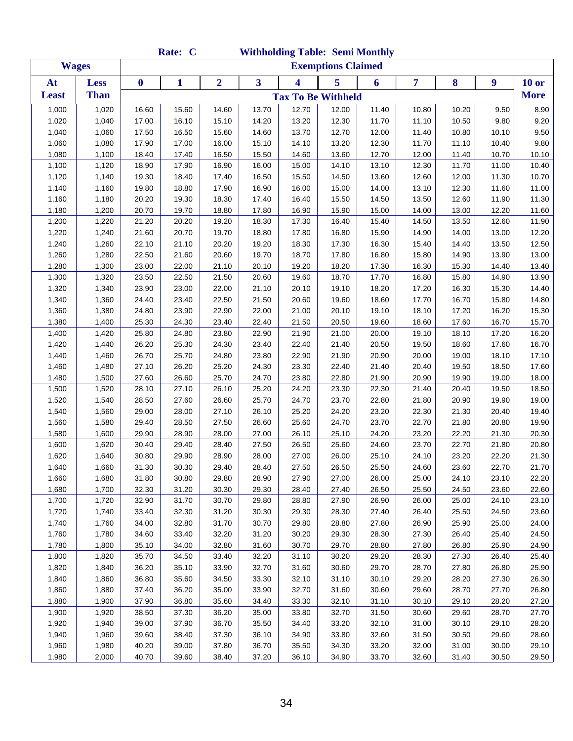**Rate: C** **Withholding Table: Semi Monthly**

| Wages | | Exemptions Claimed | | | | | | | | | | |
|---|---|---|---|---|---|---|---|---|---|---|---|---|
| At Least | Less Than | 0 | 1 | 2 | 3 | 4 | 5 | 6 | 7 | 8 | 9 | 10 or More |
| | | Tax To Be Withheld | | | | | | | | | | |
| 1,000 | 1,020 | 16.60 | 15.60 | 14.60 | 13.70 | 12.70 | 12.00 | 11.40 | 10.80 | 10.20 | 9.50 | 8.90 |
| 1,020 | 1,040 | 17.00 | 16.10 | 15.10 | 14.20 | 13.20 | 12.30 | 11.70 | 11.10 | 10.50 | 9.80 | 9.20 |
| 1,040 | 1,060 | 17.50 | 16.50 | 15.60 | 14.60 | 13.70 | 12.70 | 12.00 | 11.40 | 10.80 | 10.10 | 9.50 |
| 1,060 | 1,080 | 17.90 | 17.00 | 16.00 | 15.10 | 14.10 | 13.20 | 12.30 | 11.70 | 11.10 | 10.40 | 9.80 |
| 1,080 | 1,100 | 18.40 | 17.40 | 16.50 | 15.50 | 14.60 | 13.60 | 12.70 | 12.00 | 11.40 | 10.70 | 10.10 |
| 1,100 | 1,120 | 18.90 | 17.90 | 16.90 | 16.00 | 15.00 | 14.10 | 13.10 | 12.30 | 11.70 | 11.00 | 10.40 |
| 1,120 | 1,140 | 19.30 | 18.40 | 17.40 | 16.50 | 15.50 | 14.50 | 13.60 | 12.60 | 12.00 | 11.30 | 10.70 |
| 1,140 | 1,160 | 19.80 | 18.80 | 17.90 | 16.90 | 16.00 | 15.00 | 14.00 | 13.10 | 12.30 | 11.60 | 11.00 |
| 1,160 | 1,180 | 20.20 | 19.30 | 18.30 | 17.40 | 16.40 | 15.50 | 14.50 | 13.50 | 12.60 | 11.90 | 11.30 |
| 1,180 | 1,200 | 20.70 | 19.70 | 18.80 | 17.80 | 16.90 | 15.90 | 15.00 | 14.00 | 13.00 | 12.20 | 11.60 |
| 1,200 | 1,220 | 21.20 | 20.20 | 19.20 | 18.30 | 17.30 | 16.40 | 15.40 | 14.50 | 13.50 | 12.60 | 11.90 |
| 1,220 | 1,240 | 21.60 | 20.70 | 19.70 | 18.80 | 17.80 | 16.80 | 15.90 | 14.90 | 14.00 | 13.00 | 12.20 |
| 1,240 | 1,260 | 22.10 | 21.10 | 20.20 | 19.20 | 18.30 | 17.30 | 16.30 | 15.40 | 14.40 | 13.50 | 12.50 |
| 1,260 | 1,280 | 22.50 | 21.60 | 20.60 | 19.70 | 18.70 | 17.80 | 16.80 | 15.80 | 14.90 | 13.90 | 13.00 |
| 1,280 | 1,300 | 23.00 | 22.00 | 21.10 | 20.10 | 19.20 | 18.20 | 17.30 | 16.30 | 15.30 | 14.40 | 13.40 |
| 1,300 | 1,320 | 23.50 | 22.50 | 21.50 | 20.60 | 19.60 | 18.70 | 17.70 | 16.80 | 15.80 | 14.90 | 13.90 |
| 1,320 | 1,340 | 23.90 | 23.00 | 22.00 | 21.10 | 20.10 | 19.10 | 18.20 | 17.20 | 16.30 | 15.30 | 14.40 |
| 1,340 | 1,360 | 24.40 | 23.40 | 22.50 | 21.50 | 20.60 | 19.60 | 18.60 | 17.70 | 16.70 | 15.80 | 14.80 |
| 1,360 | 1,380 | 24.80 | 23.90 | 22.90 | 22.00 | 21.00 | 20.10 | 19.10 | 18.10 | 17.20 | 16.20 | 15.30 |
| 1,380 | 1,400 | 25.30 | 24.30 | 23.40 | 22.40 | 21.50 | 20.50 | 19.60 | 18.60 | 17.60 | 16.70 | 15.70 |
| 1,400 | 1,420 | 25.80 | 24.80 | 23.80 | 22.90 | 21.90 | 21.00 | 20.00 | 19.10 | 18.10 | 17.20 | 16.20 |
| 1,420 | 1,440 | 26.20 | 25.30 | 24.30 | 23.40 | 22.40 | 21.40 | 20.50 | 19.50 | 18.60 | 17.60 | 16.70 |
| 1,440 | 1,460 | 26.70 | 25.70 | 24.80 | 23.80 | 22.90 | 21.90 | 20.90 | 20.00 | 19.00 | 18.10 | 17.10 |
| 1,460 | 1,480 | 27.10 | 26.20 | 25.20 | 24.30 | 23.30 | 22.40 | 21.40 | 20.40 | 19.50 | 18.50 | 17.60 |
| 1,480 | 1,500 | 27.60 | 26.60 | 25.70 | 24.70 | 23.80 | 22.80 | 21.90 | 20.90 | 19.90 | 19.00 | 18.00 |
| 1,500 | 1,520 | 28.10 | 27.10 | 26.10 | 25.20 | 24.20 | 23.30 | 22.30 | 21.40 | 20.40 | 19.50 | 18.50 |
| 1,520 | 1,540 | 28.50 | 27.60 | 26.60 | 25.70 | 24.70 | 23.70 | 22.80 | 21.80 | 20.90 | 19.90 | 19.00 |
| 1,540 | 1,560 | 29.00 | 28.00 | 27.10 | 26.10 | 25.20 | 24.20 | 23.20 | 22.30 | 21.30 | 20.40 | 19.40 |
| 1,560 | 1,580 | 29.40 | 28.50 | 27.50 | 26.60 | 25.60 | 24.70 | 23.70 | 22.70 | 21.80 | 20.80 | 19.90 |
| 1,580 | 1,600 | 29.90 | 28.90 | 28.00 | 27.00 | 26.10 | 25.10 | 24.20 | 23.20 | 22.20 | 21.30 | 20.30 |
| 1,600 | 1,620 | 30.40 | 29.40 | 28.40 | 27.50 | 26.50 | 25.60 | 24.60 | 23.70 | 22.70 | 21.80 | 20.80 |
| 1,620 | 1,640 | 30.80 | 29.90 | 28.90 | 28.00 | 27.00 | 26.00 | 25.10 | 24.10 | 23.20 | 22.20 | 21.30 |
| 1,640 | 1,660 | 31.30 | 30.30 | 29.40 | 28.40 | 27.50 | 26.50 | 25.50 | 24.60 | 23.60 | 22.70 | 21.70 |
| 1,660 | 1,680 | 31.80 | 30.80 | 29.80 | 28.90 | 27.90 | 27.00 | 26.00 | 25.00 | 24.10 | 23.10 | 22.20 |
| 1,680 | 1,700 | 32.30 | 31.20 | 30.30 | 29.30 | 28.40 | 27.40 | 26.50 | 25.50 | 24.50 | 23.60 | 22.60 |
| 1,700 | 1,720 | 32.90 | 31.70 | 30.70 | 29.80 | 28.80 | 27.90 | 26.90 | 26.00 | 25.00 | 24.10 | 23.10 |
| 1,720 | 1,740 | 33.40 | 32.30 | 31.20 | 30.30 | 29.30 | 28.30 | 27.40 | 26.40 | 25.50 | 24.50 | 23.60 |
| 1,740 | 1,760 | 34.00 | 32.80 | 31.70 | 30.70 | 29.80 | 28.80 | 27.80 | 26.90 | 25.90 | 25.00 | 24.00 |
| 1,760 | 1,780 | 34.60 | 33.40 | 32.20 | 31.20 | 30.20 | 29.30 | 28.30 | 27.30 | 26.40 | 25.40 | 24.50 |
| 1,780 | 1,800 | 35.10 | 34.00 | 32.80 | 31.60 | 30.70 | 29.70 | 28.80 | 27.80 | 26.80 | 25.90 | 24.90 |
| 1,800 | 1,820 | 35.70 | 34.50 | 33.40 | 32.20 | 31.10 | 30.20 | 29.20 | 28.30 | 27.30 | 26.40 | 25.40 |
| 1,820 | 1,840 | 36.20 | 35.10 | 33.90 | 32.70 | 31.60 | 30.60 | 29.70 | 28.70 | 27.80 | 26.80 | 25.90 |
| 1,840 | 1,860 | 36.80 | 35.60 | 34.50 | 33.30 | 32.10 | 31.10 | 30.10 | 29.20 | 28.20 | 27.30 | 26.30 |
| 1,860 | 1,880 | 37.40 | 36.20 | 35.00 | 33.90 | 32.70 | 31.60 | 30.60 | 29.60 | 28.70 | 27.70 | 26.80 |
| 1,880 | 1,900 | 37.90 | 36.80 | 35.60 | 34.40 | 33.30 | 32.10 | 31.10 | 30.10 | 29.10 | 28.20 | 27.20 |
| 1,900 | 1,920 | 38.50 | 37.30 | 36.20 | 35.00 | 33.80 | 32.70 | 31.50 | 30.60 | 29.60 | 28.70 | 27.70 |
| 1,920 | 1,940 | 39.00 | 37.90 | 36.70 | 35.50 | 34.40 | 33.20 | 32.10 | 31.00 | 30.10 | 29.10 | 28.20 |
| 1,940 | 1,960 | 39.60 | 38.40 | 37.30 | 36.10 | 34.90 | 33.80 | 32.60 | 31.50 | 30.50 | 29.60 | 28.60 |
| 1,960 | 1,980 | 40.20 | 39.00 | 37.80 | 36.70 | 35.50 | 34.30 | 33.20 | 32.00 | 31.00 | 30.00 | 29.10 |
| 1,980 | 2,000 | 40.70 | 39.60 | 38.40 | 37.20 | 36.10 | 34.90 | 33.70 | 32.60 | 31.40 | 30.50 | 29.50 |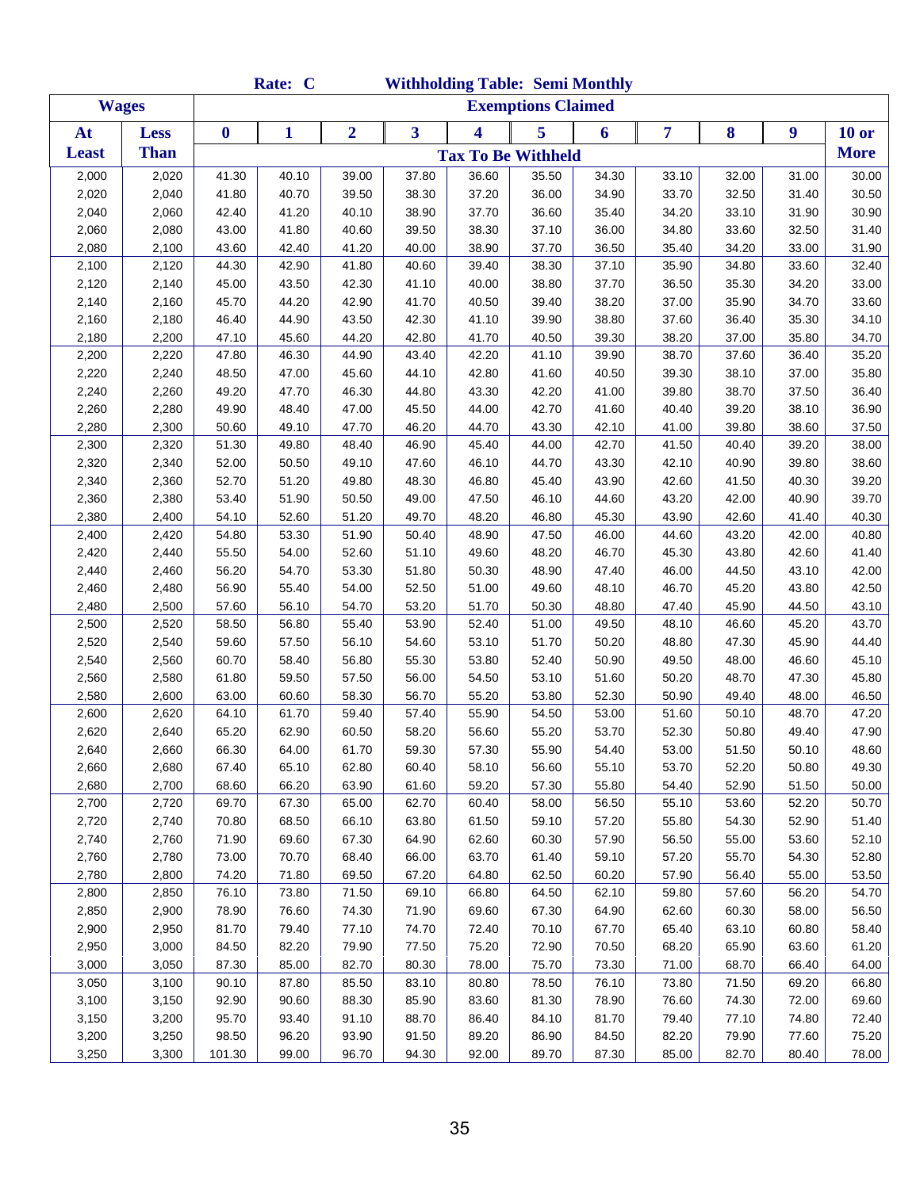Rate: C  Withholding Table: Semi Monthly

| Wages | | Exemptions Claimed | | | | | | | | | | |
|---|---|---|---|---|---|---|---|---|---|---|---|---|
| At Least | Less Than | 0 | 1 | 2 | 3 | 4 | 5 | 6 | 7 | 8 | 9 | 10 or More |
| | | Tax To Be Withheld | | | | | | | | | | |
| 2,000 | 2,020 | 41.30 | 40.10 | 39.00 | 37.80 | 36.60 | 35.50 | 34.30 | 33.10 | 32.00 | 31.00 | 30.00 |
| 2,020 | 2,040 | 41.80 | 40.70 | 39.50 | 38.30 | 37.20 | 36.00 | 34.90 | 33.70 | 32.50 | 31.40 | 30.50 |
| 2,040 | 2,060 | 42.40 | 41.20 | 40.10 | 38.90 | 37.70 | 36.60 | 35.40 | 34.20 | 33.10 | 31.90 | 30.90 |
| 2,060 | 2,080 | 43.00 | 41.80 | 40.60 | 39.50 | 38.30 | 37.10 | 36.00 | 34.80 | 33.60 | 32.50 | 31.40 |
| 2,080 | 2,100 | 43.60 | 42.40 | 41.20 | 40.00 | 38.90 | 37.70 | 36.50 | 35.40 | 34.20 | 33.00 | 31.90 |
| 2,100 | 2,120 | 44.30 | 42.90 | 41.80 | 40.60 | 39.40 | 38.30 | 37.10 | 35.90 | 34.80 | 33.60 | 32.40 |
| 2,120 | 2,140 | 45.00 | 43.50 | 42.30 | 41.10 | 40.00 | 38.80 | 37.70 | 36.50 | 35.30 | 34.20 | 33.00 |
| 2,140 | 2,160 | 45.70 | 44.20 | 42.90 | 41.70 | 40.50 | 39.40 | 38.20 | 37.00 | 35.90 | 34.70 | 33.60 |
| 2,160 | 2,180 | 46.40 | 44.90 | 43.50 | 42.30 | 41.10 | 39.90 | 38.80 | 37.60 | 36.40 | 35.30 | 34.10 |
| 2,180 | 2,200 | 47.10 | 45.60 | 44.20 | 42.80 | 41.70 | 40.50 | 39.30 | 38.20 | 37.00 | 35.80 | 34.70 |
| 2,200 | 2,220 | 47.80 | 46.30 | 44.90 | 43.40 | 42.20 | 41.10 | 39.90 | 38.70 | 37.60 | 36.40 | 35.20 |
| 2,220 | 2,240 | 48.50 | 47.00 | 45.60 | 44.10 | 42.80 | 41.60 | 40.50 | 39.30 | 38.10 | 37.00 | 35.80 |
| 2,240 | 2,260 | 49.20 | 47.70 | 46.30 | 44.80 | 43.30 | 42.20 | 41.00 | 39.80 | 38.70 | 37.50 | 36.40 |
| 2,260 | 2,280 | 49.90 | 48.40 | 47.00 | 45.50 | 44.00 | 42.70 | 41.60 | 40.40 | 39.20 | 38.10 | 36.90 |
| 2,280 | 2,300 | 50.60 | 49.10 | 47.70 | 46.20 | 44.70 | 43.30 | 42.10 | 41.00 | 39.80 | 38.60 | 37.50 |
| 2,300 | 2,320 | 51.30 | 49.80 | 48.40 | 46.90 | 45.40 | 44.00 | 42.70 | 41.50 | 40.40 | 39.20 | 38.00 |
| 2,320 | 2,340 | 52.00 | 50.50 | 49.10 | 47.60 | 46.10 | 44.70 | 43.30 | 42.10 | 40.90 | 39.80 | 38.60 |
| 2,340 | 2,360 | 52.70 | 51.20 | 49.80 | 48.30 | 46.80 | 45.40 | 43.90 | 42.60 | 41.50 | 40.30 | 39.20 |
| 2,360 | 2,380 | 53.40 | 51.90 | 50.50 | 49.00 | 47.50 | 46.10 | 44.60 | 43.20 | 42.00 | 40.90 | 39.70 |
| 2,380 | 2,400 | 54.10 | 52.60 | 51.20 | 49.70 | 48.20 | 46.80 | 45.30 | 43.90 | 42.60 | 41.40 | 40.30 |
| 2,400 | 2,420 | 54.80 | 53.30 | 51.90 | 50.40 | 48.90 | 47.50 | 46.00 | 44.60 | 43.20 | 42.00 | 40.80 |
| 2,420 | 2,440 | 55.50 | 54.00 | 52.60 | 51.10 | 49.60 | 48.20 | 46.70 | 45.30 | 43.80 | 42.60 | 41.40 |
| 2,440 | 2,460 | 56.20 | 54.70 | 53.30 | 51.80 | 50.30 | 48.90 | 47.40 | 46.00 | 44.50 | 43.10 | 42.00 |
| 2,460 | 2,480 | 56.90 | 55.40 | 54.00 | 52.50 | 51.00 | 49.60 | 48.10 | 46.70 | 45.20 | 43.80 | 42.50 |
| 2,480 | 2,500 | 57.60 | 56.10 | 54.70 | 53.20 | 51.70 | 50.30 | 48.80 | 47.40 | 45.90 | 44.50 | 43.10 |
| 2,500 | 2,520 | 58.50 | 56.80 | 55.40 | 53.90 | 52.40 | 51.00 | 49.50 | 48.10 | 46.60 | 45.20 | 43.70 |
| 2,520 | 2,540 | 59.60 | 57.50 | 56.10 | 54.60 | 53.10 | 51.70 | 50.20 | 48.80 | 47.30 | 45.90 | 44.40 |
| 2,540 | 2,560 | 60.70 | 58.40 | 56.80 | 55.30 | 53.80 | 52.40 | 50.90 | 49.50 | 48.00 | 46.60 | 45.10 |
| 2,560 | 2,580 | 61.80 | 59.50 | 57.50 | 56.00 | 54.50 | 53.10 | 51.60 | 50.20 | 48.70 | 47.30 | 45.80 |
| 2,580 | 2,600 | 63.00 | 60.60 | 58.30 | 56.70 | 55.20 | 53.80 | 52.30 | 50.90 | 49.40 | 48.00 | 46.50 |
| 2,600 | 2,620 | 64.10 | 61.70 | 59.40 | 57.40 | 55.90 | 54.50 | 53.00 | 51.60 | 50.10 | 48.70 | 47.20 |
| 2,620 | 2,640 | 65.20 | 62.90 | 60.50 | 58.20 | 56.60 | 55.20 | 53.70 | 52.30 | 50.80 | 49.40 | 47.90 |
| 2,640 | 2,660 | 66.30 | 64.00 | 61.70 | 59.30 | 57.30 | 55.90 | 54.40 | 53.00 | 51.50 | 50.10 | 48.60 |
| 2,660 | 2,680 | 67.40 | 65.10 | 62.80 | 60.40 | 58.10 | 56.60 | 55.10 | 53.70 | 52.20 | 50.80 | 49.30 |
| 2,680 | 2,700 | 68.60 | 66.20 | 63.90 | 61.60 | 59.20 | 57.30 | 55.80 | 54.40 | 52.90 | 51.50 | 50.00 |
| 2,700 | 2,720 | 69.70 | 67.30 | 65.00 | 62.70 | 60.40 | 58.00 | 56.50 | 55.10 | 53.60 | 52.20 | 50.70 |
| 2,720 | 2,740 | 70.80 | 68.50 | 66.10 | 63.80 | 61.50 | 59.10 | 57.20 | 55.80 | 54.30 | 52.90 | 51.40 |
| 2,740 | 2,760 | 71.90 | 69.60 | 67.30 | 64.90 | 62.60 | 60.30 | 57.90 | 56.50 | 55.00 | 53.60 | 52.10 |
| 2,760 | 2,780 | 73.00 | 70.70 | 68.40 | 66.00 | 63.70 | 61.40 | 59.10 | 57.20 | 55.70 | 54.30 | 52.80 |
| 2,780 | 2,800 | 74.20 | 71.80 | 69.50 | 67.20 | 64.80 | 62.50 | 60.20 | 57.90 | 56.40 | 55.00 | 53.50 |
| 2,800 | 2,850 | 76.10 | 73.80 | 71.50 | 69.10 | 66.80 | 64.50 | 62.10 | 59.80 | 57.60 | 56.20 | 54.70 |
| 2,850 | 2,900 | 78.90 | 76.60 | 74.30 | 71.90 | 69.60 | 67.30 | 64.90 | 62.60 | 60.30 | 58.00 | 56.50 |
| 2,900 | 2,950 | 81.70 | 79.40 | 77.10 | 74.70 | 72.40 | 70.10 | 67.70 | 65.40 | 63.10 | 60.80 | 58.40 |
| 2,950 | 3,000 | 84.50 | 82.20 | 79.90 | 77.50 | 75.20 | 72.90 | 70.50 | 68.20 | 65.90 | 63.60 | 61.20 |
| 3,000 | 3,050 | 87.30 | 85.00 | 82.70 | 80.30 | 78.00 | 75.70 | 73.30 | 71.00 | 68.70 | 66.40 | 64.00 |
| 3,050 | 3,100 | 90.10 | 87.80 | 85.50 | 83.10 | 80.80 | 78.50 | 76.10 | 73.80 | 71.50 | 69.20 | 66.80 |
| 3,100 | 3,150 | 92.90 | 90.60 | 88.30 | 85.90 | 83.60 | 81.30 | 78.90 | 76.60 | 74.30 | 72.00 | 69.60 |
| 3,150 | 3,200 | 95.70 | 93.40 | 91.10 | 88.70 | 86.40 | 84.10 | 81.70 | 79.40 | 77.10 | 74.80 | 72.40 |
| 3,200 | 3,250 | 98.50 | 96.20 | 93.90 | 91.50 | 89.20 | 86.90 | 84.50 | 82.20 | 79.90 | 77.60 | 75.20 |
| 3,250 | 3,300 | 101.30 | 99.00 | 96.70 | 94.30 | 92.00 | 89.70 | 87.30 | 85.00 | 82.70 | 80.40 | 78.00 |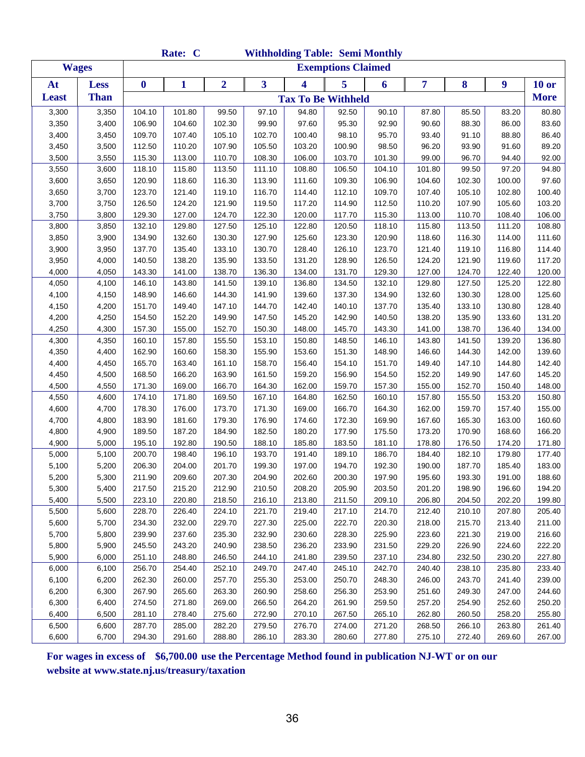**Rate: C** **Withholding Table: Semi Monthly**

| Wages | | Exemptions Claimed | | | | | | | | | | |
|---|---|---|---|---|---|---|---|---|---|---|---|---|
| At Least | Less Than | 0 | 1 | 2 | 3 | 4 | 5 | 6 | 7 | 8 | 9 | 10 or More |
| | | Tax To Be Withheld | | | | | | | | | | |
| 3,300 | 3,350 | 104.10 | 101.80 | 99.50 | 97.10 | 94.80 | 92.50 | 90.10 | 87.80 | 85.50 | 83.20 | 80.80 |
| 3,350 | 3,400 | 106.90 | 104.60 | 102.30 | 99.90 | 97.60 | 95.30 | 92.90 | 90.60 | 88.30 | 86.00 | 83.60 |
| 3,400 | 3,450 | 109.70 | 107.40 | 105.10 | 102.70 | 100.40 | 98.10 | 95.70 | 93.40 | 91.10 | 88.80 | 86.40 |
| 3,450 | 3,500 | 112.50 | 110.20 | 107.90 | 105.50 | 103.20 | 100.90 | 98.50 | 96.20 | 93.90 | 91.60 | 89.20 |
| 3,500 | 3,550 | 115.30 | 113.00 | 110.70 | 108.30 | 106.00 | 103.70 | 101.30 | 99.00 | 96.70 | 94.40 | 92.00 |
| 3,550 | 3,600 | 118.10 | 115.80 | 113.50 | 111.10 | 108.80 | 106.50 | 104.10 | 101.80 | 99.50 | 97.20 | 94.80 |
| 3,600 | 3,650 | 120.90 | 118.60 | 116.30 | 113.90 | 111.60 | 109.30 | 106.90 | 104.60 | 102.30 | 100.00 | 97.60 |
| 3,650 | 3,700 | 123.70 | 121.40 | 119.10 | 116.70 | 114.40 | 112.10 | 109.70 | 107.40 | 105.10 | 102.80 | 100.40 |
| 3,700 | 3,750 | 126.50 | 124.20 | 121.90 | 119.50 | 117.20 | 114.90 | 112.50 | 110.20 | 107.90 | 105.60 | 103.20 |
| 3,750 | 3,800 | 129.30 | 127.00 | 124.70 | 122.30 | 120.00 | 117.70 | 115.30 | 113.00 | 110.70 | 108.40 | 106.00 |
| 3,800 | 3,850 | 132.10 | 129.80 | 127.50 | 125.10 | 122.80 | 120.50 | 118.10 | 115.80 | 113.50 | 111.20 | 108.80 |
| 3,850 | 3,900 | 134.90 | 132.60 | 130.30 | 127.90 | 125.60 | 123.30 | 120.90 | 118.60 | 116.30 | 114.00 | 111.60 |
| 3,900 | 3,950 | 137.70 | 135.40 | 133.10 | 130.70 | 128.40 | 126.10 | 123.70 | 121.40 | 119.10 | 116.80 | 114.40 |
| 3,950 | 4,000 | 140.50 | 138.20 | 135.90 | 133.50 | 131.20 | 128.90 | 126.50 | 124.20 | 121.90 | 119.60 | 117.20 |
| 4,000 | 4,050 | 143.30 | 141.00 | 138.70 | 136.30 | 134.00 | 131.70 | 129.30 | 127.00 | 124.70 | 122.40 | 120.00 |
| 4,050 | 4,100 | 146.10 | 143.80 | 141.50 | 139.10 | 136.80 | 134.50 | 132.10 | 129.80 | 127.50 | 125.20 | 122.80 |
| 4,100 | 4,150 | 148.90 | 146.60 | 144.30 | 141.90 | 139.60 | 137.30 | 134.90 | 132.60 | 130.30 | 128.00 | 125.60 |
| 4,150 | 4,200 | 151.70 | 149.40 | 147.10 | 144.70 | 142.40 | 140.10 | 137.70 | 135.40 | 133.10 | 130.80 | 128.40 |
| 4,200 | 4,250 | 154.50 | 152.20 | 149.90 | 147.50 | 145.20 | 142.90 | 140.50 | 138.20 | 135.90 | 133.60 | 131.20 |
| 4,250 | 4,300 | 157.30 | 155.00 | 152.70 | 150.30 | 148.00 | 145.70 | 143.30 | 141.00 | 138.70 | 136.40 | 134.00 |
| 4,300 | 4,350 | 160.10 | 157.80 | 155.50 | 153.10 | 150.80 | 148.50 | 146.10 | 143.80 | 141.50 | 139.20 | 136.80 |
| 4,350 | 4,400 | 162.90 | 160.60 | 158.30 | 155.90 | 153.60 | 151.30 | 148.90 | 146.60 | 144.30 | 142.00 | 139.60 |
| 4,400 | 4,450 | 165.70 | 163.40 | 161.10 | 158.70 | 156.40 | 154.10 | 151.70 | 149.40 | 147.10 | 144.80 | 142.40 |
| 4,450 | 4,500 | 168.50 | 166.20 | 163.90 | 161.50 | 159.20 | 156.90 | 154.50 | 152.20 | 149.90 | 147.60 | 145.20 |
| 4,500 | 4,550 | 171.30 | 169.00 | 166.70 | 164.30 | 162.00 | 159.70 | 157.30 | 155.00 | 152.70 | 150.40 | 148.00 |
| 4,550 | 4,600 | 174.10 | 171.80 | 169.50 | 167.10 | 164.80 | 162.50 | 160.10 | 157.80 | 155.50 | 153.20 | 150.80 |
| 4,600 | 4,700 | 178.30 | 176.00 | 173.70 | 171.30 | 169.00 | 166.70 | 164.30 | 162.00 | 159.70 | 157.40 | 155.00 |
| 4,700 | 4,800 | 183.90 | 181.60 | 179.30 | 176.90 | 174.60 | 172.30 | 169.90 | 167.60 | 165.30 | 163.00 | 160.60 |
| 4,800 | 4,900 | 189.50 | 187.20 | 184.90 | 182.50 | 180.20 | 177.90 | 175.50 | 173.20 | 170.90 | 168.60 | 166.20 |
| 4,900 | 5,000 | 195.10 | 192.80 | 190.50 | 188.10 | 185.80 | 183.50 | 181.10 | 178.80 | 176.50 | 174.20 | 171.80 |
| 5,000 | 5,100 | 200.70 | 198.40 | 196.10 | 193.70 | 191.40 | 189.10 | 186.70 | 184.40 | 182.10 | 179.80 | 177.40 |
| 5,100 | 5,200 | 206.30 | 204.00 | 201.70 | 199.30 | 197.00 | 194.70 | 192.30 | 190.00 | 187.70 | 185.40 | 183.00 |
| 5,200 | 5,300 | 211.90 | 209.60 | 207.30 | 204.90 | 202.60 | 200.30 | 197.90 | 195.60 | 193.30 | 191.00 | 188.60 |
| 5,300 | 5,400 | 217.50 | 215.20 | 212.90 | 210.50 | 208.20 | 205.90 | 203.50 | 201.20 | 198.90 | 196.60 | 194.20 |
| 5,400 | 5,500 | 223.10 | 220.80 | 218.50 | 216.10 | 213.80 | 211.50 | 209.10 | 206.80 | 204.50 | 202.20 | 199.80 |
| 5,500 | 5,600 | 228.70 | 226.40 | 224.10 | 221.70 | 219.40 | 217.10 | 214.70 | 212.40 | 210.10 | 207.80 | 205.40 |
| 5,600 | 5,700 | 234.30 | 232.00 | 229.70 | 227.30 | 225.00 | 222.70 | 220.30 | 218.00 | 215.70 | 213.40 | 211.00 |
| 5,700 | 5,800 | 239.90 | 237.60 | 235.30 | 232.90 | 230.60 | 228.30 | 225.90 | 223.60 | 221.30 | 219.00 | 216.60 |
| 5,800 | 5,900 | 245.50 | 243.20 | 240.90 | 238.50 | 236.20 | 233.90 | 231.50 | 229.20 | 226.90 | 224.60 | 222.20 |
| 5,900 | 6,000 | 251.10 | 248.80 | 246.50 | 244.10 | 241.80 | 239.50 | 237.10 | 234.80 | 232.50 | 230.20 | 227.80 |
| 6,000 | 6,100 | 256.70 | 254.40 | 252.10 | 249.70 | 247.40 | 245.10 | 242.70 | 240.40 | 238.10 | 235.80 | 233.40 |
| 6,100 | 6,200 | 262.30 | 260.00 | 257.70 | 255.30 | 253.00 | 250.70 | 248.30 | 246.00 | 243.70 | 241.40 | 239.00 |
| 6,200 | 6,300 | 267.90 | 265.60 | 263.30 | 260.90 | 258.60 | 256.30 | 253.90 | 251.60 | 249.30 | 247.00 | 244.60 |
| 6,300 | 6,400 | 274.50 | 271.80 | 269.00 | 266.50 | 264.20 | 261.90 | 259.50 | 257.20 | 254.90 | 252.60 | 250.20 |
| 6,400 | 6,500 | 281.10 | 278.40 | 275.60 | 272.90 | 270.10 | 267.50 | 265.10 | 262.80 | 260.50 | 258.20 | 255.80 |
| 6,500 | 6,600 | 287.70 | 285.00 | 282.20 | 279.50 | 276.70 | 274.00 | 271.20 | 268.50 | 266.10 | 263.80 | 261.40 |
| 6,600 | 6,700 | 294.30 | 291.60 | 288.80 | 286.10 | 283.30 | 280.60 | 277.80 | 275.10 | 272.40 | 269.60 | 267.00 |

**For wages in excess of $6,700.00 use the Percentage Method found in publication NJ-WT or on our website at www.state.nj.us/treasury/taxation**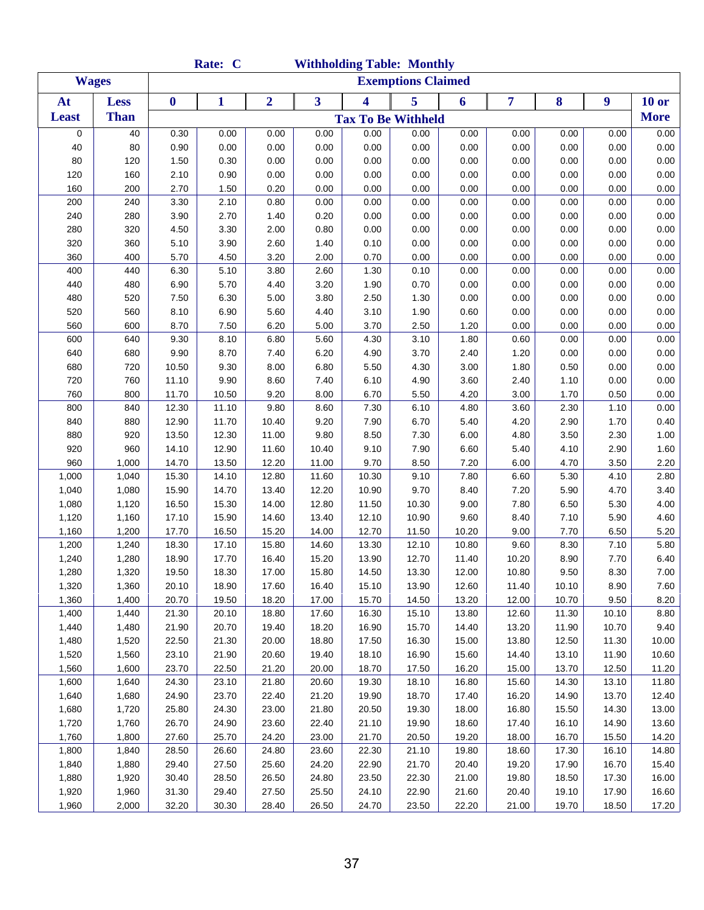**Rate: C** **Withholding Table: Monthly**

| Wages | | Exemptions Claimed | | | | | | | | | | |
|---|---|---|---|---|---|---|---|---|---|---|---|---|
| At Least | Less Than | 0 | 1 | 2 | 3 | 4 | 5 | 6 | 7 | 8 | 9 | 10 or More |
| | | Tax To Be Withheld | | | | | | | | | | |
| 0 | 40 | 0.30 | 0.00 | 0.00 | 0.00 | 0.00 | 0.00 | 0.00 | 0.00 | 0.00 | 0.00 | 0.00 |
| 40 | 80 | 0.90 | 0.00 | 0.00 | 0.00 | 0.00 | 0.00 | 0.00 | 0.00 | 0.00 | 0.00 | 0.00 |
| 80 | 120 | 1.50 | 0.30 | 0.00 | 0.00 | 0.00 | 0.00 | 0.00 | 0.00 | 0.00 | 0.00 | 0.00 |
| 120 | 160 | 2.10 | 0.90 | 0.00 | 0.00 | 0.00 | 0.00 | 0.00 | 0.00 | 0.00 | 0.00 | 0.00 |
| 160 | 200 | 2.70 | 1.50 | 0.20 | 0.00 | 0.00 | 0.00 | 0.00 | 0.00 | 0.00 | 0.00 | 0.00 |
| 200 | 240 | 3.30 | 2.10 | 0.80 | 0.00 | 0.00 | 0.00 | 0.00 | 0.00 | 0.00 | 0.00 | 0.00 |
| 240 | 280 | 3.90 | 2.70 | 1.40 | 0.20 | 0.00 | 0.00 | 0.00 | 0.00 | 0.00 | 0.00 | 0.00 |
| 280 | 320 | 4.50 | 3.30 | 2.00 | 0.80 | 0.00 | 0.00 | 0.00 | 0.00 | 0.00 | 0.00 | 0.00 |
| 320 | 360 | 5.10 | 3.90 | 2.60 | 1.40 | 0.10 | 0.00 | 0.00 | 0.00 | 0.00 | 0.00 | 0.00 |
| 360 | 400 | 5.70 | 4.50 | 3.20 | 2.00 | 0.70 | 0.00 | 0.00 | 0.00 | 0.00 | 0.00 | 0.00 |
| 400 | 440 | 6.30 | 5.10 | 3.80 | 2.60 | 1.30 | 0.10 | 0.00 | 0.00 | 0.00 | 0.00 | 0.00 |
| 440 | 480 | 6.90 | 5.70 | 4.40 | 3.20 | 1.90 | 0.70 | 0.00 | 0.00 | 0.00 | 0.00 | 0.00 |
| 480 | 520 | 7.50 | 6.30 | 5.00 | 3.80 | 2.50 | 1.30 | 0.00 | 0.00 | 0.00 | 0.00 | 0.00 |
| 520 | 560 | 8.10 | 6.90 | 5.60 | 4.40 | 3.10 | 1.90 | 0.60 | 0.00 | 0.00 | 0.00 | 0.00 |
| 560 | 600 | 8.70 | 7.50 | 6.20 | 5.00 | 3.70 | 2.50 | 1.20 | 0.00 | 0.00 | 0.00 | 0.00 |
| 600 | 640 | 9.30 | 8.10 | 6.80 | 5.60 | 4.30 | 3.10 | 1.80 | 0.60 | 0.00 | 0.00 | 0.00 |
| 640 | 680 | 9.90 | 8.70 | 7.40 | 6.20 | 4.90 | 3.70 | 2.40 | 1.20 | 0.00 | 0.00 | 0.00 |
| 680 | 720 | 10.50 | 9.30 | 8.00 | 6.80 | 5.50 | 4.30 | 3.00 | 1.80 | 0.50 | 0.00 | 0.00 |
| 720 | 760 | 11.10 | 9.90 | 8.60 | 7.40 | 6.10 | 4.90 | 3.60 | 2.40 | 1.10 | 0.00 | 0.00 |
| 760 | 800 | 11.70 | 10.50 | 9.20 | 8.00 | 6.70 | 5.50 | 4.20 | 3.00 | 1.70 | 0.50 | 0.00 |
| 800 | 840 | 12.30 | 11.10 | 9.80 | 8.60 | 7.30 | 6.10 | 4.80 | 3.60 | 2.30 | 1.10 | 0.00 |
| 840 | 880 | 12.90 | 11.70 | 10.40 | 9.20 | 7.90 | 6.70 | 5.40 | 4.20 | 2.90 | 1.70 | 0.40 |
| 880 | 920 | 13.50 | 12.30 | 11.00 | 9.80 | 8.50 | 7.30 | 6.00 | 4.80 | 3.50 | 2.30 | 1.00 |
| 920 | 960 | 14.10 | 12.90 | 11.60 | 10.40 | 9.10 | 7.90 | 6.60 | 5.40 | 4.10 | 2.90 | 1.60 |
| 960 | 1,000 | 14.70 | 13.50 | 12.20 | 11.00 | 9.70 | 8.50 | 7.20 | 6.00 | 4.70 | 3.50 | 2.20 |
| 1,000 | 1,040 | 15.30 | 14.10 | 12.80 | 11.60 | 10.30 | 9.10 | 7.80 | 6.60 | 5.30 | 4.10 | 2.80 |
| 1,040 | 1,080 | 15.90 | 14.70 | 13.40 | 12.20 | 10.90 | 9.70 | 8.40 | 7.20 | 5.90 | 4.70 | 3.40 |
| 1,080 | 1,120 | 16.50 | 15.30 | 14.00 | 12.80 | 11.50 | 10.30 | 9.00 | 7.80 | 6.50 | 5.30 | 4.00 |
| 1,120 | 1,160 | 17.10 | 15.90 | 14.60 | 13.40 | 12.10 | 10.90 | 9.60 | 8.40 | 7.10 | 5.90 | 4.60 |
| 1,160 | 1,200 | 17.70 | 16.50 | 15.20 | 14.00 | 12.70 | 11.50 | 10.20 | 9.00 | 7.70 | 6.50 | 5.20 |
| 1,200 | 1,240 | 18.30 | 17.10 | 15.80 | 14.60 | 13.30 | 12.10 | 10.80 | 9.60 | 8.30 | 7.10 | 5.80 |
| 1,240 | 1,280 | 18.90 | 17.70 | 16.40 | 15.20 | 13.90 | 12.70 | 11.40 | 10.20 | 8.90 | 7.70 | 6.40 |
| 1,280 | 1,320 | 19.50 | 18.30 | 17.00 | 15.80 | 14.50 | 13.30 | 12.00 | 10.80 | 9.50 | 8.30 | 7.00 |
| 1,320 | 1,360 | 20.10 | 18.90 | 17.60 | 16.40 | 15.10 | 13.90 | 12.60 | 11.40 | 10.10 | 8.90 | 7.60 |
| 1,360 | 1,400 | 20.70 | 19.50 | 18.20 | 17.00 | 15.70 | 14.50 | 13.20 | 12.00 | 10.70 | 9.50 | 8.20 |
| 1,400 | 1,440 | 21.30 | 20.10 | 18.80 | 17.60 | 16.30 | 15.10 | 13.80 | 12.60 | 11.30 | 10.10 | 8.80 |
| 1,440 | 1,480 | 21.90 | 20.70 | 19.40 | 18.20 | 16.90 | 15.70 | 14.40 | 13.20 | 11.90 | 10.70 | 9.40 |
| 1,480 | 1,520 | 22.50 | 21.30 | 20.00 | 18.80 | 17.50 | 16.30 | 15.00 | 13.80 | 12.50 | 11.30 | 10.00 |
| 1,520 | 1,560 | 23.10 | 21.90 | 20.60 | 19.40 | 18.10 | 16.90 | 15.60 | 14.40 | 13.10 | 11.90 | 10.60 |
| 1,560 | 1,600 | 23.70 | 22.50 | 21.20 | 20.00 | 18.70 | 17.50 | 16.20 | 15.00 | 13.70 | 12.50 | 11.20 |
| 1,600 | 1,640 | 24.30 | 23.10 | 21.80 | 20.60 | 19.30 | 18.10 | 16.80 | 15.60 | 14.30 | 13.10 | 11.80 |
| 1,640 | 1,680 | 24.90 | 23.70 | 22.40 | 21.20 | 19.90 | 18.70 | 17.40 | 16.20 | 14.90 | 13.70 | 12.40 |
| 1,680 | 1,720 | 25.80 | 24.30 | 23.00 | 21.80 | 20.50 | 19.30 | 18.00 | 16.80 | 15.50 | 14.30 | 13.00 |
| 1,720 | 1,760 | 26.70 | 24.90 | 23.60 | 22.40 | 21.10 | 19.90 | 18.60 | 17.40 | 16.10 | 14.90 | 13.60 |
| 1,760 | 1,800 | 27.60 | 25.70 | 24.20 | 23.00 | 21.70 | 20.50 | 19.20 | 18.00 | 16.70 | 15.50 | 14.20 |
| 1,800 | 1,840 | 28.50 | 26.60 | 24.80 | 23.60 | 22.30 | 21.10 | 19.80 | 18.60 | 17.30 | 16.10 | 14.80 |
| 1,840 | 1,880 | 29.40 | 27.50 | 25.60 | 24.20 | 22.90 | 21.70 | 20.40 | 19.20 | 17.90 | 16.70 | 15.40 |
| 1,880 | 1,920 | 30.40 | 28.50 | 26.50 | 24.80 | 23.50 | 22.30 | 21.00 | 19.80 | 18.50 | 17.30 | 16.00 |
| 1,920 | 1,960 | 31.30 | 29.40 | 27.50 | 25.50 | 24.10 | 22.90 | 21.60 | 20.40 | 19.10 | 17.90 | 16.60 |
| 1,960 | 2,000 | 32.20 | 30.30 | 28.40 | 26.50 | 24.70 | 23.50 | 22.20 | 21.00 | 19.70 | 18.50 | 17.20 |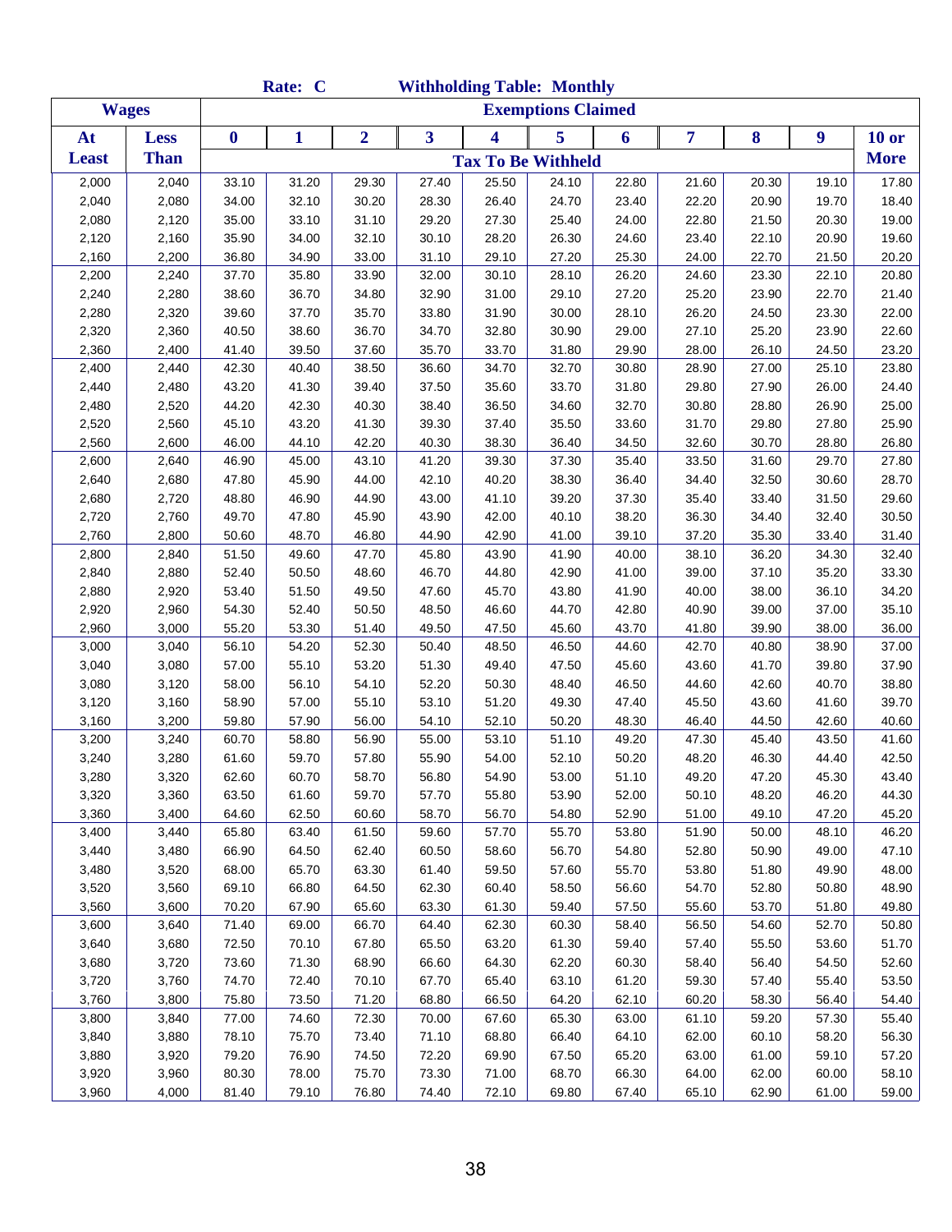**Rate: C** **Withholding Table: Monthly**

| Wages | | Exemptions Claimed | | | | | | | | | | |
|---|---|---|---|---|---|---|---|---|---|---|---|---|
| At Least | Less Than | 0 | 1 | 2 | 3 | 4 | 5 | 6 | 7 | 8 | 9 | 10 or More |
| | | Tax To Be Withheld | | | | | | | | | | |
| 2,000 | 2,040 | 33.10 | 31.20 | 29.30 | 27.40 | 25.50 | 24.10 | 22.80 | 21.60 | 20.30 | 19.10 | 17.80 |
| 2,040 | 2,080 | 34.00 | 32.10 | 30.20 | 28.30 | 26.40 | 24.70 | 23.40 | 22.20 | 20.90 | 19.70 | 18.40 |
| 2,080 | 2,120 | 35.00 | 33.10 | 31.10 | 29.20 | 27.30 | 25.40 | 24.00 | 22.80 | 21.50 | 20.30 | 19.00 |
| 2,120 | 2,160 | 35.90 | 34.00 | 32.10 | 30.10 | 28.20 | 26.30 | 24.60 | 23.40 | 22.10 | 20.90 | 19.60 |
| 2,160 | 2,200 | 36.80 | 34.90 | 33.00 | 31.10 | 29.10 | 27.20 | 25.30 | 24.00 | 22.70 | 21.50 | 20.20 |
| 2,200 | 2,240 | 37.70 | 35.80 | 33.90 | 32.00 | 30.10 | 28.10 | 26.20 | 24.60 | 23.30 | 22.10 | 20.80 |
| 2,240 | 2,280 | 38.60 | 36.70 | 34.80 | 32.90 | 31.00 | 29.10 | 27.20 | 25.20 | 23.90 | 22.70 | 21.40 |
| 2,280 | 2,320 | 39.60 | 37.70 | 35.70 | 33.80 | 31.90 | 30.00 | 28.10 | 26.20 | 24.50 | 23.30 | 22.00 |
| 2,320 | 2,360 | 40.50 | 38.60 | 36.70 | 34.70 | 32.80 | 30.90 | 29.00 | 27.10 | 25.20 | 23.90 | 22.60 |
| 2,360 | 2,400 | 41.40 | 39.50 | 37.60 | 35.70 | 33.70 | 31.80 | 29.90 | 28.00 | 26.10 | 24.50 | 23.20 |
| 2,400 | 2,440 | 42.30 | 40.40 | 38.50 | 36.60 | 34.70 | 32.70 | 30.80 | 28.90 | 27.00 | 25.10 | 23.80 |
| 2,440 | 2,480 | 43.20 | 41.30 | 39.40 | 37.50 | 35.60 | 33.70 | 31.80 | 29.80 | 27.90 | 26.00 | 24.40 |
| 2,480 | 2,520 | 44.20 | 42.30 | 40.30 | 38.40 | 36.50 | 34.60 | 32.70 | 30.80 | 28.80 | 26.90 | 25.00 |
| 2,520 | 2,560 | 45.10 | 43.20 | 41.30 | 39.30 | 37.40 | 35.50 | 33.60 | 31.70 | 29.80 | 27.80 | 25.90 |
| 2,560 | 2,600 | 46.00 | 44.10 | 42.20 | 40.30 | 38.30 | 36.40 | 34.50 | 32.60 | 30.70 | 28.80 | 26.80 |
| 2,600 | 2,640 | 46.90 | 45.00 | 43.10 | 41.20 | 39.30 | 37.30 | 35.40 | 33.50 | 31.60 | 29.70 | 27.80 |
| 2,640 | 2,680 | 47.80 | 45.90 | 44.00 | 42.10 | 40.20 | 38.30 | 36.40 | 34.40 | 32.50 | 30.60 | 28.70 |
| 2,680 | 2,720 | 48.80 | 46.90 | 44.90 | 43.00 | 41.10 | 39.20 | 37.30 | 35.40 | 33.40 | 31.50 | 29.60 |
| 2,720 | 2,760 | 49.70 | 47.80 | 45.90 | 43.90 | 42.00 | 40.10 | 38.20 | 36.30 | 34.40 | 32.40 | 30.50 |
| 2,760 | 2,800 | 50.60 | 48.70 | 46.80 | 44.90 | 42.90 | 41.00 | 39.10 | 37.20 | 35.30 | 33.40 | 31.40 |
| 2,800 | 2,840 | 51.50 | 49.60 | 47.70 | 45.80 | 43.90 | 41.90 | 40.00 | 38.10 | 36.20 | 34.30 | 32.40 |
| 2,840 | 2,880 | 52.40 | 50.50 | 48.60 | 46.70 | 44.80 | 42.90 | 41.00 | 39.00 | 37.10 | 35.20 | 33.30 |
| 2,880 | 2,920 | 53.40 | 51.50 | 49.50 | 47.60 | 45.70 | 43.80 | 41.90 | 40.00 | 38.00 | 36.10 | 34.20 |
| 2,920 | 2,960 | 54.30 | 52.40 | 50.50 | 48.50 | 46.60 | 44.70 | 42.80 | 40.90 | 39.00 | 37.00 | 35.10 |
| 2,960 | 3,000 | 55.20 | 53.30 | 51.40 | 49.50 | 47.50 | 45.60 | 43.70 | 41.80 | 39.90 | 38.00 | 36.00 |
| 3,000 | 3,040 | 56.10 | 54.20 | 52.30 | 50.40 | 48.50 | 46.50 | 44.60 | 42.70 | 40.80 | 38.90 | 37.00 |
| 3,040 | 3,080 | 57.00 | 55.10 | 53.20 | 51.30 | 49.40 | 47.50 | 45.60 | 43.60 | 41.70 | 39.80 | 37.90 |
| 3,080 | 3,120 | 58.00 | 56.10 | 54.10 | 52.20 | 50.30 | 48.40 | 46.50 | 44.60 | 42.60 | 40.70 | 38.80 |
| 3,120 | 3,160 | 58.90 | 57.00 | 55.10 | 53.10 | 51.20 | 49.30 | 47.40 | 45.50 | 43.60 | 41.60 | 39.70 |
| 3,160 | 3,200 | 59.80 | 57.90 | 56.00 | 54.10 | 52.10 | 50.20 | 48.30 | 46.40 | 44.50 | 42.60 | 40.60 |
| 3,200 | 3,240 | 60.70 | 58.80 | 56.90 | 55.00 | 53.10 | 51.10 | 49.20 | 47.30 | 45.40 | 43.50 | 41.60 |
| 3,240 | 3,280 | 61.60 | 59.70 | 57.80 | 55.90 | 54.00 | 52.10 | 50.20 | 48.20 | 46.30 | 44.40 | 42.50 |
| 3,280 | 3,320 | 62.60 | 60.70 | 58.70 | 56.80 | 54.90 | 53.00 | 51.10 | 49.20 | 47.20 | 45.30 | 43.40 |
| 3,320 | 3,360 | 63.50 | 61.60 | 59.70 | 57.70 | 55.80 | 53.90 | 52.00 | 50.10 | 48.20 | 46.20 | 44.30 |
| 3,360 | 3,400 | 64.60 | 62.50 | 60.60 | 58.70 | 56.70 | 54.80 | 52.90 | 51.00 | 49.10 | 47.20 | 45.20 |
| 3,400 | 3,440 | 65.80 | 63.40 | 61.50 | 59.60 | 57.70 | 55.70 | 53.80 | 51.90 | 50.00 | 48.10 | 46.20 |
| 3,440 | 3,480 | 66.90 | 64.50 | 62.40 | 60.50 | 58.60 | 56.70 | 54.80 | 52.80 | 50.90 | 49.00 | 47.10 |
| 3,480 | 3,520 | 68.00 | 65.70 | 63.30 | 61.40 | 59.50 | 57.60 | 55.70 | 53.80 | 51.80 | 49.90 | 48.00 |
| 3,520 | 3,560 | 69.10 | 66.80 | 64.50 | 62.30 | 60.40 | 58.50 | 56.60 | 54.70 | 52.80 | 50.80 | 48.90 |
| 3,560 | 3,600 | 70.20 | 67.90 | 65.60 | 63.30 | 61.30 | 59.40 | 57.50 | 55.60 | 53.70 | 51.80 | 49.80 |
| 3,600 | 3,640 | 71.40 | 69.00 | 66.70 | 64.40 | 62.30 | 60.30 | 58.40 | 56.50 | 54.60 | 52.70 | 50.80 |
| 3,640 | 3,680 | 72.50 | 70.10 | 67.80 | 65.50 | 63.20 | 61.30 | 59.40 | 57.40 | 55.50 | 53.60 | 51.70 |
| 3,680 | 3,720 | 73.60 | 71.30 | 68.90 | 66.60 | 64.30 | 62.20 | 60.30 | 58.40 | 56.40 | 54.50 | 52.60 |
| 3,720 | 3,760 | 74.70 | 72.40 | 70.10 | 67.70 | 65.40 | 63.10 | 61.20 | 59.30 | 57.40 | 55.40 | 53.50 |
| 3,760 | 3,800 | 75.80 | 73.50 | 71.20 | 68.80 | 66.50 | 64.20 | 62.10 | 60.20 | 58.30 | 56.40 | 54.40 |
| 3,800 | 3,840 | 77.00 | 74.60 | 72.30 | 70.00 | 67.60 | 65.30 | 63.00 | 61.10 | 59.20 | 57.30 | 55.40 |
| 3,840 | 3,880 | 78.10 | 75.70 | 73.40 | 71.10 | 68.80 | 66.40 | 64.10 | 62.00 | 60.10 | 58.20 | 56.30 |
| 3,880 | 3,920 | 79.20 | 76.90 | 74.50 | 72.20 | 69.90 | 67.50 | 65.20 | 63.00 | 61.00 | 59.10 | 57.20 |
| 3,920 | 3,960 | 80.30 | 78.00 | 75.70 | 73.30 | 71.00 | 68.70 | 66.30 | 64.00 | 62.00 | 60.00 | 58.10 |
| 3,960 | 4,000 | 81.40 | 79.10 | 76.80 | 74.40 | 72.10 | 69.80 | 67.40 | 65.10 | 62.90 | 61.00 | 59.00 |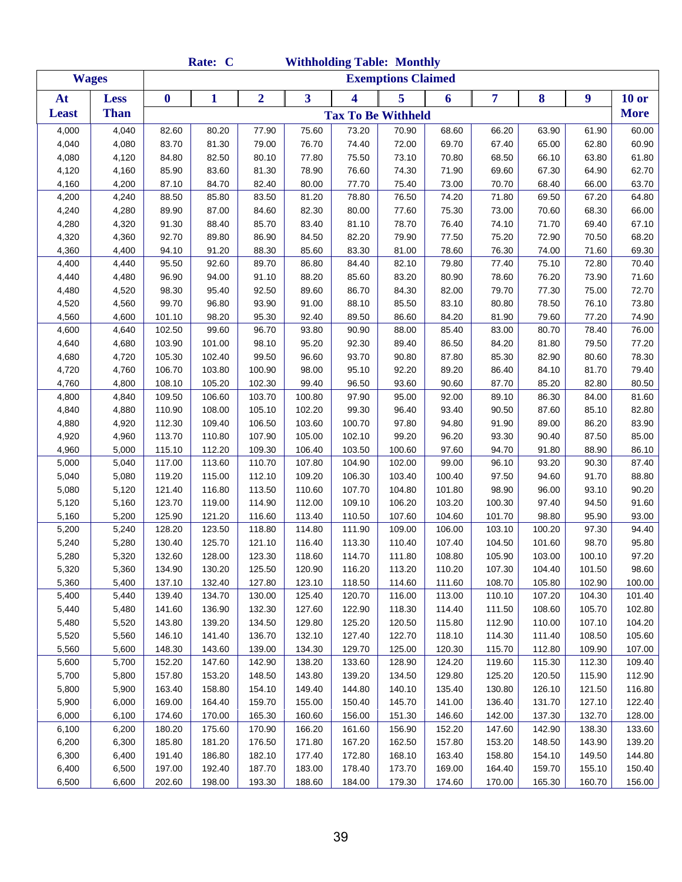**Rate: C** **Withholding Table: Monthly**

| Wages | | Exemptions Claimed | | | | | | | | | | |
|---|---|---|---|---|---|---|---|---|---|---|---|---|
| At Least | Less Than | 0 | 1 | 2 | 3 | 4 | 5 | 6 | 7 | 8 | 9 | 10 or More |
| | | Tax To Be Withheld | | | | | | | | | | |
| 4,000 | 4,040 | 82.60 | 80.20 | 77.90 | 75.60 | 73.20 | 70.90 | 68.60 | 66.20 | 63.90 | 61.90 | 60.00 |
| 4,040 | 4,080 | 83.70 | 81.30 | 79.00 | 76.70 | 74.40 | 72.00 | 69.70 | 67.40 | 65.00 | 62.80 | 60.90 |
| 4,080 | 4,120 | 84.80 | 82.50 | 80.10 | 77.80 | 75.50 | 73.10 | 70.80 | 68.50 | 66.10 | 63.80 | 61.80 |
| 4,120 | 4,160 | 85.90 | 83.60 | 81.30 | 78.90 | 76.60 | 74.30 | 71.90 | 69.60 | 67.30 | 64.90 | 62.70 |
| 4,160 | 4,200 | 87.10 | 84.70 | 82.40 | 80.00 | 77.70 | 75.40 | 73.00 | 70.70 | 68.40 | 66.00 | 63.70 |
| 4,200 | 4,240 | 88.50 | 85.80 | 83.50 | 81.20 | 78.80 | 76.50 | 74.20 | 71.80 | 69.50 | 67.20 | 64.80 |
| 4,240 | 4,280 | 89.90 | 87.00 | 84.60 | 82.30 | 80.00 | 77.60 | 75.30 | 73.00 | 70.60 | 68.30 | 66.00 |
| 4,280 | 4,320 | 91.30 | 88.40 | 85.70 | 83.40 | 81.10 | 78.70 | 76.40 | 74.10 | 71.70 | 69.40 | 67.10 |
| 4,320 | 4,360 | 92.70 | 89.80 | 86.90 | 84.50 | 82.20 | 79.90 | 77.50 | 75.20 | 72.90 | 70.50 | 68.20 |
| 4,360 | 4,400 | 94.10 | 91.20 | 88.30 | 85.60 | 83.30 | 81.00 | 78.60 | 76.30 | 74.00 | 71.60 | 69.30 |
| 4,400 | 4,440 | 95.50 | 92.60 | 89.70 | 86.80 | 84.40 | 82.10 | 79.80 | 77.40 | 75.10 | 72.80 | 70.40 |
| 4,440 | 4,480 | 96.90 | 94.00 | 91.10 | 88.20 | 85.60 | 83.20 | 80.90 | 78.60 | 76.20 | 73.90 | 71.60 |
| 4,480 | 4,520 | 98.30 | 95.40 | 92.50 | 89.60 | 86.70 | 84.30 | 82.00 | 79.70 | 77.30 | 75.00 | 72.70 |
| 4,520 | 4,560 | 99.70 | 96.80 | 93.90 | 91.00 | 88.10 | 85.50 | 83.10 | 80.80 | 78.50 | 76.10 | 73.80 |
| 4,560 | 4,600 | 101.10 | 98.20 | 95.30 | 92.40 | 89.50 | 86.60 | 84.20 | 81.90 | 79.60 | 77.20 | 74.90 |
| 4,600 | 4,640 | 102.50 | 99.60 | 96.70 | 93.80 | 90.90 | 88.00 | 85.40 | 83.00 | 80.70 | 78.40 | 76.00 |
| 4,640 | 4,680 | 103.90 | 101.00 | 98.10 | 95.20 | 92.30 | 89.40 | 86.50 | 84.20 | 81.80 | 79.50 | 77.20 |
| 4,680 | 4,720 | 105.30 | 102.40 | 99.50 | 96.60 | 93.70 | 90.80 | 87.80 | 85.30 | 82.90 | 80.60 | 78.30 |
| 4,720 | 4,760 | 106.70 | 103.80 | 100.90 | 98.00 | 95.10 | 92.20 | 89.20 | 86.40 | 84.10 | 81.70 | 79.40 |
| 4,760 | 4,800 | 108.10 | 105.20 | 102.30 | 99.40 | 96.50 | 93.60 | 90.60 | 87.70 | 85.20 | 82.80 | 80.50 |
| 4,800 | 4,840 | 109.50 | 106.60 | 103.70 | 100.80 | 97.90 | 95.00 | 92.00 | 89.10 | 86.30 | 84.00 | 81.60 |
| 4,840 | 4,880 | 110.90 | 108.00 | 105.10 | 102.20 | 99.30 | 96.40 | 93.40 | 90.50 | 87.60 | 85.10 | 82.80 |
| 4,880 | 4,920 | 112.30 | 109.40 | 106.50 | 103.60 | 100.70 | 97.80 | 94.80 | 91.90 | 89.00 | 86.20 | 83.90 |
| 4,920 | 4,960 | 113.70 | 110.80 | 107.90 | 105.00 | 102.10 | 99.20 | 96.20 | 93.30 | 90.40 | 87.50 | 85.00 |
| 4,960 | 5,000 | 115.10 | 112.20 | 109.30 | 106.40 | 103.50 | 100.60 | 97.60 | 94.70 | 91.80 | 88.90 | 86.10 |
| 5,000 | 5,040 | 117.00 | 113.60 | 110.70 | 107.80 | 104.90 | 102.00 | 99.00 | 96.10 | 93.20 | 90.30 | 87.40 |
| 5,040 | 5,080 | 119.20 | 115.00 | 112.10 | 109.20 | 106.30 | 103.40 | 100.40 | 97.50 | 94.60 | 91.70 | 88.80 |
| 5,080 | 5,120 | 121.40 | 116.80 | 113.50 | 110.60 | 107.70 | 104.80 | 101.80 | 98.90 | 96.00 | 93.10 | 90.20 |
| 5,120 | 5,160 | 123.70 | 119.00 | 114.90 | 112.00 | 109.10 | 106.20 | 103.20 | 100.30 | 97.40 | 94.50 | 91.60 |
| 5,160 | 5,200 | 125.90 | 121.20 | 116.60 | 113.40 | 110.50 | 107.60 | 104.60 | 101.70 | 98.80 | 95.90 | 93.00 |
| 5,200 | 5,240 | 128.20 | 123.50 | 118.80 | 114.80 | 111.90 | 109.00 | 106.00 | 103.10 | 100.20 | 97.30 | 94.40 |
| 5,240 | 5,280 | 130.40 | 125.70 | 121.10 | 116.40 | 113.30 | 110.40 | 107.40 | 104.50 | 101.60 | 98.70 | 95.80 |
| 5,280 | 5,320 | 132.60 | 128.00 | 123.30 | 118.60 | 114.70 | 111.80 | 108.80 | 105.90 | 103.00 | 100.10 | 97.20 |
| 5,320 | 5,360 | 134.90 | 130.20 | 125.50 | 120.90 | 116.20 | 113.20 | 110.20 | 107.30 | 104.40 | 101.50 | 98.60 |
| 5,360 | 5,400 | 137.10 | 132.40 | 127.80 | 123.10 | 118.50 | 114.60 | 111.60 | 108.70 | 105.80 | 102.90 | 100.00 |
| 5,400 | 5,440 | 139.40 | 134.70 | 130.00 | 125.40 | 120.70 | 116.00 | 113.00 | 110.10 | 107.20 | 104.30 | 101.40 |
| 5,440 | 5,480 | 141.60 | 136.90 | 132.30 | 127.60 | 122.90 | 118.30 | 114.40 | 111.50 | 108.60 | 105.70 | 102.80 |
| 5,480 | 5,520 | 143.80 | 139.20 | 134.50 | 129.80 | 125.20 | 120.50 | 115.80 | 112.90 | 110.00 | 107.10 | 104.20 |
| 5,520 | 5,560 | 146.10 | 141.40 | 136.70 | 132.10 | 127.40 | 122.70 | 118.10 | 114.30 | 111.40 | 108.50 | 105.60 |
| 5,560 | 5,600 | 148.30 | 143.60 | 139.00 | 134.30 | 129.70 | 125.00 | 120.30 | 115.70 | 112.80 | 109.90 | 107.00 |
| 5,600 | 5,700 | 152.20 | 147.60 | 142.90 | 138.20 | 133.60 | 128.90 | 124.20 | 119.60 | 115.30 | 112.30 | 109.40 |
| 5,700 | 5,800 | 157.80 | 153.20 | 148.50 | 143.80 | 139.20 | 134.50 | 129.80 | 125.20 | 120.50 | 115.90 | 112.90 |
| 5,800 | 5,900 | 163.40 | 158.80 | 154.10 | 149.40 | 144.80 | 140.10 | 135.40 | 130.80 | 126.10 | 121.50 | 116.80 |
| 5,900 | 6,000 | 169.00 | 164.40 | 159.70 | 155.00 | 150.40 | 145.70 | 141.00 | 136.40 | 131.70 | 127.10 | 122.40 |
| 6,000 | 6,100 | 174.60 | 170.00 | 165.30 | 160.60 | 156.00 | 151.30 | 146.60 | 142.00 | 137.30 | 132.70 | 128.00 |
| 6,100 | 6,200 | 180.20 | 175.60 | 170.90 | 166.20 | 161.60 | 156.90 | 152.20 | 147.60 | 142.90 | 138.30 | 133.60 |
| 6,200 | 6,300 | 185.80 | 181.20 | 176.50 | 171.80 | 167.20 | 162.50 | 157.80 | 153.20 | 148.50 | 143.90 | 139.20 |
| 6,300 | 6,400 | 191.40 | 186.80 | 182.10 | 177.40 | 172.80 | 168.10 | 163.40 | 158.80 | 154.10 | 149.50 | 144.80 |
| 6,400 | 6,500 | 197.00 | 192.40 | 187.70 | 183.00 | 178.40 | 173.70 | 169.00 | 164.40 | 159.70 | 155.10 | 150.40 |
| 6,500 | 6,600 | 202.60 | 198.00 | 193.30 | 188.60 | 184.00 | 179.30 | 174.60 | 170.00 | 165.30 | 160.70 | 156.00 |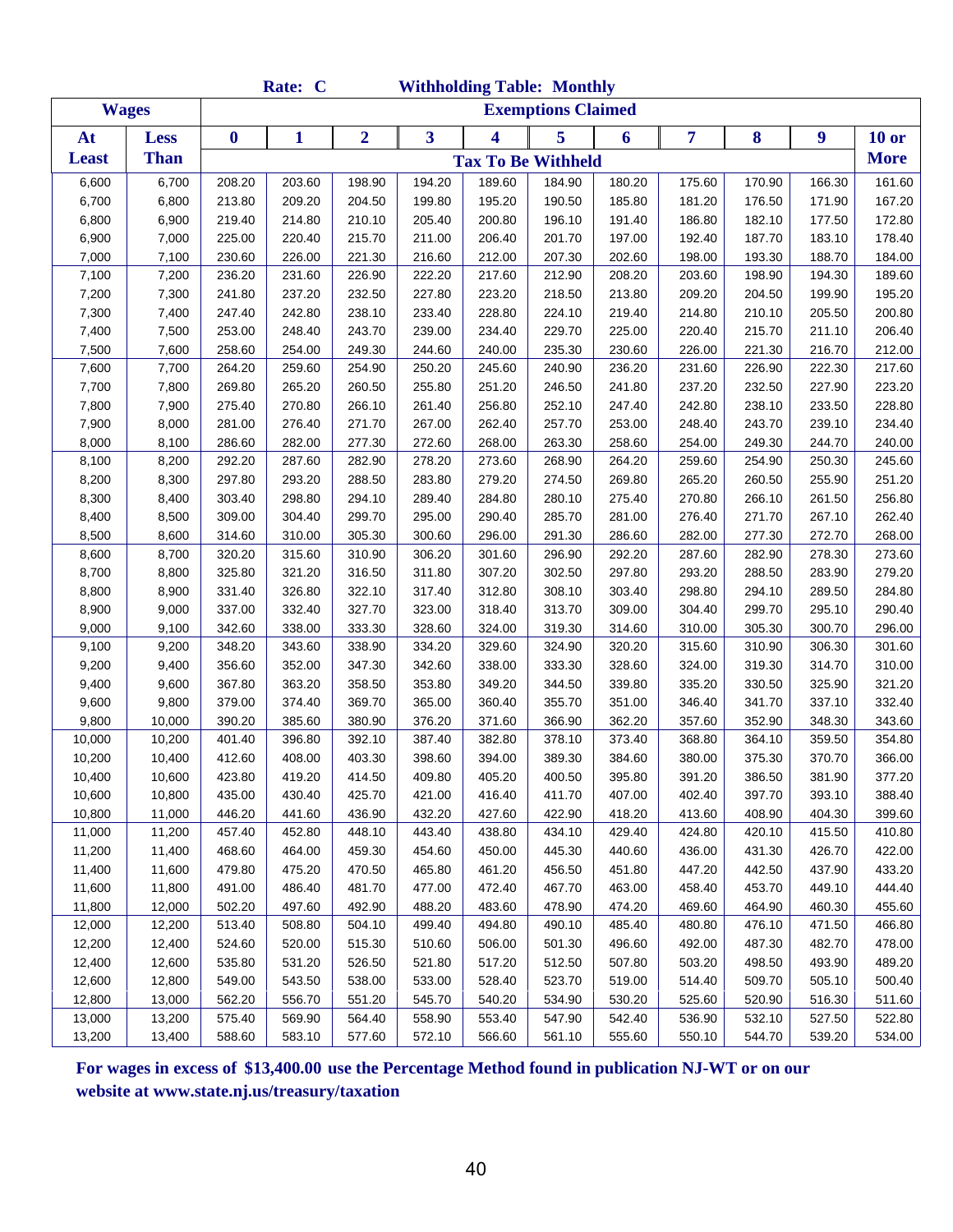**Rate: C** **Withholding Table: Monthly**

| Wages | | Exemptions Claimed | | | | | | | | | | |
|---|---|---|---|---|---|---|---|---|---|---|---|---|
| At Least | Less Than | 0 | 1 | 2 | 3 | 4 | 5 | 6 | 7 | 8 | 9 | 10 or More |
| | | Tax To Be Withheld | | | | | | | | | | |
| 6,600 | 6,700 | 208.20 | 203.60 | 198.90 | 194.20 | 189.60 | 184.90 | 180.20 | 175.60 | 170.90 | 166.30 | 161.60 |
| 6,700 | 6,800 | 213.80 | 209.20 | 204.50 | 199.80 | 195.20 | 190.50 | 185.80 | 181.20 | 176.50 | 171.90 | 167.20 |
| 6,800 | 6,900 | 219.40 | 214.80 | 210.10 | 205.40 | 200.80 | 196.10 | 191.40 | 186.80 | 182.10 | 177.50 | 172.80 |
| 6,900 | 7,000 | 225.00 | 220.40 | 215.70 | 211.00 | 206.40 | 201.70 | 197.00 | 192.40 | 187.70 | 183.10 | 178.40 |
| 7,000 | 7,100 | 230.60 | 226.00 | 221.30 | 216.60 | 212.00 | 207.30 | 202.60 | 198.00 | 193.30 | 188.70 | 184.00 |
| 7,100 | 7,200 | 236.20 | 231.60 | 226.90 | 222.20 | 217.60 | 212.90 | 208.20 | 203.60 | 198.90 | 194.30 | 189.60 |
| 7,200 | 7,300 | 241.80 | 237.20 | 232.50 | 227.80 | 223.20 | 218.50 | 213.80 | 209.20 | 204.50 | 199.90 | 195.20 |
| 7,300 | 7,400 | 247.40 | 242.80 | 238.10 | 233.40 | 228.80 | 224.10 | 219.40 | 214.80 | 210.10 | 205.50 | 200.80 |
| 7,400 | 7,500 | 253.00 | 248.40 | 243.70 | 239.00 | 234.40 | 229.70 | 225.00 | 220.40 | 215.70 | 211.10 | 206.40 |
| 7,500 | 7,600 | 258.60 | 254.00 | 249.30 | 244.60 | 240.00 | 235.30 | 230.60 | 226.00 | 221.30 | 216.70 | 212.00 |
| 7,600 | 7,700 | 264.20 | 259.60 | 254.90 | 250.20 | 245.60 | 240.90 | 236.20 | 231.60 | 226.90 | 222.30 | 217.60 |
| 7,700 | 7,800 | 269.80 | 265.20 | 260.50 | 255.80 | 251.20 | 246.50 | 241.80 | 237.20 | 232.50 | 227.90 | 223.20 |
| 7,800 | 7,900 | 275.40 | 270.80 | 266.10 | 261.40 | 256.80 | 252.10 | 247.40 | 242.80 | 238.10 | 233.50 | 228.80 |
| 7,900 | 8,000 | 281.00 | 276.40 | 271.70 | 267.00 | 262.40 | 257.70 | 253.00 | 248.40 | 243.70 | 239.10 | 234.40 |
| 8,000 | 8,100 | 286.60 | 282.00 | 277.30 | 272.60 | 268.00 | 263.30 | 258.60 | 254.00 | 249.30 | 244.70 | 240.00 |
| 8,100 | 8,200 | 292.20 | 287.60 | 282.90 | 278.20 | 273.60 | 268.90 | 264.20 | 259.60 | 254.90 | 250.30 | 245.60 |
| 8,200 | 8,300 | 297.80 | 293.20 | 288.50 | 283.80 | 279.20 | 274.50 | 269.80 | 265.20 | 260.50 | 255.90 | 251.20 |
| 8,300 | 8,400 | 303.40 | 298.80 | 294.10 | 289.40 | 284.80 | 280.10 | 275.40 | 270.80 | 266.10 | 261.50 | 256.80 |
| 8,400 | 8,500 | 309.00 | 304.40 | 299.70 | 295.00 | 290.40 | 285.70 | 281.00 | 276.40 | 271.70 | 267.10 | 262.40 |
| 8,500 | 8,600 | 314.60 | 310.00 | 305.30 | 300.60 | 296.00 | 291.30 | 286.60 | 282.00 | 277.30 | 272.70 | 268.00 |
| 8,600 | 8,700 | 320.20 | 315.60 | 310.90 | 306.20 | 301.60 | 296.90 | 292.20 | 287.60 | 282.90 | 278.30 | 273.60 |
| 8,700 | 8,800 | 325.80 | 321.20 | 316.50 | 311.80 | 307.20 | 302.50 | 297.80 | 293.20 | 288.50 | 283.90 | 279.20 |
| 8,800 | 8,900 | 331.40 | 326.80 | 322.10 | 317.40 | 312.80 | 308.10 | 303.40 | 298.80 | 294.10 | 289.50 | 284.80 |
| 8,900 | 9,000 | 337.00 | 332.40 | 327.70 | 323.00 | 318.40 | 313.70 | 309.00 | 304.40 | 299.70 | 295.10 | 290.40 |
| 9,000 | 9,100 | 342.60 | 338.00 | 333.30 | 328.60 | 324.00 | 319.30 | 314.60 | 310.00 | 305.30 | 300.70 | 296.00 |
| 9,100 | 9,200 | 348.20 | 343.60 | 338.90 | 334.20 | 329.60 | 324.90 | 320.20 | 315.60 | 310.90 | 306.30 | 301.60 |
| 9,200 | 9,400 | 356.60 | 352.00 | 347.30 | 342.60 | 338.00 | 333.30 | 328.60 | 324.00 | 319.30 | 314.70 | 310.00 |
| 9,400 | 9,600 | 367.80 | 363.20 | 358.50 | 353.80 | 349.20 | 344.50 | 339.80 | 335.20 | 330.50 | 325.90 | 321.20 |
| 9,600 | 9,800 | 379.00 | 374.40 | 369.70 | 365.00 | 360.40 | 355.70 | 351.00 | 346.40 | 341.70 | 337.10 | 332.40 |
| 9,800 | 10,000 | 390.20 | 385.60 | 380.90 | 376.20 | 371.60 | 366.90 | 362.20 | 357.60 | 352.90 | 348.30 | 343.60 |
| 10,000 | 10,200 | 401.40 | 396.80 | 392.10 | 387.40 | 382.80 | 378.10 | 373.40 | 368.80 | 364.10 | 359.50 | 354.80 |
| 10,200 | 10,400 | 412.60 | 408.00 | 403.30 | 398.60 | 394.00 | 389.30 | 384.60 | 380.00 | 375.30 | 370.70 | 366.00 |
| 10,400 | 10,600 | 423.80 | 419.20 | 414.50 | 409.80 | 405.20 | 400.50 | 395.80 | 391.20 | 386.50 | 381.90 | 377.20 |
| 10,600 | 10,800 | 435.00 | 430.40 | 425.70 | 421.00 | 416.40 | 411.70 | 407.00 | 402.40 | 397.70 | 393.10 | 388.40 |
| 10,800 | 11,000 | 446.20 | 441.60 | 436.90 | 432.20 | 427.60 | 422.90 | 418.20 | 413.60 | 408.90 | 404.30 | 399.60 |
| 11,000 | 11,200 | 457.40 | 452.80 | 448.10 | 443.40 | 438.80 | 434.10 | 429.40 | 424.80 | 420.10 | 415.50 | 410.80 |
| 11,200 | 11,400 | 468.60 | 464.00 | 459.30 | 454.60 | 450.00 | 445.30 | 440.60 | 436.00 | 431.30 | 426.70 | 422.00 |
| 11,400 | 11,600 | 479.80 | 475.20 | 470.50 | 465.80 | 461.20 | 456.50 | 451.80 | 447.20 | 442.50 | 437.90 | 433.20 |
| 11,600 | 11,800 | 491.00 | 486.40 | 481.70 | 477.00 | 472.40 | 467.70 | 463.00 | 458.40 | 453.70 | 449.10 | 444.40 |
| 11,800 | 12,000 | 502.20 | 497.60 | 492.90 | 488.20 | 483.60 | 478.90 | 474.20 | 469.60 | 464.90 | 460.30 | 455.60 |
| 12,000 | 12,200 | 513.40 | 508.80 | 504.10 | 499.40 | 494.80 | 490.10 | 485.40 | 480.80 | 476.10 | 471.50 | 466.80 |
| 12,200 | 12,400 | 524.60 | 520.00 | 515.30 | 510.60 | 506.00 | 501.30 | 496.60 | 492.00 | 487.30 | 482.70 | 478.00 |
| 12,400 | 12,600 | 535.80 | 531.20 | 526.50 | 521.80 | 517.20 | 512.50 | 507.80 | 503.20 | 498.50 | 493.90 | 489.20 |
| 12,600 | 12,800 | 549.00 | 543.50 | 538.00 | 533.00 | 528.40 | 523.70 | 519.00 | 514.40 | 509.70 | 505.10 | 500.40 |
| 12,800 | 13,000 | 562.20 | 556.70 | 551.20 | 545.70 | 540.20 | 534.90 | 530.20 | 525.60 | 520.90 | 516.30 | 511.60 |
| 13,000 | 13,200 | 575.40 | 569.90 | 564.40 | 558.90 | 553.40 | 547.90 | 542.40 | 536.90 | 532.10 | 527.50 | 522.80 |
| 13,200 | 13,400 | 588.60 | 583.10 | 577.60 | 572.10 | 566.60 | 561.10 | 555.60 | 550.10 | 544.70 | 539.20 | 534.00 |

**For wages in excess of $13,400.00 use the Percentage Method found in publication NJ-WT or on our website at www.state.nj.us/treasury/taxation**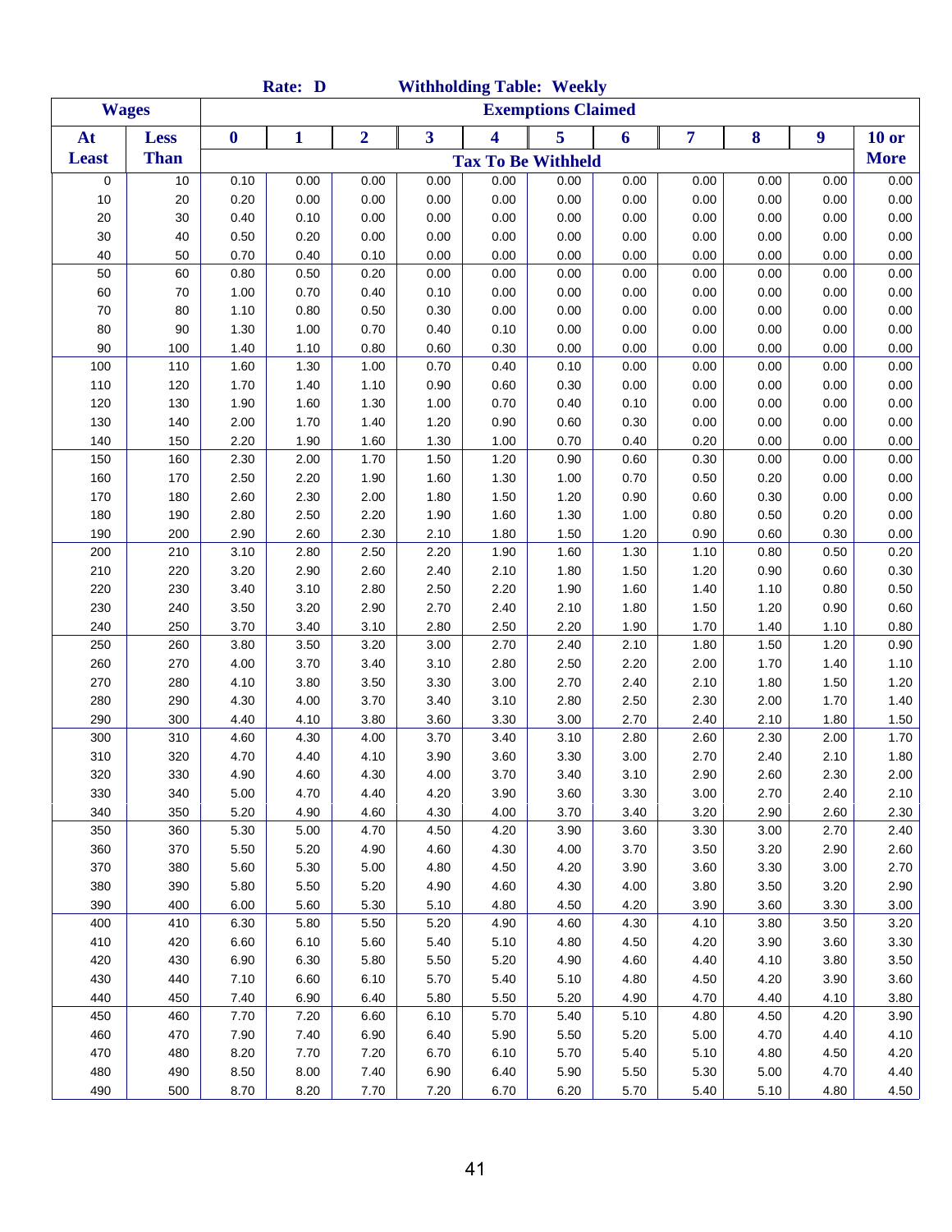Rate: D — Withholding Table: Weekly

| Wages | | Exemptions Claimed | | | | | | | | | | |
|---|---|---|---|---|---|---|---|---|---|---|---|---|
| At Least | Less Than | 0 | 1 | 2 | 3 | 4 | 5 | 6 | 7 | 8 | 9 | 10 or More |
| | | Tax To Be Withheld | | | | | | | | | | |
| 0 | 10 | 0.10 | 0.00 | 0.00 | 0.00 | 0.00 | 0.00 | 0.00 | 0.00 | 0.00 | 0.00 | 0.00 |
| 10 | 20 | 0.20 | 0.00 | 0.00 | 0.00 | 0.00 | 0.00 | 0.00 | 0.00 | 0.00 | 0.00 | 0.00 |
| 20 | 30 | 0.40 | 0.10 | 0.00 | 0.00 | 0.00 | 0.00 | 0.00 | 0.00 | 0.00 | 0.00 | 0.00 |
| 30 | 40 | 0.50 | 0.20 | 0.00 | 0.00 | 0.00 | 0.00 | 0.00 | 0.00 | 0.00 | 0.00 | 0.00 |
| 40 | 50 | 0.70 | 0.40 | 0.10 | 0.00 | 0.00 | 0.00 | 0.00 | 0.00 | 0.00 | 0.00 | 0.00 |
| 50 | 60 | 0.80 | 0.50 | 0.20 | 0.00 | 0.00 | 0.00 | 0.00 | 0.00 | 0.00 | 0.00 | 0.00 |
| 60 | 70 | 1.00 | 0.70 | 0.40 | 0.10 | 0.00 | 0.00 | 0.00 | 0.00 | 0.00 | 0.00 | 0.00 |
| 70 | 80 | 1.10 | 0.80 | 0.50 | 0.30 | 0.00 | 0.00 | 0.00 | 0.00 | 0.00 | 0.00 | 0.00 |
| 80 | 90 | 1.30 | 1.00 | 0.70 | 0.40 | 0.10 | 0.00 | 0.00 | 0.00 | 0.00 | 0.00 | 0.00 |
| 90 | 100 | 1.40 | 1.10 | 0.80 | 0.60 | 0.30 | 0.00 | 0.00 | 0.00 | 0.00 | 0.00 | 0.00 |
| 100 | 110 | 1.60 | 1.30 | 1.00 | 0.70 | 0.40 | 0.10 | 0.00 | 0.00 | 0.00 | 0.00 | 0.00 |
| 110 | 120 | 1.70 | 1.40 | 1.10 | 0.90 | 0.60 | 0.30 | 0.00 | 0.00 | 0.00 | 0.00 | 0.00 |
| 120 | 130 | 1.90 | 1.60 | 1.30 | 1.00 | 0.70 | 0.40 | 0.10 | 0.00 | 0.00 | 0.00 | 0.00 |
| 130 | 140 | 2.00 | 1.70 | 1.40 | 1.20 | 0.90 | 0.60 | 0.30 | 0.00 | 0.00 | 0.00 | 0.00 |
| 140 | 150 | 2.20 | 1.90 | 1.60 | 1.30 | 1.00 | 0.70 | 0.40 | 0.20 | 0.00 | 0.00 | 0.00 |
| 150 | 160 | 2.30 | 2.00 | 1.70 | 1.50 | 1.20 | 0.90 | 0.60 | 0.30 | 0.00 | 0.00 | 0.00 |
| 160 | 170 | 2.50 | 2.20 | 1.90 | 1.60 | 1.30 | 1.00 | 0.70 | 0.50 | 0.20 | 0.00 | 0.00 |
| 170 | 180 | 2.60 | 2.30 | 2.00 | 1.80 | 1.50 | 1.20 | 0.90 | 0.60 | 0.30 | 0.00 | 0.00 |
| 180 | 190 | 2.80 | 2.50 | 2.20 | 1.90 | 1.60 | 1.30 | 1.00 | 0.80 | 0.50 | 0.20 | 0.00 |
| 190 | 200 | 2.90 | 2.60 | 2.30 | 2.10 | 1.80 | 1.50 | 1.20 | 0.90 | 0.60 | 0.30 | 0.00 |
| 200 | 210 | 3.10 | 2.80 | 2.50 | 2.20 | 1.90 | 1.60 | 1.30 | 1.10 | 0.80 | 0.50 | 0.20 |
| 210 | 220 | 3.20 | 2.90 | 2.60 | 2.40 | 2.10 | 1.80 | 1.50 | 1.20 | 0.90 | 0.60 | 0.30 |
| 220 | 230 | 3.40 | 3.10 | 2.80 | 2.50 | 2.20 | 1.90 | 1.60 | 1.40 | 1.10 | 0.80 | 0.50 |
| 230 | 240 | 3.50 | 3.20 | 2.90 | 2.70 | 2.40 | 2.10 | 1.80 | 1.50 | 1.20 | 0.90 | 0.60 |
| 240 | 250 | 3.70 | 3.40 | 3.10 | 2.80 | 2.50 | 2.20 | 1.90 | 1.70 | 1.40 | 1.10 | 0.80 |
| 250 | 260 | 3.80 | 3.50 | 3.20 | 3.00 | 2.70 | 2.40 | 2.10 | 1.80 | 1.50 | 1.20 | 0.90 |
| 260 | 270 | 4.00 | 3.70 | 3.40 | 3.10 | 2.80 | 2.50 | 2.20 | 2.00 | 1.70 | 1.40 | 1.10 |
| 270 | 280 | 4.10 | 3.80 | 3.50 | 3.30 | 3.00 | 2.70 | 2.40 | 2.10 | 1.80 | 1.50 | 1.20 |
| 280 | 290 | 4.30 | 4.00 | 3.70 | 3.40 | 3.10 | 2.80 | 2.50 | 2.30 | 2.00 | 1.70 | 1.40 |
| 290 | 300 | 4.40 | 4.10 | 3.80 | 3.60 | 3.30 | 3.00 | 2.70 | 2.40 | 2.10 | 1.80 | 1.50 |
| 300 | 310 | 4.60 | 4.30 | 4.00 | 3.70 | 3.40 | 3.10 | 2.80 | 2.60 | 2.30 | 2.00 | 1.70 |
| 310 | 320 | 4.70 | 4.40 | 4.10 | 3.90 | 3.60 | 3.30 | 3.00 | 2.70 | 2.40 | 2.10 | 1.80 |
| 320 | 330 | 4.90 | 4.60 | 4.30 | 4.00 | 3.70 | 3.40 | 3.10 | 2.90 | 2.60 | 2.30 | 2.00 |
| 330 | 340 | 5.00 | 4.70 | 4.40 | 4.20 | 3.90 | 3.60 | 3.30 | 3.00 | 2.70 | 2.40 | 2.10 |
| 340 | 350 | 5.20 | 4.90 | 4.60 | 4.30 | 4.00 | 3.70 | 3.40 | 3.20 | 2.90 | 2.60 | 2.30 |
| 350 | 360 | 5.30 | 5.00 | 4.70 | 4.50 | 4.20 | 3.90 | 3.60 | 3.30 | 3.00 | 2.70 | 2.40 |
| 360 | 370 | 5.50 | 5.20 | 4.90 | 4.60 | 4.30 | 4.00 | 3.70 | 3.50 | 3.20 | 2.90 | 2.60 |
| 370 | 380 | 5.60 | 5.30 | 5.00 | 4.80 | 4.50 | 4.20 | 3.90 | 3.60 | 3.30 | 3.00 | 2.70 |
| 380 | 390 | 5.80 | 5.50 | 5.20 | 4.90 | 4.60 | 4.30 | 4.00 | 3.80 | 3.50 | 3.20 | 2.90 |
| 390 | 400 | 6.00 | 5.60 | 5.30 | 5.10 | 4.80 | 4.50 | 4.20 | 3.90 | 3.60 | 3.30 | 3.00 |
| 400 | 410 | 6.30 | 5.80 | 5.50 | 5.20 | 4.90 | 4.60 | 4.30 | 4.10 | 3.80 | 3.50 | 3.20 |
| 410 | 420 | 6.60 | 6.10 | 5.60 | 5.40 | 5.10 | 4.80 | 4.50 | 4.20 | 3.90 | 3.60 | 3.30 |
| 420 | 430 | 6.90 | 6.30 | 5.80 | 5.50 | 5.20 | 4.90 | 4.60 | 4.40 | 4.10 | 3.80 | 3.50 |
| 430 | 440 | 7.10 | 6.60 | 6.10 | 5.70 | 5.40 | 5.10 | 4.80 | 4.50 | 4.20 | 3.90 | 3.60 |
| 440 | 450 | 7.40 | 6.90 | 6.40 | 5.80 | 5.50 | 5.20 | 4.90 | 4.70 | 4.40 | 4.10 | 3.80 |
| 450 | 460 | 7.70 | 7.20 | 6.60 | 6.10 | 5.70 | 5.40 | 5.10 | 4.80 | 4.50 | 4.20 | 3.90 |
| 460 | 470 | 7.90 | 7.40 | 6.90 | 6.40 | 5.90 | 5.50 | 5.20 | 5.00 | 4.70 | 4.40 | 4.10 |
| 470 | 480 | 8.20 | 7.70 | 7.20 | 6.70 | 6.10 | 5.70 | 5.40 | 5.10 | 4.80 | 4.50 | 4.20 |
| 480 | 490 | 8.50 | 8.00 | 7.40 | 6.90 | 6.40 | 5.90 | 5.50 | 5.30 | 5.00 | 4.70 | 4.40 |
| 490 | 500 | 8.70 | 8.20 | 7.70 | 7.20 | 6.70 | 6.20 | 5.70 | 5.40 | 5.10 | 4.80 | 4.50 |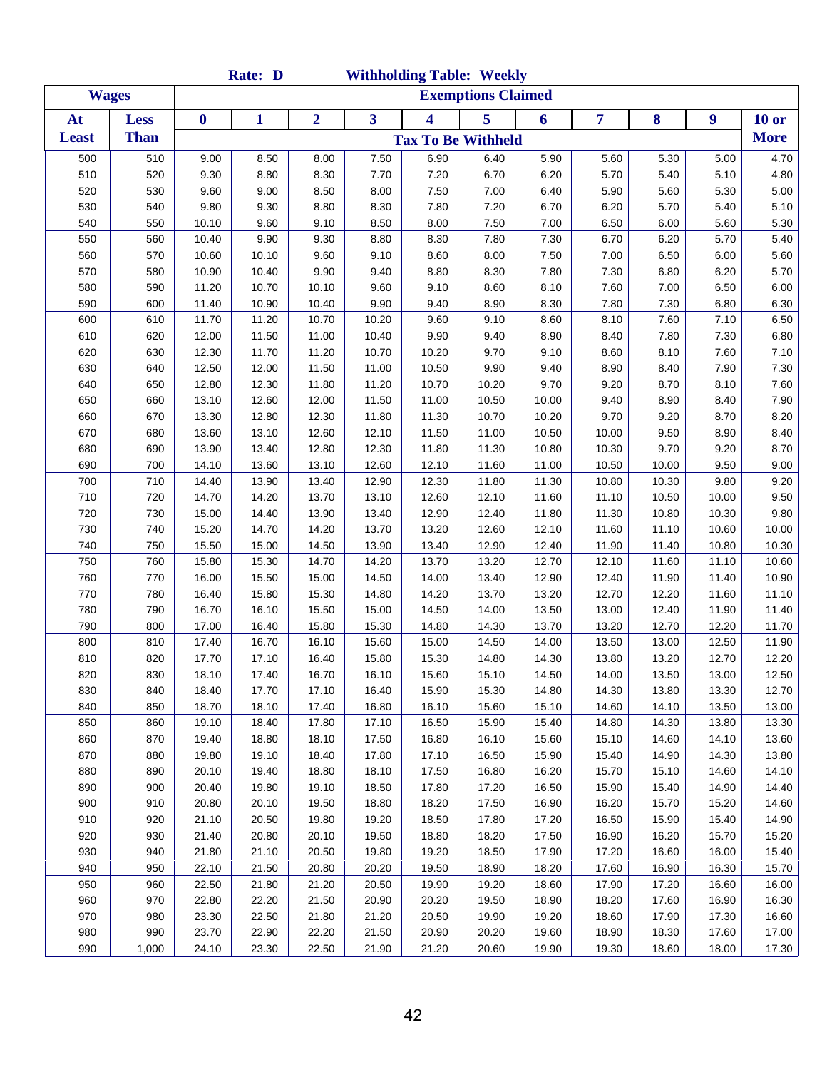Rate: D Withholding Table: Weekly

| Wages | | Exemptions Claimed | | | | | | | | | | |
|---|---|---|---|---|---|---|---|---|---|---|---|---|
| At Least | Less Than | 0 | 1 | 2 | 3 | 4 | 5 | 6 | 7 | 8 | 9 | 10 or More |
| | | Tax To Be Withheld | | | | | | | | | | |
| 500 | 510 | 9.00 | 8.50 | 8.00 | 7.50 | 6.90 | 6.40 | 5.90 | 5.60 | 5.30 | 5.00 | 4.70 |
| 510 | 520 | 9.30 | 8.80 | 8.30 | 7.70 | 7.20 | 6.70 | 6.20 | 5.70 | 5.40 | 5.10 | 4.80 |
| 520 | 530 | 9.60 | 9.00 | 8.50 | 8.00 | 7.50 | 7.00 | 6.40 | 5.90 | 5.60 | 5.30 | 5.00 |
| 530 | 540 | 9.80 | 9.30 | 8.80 | 8.30 | 7.80 | 7.20 | 6.70 | 6.20 | 5.70 | 5.40 | 5.10 |
| 540 | 550 | 10.10 | 9.60 | 9.10 | 8.50 | 8.00 | 7.50 | 7.00 | 6.50 | 6.00 | 5.60 | 5.30 |
| 550 | 560 | 10.40 | 9.90 | 9.30 | 8.80 | 8.30 | 7.80 | 7.30 | 6.70 | 6.20 | 5.70 | 5.40 |
| 560 | 570 | 10.60 | 10.10 | 9.60 | 9.10 | 8.60 | 8.00 | 7.50 | 7.00 | 6.50 | 6.00 | 5.60 |
| 570 | 580 | 10.90 | 10.40 | 9.90 | 9.40 | 8.80 | 8.30 | 7.80 | 7.30 | 6.80 | 6.20 | 5.70 |
| 580 | 590 | 11.20 | 10.70 | 10.10 | 9.60 | 9.10 | 8.60 | 8.10 | 7.60 | 7.00 | 6.50 | 6.00 |
| 590 | 600 | 11.40 | 10.90 | 10.40 | 9.90 | 9.40 | 8.90 | 8.30 | 7.80 | 7.30 | 6.80 | 6.30 |
| 600 | 610 | 11.70 | 11.20 | 10.70 | 10.20 | 9.60 | 9.10 | 8.60 | 8.10 | 7.60 | 7.10 | 6.50 |
| 610 | 620 | 12.00 | 11.50 | 11.00 | 10.40 | 9.90 | 9.40 | 8.90 | 8.40 | 7.80 | 7.30 | 6.80 |
| 620 | 630 | 12.30 | 11.70 | 11.20 | 10.70 | 10.20 | 9.70 | 9.10 | 8.60 | 8.10 | 7.60 | 7.10 |
| 630 | 640 | 12.50 | 12.00 | 11.50 | 11.00 | 10.50 | 9.90 | 9.40 | 8.90 | 8.40 | 7.90 | 7.30 |
| 640 | 650 | 12.80 | 12.30 | 11.80 | 11.20 | 10.70 | 10.20 | 9.70 | 9.20 | 8.70 | 8.10 | 7.60 |
| 650 | 660 | 13.10 | 12.60 | 12.00 | 11.50 | 11.00 | 10.50 | 10.00 | 9.40 | 8.90 | 8.40 | 7.90 |
| 660 | 670 | 13.30 | 12.80 | 12.30 | 11.80 | 11.30 | 10.70 | 10.20 | 9.70 | 9.20 | 8.70 | 8.20 |
| 670 | 680 | 13.60 | 13.10 | 12.60 | 12.10 | 11.50 | 11.00 | 10.50 | 10.00 | 9.50 | 8.90 | 8.40 |
| 680 | 690 | 13.90 | 13.40 | 12.80 | 12.30 | 11.80 | 11.30 | 10.80 | 10.30 | 9.70 | 9.20 | 8.70 |
| 690 | 700 | 14.10 | 13.60 | 13.10 | 12.60 | 12.10 | 11.60 | 11.00 | 10.50 | 10.00 | 9.50 | 9.00 |
| 700 | 710 | 14.40 | 13.90 | 13.40 | 12.90 | 12.30 | 11.80 | 11.30 | 10.80 | 10.30 | 9.80 | 9.20 |
| 710 | 720 | 14.70 | 14.20 | 13.70 | 13.10 | 12.60 | 12.10 | 11.60 | 11.10 | 10.50 | 10.00 | 9.50 |
| 720 | 730 | 15.00 | 14.40 | 13.90 | 13.40 | 12.90 | 12.40 | 11.80 | 11.30 | 10.80 | 10.30 | 9.80 |
| 730 | 740 | 15.20 | 14.70 | 14.20 | 13.70 | 13.20 | 12.60 | 12.10 | 11.60 | 11.10 | 10.60 | 10.00 |
| 740 | 750 | 15.50 | 15.00 | 14.50 | 13.90 | 13.40 | 12.90 | 12.40 | 11.90 | 11.40 | 10.80 | 10.30 |
| 750 | 760 | 15.80 | 15.30 | 14.70 | 14.20 | 13.70 | 13.20 | 12.70 | 12.10 | 11.60 | 11.10 | 10.60 |
| 760 | 770 | 16.00 | 15.50 | 15.00 | 14.50 | 14.00 | 13.40 | 12.90 | 12.40 | 11.90 | 11.40 | 10.90 |
| 770 | 780 | 16.40 | 15.80 | 15.30 | 14.80 | 14.20 | 13.70 | 13.20 | 12.70 | 12.20 | 11.60 | 11.10 |
| 780 | 790 | 16.70 | 16.10 | 15.50 | 15.00 | 14.50 | 14.00 | 13.50 | 13.00 | 12.40 | 11.90 | 11.40 |
| 790 | 800 | 17.00 | 16.40 | 15.80 | 15.30 | 14.80 | 14.30 | 13.70 | 13.20 | 12.70 | 12.20 | 11.70 |
| 800 | 810 | 17.40 | 16.70 | 16.10 | 15.60 | 15.00 | 14.50 | 14.00 | 13.50 | 13.00 | 12.50 | 11.90 |
| 810 | 820 | 17.70 | 17.10 | 16.40 | 15.80 | 15.30 | 14.80 | 14.30 | 13.80 | 13.20 | 12.70 | 12.20 |
| 820 | 830 | 18.10 | 17.40 | 16.70 | 16.10 | 15.60 | 15.10 | 14.50 | 14.00 | 13.50 | 13.00 | 12.50 |
| 830 | 840 | 18.40 | 17.70 | 17.10 | 16.40 | 15.90 | 15.30 | 14.80 | 14.30 | 13.80 | 13.30 | 12.70 |
| 840 | 850 | 18.70 | 18.10 | 17.40 | 16.80 | 16.10 | 15.60 | 15.10 | 14.60 | 14.10 | 13.50 | 13.00 |
| 850 | 860 | 19.10 | 18.40 | 17.80 | 17.10 | 16.50 | 15.90 | 15.40 | 14.80 | 14.30 | 13.80 | 13.30 |
| 860 | 870 | 19.40 | 18.80 | 18.10 | 17.50 | 16.80 | 16.10 | 15.60 | 15.10 | 14.60 | 14.10 | 13.60 |
| 870 | 880 | 19.80 | 19.10 | 18.40 | 17.80 | 17.10 | 16.50 | 15.90 | 15.40 | 14.90 | 14.30 | 13.80 |
| 880 | 890 | 20.10 | 19.40 | 18.80 | 18.10 | 17.50 | 16.80 | 16.20 | 15.70 | 15.10 | 14.60 | 14.10 |
| 890 | 900 | 20.40 | 19.80 | 19.10 | 18.50 | 17.80 | 17.20 | 16.50 | 15.90 | 15.40 | 14.90 | 14.40 |
| 900 | 910 | 20.80 | 20.10 | 19.50 | 18.80 | 18.20 | 17.50 | 16.90 | 16.20 | 15.70 | 15.20 | 14.60 |
| 910 | 920 | 21.10 | 20.50 | 19.80 | 19.20 | 18.50 | 17.80 | 17.20 | 16.50 | 15.90 | 15.40 | 14.90 |
| 920 | 930 | 21.40 | 20.80 | 20.10 | 19.50 | 18.80 | 18.20 | 17.50 | 16.90 | 16.20 | 15.70 | 15.20 |
| 930 | 940 | 21.80 | 21.10 | 20.50 | 19.80 | 19.20 | 18.50 | 17.90 | 17.20 | 16.60 | 16.00 | 15.40 |
| 940 | 950 | 22.10 | 21.50 | 20.80 | 20.20 | 19.50 | 18.90 | 18.20 | 17.60 | 16.90 | 16.30 | 15.70 |
| 950 | 960 | 22.50 | 21.80 | 21.20 | 20.50 | 19.90 | 19.20 | 18.60 | 17.90 | 17.20 | 16.60 | 16.00 |
| 960 | 970 | 22.80 | 22.20 | 21.50 | 20.90 | 20.20 | 19.50 | 18.90 | 18.20 | 17.60 | 16.90 | 16.30 |
| 970 | 980 | 23.30 | 22.50 | 21.80 | 21.20 | 20.50 | 19.90 | 19.20 | 18.60 | 17.90 | 17.30 | 16.60 |
| 980 | 990 | 23.70 | 22.90 | 22.20 | 21.50 | 20.90 | 20.20 | 19.60 | 18.90 | 18.30 | 17.60 | 17.00 |
| 990 | 1,000 | 24.10 | 23.30 | 22.50 | 21.90 | 21.20 | 20.60 | 19.90 | 19.30 | 18.60 | 18.00 | 17.30 |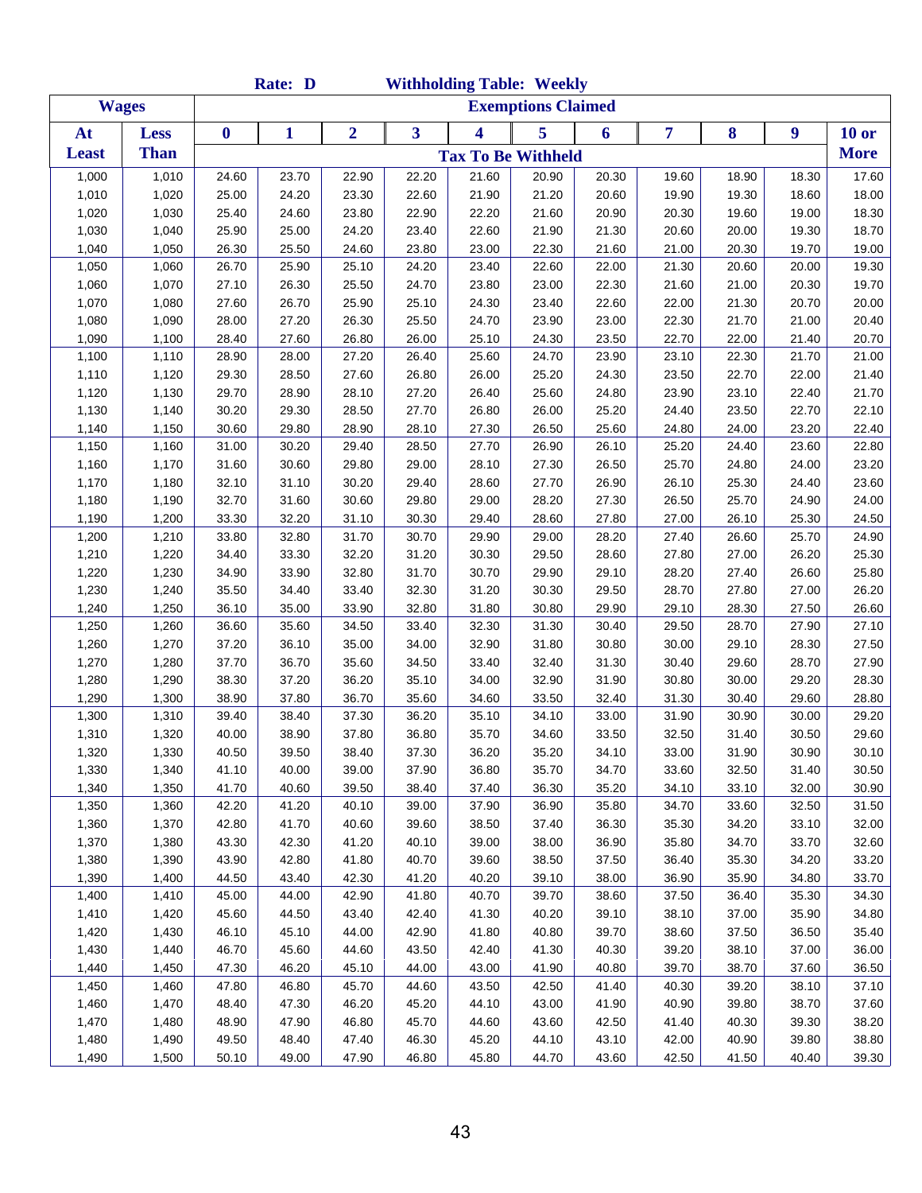**Rate: D** **Withholding Table: Weekly**

| Wages | | Exemptions Claimed | | | | | | | | | | |
|---|---|---|---|---|---|---|---|---|---|---|---|---|
| At Least | Less Than | 0 | 1 | 2 | 3 | 4 | 5 | 6 | 7 | 8 | 9 | 10 or More |
| | | Tax To Be Withheld | | | | | | | | | | |
| 1,000 | 1,010 | 24.60 | 23.70 | 22.90 | 22.20 | 21.60 | 20.90 | 20.30 | 19.60 | 18.90 | 18.30 | 17.60 |
| 1,010 | 1,020 | 25.00 | 24.20 | 23.30 | 22.60 | 21.90 | 21.20 | 20.60 | 19.90 | 19.30 | 18.60 | 18.00 |
| 1,020 | 1,030 | 25.40 | 24.60 | 23.80 | 22.90 | 22.20 | 21.60 | 20.90 | 20.30 | 19.60 | 19.00 | 18.30 |
| 1,030 | 1,040 | 25.90 | 25.00 | 24.20 | 23.40 | 22.60 | 21.90 | 21.30 | 20.60 | 20.00 | 19.30 | 18.70 |
| 1,040 | 1,050 | 26.30 | 25.50 | 24.60 | 23.80 | 23.00 | 22.30 | 21.60 | 21.00 | 20.30 | 19.70 | 19.00 |
| 1,050 | 1,060 | 26.70 | 25.90 | 25.10 | 24.20 | 23.40 | 22.60 | 22.00 | 21.30 | 20.60 | 20.00 | 19.30 |
| 1,060 | 1,070 | 27.10 | 26.30 | 25.50 | 24.70 | 23.80 | 23.00 | 22.30 | 21.60 | 21.00 | 20.30 | 19.70 |
| 1,070 | 1,080 | 27.60 | 26.70 | 25.90 | 25.10 | 24.30 | 23.40 | 22.60 | 22.00 | 21.30 | 20.70 | 20.00 |
| 1,080 | 1,090 | 28.00 | 27.20 | 26.30 | 25.50 | 24.70 | 23.90 | 23.00 | 22.30 | 21.70 | 21.00 | 20.40 |
| 1,090 | 1,100 | 28.40 | 27.60 | 26.80 | 26.00 | 25.10 | 24.30 | 23.50 | 22.70 | 22.00 | 21.40 | 20.70 |
| 1,100 | 1,110 | 28.90 | 28.00 | 27.20 | 26.40 | 25.60 | 24.70 | 23.90 | 23.10 | 22.30 | 21.70 | 21.00 |
| 1,110 | 1,120 | 29.30 | 28.50 | 27.60 | 26.80 | 26.00 | 25.20 | 24.30 | 23.50 | 22.70 | 22.00 | 21.40 |
| 1,120 | 1,130 | 29.70 | 28.90 | 28.10 | 27.20 | 26.40 | 25.60 | 24.80 | 23.90 | 23.10 | 22.40 | 21.70 |
| 1,130 | 1,140 | 30.20 | 29.30 | 28.50 | 27.70 | 26.80 | 26.00 | 25.20 | 24.40 | 23.50 | 22.70 | 22.10 |
| 1,140 | 1,150 | 30.60 | 29.80 | 28.90 | 28.10 | 27.30 | 26.50 | 25.60 | 24.80 | 24.00 | 23.20 | 22.40 |
| 1,150 | 1,160 | 31.00 | 30.20 | 29.40 | 28.50 | 27.70 | 26.90 | 26.10 | 25.20 | 24.40 | 23.60 | 22.80 |
| 1,160 | 1,170 | 31.60 | 30.60 | 29.80 | 29.00 | 28.10 | 27.30 | 26.50 | 25.70 | 24.80 | 24.00 | 23.20 |
| 1,170 | 1,180 | 32.10 | 31.10 | 30.20 | 29.40 | 28.60 | 27.70 | 26.90 | 26.10 | 25.30 | 24.40 | 23.60 |
| 1,180 | 1,190 | 32.70 | 31.60 | 30.60 | 29.80 | 29.00 | 28.20 | 27.30 | 26.50 | 25.70 | 24.90 | 24.00 |
| 1,190 | 1,200 | 33.30 | 32.20 | 31.10 | 30.30 | 29.40 | 28.60 | 27.80 | 27.00 | 26.10 | 25.30 | 24.50 |
| 1,200 | 1,210 | 33.80 | 32.80 | 31.70 | 30.70 | 29.90 | 29.00 | 28.20 | 27.40 | 26.60 | 25.70 | 24.90 |
| 1,210 | 1,220 | 34.40 | 33.30 | 32.20 | 31.20 | 30.30 | 29.50 | 28.60 | 27.80 | 27.00 | 26.20 | 25.30 |
| 1,220 | 1,230 | 34.90 | 33.90 | 32.80 | 31.70 | 30.70 | 29.90 | 29.10 | 28.20 | 27.40 | 26.60 | 25.80 |
| 1,230 | 1,240 | 35.50 | 34.40 | 33.40 | 32.30 | 31.20 | 30.30 | 29.50 | 28.70 | 27.80 | 27.00 | 26.20 |
| 1,240 | 1,250 | 36.10 | 35.00 | 33.90 | 32.80 | 31.80 | 30.80 | 29.90 | 29.10 | 28.30 | 27.50 | 26.60 |
| 1,250 | 1,260 | 36.60 | 35.60 | 34.50 | 33.40 | 32.30 | 31.30 | 30.40 | 29.50 | 28.70 | 27.90 | 27.10 |
| 1,260 | 1,270 | 37.20 | 36.10 | 35.00 | 34.00 | 32.90 | 31.80 | 30.80 | 30.00 | 29.10 | 28.30 | 27.50 |
| 1,270 | 1,280 | 37.70 | 36.70 | 35.60 | 34.50 | 33.40 | 32.40 | 31.30 | 30.40 | 29.60 | 28.70 | 27.90 |
| 1,280 | 1,290 | 38.30 | 37.20 | 36.20 | 35.10 | 34.00 | 32.90 | 31.90 | 30.80 | 30.00 | 29.20 | 28.30 |
| 1,290 | 1,300 | 38.90 | 37.80 | 36.70 | 35.60 | 34.60 | 33.50 | 32.40 | 31.30 | 30.40 | 29.60 | 28.80 |
| 1,300 | 1,310 | 39.40 | 38.40 | 37.30 | 36.20 | 35.10 | 34.10 | 33.00 | 31.90 | 30.90 | 30.00 | 29.20 |
| 1,310 | 1,320 | 40.00 | 38.90 | 37.80 | 36.80 | 35.70 | 34.60 | 33.50 | 32.50 | 31.40 | 30.50 | 29.60 |
| 1,320 | 1,330 | 40.50 | 39.50 | 38.40 | 37.30 | 36.20 | 35.20 | 34.10 | 33.00 | 31.90 | 30.90 | 30.10 |
| 1,330 | 1,340 | 41.10 | 40.00 | 39.00 | 37.90 | 36.80 | 35.70 | 34.70 | 33.60 | 32.50 | 31.40 | 30.50 |
| 1,340 | 1,350 | 41.70 | 40.60 | 39.50 | 38.40 | 37.40 | 36.30 | 35.20 | 34.10 | 33.10 | 32.00 | 30.90 |
| 1,350 | 1,360 | 42.20 | 41.20 | 40.10 | 39.00 | 37.90 | 36.90 | 35.80 | 34.70 | 33.60 | 32.50 | 31.50 |
| 1,360 | 1,370 | 42.80 | 41.70 | 40.60 | 39.60 | 38.50 | 37.40 | 36.30 | 35.30 | 34.20 | 33.10 | 32.00 |
| 1,370 | 1,380 | 43.30 | 42.30 | 41.20 | 40.10 | 39.00 | 38.00 | 36.90 | 35.80 | 34.70 | 33.70 | 32.60 |
| 1,380 | 1,390 | 43.90 | 42.80 | 41.80 | 40.70 | 39.60 | 38.50 | 37.50 | 36.40 | 35.30 | 34.20 | 33.20 |
| 1,390 | 1,400 | 44.50 | 43.40 | 42.30 | 41.20 | 40.20 | 39.10 | 38.00 | 36.90 | 35.90 | 34.80 | 33.70 |
| 1,400 | 1,410 | 45.00 | 44.00 | 42.90 | 41.80 | 40.70 | 39.70 | 38.60 | 37.50 | 36.40 | 35.30 | 34.30 |
| 1,410 | 1,420 | 45.60 | 44.50 | 43.40 | 42.40 | 41.30 | 40.20 | 39.10 | 38.10 | 37.00 | 35.90 | 34.80 |
| 1,420 | 1,430 | 46.10 | 45.10 | 44.00 | 42.90 | 41.80 | 40.80 | 39.70 | 38.60 | 37.50 | 36.50 | 35.40 |
| 1,430 | 1,440 | 46.70 | 45.60 | 44.60 | 43.50 | 42.40 | 41.30 | 40.30 | 39.20 | 38.10 | 37.00 | 36.00 |
| 1,440 | 1,450 | 47.30 | 46.20 | 45.10 | 44.00 | 43.00 | 41.90 | 40.80 | 39.70 | 38.70 | 37.60 | 36.50 |
| 1,450 | 1,460 | 47.80 | 46.80 | 45.70 | 44.60 | 43.50 | 42.50 | 41.40 | 40.30 | 39.20 | 38.10 | 37.10 |
| 1,460 | 1,470 | 48.40 | 47.30 | 46.20 | 45.20 | 44.10 | 43.00 | 41.90 | 40.90 | 39.80 | 38.70 | 37.60 |
| 1,470 | 1,480 | 48.90 | 47.90 | 46.80 | 45.70 | 44.60 | 43.60 | 42.50 | 41.40 | 40.30 | 39.30 | 38.20 |
| 1,480 | 1,490 | 49.50 | 48.40 | 47.40 | 46.30 | 45.20 | 44.10 | 43.10 | 42.00 | 40.90 | 39.80 | 38.80 |
| 1,490 | 1,500 | 50.10 | 49.00 | 47.90 | 46.80 | 45.80 | 44.70 | 43.60 | 42.50 | 41.50 | 40.40 | 39.30 |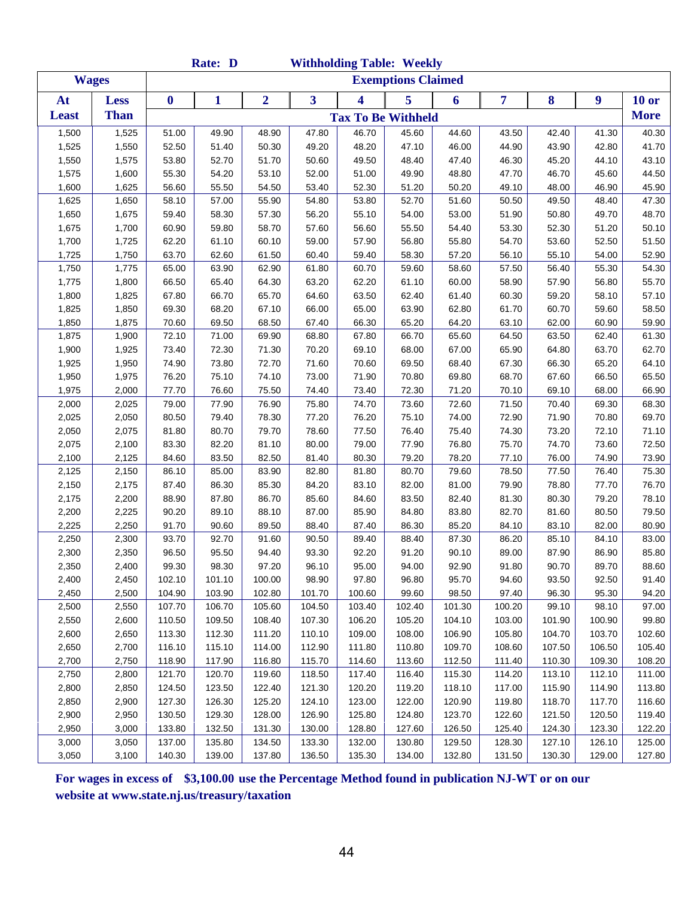**Rate: D** **Withholding Table: Weekly**

| Wages | | Exemptions Claimed | | | | | | | | | | |
|---|---|---|---|---|---|---|---|---|---|---|---|---|
| At Least | Less Than | 0 | 1 | 2 | 3 | 4 | 5 | 6 | 7 | 8 | 9 | 10 or More |
| | | Tax To Be Withheld | | | | | | | | | | |
| 1,500 | 1,525 | 51.00 | 49.90 | 48.90 | 47.80 | 46.70 | 45.60 | 44.60 | 43.50 | 42.40 | 41.30 | 40.30 |
| 1,525 | 1,550 | 52.50 | 51.40 | 50.30 | 49.20 | 48.20 | 47.10 | 46.00 | 44.90 | 43.90 | 42.80 | 41.70 |
| 1,550 | 1,575 | 53.80 | 52.70 | 51.70 | 50.60 | 49.50 | 48.40 | 47.40 | 46.30 | 45.20 | 44.10 | 43.10 |
| 1,575 | 1,600 | 55.30 | 54.20 | 53.10 | 52.00 | 51.00 | 49.90 | 48.80 | 47.70 | 46.70 | 45.60 | 44.50 |
| 1,600 | 1,625 | 56.60 | 55.50 | 54.50 | 53.40 | 52.30 | 51.20 | 50.20 | 49.10 | 48.00 | 46.90 | 45.90 |
| 1,625 | 1,650 | 58.10 | 57.00 | 55.90 | 54.80 | 53.80 | 52.70 | 51.60 | 50.50 | 49.50 | 48.40 | 47.30 |
| 1,650 | 1,675 | 59.40 | 58.30 | 57.30 | 56.20 | 55.10 | 54.00 | 53.00 | 51.90 | 50.80 | 49.70 | 48.70 |
| 1,675 | 1,700 | 60.90 | 59.80 | 58.70 | 57.60 | 56.60 | 55.50 | 54.40 | 53.30 | 52.30 | 51.20 | 50.10 |
| 1,700 | 1,725 | 62.20 | 61.10 | 60.10 | 59.00 | 57.90 | 56.80 | 55.80 | 54.70 | 53.60 | 52.50 | 51.50 |
| 1,725 | 1,750 | 63.70 | 62.60 | 61.50 | 60.40 | 59.40 | 58.30 | 57.20 | 56.10 | 55.10 | 54.00 | 52.90 |
| 1,750 | 1,775 | 65.00 | 63.90 | 62.90 | 61.80 | 60.70 | 59.60 | 58.60 | 57.50 | 56.40 | 55.30 | 54.30 |
| 1,775 | 1,800 | 66.50 | 65.40 | 64.30 | 63.20 | 62.20 | 61.10 | 60.00 | 58.90 | 57.90 | 56.80 | 55.70 |
| 1,800 | 1,825 | 67.80 | 66.70 | 65.70 | 64.60 | 63.50 | 62.40 | 61.40 | 60.30 | 59.20 | 58.10 | 57.10 |
| 1,825 | 1,850 | 69.30 | 68.20 | 67.10 | 66.00 | 65.00 | 63.90 | 62.80 | 61.70 | 60.70 | 59.60 | 58.50 |
| 1,850 | 1,875 | 70.60 | 69.50 | 68.50 | 67.40 | 66.30 | 65.20 | 64.20 | 63.10 | 62.00 | 60.90 | 59.90 |
| 1,875 | 1,900 | 72.10 | 71.00 | 69.90 | 68.80 | 67.80 | 66.70 | 65.60 | 64.50 | 63.50 | 62.40 | 61.30 |
| 1,900 | 1,925 | 73.40 | 72.30 | 71.30 | 70.20 | 69.10 | 68.00 | 67.00 | 65.90 | 64.80 | 63.70 | 62.70 |
| 1,925 | 1,950 | 74.90 | 73.80 | 72.70 | 71.60 | 70.60 | 69.50 | 68.40 | 67.30 | 66.30 | 65.20 | 64.10 |
| 1,950 | 1,975 | 76.20 | 75.10 | 74.10 | 73.00 | 71.90 | 70.80 | 69.80 | 68.70 | 67.60 | 66.50 | 65.50 |
| 1,975 | 2,000 | 77.70 | 76.60 | 75.50 | 74.40 | 73.40 | 72.30 | 71.20 | 70.10 | 69.10 | 68.00 | 66.90 |
| 2,000 | 2,025 | 79.00 | 77.90 | 76.90 | 75.80 | 74.70 | 73.60 | 72.60 | 71.50 | 70.40 | 69.30 | 68.30 |
| 2,025 | 2,050 | 80.50 | 79.40 | 78.30 | 77.20 | 76.20 | 75.10 | 74.00 | 72.90 | 71.90 | 70.80 | 69.70 |
| 2,050 | 2,075 | 81.80 | 80.70 | 79.70 | 78.60 | 77.50 | 76.40 | 75.40 | 74.30 | 73.20 | 72.10 | 71.10 |
| 2,075 | 2,100 | 83.30 | 82.20 | 81.10 | 80.00 | 79.00 | 77.90 | 76.80 | 75.70 | 74.70 | 73.60 | 72.50 |
| 2,100 | 2,125 | 84.60 | 83.50 | 82.50 | 81.40 | 80.30 | 79.20 | 78.20 | 77.10 | 76.00 | 74.90 | 73.90 |
| 2,125 | 2,150 | 86.10 | 85.00 | 83.90 | 82.80 | 81.80 | 80.70 | 79.60 | 78.50 | 77.50 | 76.40 | 75.30 |
| 2,150 | 2,175 | 87.40 | 86.30 | 85.30 | 84.20 | 83.10 | 82.00 | 81.00 | 79.90 | 78.80 | 77.70 | 76.70 |
| 2,175 | 2,200 | 88.90 | 87.80 | 86.70 | 85.60 | 84.60 | 83.50 | 82.40 | 81.30 | 80.30 | 79.20 | 78.10 |
| 2,200 | 2,225 | 90.20 | 89.10 | 88.10 | 87.00 | 85.90 | 84.80 | 83.80 | 82.70 | 81.60 | 80.50 | 79.50 |
| 2,225 | 2,250 | 91.70 | 90.60 | 89.50 | 88.40 | 87.40 | 86.30 | 85.20 | 84.10 | 83.10 | 82.00 | 80.90 |
| 2,250 | 2,300 | 93.70 | 92.70 | 91.60 | 90.50 | 89.40 | 88.40 | 87.30 | 86.20 | 85.10 | 84.10 | 83.00 |
| 2,300 | 2,350 | 96.50 | 95.50 | 94.40 | 93.30 | 92.20 | 91.20 | 90.10 | 89.00 | 87.90 | 86.90 | 85.80 |
| 2,350 | 2,400 | 99.30 | 98.30 | 97.20 | 96.10 | 95.00 | 94.00 | 92.90 | 91.80 | 90.70 | 89.70 | 88.60 |
| 2,400 | 2,450 | 102.10 | 101.10 | 100.00 | 98.90 | 97.80 | 96.80 | 95.70 | 94.60 | 93.50 | 92.50 | 91.40 |
| 2,450 | 2,500 | 104.90 | 103.90 | 102.80 | 101.70 | 100.60 | 99.60 | 98.50 | 97.40 | 96.30 | 95.30 | 94.20 |
| 2,500 | 2,550 | 107.70 | 106.70 | 105.60 | 104.50 | 103.40 | 102.40 | 101.30 | 100.20 | 99.10 | 98.10 | 97.00 |
| 2,550 | 2,600 | 110.50 | 109.50 | 108.40 | 107.30 | 106.20 | 105.20 | 104.10 | 103.00 | 101.90 | 100.90 | 99.80 |
| 2,600 | 2,650 | 113.30 | 112.30 | 111.20 | 110.10 | 109.00 | 108.00 | 106.90 | 105.80 | 104.70 | 103.70 | 102.60 |
| 2,650 | 2,700 | 116.10 | 115.10 | 114.00 | 112.90 | 111.80 | 110.80 | 109.70 | 108.60 | 107.50 | 106.50 | 105.40 |
| 2,700 | 2,750 | 118.90 | 117.90 | 116.80 | 115.70 | 114.60 | 113.60 | 112.50 | 111.40 | 110.30 | 109.30 | 108.20 |
| 2,750 | 2,800 | 121.70 | 120.70 | 119.60 | 118.50 | 117.40 | 116.40 | 115.30 | 114.20 | 113.10 | 112.10 | 111.00 |
| 2,800 | 2,850 | 124.50 | 123.50 | 122.40 | 121.30 | 120.20 | 119.20 | 118.10 | 117.00 | 115.90 | 114.90 | 113.80 |
| 2,850 | 2,900 | 127.30 | 126.30 | 125.20 | 124.10 | 123.00 | 122.00 | 120.90 | 119.80 | 118.70 | 117.70 | 116.60 |
| 2,900 | 2,950 | 130.50 | 129.30 | 128.00 | 126.90 | 125.80 | 124.80 | 123.70 | 122.60 | 121.50 | 120.50 | 119.40 |
| 2,950 | 3,000 | 133.80 | 132.50 | 131.30 | 130.00 | 128.80 | 127.60 | 126.50 | 125.40 | 124.30 | 123.30 | 122.20 |
| 3,000 | 3,050 | 137.00 | 135.80 | 134.50 | 133.30 | 132.00 | 130.80 | 129.50 | 128.30 | 127.10 | 126.10 | 125.00 |
| 3,050 | 3,100 | 140.30 | 139.00 | 137.80 | 136.50 | 135.30 | 134.00 | 132.80 | 131.50 | 130.30 | 129.00 | 127.80 |

**For wages in excess of $3,100.00 use the Percentage Method found in publication NJ-WT or on our website at www.state.nj.us/treasury/taxation**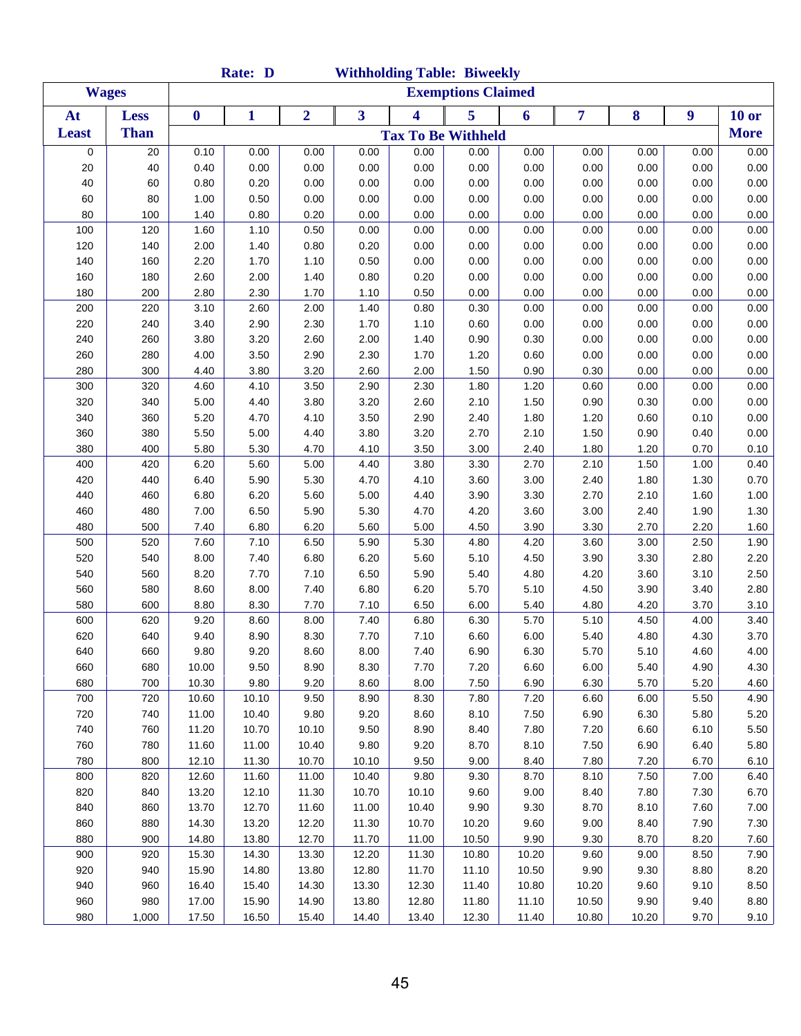**Rate: D** **Withholding Table: Biweekly**

| Wages | | Exemptions Claimed | | | | | | | | | | |
|---|---|---|---|---|---|---|---|---|---|---|---|---|
| At Least | Less Than | 0 | 1 | 2 | 3 | 4 | 5 | 6 | 7 | 8 | 9 | 10 or More |
| | | Tax To Be Withheld | | | | | | | | | | |
| 0 | 20 | 0.10 | 0.00 | 0.00 | 0.00 | 0.00 | 0.00 | 0.00 | 0.00 | 0.00 | 0.00 | 0.00 |
| 20 | 40 | 0.40 | 0.00 | 0.00 | 0.00 | 0.00 | 0.00 | 0.00 | 0.00 | 0.00 | 0.00 | 0.00 |
| 40 | 60 | 0.80 | 0.20 | 0.00 | 0.00 | 0.00 | 0.00 | 0.00 | 0.00 | 0.00 | 0.00 | 0.00 |
| 60 | 80 | 1.00 | 0.50 | 0.00 | 0.00 | 0.00 | 0.00 | 0.00 | 0.00 | 0.00 | 0.00 | 0.00 |
| 80 | 100 | 1.40 | 0.80 | 0.20 | 0.00 | 0.00 | 0.00 | 0.00 | 0.00 | 0.00 | 0.00 | 0.00 |
| 100 | 120 | 1.60 | 1.10 | 0.50 | 0.00 | 0.00 | 0.00 | 0.00 | 0.00 | 0.00 | 0.00 | 0.00 |
| 120 | 140 | 2.00 | 1.40 | 0.80 | 0.20 | 0.00 | 0.00 | 0.00 | 0.00 | 0.00 | 0.00 | 0.00 |
| 140 | 160 | 2.20 | 1.70 | 1.10 | 0.50 | 0.00 | 0.00 | 0.00 | 0.00 | 0.00 | 0.00 | 0.00 |
| 160 | 180 | 2.60 | 2.00 | 1.40 | 0.80 | 0.20 | 0.00 | 0.00 | 0.00 | 0.00 | 0.00 | 0.00 |
| 180 | 200 | 2.80 | 2.30 | 1.70 | 1.10 | 0.50 | 0.00 | 0.00 | 0.00 | 0.00 | 0.00 | 0.00 |
| 200 | 220 | 3.10 | 2.60 | 2.00 | 1.40 | 0.80 | 0.30 | 0.00 | 0.00 | 0.00 | 0.00 | 0.00 |
| 220 | 240 | 3.40 | 2.90 | 2.30 | 1.70 | 1.10 | 0.60 | 0.00 | 0.00 | 0.00 | 0.00 | 0.00 |
| 240 | 260 | 3.80 | 3.20 | 2.60 | 2.00 | 1.40 | 0.90 | 0.30 | 0.00 | 0.00 | 0.00 | 0.00 |
| 260 | 280 | 4.00 | 3.50 | 2.90 | 2.30 | 1.70 | 1.20 | 0.60 | 0.00 | 0.00 | 0.00 | 0.00 |
| 280 | 300 | 4.40 | 3.80 | 3.20 | 2.60 | 2.00 | 1.50 | 0.90 | 0.30 | 0.00 | 0.00 | 0.00 |
| 300 | 320 | 4.60 | 4.10 | 3.50 | 2.90 | 2.30 | 1.80 | 1.20 | 0.60 | 0.00 | 0.00 | 0.00 |
| 320 | 340 | 5.00 | 4.40 | 3.80 | 3.20 | 2.60 | 2.10 | 1.50 | 0.90 | 0.30 | 0.00 | 0.00 |
| 340 | 360 | 5.20 | 4.70 | 4.10 | 3.50 | 2.90 | 2.40 | 1.80 | 1.20 | 0.60 | 0.10 | 0.00 |
| 360 | 380 | 5.50 | 5.00 | 4.40 | 3.80 | 3.20 | 2.70 | 2.10 | 1.50 | 0.90 | 0.40 | 0.00 |
| 380 | 400 | 5.80 | 5.30 | 4.70 | 4.10 | 3.50 | 3.00 | 2.40 | 1.80 | 1.20 | 0.70 | 0.10 |
| 400 | 420 | 6.20 | 5.60 | 5.00 | 4.40 | 3.80 | 3.30 | 2.70 | 2.10 | 1.50 | 1.00 | 0.40 |
| 420 | 440 | 6.40 | 5.90 | 5.30 | 4.70 | 4.10 | 3.60 | 3.00 | 2.40 | 1.80 | 1.30 | 0.70 |
| 440 | 460 | 6.80 | 6.20 | 5.60 | 5.00 | 4.40 | 3.90 | 3.30 | 2.70 | 2.10 | 1.60 | 1.00 |
| 460 | 480 | 7.00 | 6.50 | 5.90 | 5.30 | 4.70 | 4.20 | 3.60 | 3.00 | 2.40 | 1.90 | 1.30 |
| 480 | 500 | 7.40 | 6.80 | 6.20 | 5.60 | 5.00 | 4.50 | 3.90 | 3.30 | 2.70 | 2.20 | 1.60 |
| 500 | 520 | 7.60 | 7.10 | 6.50 | 5.90 | 5.30 | 4.80 | 4.20 | 3.60 | 3.00 | 2.50 | 1.90 |
| 520 | 540 | 8.00 | 7.40 | 6.80 | 6.20 | 5.60 | 5.10 | 4.50 | 3.90 | 3.30 | 2.80 | 2.20 |
| 540 | 560 | 8.20 | 7.70 | 7.10 | 6.50 | 5.90 | 5.40 | 4.80 | 4.20 | 3.60 | 3.10 | 2.50 |
| 560 | 580 | 8.60 | 8.00 | 7.40 | 6.80 | 6.20 | 5.70 | 5.10 | 4.50 | 3.90 | 3.40 | 2.80 |
| 580 | 600 | 8.80 | 8.30 | 7.70 | 7.10 | 6.50 | 6.00 | 5.40 | 4.80 | 4.20 | 3.70 | 3.10 |
| 600 | 620 | 9.20 | 8.60 | 8.00 | 7.40 | 6.80 | 6.30 | 5.70 | 5.10 | 4.50 | 4.00 | 3.40 |
| 620 | 640 | 9.40 | 8.90 | 8.30 | 7.70 | 7.10 | 6.60 | 6.00 | 5.40 | 4.80 | 4.30 | 3.70 |
| 640 | 660 | 9.80 | 9.20 | 8.60 | 8.00 | 7.40 | 6.90 | 6.30 | 5.70 | 5.10 | 4.60 | 4.00 |
| 660 | 680 | 10.00 | 9.50 | 8.90 | 8.30 | 7.70 | 7.20 | 6.60 | 6.00 | 5.40 | 4.90 | 4.30 |
| 680 | 700 | 10.30 | 9.80 | 9.20 | 8.60 | 8.00 | 7.50 | 6.90 | 6.30 | 5.70 | 5.20 | 4.60 |
| 700 | 720 | 10.60 | 10.10 | 9.50 | 8.90 | 8.30 | 7.80 | 7.20 | 6.60 | 6.00 | 5.50 | 4.90 |
| 720 | 740 | 11.00 | 10.40 | 9.80 | 9.20 | 8.60 | 8.10 | 7.50 | 6.90 | 6.30 | 5.80 | 5.20 |
| 740 | 760 | 11.20 | 10.70 | 10.10 | 9.50 | 8.90 | 8.40 | 7.80 | 7.20 | 6.60 | 6.10 | 5.50 |
| 760 | 780 | 11.60 | 11.00 | 10.40 | 9.80 | 9.20 | 8.70 | 8.10 | 7.50 | 6.90 | 6.40 | 5.80 |
| 780 | 800 | 12.10 | 11.30 | 10.70 | 10.10 | 9.50 | 9.00 | 8.40 | 7.80 | 7.20 | 6.70 | 6.10 |
| 800 | 820 | 12.60 | 11.60 | 11.00 | 10.40 | 9.80 | 9.30 | 8.70 | 8.10 | 7.50 | 7.00 | 6.40 |
| 820 | 840 | 13.20 | 12.10 | 11.30 | 10.70 | 10.10 | 9.60 | 9.00 | 8.40 | 7.80 | 7.30 | 6.70 |
| 840 | 860 | 13.70 | 12.70 | 11.60 | 11.00 | 10.40 | 9.90 | 9.30 | 8.70 | 8.10 | 7.60 | 7.00 |
| 860 | 880 | 14.30 | 13.20 | 12.20 | 11.30 | 10.70 | 10.20 | 9.60 | 9.00 | 8.40 | 7.90 | 7.30 |
| 880 | 900 | 14.80 | 13.80 | 12.70 | 11.70 | 11.00 | 10.50 | 9.90 | 9.30 | 8.70 | 8.20 | 7.60 |
| 900 | 920 | 15.30 | 14.30 | 13.30 | 12.20 | 11.30 | 10.80 | 10.20 | 9.60 | 9.00 | 8.50 | 7.90 |
| 920 | 940 | 15.90 | 14.80 | 13.80 | 12.80 | 11.70 | 11.10 | 10.50 | 9.90 | 9.30 | 8.80 | 8.20 |
| 940 | 960 | 16.40 | 15.40 | 14.30 | 13.30 | 12.30 | 11.40 | 10.80 | 10.20 | 9.60 | 9.10 | 8.50 |
| 960 | 980 | 17.00 | 15.90 | 14.90 | 13.80 | 12.80 | 11.80 | 11.10 | 10.50 | 9.90 | 9.40 | 8.80 |
| 980 | 1,000 | 17.50 | 16.50 | 15.40 | 14.40 | 13.40 | 12.30 | 11.40 | 10.80 | 10.20 | 9.70 | 9.10 |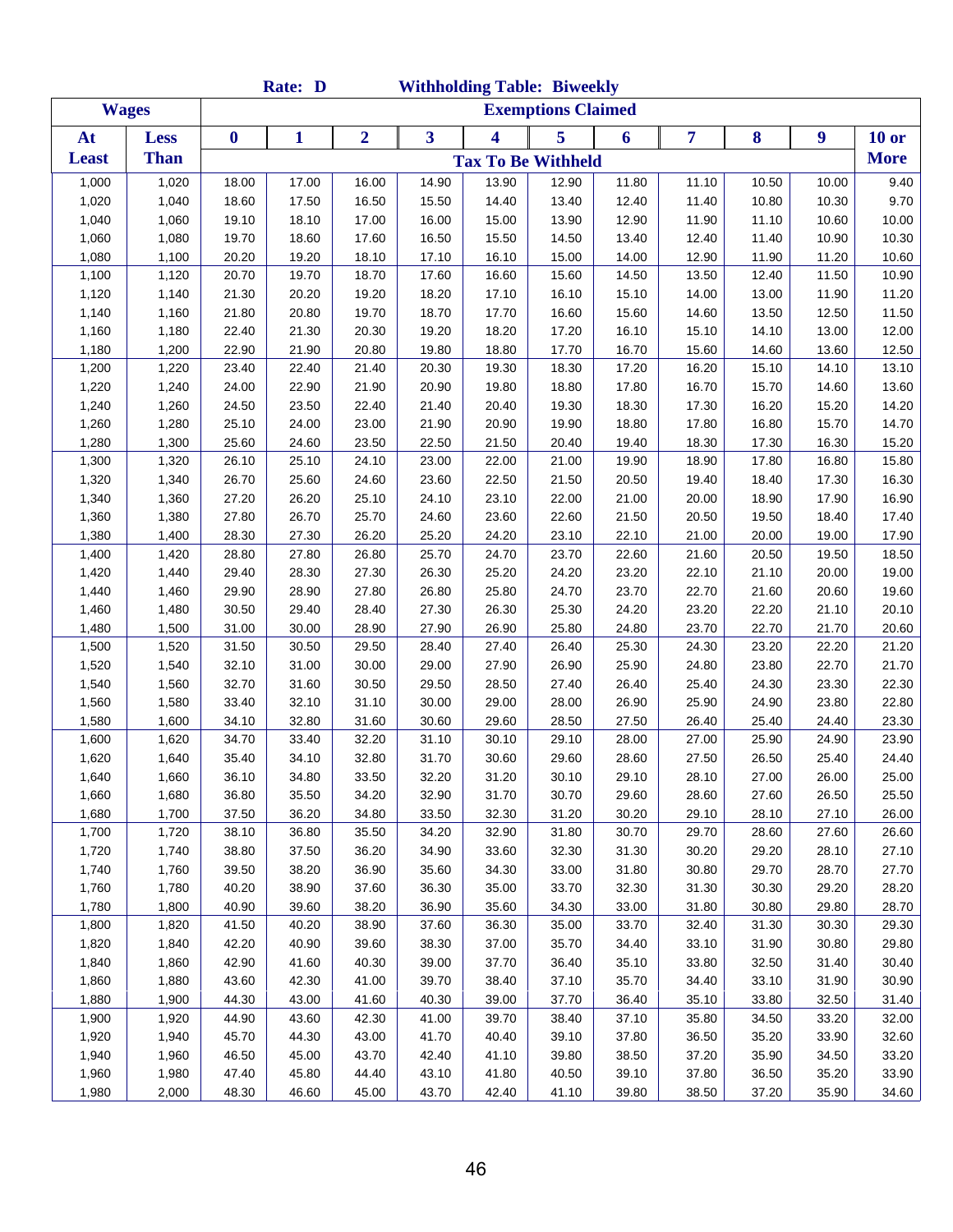**Rate: D** **Withholding Table: Biweekly**

| Wages | | Exemptions Claimed | | | | | | | | | | |
|---|---|---|---|---|---|---|---|---|---|---|---|---|
| At Least | Less Than | 0 | 1 | 2 | 3 | 4 | 5 | 6 | 7 | 8 | 9 | 10 or More |
| | | Tax To Be Withheld | | | | | | | | | | |
| 1,000 | 1,020 | 18.00 | 17.00 | 16.00 | 14.90 | 13.90 | 12.90 | 11.80 | 11.10 | 10.50 | 10.00 | 9.40 |
| 1,020 | 1,040 | 18.60 | 17.50 | 16.50 | 15.50 | 14.40 | 13.40 | 12.40 | 11.40 | 10.80 | 10.30 | 9.70 |
| 1,040 | 1,060 | 19.10 | 18.10 | 17.00 | 16.00 | 15.00 | 13.90 | 12.90 | 11.90 | 11.10 | 10.60 | 10.00 |
| 1,060 | 1,080 | 19.70 | 18.60 | 17.60 | 16.50 | 15.50 | 14.50 | 13.40 | 12.40 | 11.40 | 10.90 | 10.30 |
| 1,080 | 1,100 | 20.20 | 19.20 | 18.10 | 17.10 | 16.10 | 15.00 | 14.00 | 12.90 | 11.90 | 11.20 | 10.60 |
| 1,100 | 1,120 | 20.70 | 19.70 | 18.70 | 17.60 | 16.60 | 15.60 | 14.50 | 13.50 | 12.40 | 11.50 | 10.90 |
| 1,120 | 1,140 | 21.30 | 20.20 | 19.20 | 18.20 | 17.10 | 16.10 | 15.10 | 14.00 | 13.00 | 11.90 | 11.20 |
| 1,140 | 1,160 | 21.80 | 20.80 | 19.70 | 18.70 | 17.70 | 16.60 | 15.60 | 14.60 | 13.50 | 12.50 | 11.50 |
| 1,160 | 1,180 | 22.40 | 21.30 | 20.30 | 19.20 | 18.20 | 17.20 | 16.10 | 15.10 | 14.10 | 13.00 | 12.00 |
| 1,180 | 1,200 | 22.90 | 21.90 | 20.80 | 19.80 | 18.80 | 17.70 | 16.70 | 15.60 | 14.60 | 13.60 | 12.50 |
| 1,200 | 1,220 | 23.40 | 22.40 | 21.40 | 20.30 | 19.30 | 18.30 | 17.20 | 16.20 | 15.10 | 14.10 | 13.10 |
| 1,220 | 1,240 | 24.00 | 22.90 | 21.90 | 20.90 | 19.80 | 18.80 | 17.80 | 16.70 | 15.70 | 14.60 | 13.60 |
| 1,240 | 1,260 | 24.50 | 23.50 | 22.40 | 21.40 | 20.40 | 19.30 | 18.30 | 17.30 | 16.20 | 15.20 | 14.20 |
| 1,260 | 1,280 | 25.10 | 24.00 | 23.00 | 21.90 | 20.90 | 19.90 | 18.80 | 17.80 | 16.80 | 15.70 | 14.70 |
| 1,280 | 1,300 | 25.60 | 24.60 | 23.50 | 22.50 | 21.50 | 20.40 | 19.40 | 18.30 | 17.30 | 16.30 | 15.20 |
| 1,300 | 1,320 | 26.10 | 25.10 | 24.10 | 23.00 | 22.00 | 21.00 | 19.90 | 18.90 | 17.80 | 16.80 | 15.80 |
| 1,320 | 1,340 | 26.70 | 25.60 | 24.60 | 23.60 | 22.50 | 21.50 | 20.50 | 19.40 | 18.40 | 17.30 | 16.30 |
| 1,340 | 1,360 | 27.20 | 26.20 | 25.10 | 24.10 | 23.10 | 22.00 | 21.00 | 20.00 | 18.90 | 17.90 | 16.90 |
| 1,360 | 1,380 | 27.80 | 26.70 | 25.70 | 24.60 | 23.60 | 22.60 | 21.50 | 20.50 | 19.50 | 18.40 | 17.40 |
| 1,380 | 1,400 | 28.30 | 27.30 | 26.20 | 25.20 | 24.20 | 23.10 | 22.10 | 21.00 | 20.00 | 19.00 | 17.90 |
| 1,400 | 1,420 | 28.80 | 27.80 | 26.80 | 25.70 | 24.70 | 23.70 | 22.60 | 21.60 | 20.50 | 19.50 | 18.50 |
| 1,420 | 1,440 | 29.40 | 28.30 | 27.30 | 26.30 | 25.20 | 24.20 | 23.20 | 22.10 | 21.10 | 20.00 | 19.00 |
| 1,440 | 1,460 | 29.90 | 28.90 | 27.80 | 26.80 | 25.80 | 24.70 | 23.70 | 22.70 | 21.60 | 20.60 | 19.60 |
| 1,460 | 1,480 | 30.50 | 29.40 | 28.40 | 27.30 | 26.30 | 25.30 | 24.20 | 23.20 | 22.20 | 21.10 | 20.10 |
| 1,480 | 1,500 | 31.00 | 30.00 | 28.90 | 27.90 | 26.90 | 25.80 | 24.80 | 23.70 | 22.70 | 21.70 | 20.60 |
| 1,500 | 1,520 | 31.50 | 30.50 | 29.50 | 28.40 | 27.40 | 26.40 | 25.30 | 24.30 | 23.20 | 22.20 | 21.20 |
| 1,520 | 1,540 | 32.10 | 31.00 | 30.00 | 29.00 | 27.90 | 26.90 | 25.90 | 24.80 | 23.80 | 22.70 | 21.70 |
| 1,540 | 1,560 | 32.70 | 31.60 | 30.50 | 29.50 | 28.50 | 27.40 | 26.40 | 25.40 | 24.30 | 23.30 | 22.30 |
| 1,560 | 1,580 | 33.40 | 32.10 | 31.10 | 30.00 | 29.00 | 28.00 | 26.90 | 25.90 | 24.90 | 23.80 | 22.80 |
| 1,580 | 1,600 | 34.10 | 32.80 | 31.60 | 30.60 | 29.60 | 28.50 | 27.50 | 26.40 | 25.40 | 24.40 | 23.30 |
| 1,600 | 1,620 | 34.70 | 33.40 | 32.20 | 31.10 | 30.10 | 29.10 | 28.00 | 27.00 | 25.90 | 24.90 | 23.90 |
| 1,620 | 1,640 | 35.40 | 34.10 | 32.80 | 31.70 | 30.60 | 29.60 | 28.60 | 27.50 | 26.50 | 25.40 | 24.40 |
| 1,640 | 1,660 | 36.10 | 34.80 | 33.50 | 32.20 | 31.20 | 30.10 | 29.10 | 28.10 | 27.00 | 26.00 | 25.00 |
| 1,660 | 1,680 | 36.80 | 35.50 | 34.20 | 32.90 | 31.70 | 30.70 | 29.60 | 28.60 | 27.60 | 26.50 | 25.50 |
| 1,680 | 1,700 | 37.50 | 36.20 | 34.80 | 33.50 | 32.30 | 31.20 | 30.20 | 29.10 | 28.10 | 27.10 | 26.00 |
| 1,700 | 1,720 | 38.10 | 36.80 | 35.50 | 34.20 | 32.90 | 31.80 | 30.70 | 29.70 | 28.60 | 27.60 | 26.60 |
| 1,720 | 1,740 | 38.80 | 37.50 | 36.20 | 34.90 | 33.60 | 32.30 | 31.30 | 30.20 | 29.20 | 28.10 | 27.10 |
| 1,740 | 1,760 | 39.50 | 38.20 | 36.90 | 35.60 | 34.30 | 33.00 | 31.80 | 30.80 | 29.70 | 28.70 | 27.70 |
| 1,760 | 1,780 | 40.20 | 38.90 | 37.60 | 36.30 | 35.00 | 33.70 | 32.30 | 31.30 | 30.30 | 29.20 | 28.20 |
| 1,780 | 1,800 | 40.90 | 39.60 | 38.20 | 36.90 | 35.60 | 34.30 | 33.00 | 31.80 | 30.80 | 29.80 | 28.70 |
| 1,800 | 1,820 | 41.50 | 40.20 | 38.90 | 37.60 | 36.30 | 35.00 | 33.70 | 32.40 | 31.30 | 30.30 | 29.30 |
| 1,820 | 1,840 | 42.20 | 40.90 | 39.60 | 38.30 | 37.00 | 35.70 | 34.40 | 33.10 | 31.90 | 30.80 | 29.80 |
| 1,840 | 1,860 | 42.90 | 41.60 | 40.30 | 39.00 | 37.70 | 36.40 | 35.10 | 33.80 | 32.50 | 31.40 | 30.40 |
| 1,860 | 1,880 | 43.60 | 42.30 | 41.00 | 39.70 | 38.40 | 37.10 | 35.70 | 34.40 | 33.10 | 31.90 | 30.90 |
| 1,880 | 1,900 | 44.30 | 43.00 | 41.60 | 40.30 | 39.00 | 37.70 | 36.40 | 35.10 | 33.80 | 32.50 | 31.40 |
| 1,900 | 1,920 | 44.90 | 43.60 | 42.30 | 41.00 | 39.70 | 38.40 | 37.10 | 35.80 | 34.50 | 33.20 | 32.00 |
| 1,920 | 1,940 | 45.70 | 44.30 | 43.00 | 41.70 | 40.40 | 39.10 | 37.80 | 36.50 | 35.20 | 33.90 | 32.60 |
| 1,940 | 1,960 | 46.50 | 45.00 | 43.70 | 42.40 | 41.10 | 39.80 | 38.50 | 37.20 | 35.90 | 34.50 | 33.20 |
| 1,960 | 1,980 | 47.40 | 45.80 | 44.40 | 43.10 | 41.80 | 40.50 | 39.10 | 37.80 | 36.50 | 35.20 | 33.90 |
| 1,980 | 2,000 | 48.30 | 46.60 | 45.00 | 43.70 | 42.40 | 41.10 | 39.80 | 38.50 | 37.20 | 35.90 | 34.60 |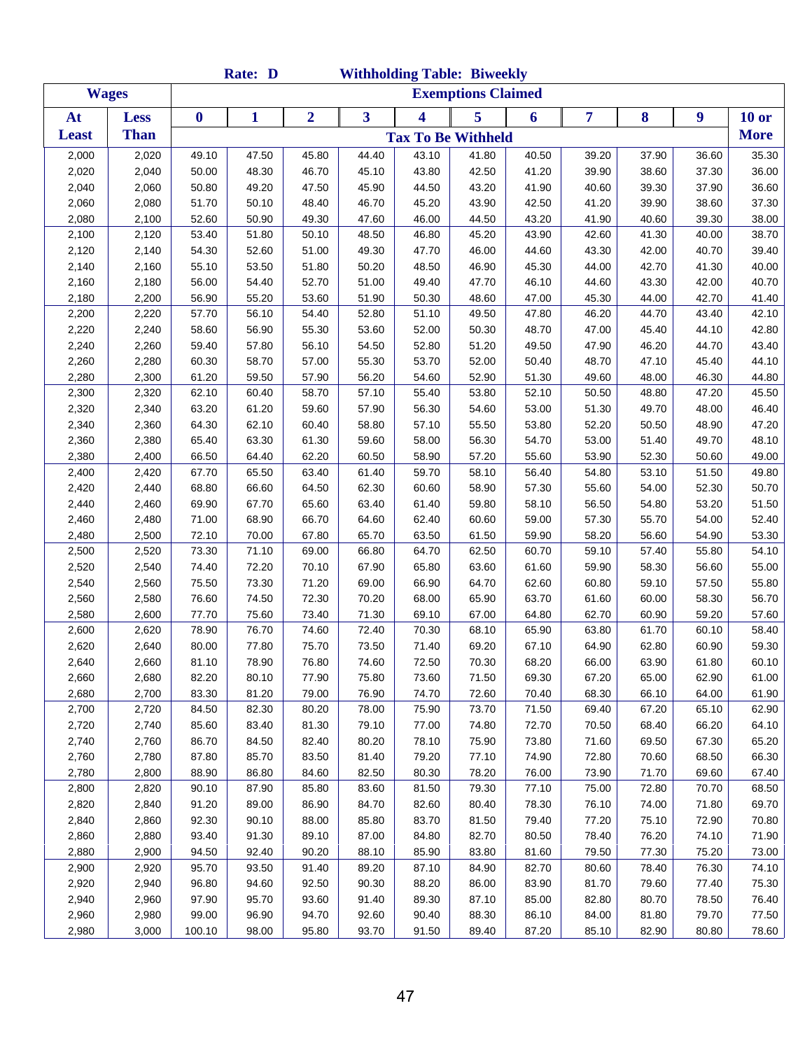**Rate: D** **Withholding Table: Biweekly**

| Wages | | Exemptions Claimed | | | | | | | | | | |
|---|---|---|---|---|---|---|---|---|---|---|---|---|
| At Least | Less Than | 0 | 1 | 2 | 3 | 4 | 5 | 6 | 7 | 8 | 9 | 10 or More |
| | | Tax To Be Withheld | | | | | | | | | | |
| 2,000 | 2,020 | 49.10 | 47.50 | 45.80 | 44.40 | 43.10 | 41.80 | 40.50 | 39.20 | 37.90 | 36.60 | 35.30 |
| 2,020 | 2,040 | 50.00 | 48.30 | 46.70 | 45.10 | 43.80 | 42.50 | 41.20 | 39.90 | 38.60 | 37.30 | 36.00 |
| 2,040 | 2,060 | 50.80 | 49.20 | 47.50 | 45.90 | 44.50 | 43.20 | 41.90 | 40.60 | 39.30 | 37.90 | 36.60 |
| 2,060 | 2,080 | 51.70 | 50.10 | 48.40 | 46.70 | 45.20 | 43.90 | 42.50 | 41.20 | 39.90 | 38.60 | 37.30 |
| 2,080 | 2,100 | 52.60 | 50.90 | 49.30 | 47.60 | 46.00 | 44.50 | 43.20 | 41.90 | 40.60 | 39.30 | 38.00 |
| 2,100 | 2,120 | 53.40 | 51.80 | 50.10 | 48.50 | 46.80 | 45.20 | 43.90 | 42.60 | 41.30 | 40.00 | 38.70 |
| 2,120 | 2,140 | 54.30 | 52.60 | 51.00 | 49.30 | 47.70 | 46.00 | 44.60 | 43.30 | 42.00 | 40.70 | 39.40 |
| 2,140 | 2,160 | 55.10 | 53.50 | 51.80 | 50.20 | 48.50 | 46.90 | 45.30 | 44.00 | 42.70 | 41.30 | 40.00 |
| 2,160 | 2,180 | 56.00 | 54.40 | 52.70 | 51.00 | 49.40 | 47.70 | 46.10 | 44.60 | 43.30 | 42.00 | 40.70 |
| 2,180 | 2,200 | 56.90 | 55.20 | 53.60 | 51.90 | 50.30 | 48.60 | 47.00 | 45.30 | 44.00 | 42.70 | 41.40 |
| 2,200 | 2,220 | 57.70 | 56.10 | 54.40 | 52.80 | 51.10 | 49.50 | 47.80 | 46.20 | 44.70 | 43.40 | 42.10 |
| 2,220 | 2,240 | 58.60 | 56.90 | 55.30 | 53.60 | 52.00 | 50.30 | 48.70 | 47.00 | 45.40 | 44.10 | 42.80 |
| 2,240 | 2,260 | 59.40 | 57.80 | 56.10 | 54.50 | 52.80 | 51.20 | 49.50 | 47.90 | 46.20 | 44.70 | 43.40 |
| 2,260 | 2,280 | 60.30 | 58.70 | 57.00 | 55.30 | 53.70 | 52.00 | 50.40 | 48.70 | 47.10 | 45.40 | 44.10 |
| 2,280 | 2,300 | 61.20 | 59.50 | 57.90 | 56.20 | 54.60 | 52.90 | 51.30 | 49.60 | 48.00 | 46.30 | 44.80 |
| 2,300 | 2,320 | 62.10 | 60.40 | 58.70 | 57.10 | 55.40 | 53.80 | 52.10 | 50.50 | 48.80 | 47.20 | 45.50 |
| 2,320 | 2,340 | 63.20 | 61.20 | 59.60 | 57.90 | 56.30 | 54.60 | 53.00 | 51.30 | 49.70 | 48.00 | 46.40 |
| 2,340 | 2,360 | 64.30 | 62.10 | 60.40 | 58.80 | 57.10 | 55.50 | 53.80 | 52.20 | 50.50 | 48.90 | 47.20 |
| 2,360 | 2,380 | 65.40 | 63.30 | 61.30 | 59.60 | 58.00 | 56.30 | 54.70 | 53.00 | 51.40 | 49.70 | 48.10 |
| 2,380 | 2,400 | 66.50 | 64.40 | 62.20 | 60.50 | 58.90 | 57.20 | 55.60 | 53.90 | 52.30 | 50.60 | 49.00 |
| 2,400 | 2,420 | 67.70 | 65.50 | 63.40 | 61.40 | 59.70 | 58.10 | 56.40 | 54.80 | 53.10 | 51.50 | 49.80 |
| 2,420 | 2,440 | 68.80 | 66.60 | 64.50 | 62.30 | 60.60 | 58.90 | 57.30 | 55.60 | 54.00 | 52.30 | 50.70 |
| 2,440 | 2,460 | 69.90 | 67.70 | 65.60 | 63.40 | 61.40 | 59.80 | 58.10 | 56.50 | 54.80 | 53.20 | 51.50 |
| 2,460 | 2,480 | 71.00 | 68.90 | 66.70 | 64.60 | 62.40 | 60.60 | 59.00 | 57.30 | 55.70 | 54.00 | 52.40 |
| 2,480 | 2,500 | 72.10 | 70.00 | 67.80 | 65.70 | 63.50 | 61.50 | 59.90 | 58.20 | 56.60 | 54.90 | 53.30 |
| 2,500 | 2,520 | 73.30 | 71.10 | 69.00 | 66.80 | 64.70 | 62.50 | 60.70 | 59.10 | 57.40 | 55.80 | 54.10 |
| 2,520 | 2,540 | 74.40 | 72.20 | 70.10 | 67.90 | 65.80 | 63.60 | 61.60 | 59.90 | 58.30 | 56.60 | 55.00 |
| 2,540 | 2,560 | 75.50 | 73.30 | 71.20 | 69.00 | 66.90 | 64.70 | 62.60 | 60.80 | 59.10 | 57.50 | 55.80 |
| 2,560 | 2,580 | 76.60 | 74.50 | 72.30 | 70.20 | 68.00 | 65.90 | 63.70 | 61.60 | 60.00 | 58.30 | 56.70 |
| 2,580 | 2,600 | 77.70 | 75.60 | 73.40 | 71.30 | 69.10 | 67.00 | 64.80 | 62.70 | 60.90 | 59.20 | 57.60 |
| 2,600 | 2,620 | 78.90 | 76.70 | 74.60 | 72.40 | 70.30 | 68.10 | 65.90 | 63.80 | 61.70 | 60.10 | 58.40 |
| 2,620 | 2,640 | 80.00 | 77.80 | 75.70 | 73.50 | 71.40 | 69.20 | 67.10 | 64.90 | 62.80 | 60.90 | 59.30 |
| 2,640 | 2,660 | 81.10 | 78.90 | 76.80 | 74.60 | 72.50 | 70.30 | 68.20 | 66.00 | 63.90 | 61.80 | 60.10 |
| 2,660 | 2,680 | 82.20 | 80.10 | 77.90 | 75.80 | 73.60 | 71.50 | 69.30 | 67.20 | 65.00 | 62.90 | 61.00 |
| 2,680 | 2,700 | 83.30 | 81.20 | 79.00 | 76.90 | 74.70 | 72.60 | 70.40 | 68.30 | 66.10 | 64.00 | 61.90 |
| 2,700 | 2,720 | 84.50 | 82.30 | 80.20 | 78.00 | 75.90 | 73.70 | 71.50 | 69.40 | 67.20 | 65.10 | 62.90 |
| 2,720 | 2,740 | 85.60 | 83.40 | 81.30 | 79.10 | 77.00 | 74.80 | 72.70 | 70.50 | 68.40 | 66.20 | 64.10 |
| 2,740 | 2,760 | 86.70 | 84.50 | 82.40 | 80.20 | 78.10 | 75.90 | 73.80 | 71.60 | 69.50 | 67.30 | 65.20 |
| 2,760 | 2,780 | 87.80 | 85.70 | 83.50 | 81.40 | 79.20 | 77.10 | 74.90 | 72.80 | 70.60 | 68.50 | 66.30 |
| 2,780 | 2,800 | 88.90 | 86.80 | 84.60 | 82.50 | 80.30 | 78.20 | 76.00 | 73.90 | 71.70 | 69.60 | 67.40 |
| 2,800 | 2,820 | 90.10 | 87.90 | 85.80 | 83.60 | 81.50 | 79.30 | 77.10 | 75.00 | 72.80 | 70.70 | 68.50 |
| 2,820 | 2,840 | 91.20 | 89.00 | 86.90 | 84.70 | 82.60 | 80.40 | 78.30 | 76.10 | 74.00 | 71.80 | 69.70 |
| 2,840 | 2,860 | 92.30 | 90.10 | 88.00 | 85.80 | 83.70 | 81.50 | 79.40 | 77.20 | 75.10 | 72.90 | 70.80 |
| 2,860 | 2,880 | 93.40 | 91.30 | 89.10 | 87.00 | 84.80 | 82.70 | 80.50 | 78.40 | 76.20 | 74.10 | 71.90 |
| 2,880 | 2,900 | 94.50 | 92.40 | 90.20 | 88.10 | 85.90 | 83.80 | 81.60 | 79.50 | 77.30 | 75.20 | 73.00 |
| 2,900 | 2,920 | 95.70 | 93.50 | 91.40 | 89.20 | 87.10 | 84.90 | 82.70 | 80.60 | 78.40 | 76.30 | 74.10 |
| 2,920 | 2,940 | 96.80 | 94.60 | 92.50 | 90.30 | 88.20 | 86.00 | 83.90 | 81.70 | 79.60 | 77.40 | 75.30 |
| 2,940 | 2,960 | 97.90 | 95.70 | 93.60 | 91.40 | 89.30 | 87.10 | 85.00 | 82.80 | 80.70 | 78.50 | 76.40 |
| 2,960 | 2,980 | 99.00 | 96.90 | 94.70 | 92.60 | 90.40 | 88.30 | 86.10 | 84.00 | 81.80 | 79.70 | 77.50 |
| 2,980 | 3,000 | 100.10 | 98.00 | 95.80 | 93.70 | 91.50 | 89.40 | 87.20 | 85.10 | 82.90 | 80.80 | 78.60 |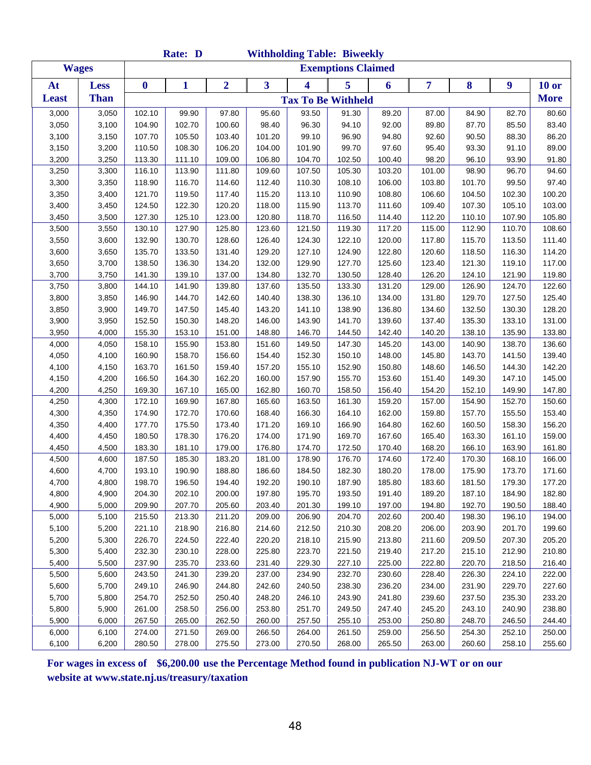**Rate: D** **Withholding Table: Biweekly**

| Wages | | Exemptions Claimed | | | | | | | | | | |
|---|---|---|---|---|---|---|---|---|---|---|---|---|
| At Least | Less Than | 0 | 1 | 2 | 3 | 4 | 5 | 6 | 7 | 8 | 9 | 10 or More |
| | | Tax To Be Withheld | | | | | | | | | | |
| 3,000 | 3,050 | 102.10 | 99.90 | 97.80 | 95.60 | 93.50 | 91.30 | 89.20 | 87.00 | 84.90 | 82.70 | 80.60 |
| 3,050 | 3,100 | 104.90 | 102.70 | 100.60 | 98.40 | 96.30 | 94.10 | 92.00 | 89.80 | 87.70 | 85.50 | 83.40 |
| 3,100 | 3,150 | 107.70 | 105.50 | 103.40 | 101.20 | 99.10 | 96.90 | 94.80 | 92.60 | 90.50 | 88.30 | 86.20 |
| 3,150 | 3,200 | 110.50 | 108.30 | 106.20 | 104.00 | 101.90 | 99.70 | 97.60 | 95.40 | 93.30 | 91.10 | 89.00 |
| 3,200 | 3,250 | 113.30 | 111.10 | 109.00 | 106.80 | 104.70 | 102.50 | 100.40 | 98.20 | 96.10 | 93.90 | 91.80 |
| 3,250 | 3,300 | 116.10 | 113.90 | 111.80 | 109.60 | 107.50 | 105.30 | 103.20 | 101.00 | 98.90 | 96.70 | 94.60 |
| 3,300 | 3,350 | 118.90 | 116.70 | 114.60 | 112.40 | 110.30 | 108.10 | 106.00 | 103.80 | 101.70 | 99.50 | 97.40 |
| 3,350 | 3,400 | 121.70 | 119.50 | 117.40 | 115.20 | 113.10 | 110.90 | 108.80 | 106.60 | 104.50 | 102.30 | 100.20 |
| 3,400 | 3,450 | 124.50 | 122.30 | 120.20 | 118.00 | 115.90 | 113.70 | 111.60 | 109.40 | 107.30 | 105.10 | 103.00 |
| 3,450 | 3,500 | 127.30 | 125.10 | 123.00 | 120.80 | 118.70 | 116.50 | 114.40 | 112.20 | 110.10 | 107.90 | 105.80 |
| 3,500 | 3,550 | 130.10 | 127.90 | 125.80 | 123.60 | 121.50 | 119.30 | 117.20 | 115.00 | 112.90 | 110.70 | 108.60 |
| 3,550 | 3,600 | 132.90 | 130.70 | 128.60 | 126.40 | 124.30 | 122.10 | 120.00 | 117.80 | 115.70 | 113.50 | 111.40 |
| 3,600 | 3,650 | 135.70 | 133.50 | 131.40 | 129.20 | 127.10 | 124.90 | 122.80 | 120.60 | 118.50 | 116.30 | 114.20 |
| 3,650 | 3,700 | 138.50 | 136.30 | 134.20 | 132.00 | 129.90 | 127.70 | 125.60 | 123.40 | 121.30 | 119.10 | 117.00 |
| 3,700 | 3,750 | 141.30 | 139.10 | 137.00 | 134.80 | 132.70 | 130.50 | 128.40 | 126.20 | 124.10 | 121.90 | 119.80 |
| 3,750 | 3,800 | 144.10 | 141.90 | 139.80 | 137.60 | 135.50 | 133.30 | 131.20 | 129.00 | 126.90 | 124.70 | 122.60 |
| 3,800 | 3,850 | 146.90 | 144.70 | 142.60 | 140.40 | 138.30 | 136.10 | 134.00 | 131.80 | 129.70 | 127.50 | 125.40 |
| 3,850 | 3,900 | 149.70 | 147.50 | 145.40 | 143.20 | 141.10 | 138.90 | 136.80 | 134.60 | 132.50 | 130.30 | 128.20 |
| 3,900 | 3,950 | 152.50 | 150.30 | 148.20 | 146.00 | 143.90 | 141.70 | 139.60 | 137.40 | 135.30 | 133.10 | 131.00 |
| 3,950 | 4,000 | 155.30 | 153.10 | 151.00 | 148.80 | 146.70 | 144.50 | 142.40 | 140.20 | 138.10 | 135.90 | 133.80 |
| 4,000 | 4,050 | 158.10 | 155.90 | 153.80 | 151.60 | 149.50 | 147.30 | 145.20 | 143.00 | 140.90 | 138.70 | 136.60 |
| 4,050 | 4,100 | 160.90 | 158.70 | 156.60 | 154.40 | 152.30 | 150.10 | 148.00 | 145.80 | 143.70 | 141.50 | 139.40 |
| 4,100 | 4,150 | 163.70 | 161.50 | 159.40 | 157.20 | 155.10 | 152.90 | 150.80 | 148.60 | 146.50 | 144.30 | 142.20 |
| 4,150 | 4,200 | 166.50 | 164.30 | 162.20 | 160.00 | 157.90 | 155.70 | 153.60 | 151.40 | 149.30 | 147.10 | 145.00 |
| 4,200 | 4,250 | 169.30 | 167.10 | 165.00 | 162.80 | 160.70 | 158.50 | 156.40 | 154.20 | 152.10 | 149.90 | 147.80 |
| 4,250 | 4,300 | 172.10 | 169.90 | 167.80 | 165.60 | 163.50 | 161.30 | 159.20 | 157.00 | 154.90 | 152.70 | 150.60 |
| 4,300 | 4,350 | 174.90 | 172.70 | 170.60 | 168.40 | 166.30 | 164.10 | 162.00 | 159.80 | 157.70 | 155.50 | 153.40 |
| 4,350 | 4,400 | 177.70 | 175.50 | 173.40 | 171.20 | 169.10 | 166.90 | 164.80 | 162.60 | 160.50 | 158.30 | 156.20 |
| 4,400 | 4,450 | 180.50 | 178.30 | 176.20 | 174.00 | 171.90 | 169.70 | 167.60 | 165.40 | 163.30 | 161.10 | 159.00 |
| 4,450 | 4,500 | 183.30 | 181.10 | 179.00 | 176.80 | 174.70 | 172.50 | 170.40 | 168.20 | 166.10 | 163.90 | 161.80 |
| 4,500 | 4,600 | 187.50 | 185.30 | 183.20 | 181.00 | 178.90 | 176.70 | 174.60 | 172.40 | 170.30 | 168.10 | 166.00 |
| 4,600 | 4,700 | 193.10 | 190.90 | 188.80 | 186.60 | 184.50 | 182.30 | 180.20 | 178.00 | 175.90 | 173.70 | 171.60 |
| 4,700 | 4,800 | 198.70 | 196.50 | 194.40 | 192.20 | 190.10 | 187.90 | 185.80 | 183.60 | 181.50 | 179.30 | 177.20 |
| 4,800 | 4,900 | 204.30 | 202.10 | 200.00 | 197.80 | 195.70 | 193.50 | 191.40 | 189.20 | 187.10 | 184.90 | 182.80 |
| 4,900 | 5,000 | 209.90 | 207.70 | 205.60 | 203.40 | 201.30 | 199.10 | 197.00 | 194.80 | 192.70 | 190.50 | 188.40 |
| 5,000 | 5,100 | 215.50 | 213.30 | 211.20 | 209.00 | 206.90 | 204.70 | 202.60 | 200.40 | 198.30 | 196.10 | 194.00 |
| 5,100 | 5,200 | 221.10 | 218.90 | 216.80 | 214.60 | 212.50 | 210.30 | 208.20 | 206.00 | 203.90 | 201.70 | 199.60 |
| 5,200 | 5,300 | 226.70 | 224.50 | 222.40 | 220.20 | 218.10 | 215.90 | 213.80 | 211.60 | 209.50 | 207.30 | 205.20 |
| 5,300 | 5,400 | 232.30 | 230.10 | 228.00 | 225.80 | 223.70 | 221.50 | 219.40 | 217.20 | 215.10 | 212.90 | 210.80 |
| 5,400 | 5,500 | 237.90 | 235.70 | 233.60 | 231.40 | 229.30 | 227.10 | 225.00 | 222.80 | 220.70 | 218.50 | 216.40 |
| 5,500 | 5,600 | 243.50 | 241.30 | 239.20 | 237.00 | 234.90 | 232.70 | 230.60 | 228.40 | 226.30 | 224.10 | 222.00 |
| 5,600 | 5,700 | 249.10 | 246.90 | 244.80 | 242.60 | 240.50 | 238.30 | 236.20 | 234.00 | 231.90 | 229.70 | 227.60 |
| 5,700 | 5,800 | 254.70 | 252.50 | 250.40 | 248.20 | 246.10 | 243.90 | 241.80 | 239.60 | 237.50 | 235.30 | 233.20 |
| 5,800 | 5,900 | 261.00 | 258.50 | 256.00 | 253.80 | 251.70 | 249.50 | 247.40 | 245.20 | 243.10 | 240.90 | 238.80 |
| 5,900 | 6,000 | 267.50 | 265.00 | 262.50 | 260.00 | 257.50 | 255.10 | 253.00 | 250.80 | 248.70 | 246.50 | 244.40 |
| 6,000 | 6,100 | 274.00 | 271.50 | 269.00 | 266.50 | 264.00 | 261.50 | 259.00 | 256.50 | 254.30 | 252.10 | 250.00 |
| 6,100 | 6,200 | 280.50 | 278.00 | 275.50 | 273.00 | 270.50 | 268.00 | 265.50 | 263.00 | 260.60 | 258.10 | 255.60 |

**For wages in excess of $6,200.00 use the Percentage Method found in publication NJ-WT or on our website at www.state.nj.us/treasury/taxation**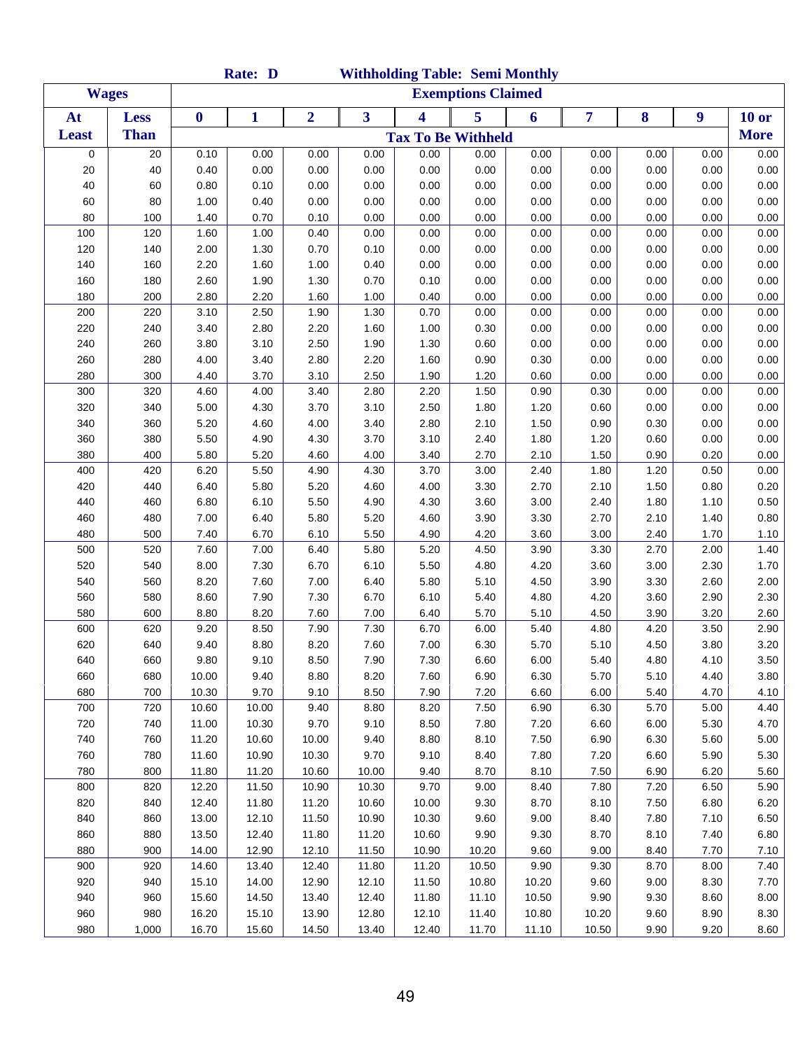**Rate: D** **Withholding Table: Semi Monthly**

| Wages | | Exemptions Claimed | | | | | | | | | | |
|---|---|---|---|---|---|---|---|---|---|---|---|---|
| At Least | Less Than | 0 | 1 | 2 | 3 | 4 | 5 | 6 | 7 | 8 | 9 | 10 or More |
| | | Tax To Be Withheld | | | | | | | | | | |
| 0 | 20 | 0.10 | 0.00 | 0.00 | 0.00 | 0.00 | 0.00 | 0.00 | 0.00 | 0.00 | 0.00 | 0.00 |
| 20 | 40 | 0.40 | 0.00 | 0.00 | 0.00 | 0.00 | 0.00 | 0.00 | 0.00 | 0.00 | 0.00 | 0.00 |
| 40 | 60 | 0.80 | 0.10 | 0.00 | 0.00 | 0.00 | 0.00 | 0.00 | 0.00 | 0.00 | 0.00 | 0.00 |
| 60 | 80 | 1.00 | 0.40 | 0.00 | 0.00 | 0.00 | 0.00 | 0.00 | 0.00 | 0.00 | 0.00 | 0.00 |
| 80 | 100 | 1.40 | 0.70 | 0.10 | 0.00 | 0.00 | 0.00 | 0.00 | 0.00 | 0.00 | 0.00 | 0.00 |
| 100 | 120 | 1.60 | 1.00 | 0.40 | 0.00 | 0.00 | 0.00 | 0.00 | 0.00 | 0.00 | 0.00 | 0.00 |
| 120 | 140 | 2.00 | 1.30 | 0.70 | 0.10 | 0.00 | 0.00 | 0.00 | 0.00 | 0.00 | 0.00 | 0.00 |
| 140 | 160 | 2.20 | 1.60 | 1.00 | 0.40 | 0.00 | 0.00 | 0.00 | 0.00 | 0.00 | 0.00 | 0.00 |
| 160 | 180 | 2.60 | 1.90 | 1.30 | 0.70 | 0.10 | 0.00 | 0.00 | 0.00 | 0.00 | 0.00 | 0.00 |
| 180 | 200 | 2.80 | 2.20 | 1.60 | 1.00 | 0.40 | 0.00 | 0.00 | 0.00 | 0.00 | 0.00 | 0.00 |
| 200 | 220 | 3.10 | 2.50 | 1.90 | 1.30 | 0.70 | 0.00 | 0.00 | 0.00 | 0.00 | 0.00 | 0.00 |
| 220 | 240 | 3.40 | 2.80 | 2.20 | 1.60 | 1.00 | 0.30 | 0.00 | 0.00 | 0.00 | 0.00 | 0.00 |
| 240 | 260 | 3.80 | 3.10 | 2.50 | 1.90 | 1.30 | 0.60 | 0.00 | 0.00 | 0.00 | 0.00 | 0.00 |
| 260 | 280 | 4.00 | 3.40 | 2.80 | 2.20 | 1.60 | 0.90 | 0.30 | 0.00 | 0.00 | 0.00 | 0.00 |
| 280 | 300 | 4.40 | 3.70 | 3.10 | 2.50 | 1.90 | 1.20 | 0.60 | 0.00 | 0.00 | 0.00 | 0.00 |
| 300 | 320 | 4.60 | 4.00 | 3.40 | 2.80 | 2.20 | 1.50 | 0.90 | 0.30 | 0.00 | 0.00 | 0.00 |
| 320 | 340 | 5.00 | 4.30 | 3.70 | 3.10 | 2.50 | 1.80 | 1.20 | 0.60 | 0.00 | 0.00 | 0.00 |
| 340 | 360 | 5.20 | 4.60 | 4.00 | 3.40 | 2.80 | 2.10 | 1.50 | 0.90 | 0.30 | 0.00 | 0.00 |
| 360 | 380 | 5.50 | 4.90 | 4.30 | 3.70 | 3.10 | 2.40 | 1.80 | 1.20 | 0.60 | 0.00 | 0.00 |
| 380 | 400 | 5.80 | 5.20 | 4.60 | 4.00 | 3.40 | 2.70 | 2.10 | 1.50 | 0.90 | 0.20 | 0.00 |
| 400 | 420 | 6.20 | 5.50 | 4.90 | 4.30 | 3.70 | 3.00 | 2.40 | 1.80 | 1.20 | 0.50 | 0.00 |
| 420 | 440 | 6.40 | 5.80 | 5.20 | 4.60 | 4.00 | 3.30 | 2.70 | 2.10 | 1.50 | 0.80 | 0.20 |
| 440 | 460 | 6.80 | 6.10 | 5.50 | 4.90 | 4.30 | 3.60 | 3.00 | 2.40 | 1.80 | 1.10 | 0.50 |
| 460 | 480 | 7.00 | 6.40 | 5.80 | 5.20 | 4.60 | 3.90 | 3.30 | 2.70 | 2.10 | 1.40 | 0.80 |
| 480 | 500 | 7.40 | 6.70 | 6.10 | 5.50 | 4.90 | 4.20 | 3.60 | 3.00 | 2.40 | 1.70 | 1.10 |
| 500 | 520 | 7.60 | 7.00 | 6.40 | 5.80 | 5.20 | 4.50 | 3.90 | 3.30 | 2.70 | 2.00 | 1.40 |
| 520 | 540 | 8.00 | 7.30 | 6.70 | 6.10 | 5.50 | 4.80 | 4.20 | 3.60 | 3.00 | 2.30 | 1.70 |
| 540 | 560 | 8.20 | 7.60 | 7.00 | 6.40 | 5.80 | 5.10 | 4.50 | 3.90 | 3.30 | 2.60 | 2.00 |
| 560 | 580 | 8.60 | 7.90 | 7.30 | 6.70 | 6.10 | 5.40 | 4.80 | 4.20 | 3.60 | 2.90 | 2.30 |
| 580 | 600 | 8.80 | 8.20 | 7.60 | 7.00 | 6.40 | 5.70 | 5.10 | 4.50 | 3.90 | 3.20 | 2.60 |
| 600 | 620 | 9.20 | 8.50 | 7.90 | 7.30 | 6.70 | 6.00 | 5.40 | 4.80 | 4.20 | 3.50 | 2.90 |
| 620 | 640 | 9.40 | 8.80 | 8.20 | 7.60 | 7.00 | 6.30 | 5.70 | 5.10 | 4.50 | 3.80 | 3.20 |
| 640 | 660 | 9.80 | 9.10 | 8.50 | 7.90 | 7.30 | 6.60 | 6.00 | 5.40 | 4.80 | 4.10 | 3.50 |
| 660 | 680 | 10.00 | 9.40 | 8.80 | 8.20 | 7.60 | 6.90 | 6.30 | 5.70 | 5.10 | 4.40 | 3.80 |
| 680 | 700 | 10.30 | 9.70 | 9.10 | 8.50 | 7.90 | 7.20 | 6.60 | 6.00 | 5.40 | 4.70 | 4.10 |
| 700 | 720 | 10.60 | 10.00 | 9.40 | 8.80 | 8.20 | 7.50 | 6.90 | 6.30 | 5.70 | 5.00 | 4.40 |
| 720 | 740 | 11.00 | 10.30 | 9.70 | 9.10 | 8.50 | 7.80 | 7.20 | 6.60 | 6.00 | 5.30 | 4.70 |
| 740 | 760 | 11.20 | 10.60 | 10.00 | 9.40 | 8.80 | 8.10 | 7.50 | 6.90 | 6.30 | 5.60 | 5.00 |
| 760 | 780 | 11.60 | 10.90 | 10.30 | 9.70 | 9.10 | 8.40 | 7.80 | 7.20 | 6.60 | 5.90 | 5.30 |
| 780 | 800 | 11.80 | 11.20 | 10.60 | 10.00 | 9.40 | 8.70 | 8.10 | 7.50 | 6.90 | 6.20 | 5.60 |
| 800 | 820 | 12.20 | 11.50 | 10.90 | 10.30 | 9.70 | 9.00 | 8.40 | 7.80 | 7.20 | 6.50 | 5.90 |
| 820 | 840 | 12.40 | 11.80 | 11.20 | 10.60 | 10.00 | 9.30 | 8.70 | 8.10 | 7.50 | 6.80 | 6.20 |
| 840 | 860 | 13.00 | 12.10 | 11.50 | 10.90 | 10.30 | 9.60 | 9.00 | 8.40 | 7.80 | 7.10 | 6.50 |
| 860 | 880 | 13.50 | 12.40 | 11.80 | 11.20 | 10.60 | 9.90 | 9.30 | 8.70 | 8.10 | 7.40 | 6.80 |
| 880 | 900 | 14.00 | 12.90 | 12.10 | 11.50 | 10.90 | 10.20 | 9.60 | 9.00 | 8.40 | 7.70 | 7.10 |
| 900 | 920 | 14.60 | 13.40 | 12.40 | 11.80 | 11.20 | 10.50 | 9.90 | 9.30 | 8.70 | 8.00 | 7.40 |
| 920 | 940 | 15.10 | 14.00 | 12.90 | 12.10 | 11.50 | 10.80 | 10.20 | 9.60 | 9.00 | 8.30 | 7.70 |
| 940 | 960 | 15.60 | 14.50 | 13.40 | 12.40 | 11.80 | 11.10 | 10.50 | 9.90 | 9.30 | 8.60 | 8.00 |
| 960 | 980 | 16.20 | 15.10 | 13.90 | 12.80 | 12.10 | 11.40 | 10.80 | 10.20 | 9.60 | 8.90 | 8.30 |
| 980 | 1,000 | 16.70 | 15.60 | 14.50 | 13.40 | 12.40 | 11.70 | 11.10 | 10.50 | 9.90 | 9.20 | 8.60 |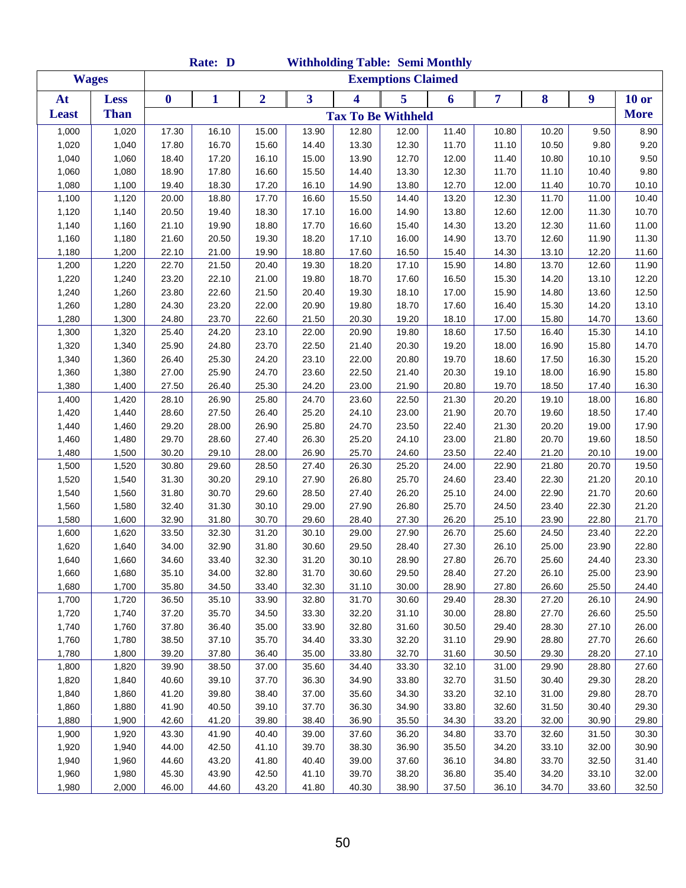**Rate: D** **Withholding Table: Semi Monthly**

| Wages | | Exemptions Claimed | | | | | | | | | | |
|---|---|---|---|---|---|---|---|---|---|---|---|---|
| At Least | Less Than | 0 | 1 | 2 | 3 | 4 | 5 | 6 | 7 | 8 | 9 | 10 or More |
| | | Tax To Be Withheld | | | | | | | | | | |
| 1,000 | 1,020 | 17.30 | 16.10 | 15.00 | 13.90 | 12.80 | 12.00 | 11.40 | 10.80 | 10.20 | 9.50 | 8.90 |
| 1,020 | 1,040 | 17.80 | 16.70 | 15.60 | 14.40 | 13.30 | 12.30 | 11.70 | 11.10 | 10.50 | 9.80 | 9.20 |
| 1,040 | 1,060 | 18.40 | 17.20 | 16.10 | 15.00 | 13.90 | 12.70 | 12.00 | 11.40 | 10.80 | 10.10 | 9.50 |
| 1,060 | 1,080 | 18.90 | 17.80 | 16.60 | 15.50 | 14.40 | 13.30 | 12.30 | 11.70 | 11.10 | 10.40 | 9.80 |
| 1,080 | 1,100 | 19.40 | 18.30 | 17.20 | 16.10 | 14.90 | 13.80 | 12.70 | 12.00 | 11.40 | 10.70 | 10.10 |
| 1,100 | 1,120 | 20.00 | 18.80 | 17.70 | 16.60 | 15.50 | 14.40 | 13.20 | 12.30 | 11.70 | 11.00 | 10.40 |
| 1,120 | 1,140 | 20.50 | 19.40 | 18.30 | 17.10 | 16.00 | 14.90 | 13.80 | 12.60 | 12.00 | 11.30 | 10.70 |
| 1,140 | 1,160 | 21.10 | 19.90 | 18.80 | 17.70 | 16.60 | 15.40 | 14.30 | 13.20 | 12.30 | 11.60 | 11.00 |
| 1,160 | 1,180 | 21.60 | 20.50 | 19.30 | 18.20 | 17.10 | 16.00 | 14.90 | 13.70 | 12.60 | 11.90 | 11.30 |
| 1,180 | 1,200 | 22.10 | 21.00 | 19.90 | 18.80 | 17.60 | 16.50 | 15.40 | 14.30 | 13.10 | 12.20 | 11.60 |
| 1,200 | 1,220 | 22.70 | 21.50 | 20.40 | 19.30 | 18.20 | 17.10 | 15.90 | 14.80 | 13.70 | 12.60 | 11.90 |
| 1,220 | 1,240 | 23.20 | 22.10 | 21.00 | 19.80 | 18.70 | 17.60 | 16.50 | 15.30 | 14.20 | 13.10 | 12.20 |
| 1,240 | 1,260 | 23.80 | 22.60 | 21.50 | 20.40 | 19.30 | 18.10 | 17.00 | 15.90 | 14.80 | 13.60 | 12.50 |
| 1,260 | 1,280 | 24.30 | 23.20 | 22.00 | 20.90 | 19.80 | 18.70 | 17.60 | 16.40 | 15.30 | 14.20 | 13.10 |
| 1,280 | 1,300 | 24.80 | 23.70 | 22.60 | 21.50 | 20.30 | 19.20 | 18.10 | 17.00 | 15.80 | 14.70 | 13.60 |
| 1,300 | 1,320 | 25.40 | 24.20 | 23.10 | 22.00 | 20.90 | 19.80 | 18.60 | 17.50 | 16.40 | 15.30 | 14.10 |
| 1,320 | 1,340 | 25.90 | 24.80 | 23.70 | 22.50 | 21.40 | 20.30 | 19.20 | 18.00 | 16.90 | 15.80 | 14.70 |
| 1,340 | 1,360 | 26.40 | 25.30 | 24.20 | 23.10 | 22.00 | 20.80 | 19.70 | 18.60 | 17.50 | 16.30 | 15.20 |
| 1,360 | 1,380 | 27.00 | 25.90 | 24.70 | 23.60 | 22.50 | 21.40 | 20.30 | 19.10 | 18.00 | 16.90 | 15.80 |
| 1,380 | 1,400 | 27.50 | 26.40 | 25.30 | 24.20 | 23.00 | 21.90 | 20.80 | 19.70 | 18.50 | 17.40 | 16.30 |
| 1,400 | 1,420 | 28.10 | 26.90 | 25.80 | 24.70 | 23.60 | 22.50 | 21.30 | 20.20 | 19.10 | 18.00 | 16.80 |
| 1,420 | 1,440 | 28.60 | 27.50 | 26.40 | 25.20 | 24.10 | 23.00 | 21.90 | 20.70 | 19.60 | 18.50 | 17.40 |
| 1,440 | 1,460 | 29.20 | 28.00 | 26.90 | 25.80 | 24.70 | 23.50 | 22.40 | 21.30 | 20.20 | 19.00 | 17.90 |
| 1,460 | 1,480 | 29.70 | 28.60 | 27.40 | 26.30 | 25.20 | 24.10 | 23.00 | 21.80 | 20.70 | 19.60 | 18.50 |
| 1,480 | 1,500 | 30.20 | 29.10 | 28.00 | 26.90 | 25.70 | 24.60 | 23.50 | 22.40 | 21.20 | 20.10 | 19.00 |
| 1,500 | 1,520 | 30.80 | 29.60 | 28.50 | 27.40 | 26.30 | 25.20 | 24.00 | 22.90 | 21.80 | 20.70 | 19.50 |
| 1,520 | 1,540 | 31.30 | 30.20 | 29.10 | 27.90 | 26.80 | 25.70 | 24.60 | 23.40 | 22.30 | 21.20 | 20.10 |
| 1,540 | 1,560 | 31.80 | 30.70 | 29.60 | 28.50 | 27.40 | 26.20 | 25.10 | 24.00 | 22.90 | 21.70 | 20.60 |
| 1,560 | 1,580 | 32.40 | 31.30 | 30.10 | 29.00 | 27.90 | 26.80 | 25.70 | 24.50 | 23.40 | 22.30 | 21.20 |
| 1,580 | 1,600 | 32.90 | 31.80 | 30.70 | 29.60 | 28.40 | 27.30 | 26.20 | 25.10 | 23.90 | 22.80 | 21.70 |
| 1,600 | 1,620 | 33.50 | 32.30 | 31.20 | 30.10 | 29.00 | 27.90 | 26.70 | 25.60 | 24.50 | 23.40 | 22.20 |
| 1,620 | 1,640 | 34.00 | 32.90 | 31.80 | 30.60 | 29.50 | 28.40 | 27.30 | 26.10 | 25.00 | 23.90 | 22.80 |
| 1,640 | 1,660 | 34.60 | 33.40 | 32.30 | 31.20 | 30.10 | 28.90 | 27.80 | 26.70 | 25.60 | 24.40 | 23.30 |
| 1,660 | 1,680 | 35.10 | 34.00 | 32.80 | 31.70 | 30.60 | 29.50 | 28.40 | 27.20 | 26.10 | 25.00 | 23.90 |
| 1,680 | 1,700 | 35.80 | 34.50 | 33.40 | 32.30 | 31.10 | 30.00 | 28.90 | 27.80 | 26.60 | 25.50 | 24.40 |
| 1,700 | 1,720 | 36.50 | 35.10 | 33.90 | 32.80 | 31.70 | 30.60 | 29.40 | 28.30 | 27.20 | 26.10 | 24.90 |
| 1,720 | 1,740 | 37.20 | 35.70 | 34.50 | 33.30 | 32.20 | 31.10 | 30.00 | 28.80 | 27.70 | 26.60 | 25.50 |
| 1,740 | 1,760 | 37.80 | 36.40 | 35.00 | 33.90 | 32.80 | 31.60 | 30.50 | 29.40 | 28.30 | 27.10 | 26.00 |
| 1,760 | 1,780 | 38.50 | 37.10 | 35.70 | 34.40 | 33.30 | 32.20 | 31.10 | 29.90 | 28.80 | 27.70 | 26.60 |
| 1,780 | 1,800 | 39.20 | 37.80 | 36.40 | 35.00 | 33.80 | 32.70 | 31.60 | 30.50 | 29.30 | 28.20 | 27.10 |
| 1,800 | 1,820 | 39.90 | 38.50 | 37.00 | 35.60 | 34.40 | 33.30 | 32.10 | 31.00 | 29.90 | 28.80 | 27.60 |
| 1,820 | 1,840 | 40.60 | 39.10 | 37.70 | 36.30 | 34.90 | 33.80 | 32.70 | 31.50 | 30.40 | 29.30 | 28.20 |
| 1,840 | 1,860 | 41.20 | 39.80 | 38.40 | 37.00 | 35.60 | 34.30 | 33.20 | 32.10 | 31.00 | 29.80 | 28.70 |
| 1,860 | 1,880 | 41.90 | 40.50 | 39.10 | 37.70 | 36.30 | 34.90 | 33.80 | 32.60 | 31.50 | 30.40 | 29.30 |
| 1,880 | 1,900 | 42.60 | 41.20 | 39.80 | 38.40 | 36.90 | 35.50 | 34.30 | 33.20 | 32.00 | 30.90 | 29.80 |
| 1,900 | 1,920 | 43.30 | 41.90 | 40.40 | 39.00 | 37.60 | 36.20 | 34.80 | 33.70 | 32.60 | 31.50 | 30.30 |
| 1,920 | 1,940 | 44.00 | 42.50 | 41.10 | 39.70 | 38.30 | 36.90 | 35.50 | 34.20 | 33.10 | 32.00 | 30.90 |
| 1,940 | 1,960 | 44.60 | 43.20 | 41.80 | 40.40 | 39.00 | 37.60 | 36.10 | 34.80 | 33.70 | 32.50 | 31.40 |
| 1,960 | 1,980 | 45.30 | 43.90 | 42.50 | 41.10 | 39.70 | 38.20 | 36.80 | 35.40 | 34.20 | 33.10 | 32.00 |
| 1,980 | 2,000 | 46.00 | 44.60 | 43.20 | 41.80 | 40.30 | 38.90 | 37.50 | 36.10 | 34.70 | 33.60 | 32.50 |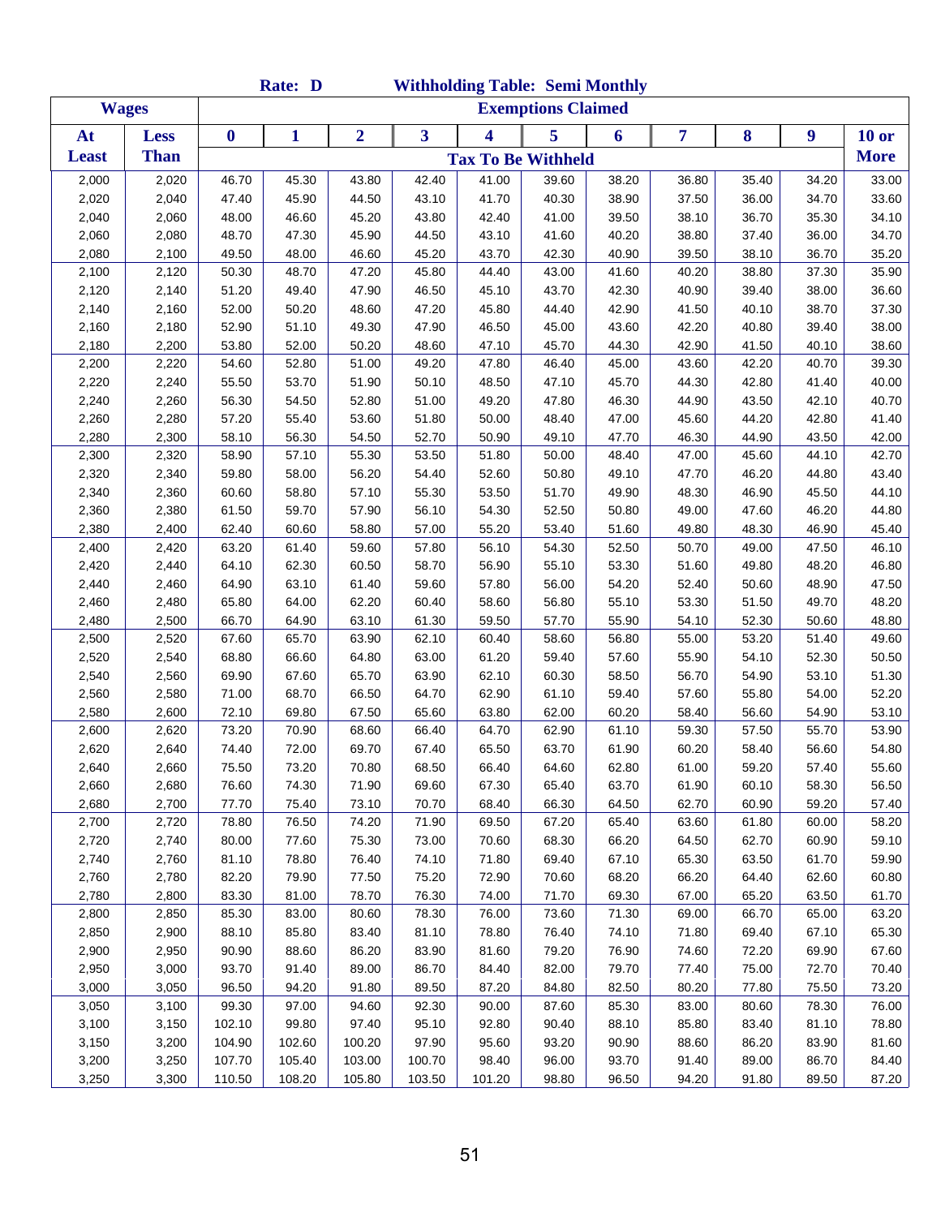Rate: D     Withholding Table: Semi Monthly

| Wages | | Exemptions Claimed | | | | | | | | | | |
|---|---|---|---|---|---|---|---|---|---|---|---|---|
| At Least | Less Than | 0 | 1 | 2 | 3 | 4 | 5 | 6 | 7 | 8 | 9 | 10 or More |
| | | Tax To Be Withheld | | | | | | | | | | |
| 2,000 | 2,020 | 46.70 | 45.30 | 43.80 | 42.40 | 41.00 | 39.60 | 38.20 | 36.80 | 35.40 | 34.20 | 33.00 |
| 2,020 | 2,040 | 47.40 | 45.90 | 44.50 | 43.10 | 41.70 | 40.30 | 38.90 | 37.50 | 36.00 | 34.70 | 33.60 |
| 2,040 | 2,060 | 48.00 | 46.60 | 45.20 | 43.80 | 42.40 | 41.00 | 39.50 | 38.10 | 36.70 | 35.30 | 34.10 |
| 2,060 | 2,080 | 48.70 | 47.30 | 45.90 | 44.50 | 43.10 | 41.60 | 40.20 | 38.80 | 37.40 | 36.00 | 34.70 |
| 2,080 | 2,100 | 49.50 | 48.00 | 46.60 | 45.20 | 43.70 | 42.30 | 40.90 | 39.50 | 38.10 | 36.70 | 35.20 |
| 2,100 | 2,120 | 50.30 | 48.70 | 47.20 | 45.80 | 44.40 | 43.00 | 41.60 | 40.20 | 38.80 | 37.30 | 35.90 |
| 2,120 | 2,140 | 51.20 | 49.40 | 47.90 | 46.50 | 45.10 | 43.70 | 42.30 | 40.90 | 39.40 | 38.00 | 36.60 |
| 2,140 | 2,160 | 52.00 | 50.20 | 48.60 | 47.20 | 45.80 | 44.40 | 42.90 | 41.50 | 40.10 | 38.70 | 37.30 |
| 2,160 | 2,180 | 52.90 | 51.10 | 49.30 | 47.90 | 46.50 | 45.00 | 43.60 | 42.20 | 40.80 | 39.40 | 38.00 |
| 2,180 | 2,200 | 53.80 | 52.00 | 50.20 | 48.60 | 47.10 | 45.70 | 44.30 | 42.90 | 41.50 | 40.10 | 38.60 |
| 2,200 | 2,220 | 54.60 | 52.80 | 51.00 | 49.20 | 47.80 | 46.40 | 45.00 | 43.60 | 42.20 | 40.70 | 39.30 |
| 2,220 | 2,240 | 55.50 | 53.70 | 51.90 | 50.10 | 48.50 | 47.10 | 45.70 | 44.30 | 42.80 | 41.40 | 40.00 |
| 2,240 | 2,260 | 56.30 | 54.50 | 52.80 | 51.00 | 49.20 | 47.80 | 46.30 | 44.90 | 43.50 | 42.10 | 40.70 |
| 2,260 | 2,280 | 57.20 | 55.40 | 53.60 | 51.80 | 50.00 | 48.40 | 47.00 | 45.60 | 44.20 | 42.80 | 41.40 |
| 2,280 | 2,300 | 58.10 | 56.30 | 54.50 | 52.70 | 50.90 | 49.10 | 47.70 | 46.30 | 44.90 | 43.50 | 42.00 |
| 2,300 | 2,320 | 58.90 | 57.10 | 55.30 | 53.50 | 51.80 | 50.00 | 48.40 | 47.00 | 45.60 | 44.10 | 42.70 |
| 2,320 | 2,340 | 59.80 | 58.00 | 56.20 | 54.40 | 52.60 | 50.80 | 49.10 | 47.70 | 46.20 | 44.80 | 43.40 |
| 2,340 | 2,360 | 60.60 | 58.80 | 57.10 | 55.30 | 53.50 | 51.70 | 49.90 | 48.30 | 46.90 | 45.50 | 44.10 |
| 2,360 | 2,380 | 61.50 | 59.70 | 57.90 | 56.10 | 54.30 | 52.50 | 50.80 | 49.00 | 47.60 | 46.20 | 44.80 |
| 2,380 | 2,400 | 62.40 | 60.60 | 58.80 | 57.00 | 55.20 | 53.40 | 51.60 | 49.80 | 48.30 | 46.90 | 45.40 |
| 2,400 | 2,420 | 63.20 | 61.40 | 59.60 | 57.80 | 56.10 | 54.30 | 52.50 | 50.70 | 49.00 | 47.50 | 46.10 |
| 2,420 | 2,440 | 64.10 | 62.30 | 60.50 | 58.70 | 56.90 | 55.10 | 53.30 | 51.60 | 49.80 | 48.20 | 46.80 |
| 2,440 | 2,460 | 64.90 | 63.10 | 61.40 | 59.60 | 57.80 | 56.00 | 54.20 | 52.40 | 50.60 | 48.90 | 47.50 |
| 2,460 | 2,480 | 65.80 | 64.00 | 62.20 | 60.40 | 58.60 | 56.80 | 55.10 | 53.30 | 51.50 | 49.70 | 48.20 |
| 2,480 | 2,500 | 66.70 | 64.90 | 63.10 | 61.30 | 59.50 | 57.70 | 55.90 | 54.10 | 52.30 | 50.60 | 48.80 |
| 2,500 | 2,520 | 67.60 | 65.70 | 63.90 | 62.10 | 60.40 | 58.60 | 56.80 | 55.00 | 53.20 | 51.40 | 49.60 |
| 2,520 | 2,540 | 68.80 | 66.60 | 64.80 | 63.00 | 61.20 | 59.40 | 57.60 | 55.90 | 54.10 | 52.30 | 50.50 |
| 2,540 | 2,560 | 69.90 | 67.60 | 65.70 | 63.90 | 62.10 | 60.30 | 58.50 | 56.70 | 54.90 | 53.10 | 51.30 |
| 2,560 | 2,580 | 71.00 | 68.70 | 66.50 | 64.70 | 62.90 | 61.10 | 59.40 | 57.60 | 55.80 | 54.00 | 52.20 |
| 2,580 | 2,600 | 72.10 | 69.80 | 67.50 | 65.60 | 63.80 | 62.00 | 60.20 | 58.40 | 56.60 | 54.90 | 53.10 |
| 2,600 | 2,620 | 73.20 | 70.90 | 68.60 | 66.40 | 64.70 | 62.90 | 61.10 | 59.30 | 57.50 | 55.70 | 53.90 |
| 2,620 | 2,640 | 74.40 | 72.00 | 69.70 | 67.40 | 65.50 | 63.70 | 61.90 | 60.20 | 58.40 | 56.60 | 54.80 |
| 2,640 | 2,660 | 75.50 | 73.20 | 70.80 | 68.50 | 66.40 | 64.60 | 62.80 | 61.00 | 59.20 | 57.40 | 55.60 |
| 2,660 | 2,680 | 76.60 | 74.30 | 71.90 | 69.60 | 67.30 | 65.40 | 63.70 | 61.90 | 60.10 | 58.30 | 56.50 |
| 2,680 | 2,700 | 77.70 | 75.40 | 73.10 | 70.70 | 68.40 | 66.30 | 64.50 | 62.70 | 60.90 | 59.20 | 57.40 |
| 2,700 | 2,720 | 78.80 | 76.50 | 74.20 | 71.90 | 69.50 | 67.20 | 65.40 | 63.60 | 61.80 | 60.00 | 58.20 |
| 2,720 | 2,740 | 80.00 | 77.60 | 75.30 | 73.00 | 70.60 | 68.30 | 66.20 | 64.50 | 62.70 | 60.90 | 59.10 |
| 2,740 | 2,760 | 81.10 | 78.80 | 76.40 | 74.10 | 71.80 | 69.40 | 67.10 | 65.30 | 63.50 | 61.70 | 59.90 |
| 2,760 | 2,780 | 82.20 | 79.90 | 77.50 | 75.20 | 72.90 | 70.60 | 68.20 | 66.20 | 64.40 | 62.60 | 60.80 |
| 2,780 | 2,800 | 83.30 | 81.00 | 78.70 | 76.30 | 74.00 | 71.70 | 69.30 | 67.00 | 65.20 | 63.50 | 61.70 |
| 2,800 | 2,850 | 85.30 | 83.00 | 80.60 | 78.30 | 76.00 | 73.60 | 71.30 | 69.00 | 66.70 | 65.00 | 63.20 |
| 2,850 | 2,900 | 88.10 | 85.80 | 83.40 | 81.10 | 78.80 | 76.40 | 74.10 | 71.80 | 69.40 | 67.10 | 65.30 |
| 2,900 | 2,950 | 90.90 | 88.60 | 86.20 | 83.90 | 81.60 | 79.20 | 76.90 | 74.60 | 72.20 | 69.90 | 67.60 |
| 2,950 | 3,000 | 93.70 | 91.40 | 89.00 | 86.70 | 84.40 | 82.00 | 79.70 | 77.40 | 75.00 | 72.70 | 70.40 |
| 3,000 | 3,050 | 96.50 | 94.20 | 91.80 | 89.50 | 87.20 | 84.80 | 82.50 | 80.20 | 77.80 | 75.50 | 73.20 |
| 3,050 | 3,100 | 99.30 | 97.00 | 94.60 | 92.30 | 90.00 | 87.60 | 85.30 | 83.00 | 80.60 | 78.30 | 76.00 |
| 3,100 | 3,150 | 102.10 | 99.80 | 97.40 | 95.10 | 92.80 | 90.40 | 88.10 | 85.80 | 83.40 | 81.10 | 78.80 |
| 3,150 | 3,200 | 104.90 | 102.60 | 100.20 | 97.90 | 95.60 | 93.20 | 90.90 | 88.60 | 86.20 | 83.90 | 81.60 |
| 3,200 | 3,250 | 107.70 | 105.40 | 103.00 | 100.70 | 98.40 | 96.00 | 93.70 | 91.40 | 89.00 | 86.70 | 84.40 |
| 3,250 | 3,300 | 110.50 | 108.20 | 105.80 | 103.50 | 101.20 | 98.80 | 96.50 | 94.20 | 91.80 | 89.50 | 87.20 |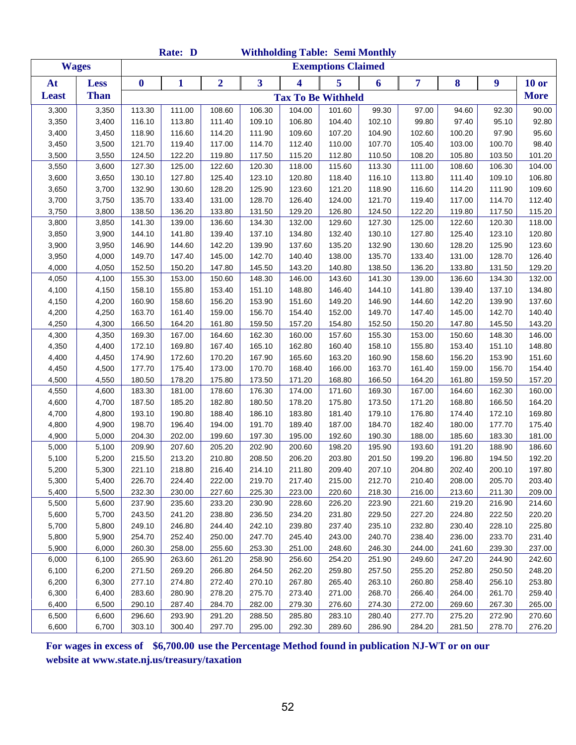**Rate: D** **Withholding Table: Semi Monthly**

| Wages | | Exemptions Claimed | | | | | | | | | | |
|---|---|---|---|---|---|---|---|---|---|---|---|---|
| At Least | Less Than | 0 | 1 | 2 | 3 | 4 | 5 | 6 | 7 | 8 | 9 | 10 or More |
| | | Tax To Be Withheld | | | | | | | | | | |
| 3,300 | 3,350 | 113.30 | 111.00 | 108.60 | 106.30 | 104.00 | 101.60 | 99.30 | 97.00 | 94.60 | 92.30 | 90.00 |
| 3,350 | 3,400 | 116.10 | 113.80 | 111.40 | 109.10 | 106.80 | 104.40 | 102.10 | 99.80 | 97.40 | 95.10 | 92.80 |
| 3,400 | 3,450 | 118.90 | 116.60 | 114.20 | 111.90 | 109.60 | 107.20 | 104.90 | 102.60 | 100.20 | 97.90 | 95.60 |
| 3,450 | 3,500 | 121.70 | 119.40 | 117.00 | 114.70 | 112.40 | 110.00 | 107.70 | 105.40 | 103.00 | 100.70 | 98.40 |
| 3,500 | 3,550 | 124.50 | 122.20 | 119.80 | 117.50 | 115.20 | 112.80 | 110.50 | 108.20 | 105.80 | 103.50 | 101.20 |
| 3,550 | 3,600 | 127.30 | 125.00 | 122.60 | 120.30 | 118.00 | 115.60 | 113.30 | 111.00 | 108.60 | 106.30 | 104.00 |
| 3,600 | 3,650 | 130.10 | 127.80 | 125.40 | 123.10 | 120.80 | 118.40 | 116.10 | 113.80 | 111.40 | 109.10 | 106.80 |
| 3,650 | 3,700 | 132.90 | 130.60 | 128.20 | 125.90 | 123.60 | 121.20 | 118.90 | 116.60 | 114.20 | 111.90 | 109.60 |
| 3,700 | 3,750 | 135.70 | 133.40 | 131.00 | 128.70 | 126.40 | 124.00 | 121.70 | 119.40 | 117.00 | 114.70 | 112.40 |
| 3,750 | 3,800 | 138.50 | 136.20 | 133.80 | 131.50 | 129.20 | 126.80 | 124.50 | 122.20 | 119.80 | 117.50 | 115.20 |
| 3,800 | 3,850 | 141.30 | 139.00 | 136.60 | 134.30 | 132.00 | 129.60 | 127.30 | 125.00 | 122.60 | 120.30 | 118.00 |
| 3,850 | 3,900 | 144.10 | 141.80 | 139.40 | 137.10 | 134.80 | 132.40 | 130.10 | 127.80 | 125.40 | 123.10 | 120.80 |
| 3,900 | 3,950 | 146.90 | 144.60 | 142.20 | 139.90 | 137.60 | 135.20 | 132.90 | 130.60 | 128.20 | 125.90 | 123.60 |
| 3,950 | 4,000 | 149.70 | 147.40 | 145.00 | 142.70 | 140.40 | 138.00 | 135.70 | 133.40 | 131.00 | 128.70 | 126.40 |
| 4,000 | 4,050 | 152.50 | 150.20 | 147.80 | 145.50 | 143.20 | 140.80 | 138.50 | 136.20 | 133.80 | 131.50 | 129.20 |
| 4,050 | 4,100 | 155.30 | 153.00 | 150.60 | 148.30 | 146.00 | 143.60 | 141.30 | 139.00 | 136.60 | 134.30 | 132.00 |
| 4,100 | 4,150 | 158.10 | 155.80 | 153.40 | 151.10 | 148.80 | 146.40 | 144.10 | 141.80 | 139.40 | 137.10 | 134.80 |
| 4,150 | 4,200 | 160.90 | 158.60 | 156.20 | 153.90 | 151.60 | 149.20 | 146.90 | 144.60 | 142.20 | 139.90 | 137.60 |
| 4,200 | 4,250 | 163.70 | 161.40 | 159.00 | 156.70 | 154.40 | 152.00 | 149.70 | 147.40 | 145.00 | 142.70 | 140.40 |
| 4,250 | 4,300 | 166.50 | 164.20 | 161.80 | 159.50 | 157.20 | 154.80 | 152.50 | 150.20 | 147.80 | 145.50 | 143.20 |
| 4,300 | 4,350 | 169.30 | 167.00 | 164.60 | 162.30 | 160.00 | 157.60 | 155.30 | 153.00 | 150.60 | 148.30 | 146.00 |
| 4,350 | 4,400 | 172.10 | 169.80 | 167.40 | 165.10 | 162.80 | 160.40 | 158.10 | 155.80 | 153.40 | 151.10 | 148.80 |
| 4,400 | 4,450 | 174.90 | 172.60 | 170.20 | 167.90 | 165.60 | 163.20 | 160.90 | 158.60 | 156.20 | 153.90 | 151.60 |
| 4,450 | 4,500 | 177.70 | 175.40 | 173.00 | 170.70 | 168.40 | 166.00 | 163.70 | 161.40 | 159.00 | 156.70 | 154.40 |
| 4,500 | 4,550 | 180.50 | 178.20 | 175.80 | 173.50 | 171.20 | 168.80 | 166.50 | 164.20 | 161.80 | 159.50 | 157.20 |
| 4,550 | 4,600 | 183.30 | 181.00 | 178.60 | 176.30 | 174.00 | 171.60 | 169.30 | 167.00 | 164.60 | 162.30 | 160.00 |
| 4,600 | 4,700 | 187.50 | 185.20 | 182.80 | 180.50 | 178.20 | 175.80 | 173.50 | 171.20 | 168.80 | 166.50 | 164.20 |
| 4,700 | 4,800 | 193.10 | 190.80 | 188.40 | 186.10 | 183.80 | 181.40 | 179.10 | 176.80 | 174.40 | 172.10 | 169.80 |
| 4,800 | 4,900 | 198.70 | 196.40 | 194.00 | 191.70 | 189.40 | 187.00 | 184.70 | 182.40 | 180.00 | 177.70 | 175.40 |
| 4,900 | 5,000 | 204.30 | 202.00 | 199.60 | 197.30 | 195.00 | 192.60 | 190.30 | 188.00 | 185.60 | 183.30 | 181.00 |
| 5,000 | 5,100 | 209.90 | 207.60 | 205.20 | 202.90 | 200.60 | 198.20 | 195.90 | 193.60 | 191.20 | 188.90 | 186.60 |
| 5,100 | 5,200 | 215.50 | 213.20 | 210.80 | 208.50 | 206.20 | 203.80 | 201.50 | 199.20 | 196.80 | 194.50 | 192.20 |
| 5,200 | 5,300 | 221.10 | 218.80 | 216.40 | 214.10 | 211.80 | 209.40 | 207.10 | 204.80 | 202.40 | 200.10 | 197.80 |
| 5,300 | 5,400 | 226.70 | 224.40 | 222.00 | 219.70 | 217.40 | 215.00 | 212.70 | 210.40 | 208.00 | 205.70 | 203.40 |
| 5,400 | 5,500 | 232.30 | 230.00 | 227.60 | 225.30 | 223.00 | 220.60 | 218.30 | 216.00 | 213.60 | 211.30 | 209.00 |
| 5,500 | 5,600 | 237.90 | 235.60 | 233.20 | 230.90 | 228.60 | 226.20 | 223.90 | 221.60 | 219.20 | 216.90 | 214.60 |
| 5,600 | 5,700 | 243.50 | 241.20 | 238.80 | 236.50 | 234.20 | 231.80 | 229.50 | 227.20 | 224.80 | 222.50 | 220.20 |
| 5,700 | 5,800 | 249.10 | 246.80 | 244.40 | 242.10 | 239.80 | 237.40 | 235.10 | 232.80 | 230.40 | 228.10 | 225.80 |
| 5,800 | 5,900 | 254.70 | 252.40 | 250.00 | 247.70 | 245.40 | 243.00 | 240.70 | 238.40 | 236.00 | 233.70 | 231.40 |
| 5,900 | 6,000 | 260.30 | 258.00 | 255.60 | 253.30 | 251.00 | 248.60 | 246.30 | 244.00 | 241.60 | 239.30 | 237.00 |
| 6,000 | 6,100 | 265.90 | 263.60 | 261.20 | 258.90 | 256.60 | 254.20 | 251.90 | 249.60 | 247.20 | 244.90 | 242.60 |
| 6,100 | 6,200 | 271.50 | 269.20 | 266.80 | 264.50 | 262.20 | 259.80 | 257.50 | 255.20 | 252.80 | 250.50 | 248.20 |
| 6,200 | 6,300 | 277.10 | 274.80 | 272.40 | 270.10 | 267.80 | 265.40 | 263.10 | 260.80 | 258.40 | 256.10 | 253.80 |
| 6,300 | 6,400 | 283.60 | 280.90 | 278.20 | 275.70 | 273.40 | 271.00 | 268.70 | 266.40 | 264.00 | 261.70 | 259.40 |
| 6,400 | 6,500 | 290.10 | 287.40 | 284.70 | 282.00 | 279.30 | 276.60 | 274.30 | 272.00 | 269.60 | 267.30 | 265.00 |
| 6,500 | 6,600 | 296.60 | 293.90 | 291.20 | 288.50 | 285.80 | 283.10 | 280.40 | 277.70 | 275.20 | 272.90 | 270.60 |
| 6,600 | 6,700 | 303.10 | 300.40 | 297.70 | 295.00 | 292.30 | 289.60 | 286.90 | 284.20 | 281.50 | 278.70 | 276.20 |

**For wages in excess of $6,700.00 use the Percentage Method found in publication NJ-WT or on our website at www.state.nj.us/treasury/taxation**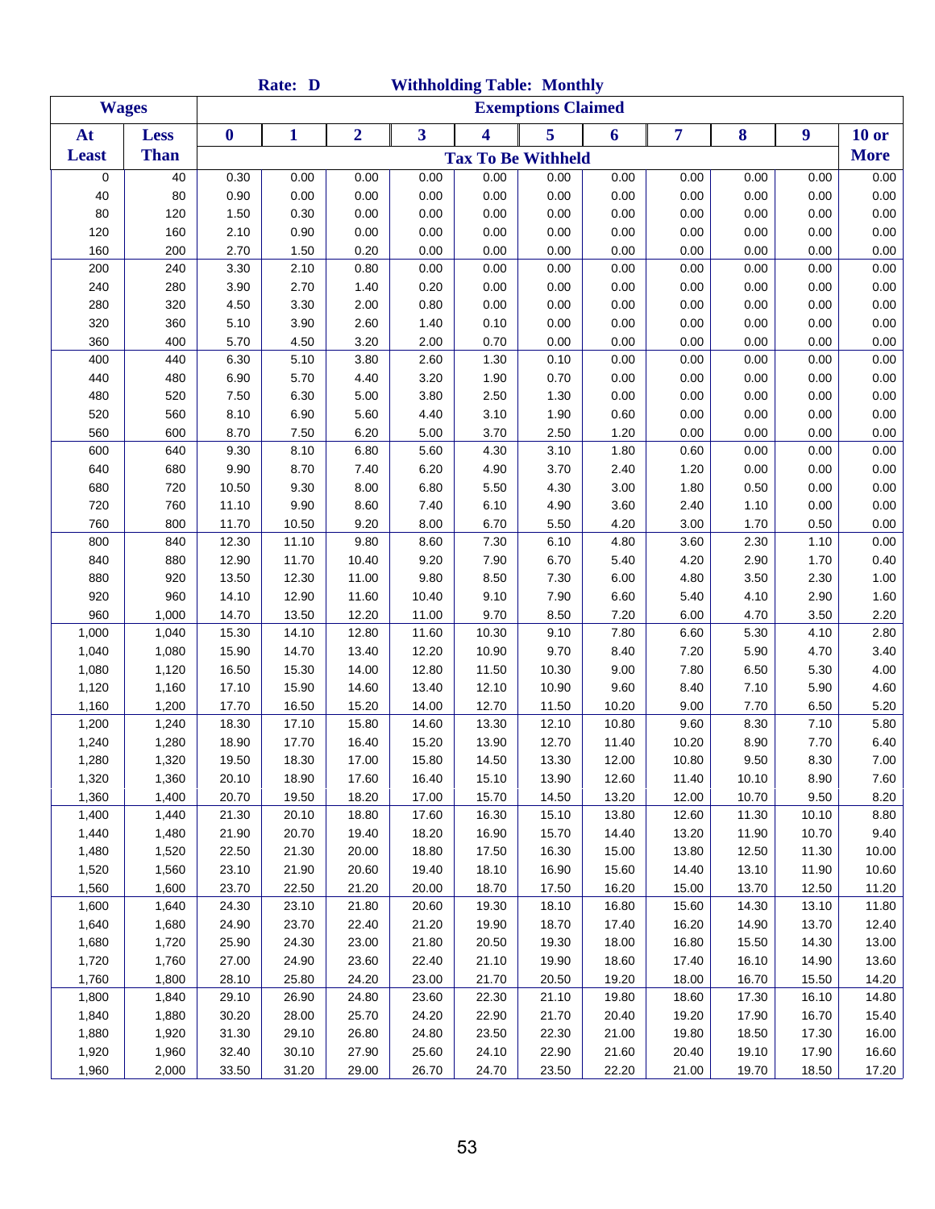**Rate: D** **Withholding Table: Monthly**

| Wages | | Exemptions Claimed | | | | | | | | | | |
|---|---|---|---|---|---|---|---|---|---|---|---|---|
| At Least | Less Than | 0 | 1 | 2 | 3 | 4 | 5 | 6 | 7 | 8 | 9 | 10 or More |
| | | Tax To Be Withheld | | | | | | | | | | |
| 0 | 40 | 0.30 | 0.00 | 0.00 | 0.00 | 0.00 | 0.00 | 0.00 | 0.00 | 0.00 | 0.00 | 0.00 |
| 40 | 80 | 0.90 | 0.00 | 0.00 | 0.00 | 0.00 | 0.00 | 0.00 | 0.00 | 0.00 | 0.00 | 0.00 |
| 80 | 120 | 1.50 | 0.30 | 0.00 | 0.00 | 0.00 | 0.00 | 0.00 | 0.00 | 0.00 | 0.00 | 0.00 |
| 120 | 160 | 2.10 | 0.90 | 0.00 | 0.00 | 0.00 | 0.00 | 0.00 | 0.00 | 0.00 | 0.00 | 0.00 |
| 160 | 200 | 2.70 | 1.50 | 0.20 | 0.00 | 0.00 | 0.00 | 0.00 | 0.00 | 0.00 | 0.00 | 0.00 |
| 200 | 240 | 3.30 | 2.10 | 0.80 | 0.00 | 0.00 | 0.00 | 0.00 | 0.00 | 0.00 | 0.00 | 0.00 |
| 240 | 280 | 3.90 | 2.70 | 1.40 | 0.20 | 0.00 | 0.00 | 0.00 | 0.00 | 0.00 | 0.00 | 0.00 |
| 280 | 320 | 4.50 | 3.30 | 2.00 | 0.80 | 0.00 | 0.00 | 0.00 | 0.00 | 0.00 | 0.00 | 0.00 |
| 320 | 360 | 5.10 | 3.90 | 2.60 | 1.40 | 0.10 | 0.00 | 0.00 | 0.00 | 0.00 | 0.00 | 0.00 |
| 360 | 400 | 5.70 | 4.50 | 3.20 | 2.00 | 0.70 | 0.00 | 0.00 | 0.00 | 0.00 | 0.00 | 0.00 |
| 400 | 440 | 6.30 | 5.10 | 3.80 | 2.60 | 1.30 | 0.10 | 0.00 | 0.00 | 0.00 | 0.00 | 0.00 |
| 440 | 480 | 6.90 | 5.70 | 4.40 | 3.20 | 1.90 | 0.70 | 0.00 | 0.00 | 0.00 | 0.00 | 0.00 |
| 480 | 520 | 7.50 | 6.30 | 5.00 | 3.80 | 2.50 | 1.30 | 0.00 | 0.00 | 0.00 | 0.00 | 0.00 |
| 520 | 560 | 8.10 | 6.90 | 5.60 | 4.40 | 3.10 | 1.90 | 0.60 | 0.00 | 0.00 | 0.00 | 0.00 |
| 560 | 600 | 8.70 | 7.50 | 6.20 | 5.00 | 3.70 | 2.50 | 1.20 | 0.00 | 0.00 | 0.00 | 0.00 |
| 600 | 640 | 9.30 | 8.10 | 6.80 | 5.60 | 4.30 | 3.10 | 1.80 | 0.60 | 0.00 | 0.00 | 0.00 |
| 640 | 680 | 9.90 | 8.70 | 7.40 | 6.20 | 4.90 | 3.70 | 2.40 | 1.20 | 0.00 | 0.00 | 0.00 |
| 680 | 720 | 10.50 | 9.30 | 8.00 | 6.80 | 5.50 | 4.30 | 3.00 | 1.80 | 0.50 | 0.00 | 0.00 |
| 720 | 760 | 11.10 | 9.90 | 8.60 | 7.40 | 6.10 | 4.90 | 3.60 | 2.40 | 1.10 | 0.00 | 0.00 |
| 760 | 800 | 11.70 | 10.50 | 9.20 | 8.00 | 6.70 | 5.50 | 4.20 | 3.00 | 1.70 | 0.50 | 0.00 |
| 800 | 840 | 12.30 | 11.10 | 9.80 | 8.60 | 7.30 | 6.10 | 4.80 | 3.60 | 2.30 | 1.10 | 0.00 |
| 840 | 880 | 12.90 | 11.70 | 10.40 | 9.20 | 7.90 | 6.70 | 5.40 | 4.20 | 2.90 | 1.70 | 0.40 |
| 880 | 920 | 13.50 | 12.30 | 11.00 | 9.80 | 8.50 | 7.30 | 6.00 | 4.80 | 3.50 | 2.30 | 1.00 |
| 920 | 960 | 14.10 | 12.90 | 11.60 | 10.40 | 9.10 | 7.90 | 6.60 | 5.40 | 4.10 | 2.90 | 1.60 |
| 960 | 1,000 | 14.70 | 13.50 | 12.20 | 11.00 | 9.70 | 8.50 | 7.20 | 6.00 | 4.70 | 3.50 | 2.20 |
| 1,000 | 1,040 | 15.30 | 14.10 | 12.80 | 11.60 | 10.30 | 9.10 | 7.80 | 6.60 | 5.30 | 4.10 | 2.80 |
| 1,040 | 1,080 | 15.90 | 14.70 | 13.40 | 12.20 | 10.90 | 9.70 | 8.40 | 7.20 | 5.90 | 4.70 | 3.40 |
| 1,080 | 1,120 | 16.50 | 15.30 | 14.00 | 12.80 | 11.50 | 10.30 | 9.00 | 7.80 | 6.50 | 5.30 | 4.00 |
| 1,120 | 1,160 | 17.10 | 15.90 | 14.60 | 13.40 | 12.10 | 10.90 | 9.60 | 8.40 | 7.10 | 5.90 | 4.60 |
| 1,160 | 1,200 | 17.70 | 16.50 | 15.20 | 14.00 | 12.70 | 11.50 | 10.20 | 9.00 | 7.70 | 6.50 | 5.20 |
| 1,200 | 1,240 | 18.30 | 17.10 | 15.80 | 14.60 | 13.30 | 12.10 | 10.80 | 9.60 | 8.30 | 7.10 | 5.80 |
| 1,240 | 1,280 | 18.90 | 17.70 | 16.40 | 15.20 | 13.90 | 12.70 | 11.40 | 10.20 | 8.90 | 7.70 | 6.40 |
| 1,280 | 1,320 | 19.50 | 18.30 | 17.00 | 15.80 | 14.50 | 13.30 | 12.00 | 10.80 | 9.50 | 8.30 | 7.00 |
| 1,320 | 1,360 | 20.10 | 18.90 | 17.60 | 16.40 | 15.10 | 13.90 | 12.60 | 11.40 | 10.10 | 8.90 | 7.60 |
| 1,360 | 1,400 | 20.70 | 19.50 | 18.20 | 17.00 | 15.70 | 14.50 | 13.20 | 12.00 | 10.70 | 9.50 | 8.20 |
| 1,400 | 1,440 | 21.30 | 20.10 | 18.80 | 17.60 | 16.30 | 15.10 | 13.80 | 12.60 | 11.30 | 10.10 | 8.80 |
| 1,440 | 1,480 | 21.90 | 20.70 | 19.40 | 18.20 | 16.90 | 15.70 | 14.40 | 13.20 | 11.90 | 10.70 | 9.40 |
| 1,480 | 1,520 | 22.50 | 21.30 | 20.00 | 18.80 | 17.50 | 16.30 | 15.00 | 13.80 | 12.50 | 11.30 | 10.00 |
| 1,520 | 1,560 | 23.10 | 21.90 | 20.60 | 19.40 | 18.10 | 16.90 | 15.60 | 14.40 | 13.10 | 11.90 | 10.60 |
| 1,560 | 1,600 | 23.70 | 22.50 | 21.20 | 20.00 | 18.70 | 17.50 | 16.20 | 15.00 | 13.70 | 12.50 | 11.20 |
| 1,600 | 1,640 | 24.30 | 23.10 | 21.80 | 20.60 | 19.30 | 18.10 | 16.80 | 15.60 | 14.30 | 13.10 | 11.80 |
| 1,640 | 1,680 | 24.90 | 23.70 | 22.40 | 21.20 | 19.90 | 18.70 | 17.40 | 16.20 | 14.90 | 13.70 | 12.40 |
| 1,680 | 1,720 | 25.90 | 24.30 | 23.00 | 21.80 | 20.50 | 19.30 | 18.00 | 16.80 | 15.50 | 14.30 | 13.00 |
| 1,720 | 1,760 | 27.00 | 24.90 | 23.60 | 22.40 | 21.10 | 19.90 | 18.60 | 17.40 | 16.10 | 14.90 | 13.60 |
| 1,760 | 1,800 | 28.10 | 25.80 | 24.20 | 23.00 | 21.70 | 20.50 | 19.20 | 18.00 | 16.70 | 15.50 | 14.20 |
| 1,800 | 1,840 | 29.10 | 26.90 | 24.80 | 23.60 | 22.30 | 21.10 | 19.80 | 18.60 | 17.30 | 16.10 | 14.80 |
| 1,840 | 1,880 | 30.20 | 28.00 | 25.70 | 24.20 | 22.90 | 21.70 | 20.40 | 19.20 | 17.90 | 16.70 | 15.40 |
| 1,880 | 1,920 | 31.30 | 29.10 | 26.80 | 24.80 | 23.50 | 22.30 | 21.00 | 19.80 | 18.50 | 17.30 | 16.00 |
| 1,920 | 1,960 | 32.40 | 30.10 | 27.90 | 25.60 | 24.10 | 22.90 | 21.60 | 20.40 | 19.10 | 17.90 | 16.60 |
| 1,960 | 2,000 | 33.50 | 31.20 | 29.00 | 26.70 | 24.70 | 23.50 | 22.20 | 21.00 | 19.70 | 18.50 | 17.20 |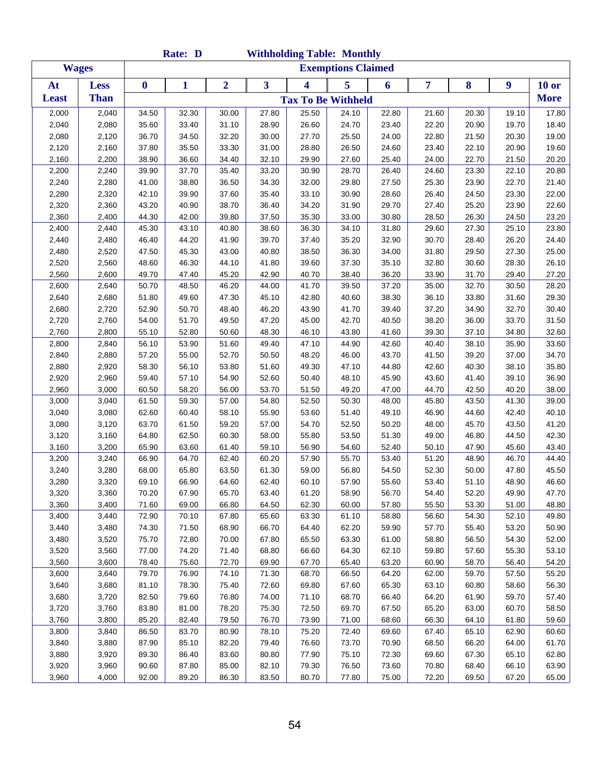**Rate: D** **Withholding Table: Monthly**

| Wages | | Exemptions Claimed | | | | | | | | | | |
|---|---|---|---|---|---|---|---|---|---|---|---|---|
| At Least | Less Than | 0 | 1 | 2 | 3 | 4 | 5 | 6 | 7 | 8 | 9 | 10 or More |
| | | Tax To Be Withheld | | | | | | | | | | |
| 2,000 | 2,040 | 34.50 | 32.30 | 30.00 | 27.80 | 25.50 | 24.10 | 22.80 | 21.60 | 20.30 | 19.10 | 17.80 |
| 2,040 | 2,080 | 35.60 | 33.40 | 31.10 | 28.90 | 26.60 | 24.70 | 23.40 | 22.20 | 20.90 | 19.70 | 18.40 |
| 2,080 | 2,120 | 36.70 | 34.50 | 32.20 | 30.00 | 27.70 | 25.50 | 24.00 | 22.80 | 21.50 | 20.30 | 19.00 |
| 2,120 | 2,160 | 37.80 | 35.50 | 33.30 | 31.00 | 28.80 | 26.50 | 24.60 | 23.40 | 22.10 | 20.90 | 19.60 |
| 2,160 | 2,200 | 38.90 | 36.60 | 34.40 | 32.10 | 29.90 | 27.60 | 25.40 | 24.00 | 22.70 | 21.50 | 20.20 |
| 2,200 | 2,240 | 39.90 | 37.70 | 35.40 | 33.20 | 30.90 | 28.70 | 26.40 | 24.60 | 23.30 | 22.10 | 20.80 |
| 2,240 | 2,280 | 41.00 | 38.80 | 36.50 | 34.30 | 32.00 | 29.80 | 27.50 | 25.30 | 23.90 | 22.70 | 21.40 |
| 2,280 | 2,320 | 42.10 | 39.90 | 37.60 | 35.40 | 33.10 | 30.90 | 28.60 | 26.40 | 24.50 | 23.30 | 22.00 |
| 2,320 | 2,360 | 43.20 | 40.90 | 38.70 | 36.40 | 34.20 | 31.90 | 29.70 | 27.40 | 25.20 | 23.90 | 22.60 |
| 2,360 | 2,400 | 44.30 | 42.00 | 39.80 | 37.50 | 35.30 | 33.00 | 30.80 | 28.50 | 26.30 | 24.50 | 23.20 |
| 2,400 | 2,440 | 45.30 | 43.10 | 40.80 | 38.60 | 36.30 | 34.10 | 31.80 | 29.60 | 27.30 | 25.10 | 23.80 |
| 2,440 | 2,480 | 46.40 | 44.20 | 41.90 | 39.70 | 37.40 | 35.20 | 32.90 | 30.70 | 28.40 | 26.20 | 24.40 |
| 2,480 | 2,520 | 47.50 | 45.30 | 43.00 | 40.80 | 38.50 | 36.30 | 34.00 | 31.80 | 29.50 | 27.30 | 25.00 |
| 2,520 | 2,560 | 48.60 | 46.30 | 44.10 | 41.80 | 39.60 | 37.30 | 35.10 | 32.80 | 30.60 | 28.30 | 26.10 |
| 2,560 | 2,600 | 49.70 | 47.40 | 45.20 | 42.90 | 40.70 | 38.40 | 36.20 | 33.90 | 31.70 | 29.40 | 27.20 |
| 2,600 | 2,640 | 50.70 | 48.50 | 46.20 | 44.00 | 41.70 | 39.50 | 37.20 | 35.00 | 32.70 | 30.50 | 28.20 |
| 2,640 | 2,680 | 51.80 | 49.60 | 47.30 | 45.10 | 42.80 | 40.60 | 38.30 | 36.10 | 33.80 | 31.60 | 29.30 |
| 2,680 | 2,720 | 52.90 | 50.70 | 48.40 | 46.20 | 43.90 | 41.70 | 39.40 | 37.20 | 34.90 | 32.70 | 30.40 |
| 2,720 | 2,760 | 54.00 | 51.70 | 49.50 | 47.20 | 45.00 | 42.70 | 40.50 | 38.20 | 36.00 | 33.70 | 31.50 |
| 2,760 | 2,800 | 55.10 | 52.80 | 50.60 | 48.30 | 46.10 | 43.80 | 41.60 | 39.30 | 37.10 | 34.80 | 32.60 |
| 2,800 | 2,840 | 56.10 | 53.90 | 51.60 | 49.40 | 47.10 | 44.90 | 42.60 | 40.40 | 38.10 | 35.90 | 33.60 |
| 2,840 | 2,880 | 57.20 | 55.00 | 52.70 | 50.50 | 48.20 | 46.00 | 43.70 | 41.50 | 39.20 | 37.00 | 34.70 |
| 2,880 | 2,920 | 58.30 | 56.10 | 53.80 | 51.60 | 49.30 | 47.10 | 44.80 | 42.60 | 40.30 | 38.10 | 35.80 |
| 2,920 | 2,960 | 59.40 | 57.10 | 54.90 | 52.60 | 50.40 | 48.10 | 45.90 | 43.60 | 41.40 | 39.10 | 36.90 |
| 2,960 | 3,000 | 60.50 | 58.20 | 56.00 | 53.70 | 51.50 | 49.20 | 47.00 | 44.70 | 42.50 | 40.20 | 38.00 |
| 3,000 | 3,040 | 61.50 | 59.30 | 57.00 | 54.80 | 52.50 | 50.30 | 48.00 | 45.80 | 43.50 | 41.30 | 39.00 |
| 3,040 | 3,080 | 62.60 | 60.40 | 58.10 | 55.90 | 53.60 | 51.40 | 49.10 | 46.90 | 44.60 | 42.40 | 40.10 |
| 3,080 | 3,120 | 63.70 | 61.50 | 59.20 | 57.00 | 54.70 | 52.50 | 50.20 | 48.00 | 45.70 | 43.50 | 41.20 |
| 3,120 | 3,160 | 64.80 | 62.50 | 60.30 | 58.00 | 55.80 | 53.50 | 51.30 | 49.00 | 46.80 | 44.50 | 42.30 |
| 3,160 | 3,200 | 65.90 | 63.60 | 61.40 | 59.10 | 56.90 | 54.60 | 52.40 | 50.10 | 47.90 | 45.60 | 43.40 |
| 3,200 | 3,240 | 66.90 | 64.70 | 62.40 | 60.20 | 57.90 | 55.70 | 53.40 | 51.20 | 48.90 | 46.70 | 44.40 |
| 3,240 | 3,280 | 68.00 | 65.80 | 63.50 | 61.30 | 59.00 | 56.80 | 54.50 | 52.30 | 50.00 | 47.80 | 45.50 |
| 3,280 | 3,320 | 69.10 | 66.90 | 64.60 | 62.40 | 60.10 | 57.90 | 55.60 | 53.40 | 51.10 | 48.90 | 46.60 |
| 3,320 | 3,360 | 70.20 | 67.90 | 65.70 | 63.40 | 61.20 | 58.90 | 56.70 | 54.40 | 52.20 | 49.90 | 47.70 |
| 3,360 | 3,400 | 71.60 | 69.00 | 66.80 | 64.50 | 62.30 | 60.00 | 57.80 | 55.50 | 53.30 | 51.00 | 48.80 |
| 3,400 | 3,440 | 72.90 | 70.10 | 67.80 | 65.60 | 63.30 | 61.10 | 58.80 | 56.60 | 54.30 | 52.10 | 49.80 |
| 3,440 | 3,480 | 74.30 | 71.50 | 68.90 | 66.70 | 64.40 | 62.20 | 59.90 | 57.70 | 55.40 | 53.20 | 50.90 |
| 3,480 | 3,520 | 75.70 | 72.80 | 70.00 | 67.80 | 65.50 | 63.30 | 61.00 | 58.80 | 56.50 | 54.30 | 52.00 |
| 3,520 | 3,560 | 77.00 | 74.20 | 71.40 | 68.80 | 66.60 | 64.30 | 62.10 | 59.80 | 57.60 | 55.30 | 53.10 |
| 3,560 | 3,600 | 78.40 | 75.60 | 72.70 | 69.90 | 67.70 | 65.40 | 63.20 | 60.90 | 58.70 | 56.40 | 54.20 |
| 3,600 | 3,640 | 79.70 | 76.90 | 74.10 | 71.30 | 68.70 | 66.50 | 64.20 | 62.00 | 59.70 | 57.50 | 55.20 |
| 3,640 | 3,680 | 81.10 | 78.30 | 75.40 | 72.60 | 69.80 | 67.60 | 65.30 | 63.10 | 60.80 | 58.60 | 56.30 |
| 3,680 | 3,720 | 82.50 | 79.60 | 76.80 | 74.00 | 71.10 | 68.70 | 66.40 | 64.20 | 61.90 | 59.70 | 57.40 |
| 3,720 | 3,760 | 83.80 | 81.00 | 78.20 | 75.30 | 72.50 | 69.70 | 67.50 | 65.20 | 63.00 | 60.70 | 58.50 |
| 3,760 | 3,800 | 85.20 | 82.40 | 79.50 | 76.70 | 73.90 | 71.00 | 68.60 | 66.30 | 64.10 | 61.80 | 59.60 |
| 3,800 | 3,840 | 86.50 | 83.70 | 80.90 | 78.10 | 75.20 | 72.40 | 69.60 | 67.40 | 65.10 | 62.90 | 60.60 |
| 3,840 | 3,880 | 87.90 | 85.10 | 82.20 | 79.40 | 76.60 | 73.70 | 70.90 | 68.50 | 66.20 | 64.00 | 61.70 |
| 3,880 | 3,920 | 89.30 | 86.40 | 83.60 | 80.80 | 77.90 | 75.10 | 72.30 | 69.60 | 67.30 | 65.10 | 62.80 |
| 3,920 | 3,960 | 90.60 | 87.80 | 85.00 | 82.10 | 79.30 | 76.50 | 73.60 | 70.80 | 68.40 | 66.10 | 63.90 |
| 3,960 | 4,000 | 92.00 | 89.20 | 86.30 | 83.50 | 80.70 | 77.80 | 75.00 | 72.20 | 69.50 | 67.20 | 65.00 |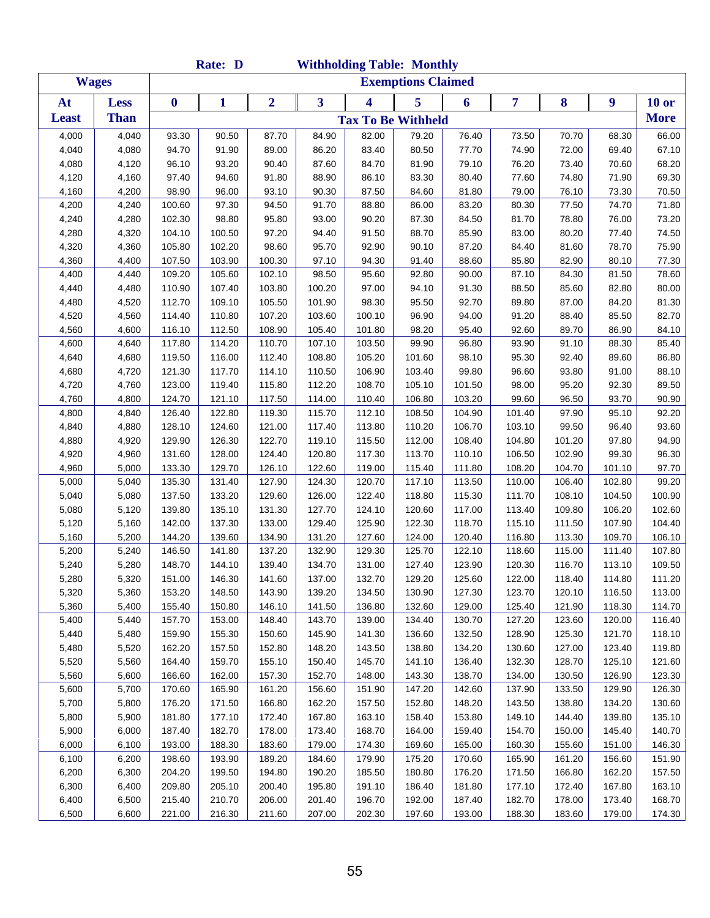**Rate: D** **Withholding Table: Monthly**

| Wages | | Exemptions Claimed | | | | | | | | | | |
|---|---|---|---|---|---|---|---|---|---|---|---|---|
| At Least | Less Than | 0 | 1 | 2 | 3 | 4 | 5 | 6 | 7 | 8 | 9 | 10 or More |
| | | Tax To Be Withheld | | | | | | | | | | |
| 4,000 | 4,040 | 93.30 | 90.50 | 87.70 | 84.90 | 82.00 | 79.20 | 76.40 | 73.50 | 70.70 | 68.30 | 66.00 |
| 4,040 | 4,080 | 94.70 | 91.90 | 89.00 | 86.20 | 83.40 | 80.50 | 77.70 | 74.90 | 72.00 | 69.40 | 67.10 |
| 4,080 | 4,120 | 96.10 | 93.20 | 90.40 | 87.60 | 84.70 | 81.90 | 79.10 | 76.20 | 73.40 | 70.60 | 68.20 |
| 4,120 | 4,160 | 97.40 | 94.60 | 91.80 | 88.90 | 86.10 | 83.30 | 80.40 | 77.60 | 74.80 | 71.90 | 69.30 |
| 4,160 | 4,200 | 98.90 | 96.00 | 93.10 | 90.30 | 87.50 | 84.60 | 81.80 | 79.00 | 76.10 | 73.30 | 70.50 |
| 4,200 | 4,240 | 100.60 | 97.30 | 94.50 | 91.70 | 88.80 | 86.00 | 83.20 | 80.30 | 77.50 | 74.70 | 71.80 |
| 4,240 | 4,280 | 102.30 | 98.80 | 95.80 | 93.00 | 90.20 | 87.30 | 84.50 | 81.70 | 78.80 | 76.00 | 73.20 |
| 4,280 | 4,320 | 104.10 | 100.50 | 97.20 | 94.40 | 91.50 | 88.70 | 85.90 | 83.00 | 80.20 | 77.40 | 74.50 |
| 4,320 | 4,360 | 105.80 | 102.20 | 98.60 | 95.70 | 92.90 | 90.10 | 87.20 | 84.40 | 81.60 | 78.70 | 75.90 |
| 4,360 | 4,400 | 107.50 | 103.90 | 100.30 | 97.10 | 94.30 | 91.40 | 88.60 | 85.80 | 82.90 | 80.10 | 77.30 |
| 4,400 | 4,440 | 109.20 | 105.60 | 102.10 | 98.50 | 95.60 | 92.80 | 90.00 | 87.10 | 84.30 | 81.50 | 78.60 |
| 4,440 | 4,480 | 110.90 | 107.40 | 103.80 | 100.20 | 97.00 | 94.10 | 91.30 | 88.50 | 85.60 | 82.80 | 80.00 |
| 4,480 | 4,520 | 112.70 | 109.10 | 105.50 | 101.90 | 98.30 | 95.50 | 92.70 | 89.80 | 87.00 | 84.20 | 81.30 |
| 4,520 | 4,560 | 114.40 | 110.80 | 107.20 | 103.60 | 100.10 | 96.90 | 94.00 | 91.20 | 88.40 | 85.50 | 82.70 |
| 4,560 | 4,600 | 116.10 | 112.50 | 108.90 | 105.40 | 101.80 | 98.20 | 95.40 | 92.60 | 89.70 | 86.90 | 84.10 |
| 4,600 | 4,640 | 117.80 | 114.20 | 110.70 | 107.10 | 103.50 | 99.90 | 96.80 | 93.90 | 91.10 | 88.30 | 85.40 |
| 4,640 | 4,680 | 119.50 | 116.00 | 112.40 | 108.80 | 105.20 | 101.60 | 98.10 | 95.30 | 92.40 | 89.60 | 86.80 |
| 4,680 | 4,720 | 121.30 | 117.70 | 114.10 | 110.50 | 106.90 | 103.40 | 99.80 | 96.60 | 93.80 | 91.00 | 88.10 |
| 4,720 | 4,760 | 123.00 | 119.40 | 115.80 | 112.20 | 108.70 | 105.10 | 101.50 | 98.00 | 95.20 | 92.30 | 89.50 |
| 4,760 | 4,800 | 124.70 | 121.10 | 117.50 | 114.00 | 110.40 | 106.80 | 103.20 | 99.60 | 96.50 | 93.70 | 90.90 |
| 4,800 | 4,840 | 126.40 | 122.80 | 119.30 | 115.70 | 112.10 | 108.50 | 104.90 | 101.40 | 97.90 | 95.10 | 92.20 |
| 4,840 | 4,880 | 128.10 | 124.60 | 121.00 | 117.40 | 113.80 | 110.20 | 106.70 | 103.10 | 99.50 | 96.40 | 93.60 |
| 4,880 | 4,920 | 129.90 | 126.30 | 122.70 | 119.10 | 115.50 | 112.00 | 108.40 | 104.80 | 101.20 | 97.80 | 94.90 |
| 4,920 | 4,960 | 131.60 | 128.00 | 124.40 | 120.80 | 117.30 | 113.70 | 110.10 | 106.50 | 102.90 | 99.30 | 96.30 |
| 4,960 | 5,000 | 133.30 | 129.70 | 126.10 | 122.60 | 119.00 | 115.40 | 111.80 | 108.20 | 104.70 | 101.10 | 97.70 |
| 5,000 | 5,040 | 135.30 | 131.40 | 127.90 | 124.30 | 120.70 | 117.10 | 113.50 | 110.00 | 106.40 | 102.80 | 99.20 |
| 5,040 | 5,080 | 137.50 | 133.20 | 129.60 | 126.00 | 122.40 | 118.80 | 115.30 | 111.70 | 108.10 | 104.50 | 100.90 |
| 5,080 | 5,120 | 139.80 | 135.10 | 131.30 | 127.70 | 124.10 | 120.60 | 117.00 | 113.40 | 109.80 | 106.20 | 102.60 |
| 5,120 | 5,160 | 142.00 | 137.30 | 133.00 | 129.40 | 125.90 | 122.30 | 118.70 | 115.10 | 111.50 | 107.90 | 104.40 |
| 5,160 | 5,200 | 144.20 | 139.60 | 134.90 | 131.20 | 127.60 | 124.00 | 120.40 | 116.80 | 113.30 | 109.70 | 106.10 |
| 5,200 | 5,240 | 146.50 | 141.80 | 137.20 | 132.90 | 129.30 | 125.70 | 122.10 | 118.60 | 115.00 | 111.40 | 107.80 |
| 5,240 | 5,280 | 148.70 | 144.10 | 139.40 | 134.70 | 131.00 | 127.40 | 123.90 | 120.30 | 116.70 | 113.10 | 109.50 |
| 5,280 | 5,320 | 151.00 | 146.30 | 141.60 | 137.00 | 132.70 | 129.20 | 125.60 | 122.00 | 118.40 | 114.80 | 111.20 |
| 5,320 | 5,360 | 153.20 | 148.50 | 143.90 | 139.20 | 134.50 | 130.90 | 127.30 | 123.70 | 120.10 | 116.50 | 113.00 |
| 5,360 | 5,400 | 155.40 | 150.80 | 146.10 | 141.50 | 136.80 | 132.60 | 129.00 | 125.40 | 121.90 | 118.30 | 114.70 |
| 5,400 | 5,440 | 157.70 | 153.00 | 148.40 | 143.70 | 139.00 | 134.40 | 130.70 | 127.20 | 123.60 | 120.00 | 116.40 |
| 5,440 | 5,480 | 159.90 | 155.30 | 150.60 | 145.90 | 141.30 | 136.60 | 132.50 | 128.90 | 125.30 | 121.70 | 118.10 |
| 5,480 | 5,520 | 162.20 | 157.50 | 152.80 | 148.20 | 143.50 | 138.80 | 134.20 | 130.60 | 127.00 | 123.40 | 119.80 |
| 5,520 | 5,560 | 164.40 | 159.70 | 155.10 | 150.40 | 145.70 | 141.10 | 136.40 | 132.30 | 128.70 | 125.10 | 121.60 |
| 5,560 | 5,600 | 166.60 | 162.00 | 157.30 | 152.70 | 148.00 | 143.30 | 138.70 | 134.00 | 130.50 | 126.90 | 123.30 |
| 5,600 | 5,700 | 170.60 | 165.90 | 161.20 | 156.60 | 151.90 | 147.20 | 142.60 | 137.90 | 133.50 | 129.90 | 126.30 |
| 5,700 | 5,800 | 176.20 | 171.50 | 166.80 | 162.20 | 157.50 | 152.80 | 148.20 | 143.50 | 138.80 | 134.20 | 130.60 |
| 5,800 | 5,900 | 181.80 | 177.10 | 172.40 | 167.80 | 163.10 | 158.40 | 153.80 | 149.10 | 144.40 | 139.80 | 135.10 |
| 5,900 | 6,000 | 187.40 | 182.70 | 178.00 | 173.40 | 168.70 | 164.00 | 159.40 | 154.70 | 150.00 | 145.40 | 140.70 |
| 6,000 | 6,100 | 193.00 | 188.30 | 183.60 | 179.00 | 174.30 | 169.60 | 165.00 | 160.30 | 155.60 | 151.00 | 146.30 |
| 6,100 | 6,200 | 198.60 | 193.90 | 189.20 | 184.60 | 179.90 | 175.20 | 170.60 | 165.90 | 161.20 | 156.60 | 151.90 |
| 6,200 | 6,300 | 204.20 | 199.50 | 194.80 | 190.20 | 185.50 | 180.80 | 176.20 | 171.50 | 166.80 | 162.20 | 157.50 |
| 6,300 | 6,400 | 209.80 | 205.10 | 200.40 | 195.80 | 191.10 | 186.40 | 181.80 | 177.10 | 172.40 | 167.80 | 163.10 |
| 6,400 | 6,500 | 215.40 | 210.70 | 206.00 | 201.40 | 196.70 | 192.00 | 187.40 | 182.70 | 178.00 | 173.40 | 168.70 |
| 6,500 | 6,600 | 221.00 | 216.30 | 211.60 | 207.00 | 202.30 | 197.60 | 193.00 | 188.30 | 183.60 | 179.00 | 174.30 |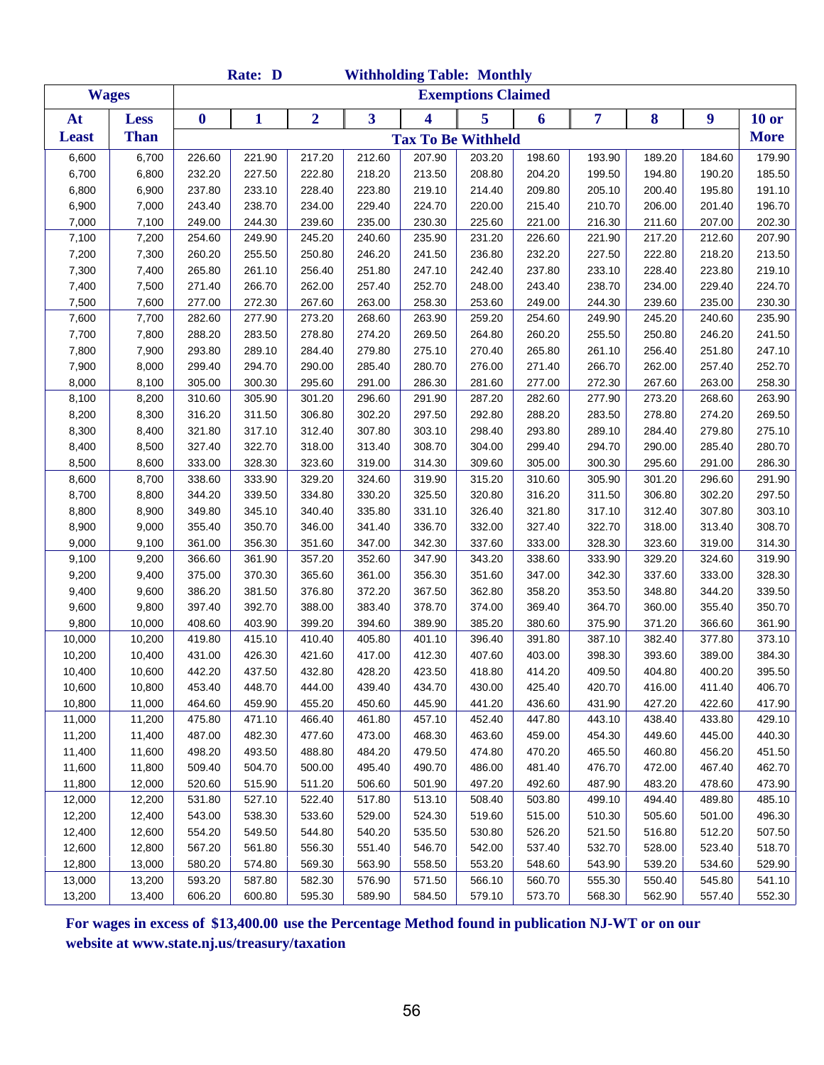**Rate: D** **Withholding Table: Monthly**

| Wages | | Exemptions Claimed | | | | | | | | | | |
|---|---|---|---|---|---|---|---|---|---|---|---|---|
| At Least | Less Than | 0 | 1 | 2 | 3 | 4 | 5 | 6 | 7 | 8 | 9 | 10 or More |
| | | Tax To Be Withheld | | | | | | | | | | |
| 6,600 | 6,700 | 226.60 | 221.90 | 217.20 | 212.60 | 207.90 | 203.20 | 198.60 | 193.90 | 189.20 | 184.60 | 179.90 |
| 6,700 | 6,800 | 232.20 | 227.50 | 222.80 | 218.20 | 213.50 | 208.80 | 204.20 | 199.50 | 194.80 | 190.20 | 185.50 |
| 6,800 | 6,900 | 237.80 | 233.10 | 228.40 | 223.80 | 219.10 | 214.40 | 209.80 | 205.10 | 200.40 | 195.80 | 191.10 |
| 6,900 | 7,000 | 243.40 | 238.70 | 234.00 | 229.40 | 224.70 | 220.00 | 215.40 | 210.70 | 206.00 | 201.40 | 196.70 |
| 7,000 | 7,100 | 249.00 | 244.30 | 239.60 | 235.00 | 230.30 | 225.60 | 221.00 | 216.30 | 211.60 | 207.00 | 202.30 |
| 7,100 | 7,200 | 254.60 | 249.90 | 245.20 | 240.60 | 235.90 | 231.20 | 226.60 | 221.90 | 217.20 | 212.60 | 207.90 |
| 7,200 | 7,300 | 260.20 | 255.50 | 250.80 | 246.20 | 241.50 | 236.80 | 232.20 | 227.50 | 222.80 | 218.20 | 213.50 |
| 7,300 | 7,400 | 265.80 | 261.10 | 256.40 | 251.80 | 247.10 | 242.40 | 237.80 | 233.10 | 228.40 | 223.80 | 219.10 |
| 7,400 | 7,500 | 271.40 | 266.70 | 262.00 | 257.40 | 252.70 | 248.00 | 243.40 | 238.70 | 234.00 | 229.40 | 224.70 |
| 7,500 | 7,600 | 277.00 | 272.30 | 267.60 | 263.00 | 258.30 | 253.60 | 249.00 | 244.30 | 239.60 | 235.00 | 230.30 |
| 7,600 | 7,700 | 282.60 | 277.90 | 273.20 | 268.60 | 263.90 | 259.20 | 254.60 | 249.90 | 245.20 | 240.60 | 235.90 |
| 7,700 | 7,800 | 288.20 | 283.50 | 278.80 | 274.20 | 269.50 | 264.80 | 260.20 | 255.50 | 250.80 | 246.20 | 241.50 |
| 7,800 | 7,900 | 293.80 | 289.10 | 284.40 | 279.80 | 275.10 | 270.40 | 265.80 | 261.10 | 256.40 | 251.80 | 247.10 |
| 7,900 | 8,000 | 299.40 | 294.70 | 290.00 | 285.40 | 280.70 | 276.00 | 271.40 | 266.70 | 262.00 | 257.40 | 252.70 |
| 8,000 | 8,100 | 305.00 | 300.30 | 295.60 | 291.00 | 286.30 | 281.60 | 277.00 | 272.30 | 267.60 | 263.00 | 258.30 |
| 8,100 | 8,200 | 310.60 | 305.90 | 301.20 | 296.60 | 291.90 | 287.20 | 282.60 | 277.90 | 273.20 | 268.60 | 263.90 |
| 8,200 | 8,300 | 316.20 | 311.50 | 306.80 | 302.20 | 297.50 | 292.80 | 288.20 | 283.50 | 278.80 | 274.20 | 269.50 |
| 8,300 | 8,400 | 321.80 | 317.10 | 312.40 | 307.80 | 303.10 | 298.40 | 293.80 | 289.10 | 284.40 | 279.80 | 275.10 |
| 8,400 | 8,500 | 327.40 | 322.70 | 318.00 | 313.40 | 308.70 | 304.00 | 299.40 | 294.70 | 290.00 | 285.40 | 280.70 |
| 8,500 | 8,600 | 333.00 | 328.30 | 323.60 | 319.00 | 314.30 | 309.60 | 305.00 | 300.30 | 295.60 | 291.00 | 286.30 |
| 8,600 | 8,700 | 338.60 | 333.90 | 329.20 | 324.60 | 319.90 | 315.20 | 310.60 | 305.90 | 301.20 | 296.60 | 291.90 |
| 8,700 | 8,800 | 344.20 | 339.50 | 334.80 | 330.20 | 325.50 | 320.80 | 316.20 | 311.50 | 306.80 | 302.20 | 297.50 |
| 8,800 | 8,900 | 349.80 | 345.10 | 340.40 | 335.80 | 331.10 | 326.40 | 321.80 | 317.10 | 312.40 | 307.80 | 303.10 |
| 8,900 | 9,000 | 355.40 | 350.70 | 346.00 | 341.40 | 336.70 | 332.00 | 327.40 | 322.70 | 318.00 | 313.40 | 308.70 |
| 9,000 | 9,100 | 361.00 | 356.30 | 351.60 | 347.00 | 342.30 | 337.60 | 333.00 | 328.30 | 323.60 | 319.00 | 314.30 |
| 9,100 | 9,200 | 366.60 | 361.90 | 357.20 | 352.60 | 347.90 | 343.20 | 338.60 | 333.90 | 329.20 | 324.60 | 319.90 |
| 9,200 | 9,400 | 375.00 | 370.30 | 365.60 | 361.00 | 356.30 | 351.60 | 347.00 | 342.30 | 337.60 | 333.00 | 328.30 |
| 9,400 | 9,600 | 386.20 | 381.50 | 376.80 | 372.20 | 367.50 | 362.80 | 358.20 | 353.50 | 348.80 | 344.20 | 339.50 |
| 9,600 | 9,800 | 397.40 | 392.70 | 388.00 | 383.40 | 378.70 | 374.00 | 369.40 | 364.70 | 360.00 | 355.40 | 350.70 |
| 9,800 | 10,000 | 408.60 | 403.90 | 399.20 | 394.60 | 389.90 | 385.20 | 380.60 | 375.90 | 371.20 | 366.60 | 361.90 |
| 10,000 | 10,200 | 419.80 | 415.10 | 410.40 | 405.80 | 401.10 | 396.40 | 391.80 | 387.10 | 382.40 | 377.80 | 373.10 |
| 10,200 | 10,400 | 431.00 | 426.30 | 421.60 | 417.00 | 412.30 | 407.60 | 403.00 | 398.30 | 393.60 | 389.00 | 384.30 |
| 10,400 | 10,600 | 442.20 | 437.50 | 432.80 | 428.20 | 423.50 | 418.80 | 414.20 | 409.50 | 404.80 | 400.20 | 395.50 |
| 10,600 | 10,800 | 453.40 | 448.70 | 444.00 | 439.40 | 434.70 | 430.00 | 425.40 | 420.70 | 416.00 | 411.40 | 406.70 |
| 10,800 | 11,000 | 464.60 | 459.90 | 455.20 | 450.60 | 445.90 | 441.20 | 436.60 | 431.90 | 427.20 | 422.60 | 417.90 |
| 11,000 | 11,200 | 475.80 | 471.10 | 466.40 | 461.80 | 457.10 | 452.40 | 447.80 | 443.10 | 438.40 | 433.80 | 429.10 |
| 11,200 | 11,400 | 487.00 | 482.30 | 477.60 | 473.00 | 468.30 | 463.60 | 459.00 | 454.30 | 449.60 | 445.00 | 440.30 |
| 11,400 | 11,600 | 498.20 | 493.50 | 488.80 | 484.20 | 479.50 | 474.80 | 470.20 | 465.50 | 460.80 | 456.20 | 451.50 |
| 11,600 | 11,800 | 509.40 | 504.70 | 500.00 | 495.40 | 490.70 | 486.00 | 481.40 | 476.70 | 472.00 | 467.40 | 462.70 |
| 11,800 | 12,000 | 520.60 | 515.90 | 511.20 | 506.60 | 501.90 | 497.20 | 492.60 | 487.90 | 483.20 | 478.60 | 473.90 |
| 12,000 | 12,200 | 531.80 | 527.10 | 522.40 | 517.80 | 513.10 | 508.40 | 503.80 | 499.10 | 494.40 | 489.80 | 485.10 |
| 12,200 | 12,400 | 543.00 | 538.30 | 533.60 | 529.00 | 524.30 | 519.60 | 515.00 | 510.30 | 505.60 | 501.00 | 496.30 |
| 12,400 | 12,600 | 554.20 | 549.50 | 544.80 | 540.20 | 535.50 | 530.80 | 526.20 | 521.50 | 516.80 | 512.20 | 507.50 |
| 12,600 | 12,800 | 567.20 | 561.80 | 556.30 | 551.40 | 546.70 | 542.00 | 537.40 | 532.70 | 528.00 | 523.40 | 518.70 |
| 12,800 | 13,000 | 580.20 | 574.80 | 569.30 | 563.90 | 558.50 | 553.20 | 548.60 | 543.90 | 539.20 | 534.60 | 529.90 |
| 13,000 | 13,200 | 593.20 | 587.80 | 582.30 | 576.90 | 571.50 | 566.10 | 560.70 | 555.30 | 550.40 | 545.80 | 541.10 |
| 13,200 | 13,400 | 606.20 | 600.80 | 595.30 | 589.90 | 584.50 | 579.10 | 573.70 | 568.30 | 562.90 | 557.40 | 552.30 |

**For wages in excess of $13,400.00 use the Percentage Method found in publication NJ-WT or on our website at www.state.nj.us/treasury/taxation**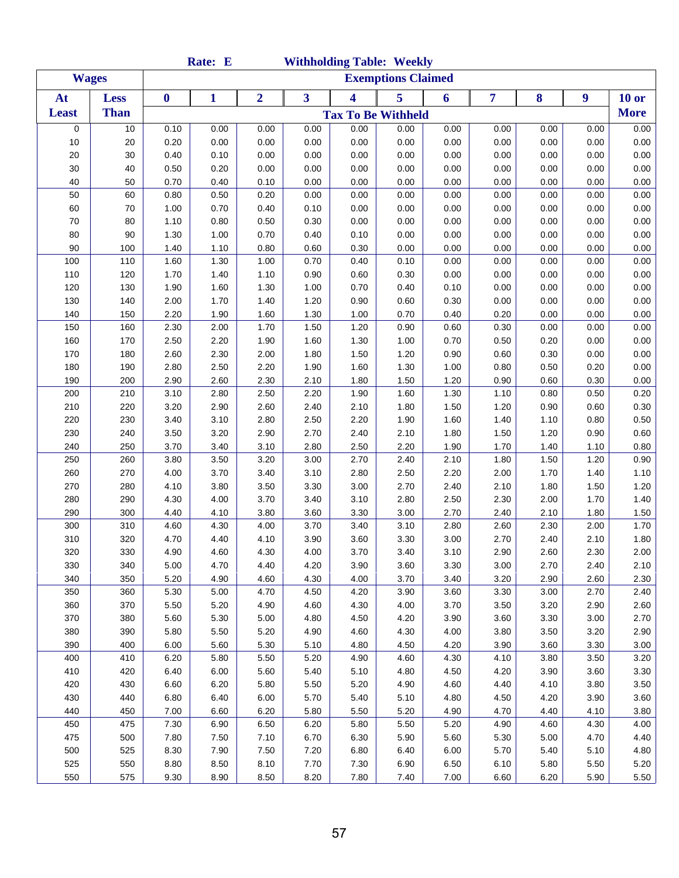**Rate: E** **Withholding Table: Weekly**

| Wages | | Exemptions Claimed | | | | | | | | | | |
|---|---|---|---|---|---|---|---|---|---|---|---|---|
| At Least | Less Than | 0 | 1 | 2 | 3 | 4 | 5 | 6 | 7 | 8 | 9 | 10 or More |
| | | Tax To Be Withheld | | | | | | | | | | |
| 0 | 10 | 0.10 | 0.00 | 0.00 | 0.00 | 0.00 | 0.00 | 0.00 | 0.00 | 0.00 | 0.00 | 0.00 |
| 10 | 20 | 0.20 | 0.00 | 0.00 | 0.00 | 0.00 | 0.00 | 0.00 | 0.00 | 0.00 | 0.00 | 0.00 |
| 20 | 30 | 0.40 | 0.10 | 0.00 | 0.00 | 0.00 | 0.00 | 0.00 | 0.00 | 0.00 | 0.00 | 0.00 |
| 30 | 40 | 0.50 | 0.20 | 0.00 | 0.00 | 0.00 | 0.00 | 0.00 | 0.00 | 0.00 | 0.00 | 0.00 |
| 40 | 50 | 0.70 | 0.40 | 0.10 | 0.00 | 0.00 | 0.00 | 0.00 | 0.00 | 0.00 | 0.00 | 0.00 |
| 50 | 60 | 0.80 | 0.50 | 0.20 | 0.00 | 0.00 | 0.00 | 0.00 | 0.00 | 0.00 | 0.00 | 0.00 |
| 60 | 70 | 1.00 | 0.70 | 0.40 | 0.10 | 0.00 | 0.00 | 0.00 | 0.00 | 0.00 | 0.00 | 0.00 |
| 70 | 80 | 1.10 | 0.80 | 0.50 | 0.30 | 0.00 | 0.00 | 0.00 | 0.00 | 0.00 | 0.00 | 0.00 |
| 80 | 90 | 1.30 | 1.00 | 0.70 | 0.40 | 0.10 | 0.00 | 0.00 | 0.00 | 0.00 | 0.00 | 0.00 |
| 90 | 100 | 1.40 | 1.10 | 0.80 | 0.60 | 0.30 | 0.00 | 0.00 | 0.00 | 0.00 | 0.00 | 0.00 |
| 100 | 110 | 1.60 | 1.30 | 1.00 | 0.70 | 0.40 | 0.10 | 0.00 | 0.00 | 0.00 | 0.00 | 0.00 |
| 110 | 120 | 1.70 | 1.40 | 1.10 | 0.90 | 0.60 | 0.30 | 0.00 | 0.00 | 0.00 | 0.00 | 0.00 |
| 120 | 130 | 1.90 | 1.60 | 1.30 | 1.00 | 0.70 | 0.40 | 0.10 | 0.00 | 0.00 | 0.00 | 0.00 |
| 130 | 140 | 2.00 | 1.70 | 1.40 | 1.20 | 0.90 | 0.60 | 0.30 | 0.00 | 0.00 | 0.00 | 0.00 |
| 140 | 150 | 2.20 | 1.90 | 1.60 | 1.30 | 1.00 | 0.70 | 0.40 | 0.20 | 0.00 | 0.00 | 0.00 |
| 150 | 160 | 2.30 | 2.00 | 1.70 | 1.50 | 1.20 | 0.90 | 0.60 | 0.30 | 0.00 | 0.00 | 0.00 |
| 160 | 170 | 2.50 | 2.20 | 1.90 | 1.60 | 1.30 | 1.00 | 0.70 | 0.50 | 0.20 | 0.00 | 0.00 |
| 170 | 180 | 2.60 | 2.30 | 2.00 | 1.80 | 1.50 | 1.20 | 0.90 | 0.60 | 0.30 | 0.00 | 0.00 |
| 180 | 190 | 2.80 | 2.50 | 2.20 | 1.90 | 1.60 | 1.30 | 1.00 | 0.80 | 0.50 | 0.20 | 0.00 |
| 190 | 200 | 2.90 | 2.60 | 2.30 | 2.10 | 1.80 | 1.50 | 1.20 | 0.90 | 0.60 | 0.30 | 0.00 |
| 200 | 210 | 3.10 | 2.80 | 2.50 | 2.20 | 1.90 | 1.60 | 1.30 | 1.10 | 0.80 | 0.50 | 0.20 |
| 210 | 220 | 3.20 | 2.90 | 2.60 | 2.40 | 2.10 | 1.80 | 1.50 | 1.20 | 0.90 | 0.60 | 0.30 |
| 220 | 230 | 3.40 | 3.10 | 2.80 | 2.50 | 2.20 | 1.90 | 1.60 | 1.40 | 1.10 | 0.80 | 0.50 |
| 230 | 240 | 3.50 | 3.20 | 2.90 | 2.70 | 2.40 | 2.10 | 1.80 | 1.50 | 1.20 | 0.90 | 0.60 |
| 240 | 250 | 3.70 | 3.40 | 3.10 | 2.80 | 2.50 | 2.20 | 1.90 | 1.70 | 1.40 | 1.10 | 0.80 |
| 250 | 260 | 3.80 | 3.50 | 3.20 | 3.00 | 2.70 | 2.40 | 2.10 | 1.80 | 1.50 | 1.20 | 0.90 |
| 260 | 270 | 4.00 | 3.70 | 3.40 | 3.10 | 2.80 | 2.50 | 2.20 | 2.00 | 1.70 | 1.40 | 1.10 |
| 270 | 280 | 4.10 | 3.80 | 3.50 | 3.30 | 3.00 | 2.70 | 2.40 | 2.10 | 1.80 | 1.50 | 1.20 |
| 280 | 290 | 4.30 | 4.00 | 3.70 | 3.40 | 3.10 | 2.80 | 2.50 | 2.30 | 2.00 | 1.70 | 1.40 |
| 290 | 300 | 4.40 | 4.10 | 3.80 | 3.60 | 3.30 | 3.00 | 2.70 | 2.40 | 2.10 | 1.80 | 1.50 |
| 300 | 310 | 4.60 | 4.30 | 4.00 | 3.70 | 3.40 | 3.10 | 2.80 | 2.60 | 2.30 | 2.00 | 1.70 |
| 310 | 320 | 4.70 | 4.40 | 4.10 | 3.90 | 3.60 | 3.30 | 3.00 | 2.70 | 2.40 | 2.10 | 1.80 |
| 320 | 330 | 4.90 | 4.60 | 4.30 | 4.00 | 3.70 | 3.40 | 3.10 | 2.90 | 2.60 | 2.30 | 2.00 |
| 330 | 340 | 5.00 | 4.70 | 4.40 | 4.20 | 3.90 | 3.60 | 3.30 | 3.00 | 2.70 | 2.40 | 2.10 |
| 340 | 350 | 5.20 | 4.90 | 4.60 | 4.30 | 4.00 | 3.70 | 3.40 | 3.20 | 2.90 | 2.60 | 2.30 |
| 350 | 360 | 5.30 | 5.00 | 4.70 | 4.50 | 4.20 | 3.90 | 3.60 | 3.30 | 3.00 | 2.70 | 2.40 |
| 360 | 370 | 5.50 | 5.20 | 4.90 | 4.60 | 4.30 | 4.00 | 3.70 | 3.50 | 3.20 | 2.90 | 2.60 |
| 370 | 380 | 5.60 | 5.30 | 5.00 | 4.80 | 4.50 | 4.20 | 3.90 | 3.60 | 3.30 | 3.00 | 2.70 |
| 380 | 390 | 5.80 | 5.50 | 5.20 | 4.90 | 4.60 | 4.30 | 4.00 | 3.80 | 3.50 | 3.20 | 2.90 |
| 390 | 400 | 6.00 | 5.60 | 5.30 | 5.10 | 4.80 | 4.50 | 4.20 | 3.90 | 3.60 | 3.30 | 3.00 |
| 400 | 410 | 6.20 | 5.80 | 5.50 | 5.20 | 4.90 | 4.60 | 4.30 | 4.10 | 3.80 | 3.50 | 3.20 |
| 410 | 420 | 6.40 | 6.00 | 5.60 | 5.40 | 5.10 | 4.80 | 4.50 | 4.20 | 3.90 | 3.60 | 3.30 |
| 420 | 430 | 6.60 | 6.20 | 5.80 | 5.50 | 5.20 | 4.90 | 4.60 | 4.40 | 4.10 | 3.80 | 3.50 |
| 430 | 440 | 6.80 | 6.40 | 6.00 | 5.70 | 5.40 | 5.10 | 4.80 | 4.50 | 4.20 | 3.90 | 3.60 |
| 440 | 450 | 7.00 | 6.60 | 6.20 | 5.80 | 5.50 | 5.20 | 4.90 | 4.70 | 4.40 | 4.10 | 3.80 |
| 450 | 475 | 7.30 | 6.90 | 6.50 | 6.20 | 5.80 | 5.50 | 5.20 | 4.90 | 4.60 | 4.30 | 4.00 |
| 475 | 500 | 7.80 | 7.50 | 7.10 | 6.70 | 6.30 | 5.90 | 5.60 | 5.30 | 5.00 | 4.70 | 4.40 |
| 500 | 525 | 8.30 | 7.90 | 7.50 | 7.20 | 6.80 | 6.40 | 6.00 | 5.70 | 5.40 | 5.10 | 4.80 |
| 525 | 550 | 8.80 | 8.50 | 8.10 | 7.70 | 7.30 | 6.90 | 6.50 | 6.10 | 5.80 | 5.50 | 5.20 |
| 550 | 575 | 9.30 | 8.90 | 8.50 | 8.20 | 7.80 | 7.40 | 7.00 | 6.60 | 6.20 | 5.90 | 5.50 |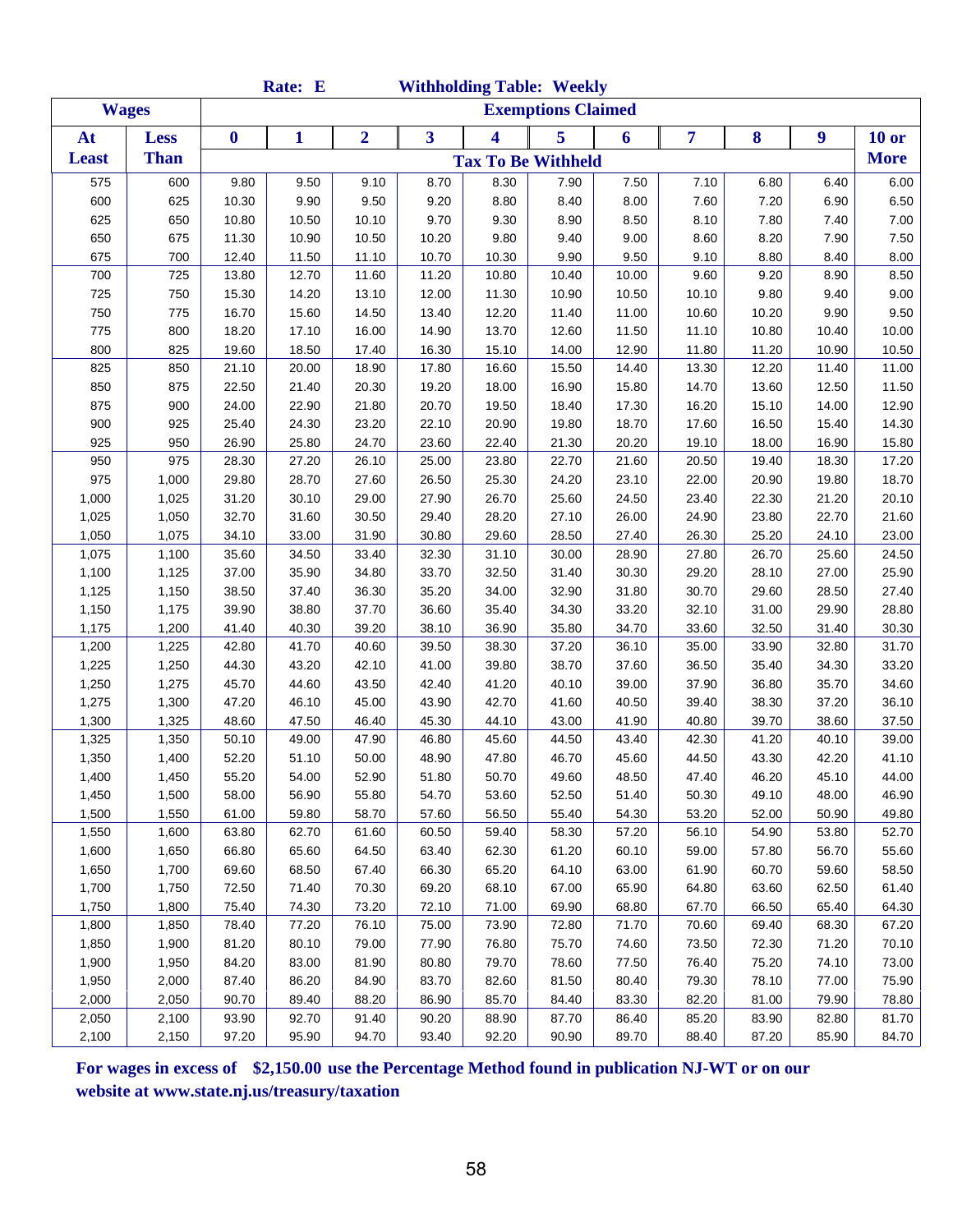**Rate: E** **Withholding Table: Weekly**

| Wages | | Exemptions Claimed | | | | | | | | | | |
|---|---|---|---|---|---|---|---|---|---|---|---|---|
| At Least | Less Than | 0 | 1 | 2 | 3 | 4 | 5 | 6 | 7 | 8 | 9 | 10 or More |
| | | Tax To Be Withheld | | | | | | | | | | |
| 575 | 600 | 9.80 | 9.50 | 9.10 | 8.70 | 8.30 | 7.90 | 7.50 | 7.10 | 6.80 | 6.40 | 6.00 |
| 600 | 625 | 10.30 | 9.90 | 9.50 | 9.20 | 8.80 | 8.40 | 8.00 | 7.60 | 7.20 | 6.90 | 6.50 |
| 625 | 650 | 10.80 | 10.50 | 10.10 | 9.70 | 9.30 | 8.90 | 8.50 | 8.10 | 7.80 | 7.40 | 7.00 |
| 650 | 675 | 11.30 | 10.90 | 10.50 | 10.20 | 9.80 | 9.40 | 9.00 | 8.60 | 8.20 | 7.90 | 7.50 |
| 675 | 700 | 12.40 | 11.50 | 11.10 | 10.70 | 10.30 | 9.90 | 9.50 | 9.10 | 8.80 | 8.40 | 8.00 |
| 700 | 725 | 13.80 | 12.70 | 11.60 | 11.20 | 10.80 | 10.40 | 10.00 | 9.60 | 9.20 | 8.90 | 8.50 |
| 725 | 750 | 15.30 | 14.20 | 13.10 | 12.00 | 11.30 | 10.90 | 10.50 | 10.10 | 9.80 | 9.40 | 9.00 |
| 750 | 775 | 16.70 | 15.60 | 14.50 | 13.40 | 12.20 | 11.40 | 11.00 | 10.60 | 10.20 | 9.90 | 9.50 |
| 775 | 800 | 18.20 | 17.10 | 16.00 | 14.90 | 13.70 | 12.60 | 11.50 | 11.10 | 10.80 | 10.40 | 10.00 |
| 800 | 825 | 19.60 | 18.50 | 17.40 | 16.30 | 15.10 | 14.00 | 12.90 | 11.80 | 11.20 | 10.90 | 10.50 |
| 825 | 850 | 21.10 | 20.00 | 18.90 | 17.80 | 16.60 | 15.50 | 14.40 | 13.30 | 12.20 | 11.40 | 11.00 |
| 850 | 875 | 22.50 | 21.40 | 20.30 | 19.20 | 18.00 | 16.90 | 15.80 | 14.70 | 13.60 | 12.50 | 11.50 |
| 875 | 900 | 24.00 | 22.90 | 21.80 | 20.70 | 19.50 | 18.40 | 17.30 | 16.20 | 15.10 | 14.00 | 12.90 |
| 900 | 925 | 25.40 | 24.30 | 23.20 | 22.10 | 20.90 | 19.80 | 18.70 | 17.60 | 16.50 | 15.40 | 14.30 |
| 925 | 950 | 26.90 | 25.80 | 24.70 | 23.60 | 22.40 | 21.30 | 20.20 | 19.10 | 18.00 | 16.90 | 15.80 |
| 950 | 975 | 28.30 | 27.20 | 26.10 | 25.00 | 23.80 | 22.70 | 21.60 | 20.50 | 19.40 | 18.30 | 17.20 |
| 975 | 1,000 | 29.80 | 28.70 | 27.60 | 26.50 | 25.30 | 24.20 | 23.10 | 22.00 | 20.90 | 19.80 | 18.70 |
| 1,000 | 1,025 | 31.20 | 30.10 | 29.00 | 27.90 | 26.70 | 25.60 | 24.50 | 23.40 | 22.30 | 21.20 | 20.10 |
| 1,025 | 1,050 | 32.70 | 31.60 | 30.50 | 29.40 | 28.20 | 27.10 | 26.00 | 24.90 | 23.80 | 22.70 | 21.60 |
| 1,050 | 1,075 | 34.10 | 33.00 | 31.90 | 30.80 | 29.60 | 28.50 | 27.40 | 26.30 | 25.20 | 24.10 | 23.00 |
| 1,075 | 1,100 | 35.60 | 34.50 | 33.40 | 32.30 | 31.10 | 30.00 | 28.90 | 27.80 | 26.70 | 25.60 | 24.50 |
| 1,100 | 1,125 | 37.00 | 35.90 | 34.80 | 33.70 | 32.50 | 31.40 | 30.30 | 29.20 | 28.10 | 27.00 | 25.90 |
| 1,125 | 1,150 | 38.50 | 37.40 | 36.30 | 35.20 | 34.00 | 32.90 | 31.80 | 30.70 | 29.60 | 28.50 | 27.40 |
| 1,150 | 1,175 | 39.90 | 38.80 | 37.70 | 36.60 | 35.40 | 34.30 | 33.20 | 32.10 | 31.00 | 29.90 | 28.80 |
| 1,175 | 1,200 | 41.40 | 40.30 | 39.20 | 38.10 | 36.90 | 35.80 | 34.70 | 33.60 | 32.50 | 31.40 | 30.30 |
| 1,200 | 1,225 | 42.80 | 41.70 | 40.60 | 39.50 | 38.30 | 37.20 | 36.10 | 35.00 | 33.90 | 32.80 | 31.70 |
| 1,225 | 1,250 | 44.30 | 43.20 | 42.10 | 41.00 | 39.80 | 38.70 | 37.60 | 36.50 | 35.40 | 34.30 | 33.20 |
| 1,250 | 1,275 | 45.70 | 44.60 | 43.50 | 42.40 | 41.20 | 40.10 | 39.00 | 37.90 | 36.80 | 35.70 | 34.60 |
| 1,275 | 1,300 | 47.20 | 46.10 | 45.00 | 43.90 | 42.70 | 41.60 | 40.50 | 39.40 | 38.30 | 37.20 | 36.10 |
| 1,300 | 1,325 | 48.60 | 47.50 | 46.40 | 45.30 | 44.10 | 43.00 | 41.90 | 40.80 | 39.70 | 38.60 | 37.50 |
| 1,325 | 1,350 | 50.10 | 49.00 | 47.90 | 46.80 | 45.60 | 44.50 | 43.40 | 42.30 | 41.20 | 40.10 | 39.00 |
| 1,350 | 1,400 | 52.20 | 51.10 | 50.00 | 48.90 | 47.80 | 46.70 | 45.60 | 44.50 | 43.30 | 42.20 | 41.10 |
| 1,400 | 1,450 | 55.20 | 54.00 | 52.90 | 51.80 | 50.70 | 49.60 | 48.50 | 47.40 | 46.20 | 45.10 | 44.00 |
| 1,450 | 1,500 | 58.00 | 56.90 | 55.80 | 54.70 | 53.60 | 52.50 | 51.40 | 50.30 | 49.10 | 48.00 | 46.90 |
| 1,500 | 1,550 | 61.00 | 59.80 | 58.70 | 57.60 | 56.50 | 55.40 | 54.30 | 53.20 | 52.00 | 50.90 | 49.80 |
| 1,550 | 1,600 | 63.80 | 62.70 | 61.60 | 60.50 | 59.40 | 58.30 | 57.20 | 56.10 | 54.90 | 53.80 | 52.70 |
| 1,600 | 1,650 | 66.80 | 65.60 | 64.50 | 63.40 | 62.30 | 61.20 | 60.10 | 59.00 | 57.80 | 56.70 | 55.60 |
| 1,650 | 1,700 | 69.60 | 68.50 | 67.40 | 66.30 | 65.20 | 64.10 | 63.00 | 61.90 | 60.70 | 59.60 | 58.50 |
| 1,700 | 1,750 | 72.50 | 71.40 | 70.30 | 69.20 | 68.10 | 67.00 | 65.90 | 64.80 | 63.60 | 62.50 | 61.40 |
| 1,750 | 1,800 | 75.40 | 74.30 | 73.20 | 72.10 | 71.00 | 69.90 | 68.80 | 67.70 | 66.50 | 65.40 | 64.30 |
| 1,800 | 1,850 | 78.40 | 77.20 | 76.10 | 75.00 | 73.90 | 72.80 | 71.70 | 70.60 | 69.40 | 68.30 | 67.20 |
| 1,850 | 1,900 | 81.20 | 80.10 | 79.00 | 77.90 | 76.80 | 75.70 | 74.60 | 73.50 | 72.30 | 71.20 | 70.10 |
| 1,900 | 1,950 | 84.20 | 83.00 | 81.90 | 80.80 | 79.70 | 78.60 | 77.50 | 76.40 | 75.20 | 74.10 | 73.00 |
| 1,950 | 2,000 | 87.40 | 86.20 | 84.90 | 83.70 | 82.60 | 81.50 | 80.40 | 79.30 | 78.10 | 77.00 | 75.90 |
| 2,000 | 2,050 | 90.70 | 89.40 | 88.20 | 86.90 | 85.70 | 84.40 | 83.30 | 82.20 | 81.00 | 79.90 | 78.80 |
| 2,050 | 2,100 | 93.90 | 92.70 | 91.40 | 90.20 | 88.90 | 87.70 | 86.40 | 85.20 | 83.90 | 82.80 | 81.70 |
| 2,100 | 2,150 | 97.20 | 95.90 | 94.70 | 93.40 | 92.20 | 90.90 | 89.70 | 88.40 | 87.20 | 85.90 | 84.70 |

**For wages in excess of $2,150.00 use the Percentage Method found in publication NJ-WT or on our website at www.state.nj.us/treasury/taxation**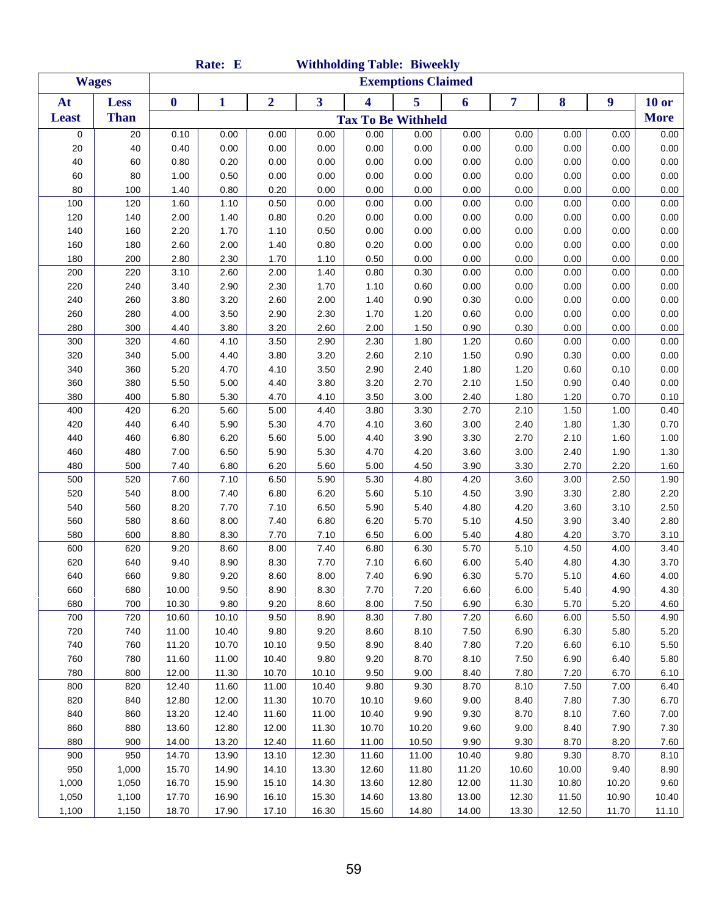**Rate: E** **Withholding Table: Biweekly**

| Wages | | Exemptions Claimed | | | | | | | | | | |
|---|---|---|---|---|---|---|---|---|---|---|---|---|
| At Least | Less Than | 0 | 1 | 2 | 3 | 4 | 5 | 6 | 7 | 8 | 9 | 10 or More |
| | | Tax To Be Withheld | | | | | | | | | | |
| 0 | 20 | 0.10 | 0.00 | 0.00 | 0.00 | 0.00 | 0.00 | 0.00 | 0.00 | 0.00 | 0.00 | 0.00 |
| 20 | 40 | 0.40 | 0.00 | 0.00 | 0.00 | 0.00 | 0.00 | 0.00 | 0.00 | 0.00 | 0.00 | 0.00 |
| 40 | 60 | 0.80 | 0.20 | 0.00 | 0.00 | 0.00 | 0.00 | 0.00 | 0.00 | 0.00 | 0.00 | 0.00 |
| 60 | 80 | 1.00 | 0.50 | 0.00 | 0.00 | 0.00 | 0.00 | 0.00 | 0.00 | 0.00 | 0.00 | 0.00 |
| 80 | 100 | 1.40 | 0.80 | 0.20 | 0.00 | 0.00 | 0.00 | 0.00 | 0.00 | 0.00 | 0.00 | 0.00 |
| 100 | 120 | 1.60 | 1.10 | 0.50 | 0.00 | 0.00 | 0.00 | 0.00 | 0.00 | 0.00 | 0.00 | 0.00 |
| 120 | 140 | 2.00 | 1.40 | 0.80 | 0.20 | 0.00 | 0.00 | 0.00 | 0.00 | 0.00 | 0.00 | 0.00 |
| 140 | 160 | 2.20 | 1.70 | 1.10 | 0.50 | 0.00 | 0.00 | 0.00 | 0.00 | 0.00 | 0.00 | 0.00 |
| 160 | 180 | 2.60 | 2.00 | 1.40 | 0.80 | 0.20 | 0.00 | 0.00 | 0.00 | 0.00 | 0.00 | 0.00 |
| 180 | 200 | 2.80 | 2.30 | 1.70 | 1.10 | 0.50 | 0.00 | 0.00 | 0.00 | 0.00 | 0.00 | 0.00 |
| 200 | 220 | 3.10 | 2.60 | 2.00 | 1.40 | 0.80 | 0.30 | 0.00 | 0.00 | 0.00 | 0.00 | 0.00 |
| 220 | 240 | 3.40 | 2.90 | 2.30 | 1.70 | 1.10 | 0.60 | 0.00 | 0.00 | 0.00 | 0.00 | 0.00 |
| 240 | 260 | 3.80 | 3.20 | 2.60 | 2.00 | 1.40 | 0.90 | 0.30 | 0.00 | 0.00 | 0.00 | 0.00 |
| 260 | 280 | 4.00 | 3.50 | 2.90 | 2.30 | 1.70 | 1.20 | 0.60 | 0.00 | 0.00 | 0.00 | 0.00 |
| 280 | 300 | 4.40 | 3.80 | 3.20 | 2.60 | 2.00 | 1.50 | 0.90 | 0.30 | 0.00 | 0.00 | 0.00 |
| 300 | 320 | 4.60 | 4.10 | 3.50 | 2.90 | 2.30 | 1.80 | 1.20 | 0.60 | 0.00 | 0.00 | 0.00 |
| 320 | 340 | 5.00 | 4.40 | 3.80 | 3.20 | 2.60 | 2.10 | 1.50 | 0.90 | 0.30 | 0.00 | 0.00 |
| 340 | 360 | 5.20 | 4.70 | 4.10 | 3.50 | 2.90 | 2.40 | 1.80 | 1.20 | 0.60 | 0.10 | 0.00 |
| 360 | 380 | 5.50 | 5.00 | 4.40 | 3.80 | 3.20 | 2.70 | 2.10 | 1.50 | 0.90 | 0.40 | 0.00 |
| 380 | 400 | 5.80 | 5.30 | 4.70 | 4.10 | 3.50 | 3.00 | 2.40 | 1.80 | 1.20 | 0.70 | 0.10 |
| 400 | 420 | 6.20 | 5.60 | 5.00 | 4.40 | 3.80 | 3.30 | 2.70 | 2.10 | 1.50 | 1.00 | 0.40 |
| 420 | 440 | 6.40 | 5.90 | 5.30 | 4.70 | 4.10 | 3.60 | 3.00 | 2.40 | 1.80 | 1.30 | 0.70 |
| 440 | 460 | 6.80 | 6.20 | 5.60 | 5.00 | 4.40 | 3.90 | 3.30 | 2.70 | 2.10 | 1.60 | 1.00 |
| 460 | 480 | 7.00 | 6.50 | 5.90 | 5.30 | 4.70 | 4.20 | 3.60 | 3.00 | 2.40 | 1.90 | 1.30 |
| 480 | 500 | 7.40 | 6.80 | 6.20 | 5.60 | 5.00 | 4.50 | 3.90 | 3.30 | 2.70 | 2.20 | 1.60 |
| 500 | 520 | 7.60 | 7.10 | 6.50 | 5.90 | 5.30 | 4.80 | 4.20 | 3.60 | 3.00 | 2.50 | 1.90 |
| 520 | 540 | 8.00 | 7.40 | 6.80 | 6.20 | 5.60 | 5.10 | 4.50 | 3.90 | 3.30 | 2.80 | 2.20 |
| 540 | 560 | 8.20 | 7.70 | 7.10 | 6.50 | 5.90 | 5.40 | 4.80 | 4.20 | 3.60 | 3.10 | 2.50 |
| 560 | 580 | 8.60 | 8.00 | 7.40 | 6.80 | 6.20 | 5.70 | 5.10 | 4.50 | 3.90 | 3.40 | 2.80 |
| 580 | 600 | 8.80 | 8.30 | 7.70 | 7.10 | 6.50 | 6.00 | 5.40 | 4.80 | 4.20 | 3.70 | 3.10 |
| 600 | 620 | 9.20 | 8.60 | 8.00 | 7.40 | 6.80 | 6.30 | 5.70 | 5.10 | 4.50 | 4.00 | 3.40 |
| 620 | 640 | 9.40 | 8.90 | 8.30 | 7.70 | 7.10 | 6.60 | 6.00 | 5.40 | 4.80 | 4.30 | 3.70 |
| 640 | 660 | 9.80 | 9.20 | 8.60 | 8.00 | 7.40 | 6.90 | 6.30 | 5.70 | 5.10 | 4.60 | 4.00 |
| 660 | 680 | 10.00 | 9.50 | 8.90 | 8.30 | 7.70 | 7.20 | 6.60 | 6.00 | 5.40 | 4.90 | 4.30 |
| 680 | 700 | 10.30 | 9.80 | 9.20 | 8.60 | 8.00 | 7.50 | 6.90 | 6.30 | 5.70 | 5.20 | 4.60 |
| 700 | 720 | 10.60 | 10.10 | 9.50 | 8.90 | 8.30 | 7.80 | 7.20 | 6.60 | 6.00 | 5.50 | 4.90 |
| 720 | 740 | 11.00 | 10.40 | 9.80 | 9.20 | 8.60 | 8.10 | 7.50 | 6.90 | 6.30 | 5.80 | 5.20 |
| 740 | 760 | 11.20 | 10.70 | 10.10 | 9.50 | 8.90 | 8.40 | 7.80 | 7.20 | 6.60 | 6.10 | 5.50 |
| 760 | 780 | 11.60 | 11.00 | 10.40 | 9.80 | 9.20 | 8.70 | 8.10 | 7.50 | 6.90 | 6.40 | 5.80 |
| 780 | 800 | 12.00 | 11.30 | 10.70 | 10.10 | 9.50 | 9.00 | 8.40 | 7.80 | 7.20 | 6.70 | 6.10 |
| 800 | 820 | 12.40 | 11.60 | 11.00 | 10.40 | 9.80 | 9.30 | 8.70 | 8.10 | 7.50 | 7.00 | 6.40 |
| 820 | 840 | 12.80 | 12.00 | 11.30 | 10.70 | 10.10 | 9.60 | 9.00 | 8.40 | 7.80 | 7.30 | 6.70 |
| 840 | 860 | 13.20 | 12.40 | 11.60 | 11.00 | 10.40 | 9.90 | 9.30 | 8.70 | 8.10 | 7.60 | 7.00 |
| 860 | 880 | 13.60 | 12.80 | 12.00 | 11.30 | 10.70 | 10.20 | 9.60 | 9.00 | 8.40 | 7.90 | 7.30 |
| 880 | 900 | 14.00 | 13.20 | 12.40 | 11.60 | 11.00 | 10.50 | 9.90 | 9.30 | 8.70 | 8.20 | 7.60 |
| 900 | 950 | 14.70 | 13.90 | 13.10 | 12.30 | 11.60 | 11.00 | 10.40 | 9.80 | 9.30 | 8.70 | 8.10 |
| 950 | 1,000 | 15.70 | 14.90 | 14.10 | 13.30 | 12.60 | 11.80 | 11.20 | 10.60 | 10.00 | 9.40 | 8.90 |
| 1,000 | 1,050 | 16.70 | 15.90 | 15.10 | 14.30 | 13.60 | 12.80 | 12.00 | 11.30 | 10.80 | 10.20 | 9.60 |
| 1,050 | 1,100 | 17.70 | 16.90 | 16.10 | 15.30 | 14.60 | 13.80 | 13.00 | 12.30 | 11.50 | 10.90 | 10.40 |
| 1,100 | 1,150 | 18.70 | 17.90 | 17.10 | 16.30 | 15.60 | 14.80 | 14.00 | 13.30 | 12.50 | 11.70 | 11.10 |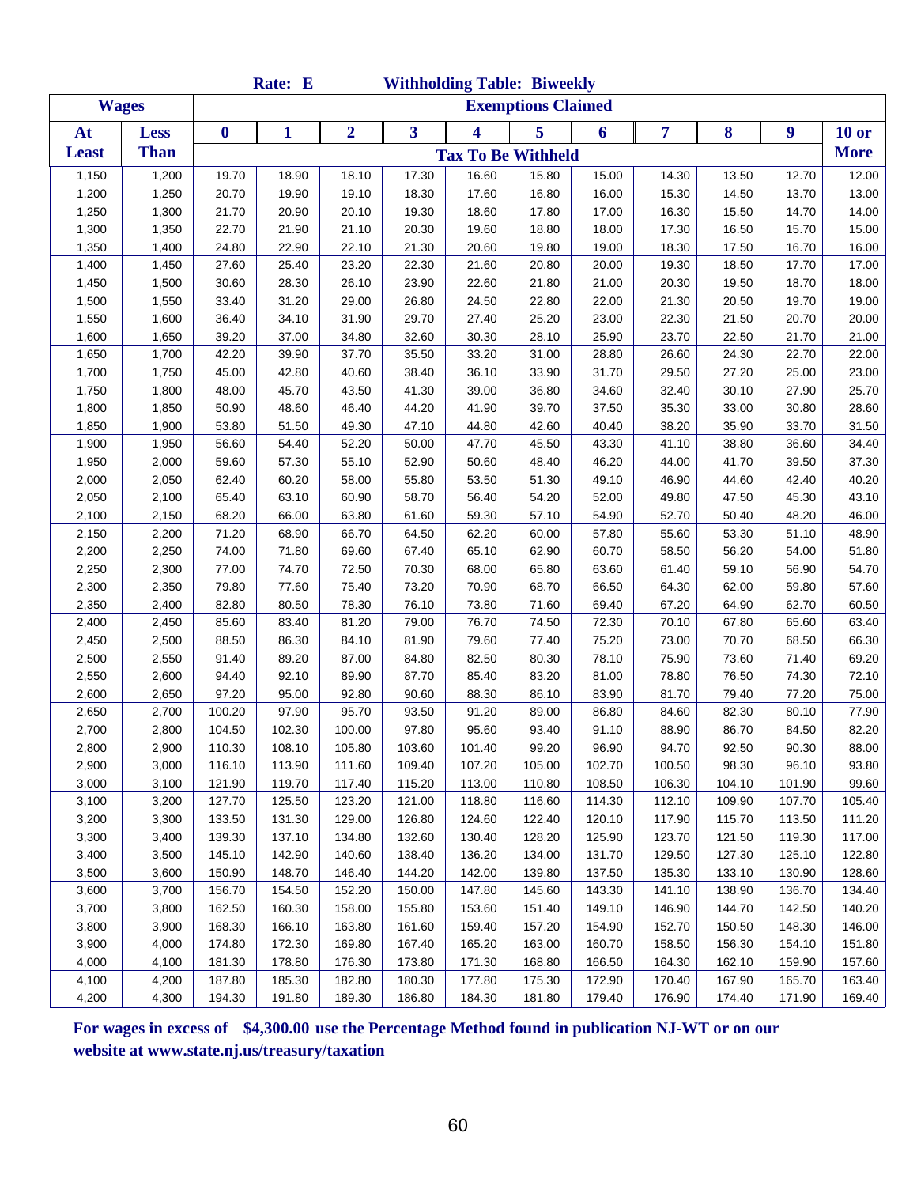## Rate: E — Withholding Table: Biweekly

| Wages | | Exemptions Claimed | | | | | | | | | | |
|---|---|---|---|---|---|---|---|---|---|---|---|---|
| At Least | Less Than | 0 | 1 | 2 | 3 | 4 | 5 | 6 | 7 | 8 | 9 | 10 or More |
| | | Tax To Be Withheld | | | | | | | | | | |
| 1,150 | 1,200 | 19.70 | 18.90 | 18.10 | 17.30 | 16.60 | 15.80 | 15.00 | 14.30 | 13.50 | 12.70 | 12.00 |
| 1,200 | 1,250 | 20.70 | 19.90 | 19.10 | 18.30 | 17.60 | 16.80 | 16.00 | 15.30 | 14.50 | 13.70 | 13.00 |
| 1,250 | 1,300 | 21.70 | 20.90 | 20.10 | 19.30 | 18.60 | 17.80 | 17.00 | 16.30 | 15.50 | 14.70 | 14.00 |
| 1,300 | 1,350 | 22.70 | 21.90 | 21.10 | 20.30 | 19.60 | 18.80 | 18.00 | 17.30 | 16.50 | 15.70 | 15.00 |
| 1,350 | 1,400 | 24.80 | 22.90 | 22.10 | 21.30 | 20.60 | 19.80 | 19.00 | 18.30 | 17.50 | 16.70 | 16.00 |
| 1,400 | 1,450 | 27.60 | 25.40 | 23.20 | 22.30 | 21.60 | 20.80 | 20.00 | 19.30 | 18.50 | 17.70 | 17.00 |
| 1,450 | 1,500 | 30.60 | 28.30 | 26.10 | 23.90 | 22.60 | 21.80 | 21.00 | 20.30 | 19.50 | 18.70 | 18.00 |
| 1,500 | 1,550 | 33.40 | 31.20 | 29.00 | 26.80 | 24.50 | 22.80 | 22.00 | 21.30 | 20.50 | 19.70 | 19.00 |
| 1,550 | 1,600 | 36.40 | 34.10 | 31.90 | 29.70 | 27.40 | 25.20 | 23.00 | 22.30 | 21.50 | 20.70 | 20.00 |
| 1,600 | 1,650 | 39.20 | 37.00 | 34.80 | 32.60 | 30.30 | 28.10 | 25.90 | 23.70 | 22.50 | 21.70 | 21.00 |
| 1,650 | 1,700 | 42.20 | 39.90 | 37.70 | 35.50 | 33.20 | 31.00 | 28.80 | 26.60 | 24.30 | 22.70 | 22.00 |
| 1,700 | 1,750 | 45.00 | 42.80 | 40.60 | 38.40 | 36.10 | 33.90 | 31.70 | 29.50 | 27.20 | 25.00 | 23.00 |
| 1,750 | 1,800 | 48.00 | 45.70 | 43.50 | 41.30 | 39.00 | 36.80 | 34.60 | 32.40 | 30.10 | 27.90 | 25.70 |
| 1,800 | 1,850 | 50.90 | 48.60 | 46.40 | 44.20 | 41.90 | 39.70 | 37.50 | 35.30 | 33.00 | 30.80 | 28.60 |
| 1,850 | 1,900 | 53.80 | 51.50 | 49.30 | 47.10 | 44.80 | 42.60 | 40.40 | 38.20 | 35.90 | 33.70 | 31.50 |
| 1,900 | 1,950 | 56.60 | 54.40 | 52.20 | 50.00 | 47.70 | 45.50 | 43.30 | 41.10 | 38.80 | 36.60 | 34.40 |
| 1,950 | 2,000 | 59.60 | 57.30 | 55.10 | 52.90 | 50.60 | 48.40 | 46.20 | 44.00 | 41.70 | 39.50 | 37.30 |
| 2,000 | 2,050 | 62.40 | 60.20 | 58.00 | 55.80 | 53.50 | 51.30 | 49.10 | 46.90 | 44.60 | 42.40 | 40.20 |
| 2,050 | 2,100 | 65.40 | 63.10 | 60.90 | 58.70 | 56.40 | 54.20 | 52.00 | 49.80 | 47.50 | 45.30 | 43.10 |
| 2,100 | 2,150 | 68.20 | 66.00 | 63.80 | 61.60 | 59.30 | 57.10 | 54.90 | 52.70 | 50.40 | 48.20 | 46.00 |
| 2,150 | 2,200 | 71.20 | 68.90 | 66.70 | 64.50 | 62.20 | 60.00 | 57.80 | 55.60 | 53.30 | 51.10 | 48.90 |
| 2,200 | 2,250 | 74.00 | 71.80 | 69.60 | 67.40 | 65.10 | 62.90 | 60.70 | 58.50 | 56.20 | 54.00 | 51.80 |
| 2,250 | 2,300 | 77.00 | 74.70 | 72.50 | 70.30 | 68.00 | 65.80 | 63.60 | 61.40 | 59.10 | 56.90 | 54.70 |
| 2,300 | 2,350 | 79.80 | 77.60 | 75.40 | 73.20 | 70.90 | 68.70 | 66.50 | 64.30 | 62.00 | 59.80 | 57.60 |
| 2,350 | 2,400 | 82.80 | 80.50 | 78.30 | 76.10 | 73.80 | 71.60 | 69.40 | 67.20 | 64.90 | 62.70 | 60.50 |
| 2,400 | 2,450 | 85.60 | 83.40 | 81.20 | 79.00 | 76.70 | 74.50 | 72.30 | 70.10 | 67.80 | 65.60 | 63.40 |
| 2,450 | 2,500 | 88.50 | 86.30 | 84.10 | 81.90 | 79.60 | 77.40 | 75.20 | 73.00 | 70.70 | 68.50 | 66.30 |
| 2,500 | 2,550 | 91.40 | 89.20 | 87.00 | 84.80 | 82.50 | 80.30 | 78.10 | 75.90 | 73.60 | 71.40 | 69.20 |
| 2,550 | 2,600 | 94.40 | 92.10 | 89.90 | 87.70 | 85.40 | 83.20 | 81.00 | 78.80 | 76.50 | 74.30 | 72.10 |
| 2,600 | 2,650 | 97.20 | 95.00 | 92.80 | 90.60 | 88.30 | 86.10 | 83.90 | 81.70 | 79.40 | 77.20 | 75.00 |
| 2,650 | 2,700 | 100.20 | 97.90 | 95.70 | 93.50 | 91.20 | 89.00 | 86.80 | 84.60 | 82.30 | 80.10 | 77.90 |
| 2,700 | 2,800 | 104.50 | 102.30 | 100.00 | 97.80 | 95.60 | 93.40 | 91.10 | 88.90 | 86.70 | 84.50 | 82.20 |
| 2,800 | 2,900 | 110.30 | 108.10 | 105.80 | 103.60 | 101.40 | 99.20 | 96.90 | 94.70 | 92.50 | 90.30 | 88.00 |
| 2,900 | 3,000 | 116.10 | 113.90 | 111.60 | 109.40 | 107.20 | 105.00 | 102.70 | 100.50 | 98.30 | 96.10 | 93.80 |
| 3,000 | 3,100 | 121.90 | 119.70 | 117.40 | 115.20 | 113.00 | 110.80 | 108.50 | 106.30 | 104.10 | 101.90 | 99.60 |
| 3,100 | 3,200 | 127.70 | 125.50 | 123.20 | 121.00 | 118.80 | 116.60 | 114.30 | 112.10 | 109.90 | 107.70 | 105.40 |
| 3,200 | 3,300 | 133.50 | 131.30 | 129.00 | 126.80 | 124.60 | 122.40 | 120.10 | 117.90 | 115.70 | 113.50 | 111.20 |
| 3,300 | 3,400 | 139.30 | 137.10 | 134.80 | 132.60 | 130.40 | 128.20 | 125.90 | 123.70 | 121.50 | 119.30 | 117.00 |
| 3,400 | 3,500 | 145.10 | 142.90 | 140.60 | 138.40 | 136.20 | 134.00 | 131.70 | 129.50 | 127.30 | 125.10 | 122.80 |
| 3,500 | 3,600 | 150.90 | 148.70 | 146.40 | 144.20 | 142.00 | 139.80 | 137.50 | 135.30 | 133.10 | 130.90 | 128.60 |
| 3,600 | 3,700 | 156.70 | 154.50 | 152.20 | 150.00 | 147.80 | 145.60 | 143.30 | 141.10 | 138.90 | 136.70 | 134.40 |
| 3,700 | 3,800 | 162.50 | 160.30 | 158.00 | 155.80 | 153.60 | 151.40 | 149.10 | 146.90 | 144.70 | 142.50 | 140.20 |
| 3,800 | 3,900 | 168.30 | 166.10 | 163.80 | 161.60 | 159.40 | 157.20 | 154.90 | 152.70 | 150.50 | 148.30 | 146.00 |
| 3,900 | 4,000 | 174.80 | 172.30 | 169.80 | 167.40 | 165.20 | 163.00 | 160.70 | 158.50 | 156.30 | 154.10 | 151.80 |
| 4,000 | 4,100 | 181.30 | 178.80 | 176.30 | 173.80 | 171.30 | 168.80 | 166.50 | 164.30 | 162.10 | 159.90 | 157.60 |
| 4,100 | 4,200 | 187.80 | 185.30 | 182.80 | 180.30 | 177.80 | 175.30 | 172.90 | 170.40 | 167.90 | 165.70 | 163.40 |
| 4,200 | 4,300 | 194.30 | 191.80 | 189.30 | 186.80 | 184.30 | 181.80 | 179.40 | 176.90 | 174.40 | 171.90 | 169.40 |

**For wages in excess of $4,300.00 use the Percentage Method found in publication NJ-WT or on our website at www.state.nj.us/treasury/taxation**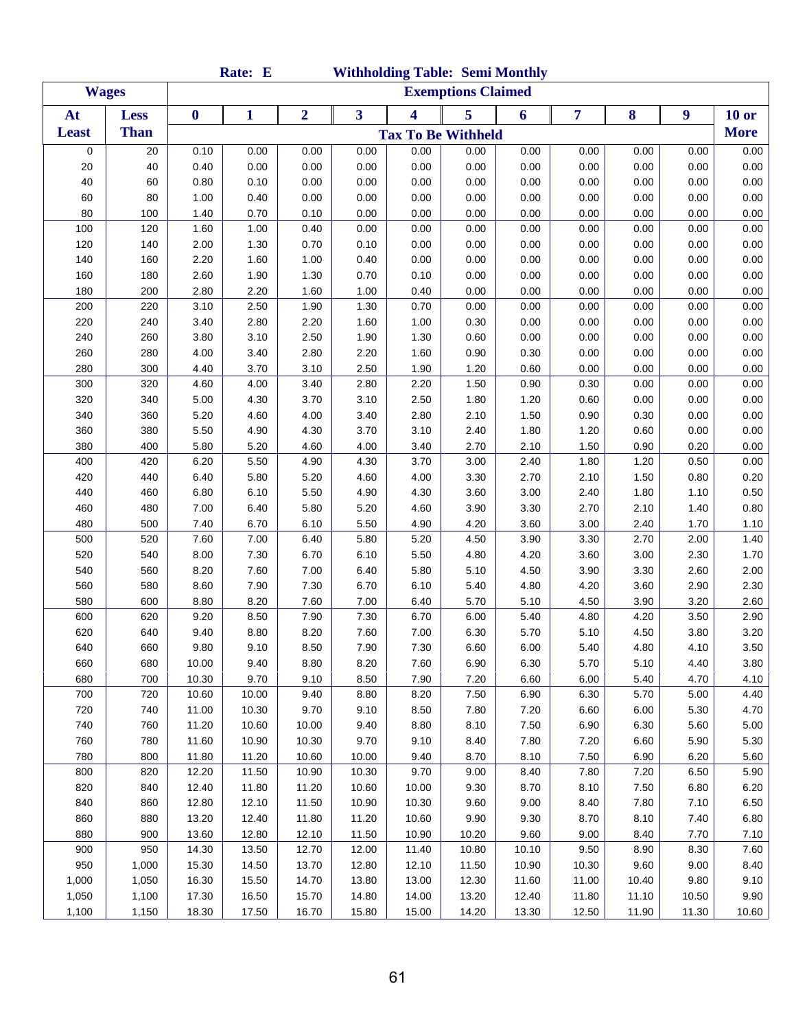Rate: E — Withholding Table: Semi Monthly

| Wages | | Exemptions Claimed | | | | | | | | | | |
|---|---|---|---|---|---|---|---|---|---|---|---|---|
| At Least | Less Than | 0 | 1 | 2 | 3 | 4 | 5 | 6 | 7 | 8 | 9 | 10 or More |
| | | Tax To Be Withheld | | | | | | | | | | |
| 0 | 20 | 0.10 | 0.00 | 0.00 | 0.00 | 0.00 | 0.00 | 0.00 | 0.00 | 0.00 | 0.00 | 0.00 |
| 20 | 40 | 0.40 | 0.00 | 0.00 | 0.00 | 0.00 | 0.00 | 0.00 | 0.00 | 0.00 | 0.00 | 0.00 |
| 40 | 60 | 0.80 | 0.10 | 0.00 | 0.00 | 0.00 | 0.00 | 0.00 | 0.00 | 0.00 | 0.00 | 0.00 |
| 60 | 80 | 1.00 | 0.40 | 0.00 | 0.00 | 0.00 | 0.00 | 0.00 | 0.00 | 0.00 | 0.00 | 0.00 |
| 80 | 100 | 1.40 | 0.70 | 0.10 | 0.00 | 0.00 | 0.00 | 0.00 | 0.00 | 0.00 | 0.00 | 0.00 |
| 100 | 120 | 1.60 | 1.00 | 0.40 | 0.00 | 0.00 | 0.00 | 0.00 | 0.00 | 0.00 | 0.00 | 0.00 |
| 120 | 140 | 2.00 | 1.30 | 0.70 | 0.10 | 0.00 | 0.00 | 0.00 | 0.00 | 0.00 | 0.00 | 0.00 |
| 140 | 160 | 2.20 | 1.60 | 1.00 | 0.40 | 0.00 | 0.00 | 0.00 | 0.00 | 0.00 | 0.00 | 0.00 |
| 160 | 180 | 2.60 | 1.90 | 1.30 | 0.70 | 0.10 | 0.00 | 0.00 | 0.00 | 0.00 | 0.00 | 0.00 |
| 180 | 200 | 2.80 | 2.20 | 1.60 | 1.00 | 0.40 | 0.00 | 0.00 | 0.00 | 0.00 | 0.00 | 0.00 |
| 200 | 220 | 3.10 | 2.50 | 1.90 | 1.30 | 0.70 | 0.00 | 0.00 | 0.00 | 0.00 | 0.00 | 0.00 |
| 220 | 240 | 3.40 | 2.80 | 2.20 | 1.60 | 1.00 | 0.30 | 0.00 | 0.00 | 0.00 | 0.00 | 0.00 |
| 240 | 260 | 3.80 | 3.10 | 2.50 | 1.90 | 1.30 | 0.60 | 0.00 | 0.00 | 0.00 | 0.00 | 0.00 |
| 260 | 280 | 4.00 | 3.40 | 2.80 | 2.20 | 1.60 | 0.90 | 0.30 | 0.00 | 0.00 | 0.00 | 0.00 |
| 280 | 300 | 4.40 | 3.70 | 3.10 | 2.50 | 1.90 | 1.20 | 0.60 | 0.00 | 0.00 | 0.00 | 0.00 |
| 300 | 320 | 4.60 | 4.00 | 3.40 | 2.80 | 2.20 | 1.50 | 0.90 | 0.30 | 0.00 | 0.00 | 0.00 |
| 320 | 340 | 5.00 | 4.30 | 3.70 | 3.10 | 2.50 | 1.80 | 1.20 | 0.60 | 0.00 | 0.00 | 0.00 |
| 340 | 360 | 5.20 | 4.60 | 4.00 | 3.40 | 2.80 | 2.10 | 1.50 | 0.90 | 0.30 | 0.00 | 0.00 |
| 360 | 380 | 5.50 | 4.90 | 4.30 | 3.70 | 3.10 | 2.40 | 1.80 | 1.20 | 0.60 | 0.00 | 0.00 |
| 380 | 400 | 5.80 | 5.20 | 4.60 | 4.00 | 3.40 | 2.70 | 2.10 | 1.50 | 0.90 | 0.20 | 0.00 |
| 400 | 420 | 6.20 | 5.50 | 4.90 | 4.30 | 3.70 | 3.00 | 2.40 | 1.80 | 1.20 | 0.50 | 0.00 |
| 420 | 440 | 6.40 | 5.80 | 5.20 | 4.60 | 4.00 | 3.30 | 2.70 | 2.10 | 1.50 | 0.80 | 0.20 |
| 440 | 460 | 6.80 | 6.10 | 5.50 | 4.90 | 4.30 | 3.60 | 3.00 | 2.40 | 1.80 | 1.10 | 0.50 |
| 460 | 480 | 7.00 | 6.40 | 5.80 | 5.20 | 4.60 | 3.90 | 3.30 | 2.70 | 2.10 | 1.40 | 0.80 |
| 480 | 500 | 7.40 | 6.70 | 6.10 | 5.50 | 4.90 | 4.20 | 3.60 | 3.00 | 2.40 | 1.70 | 1.10 |
| 500 | 520 | 7.60 | 7.00 | 6.40 | 5.80 | 5.20 | 4.50 | 3.90 | 3.30 | 2.70 | 2.00 | 1.40 |
| 520 | 540 | 8.00 | 7.30 | 6.70 | 6.10 | 5.50 | 4.80 | 4.20 | 3.60 | 3.00 | 2.30 | 1.70 |
| 540 | 560 | 8.20 | 7.60 | 7.00 | 6.40 | 5.80 | 5.10 | 4.50 | 3.90 | 3.30 | 2.60 | 2.00 |
| 560 | 580 | 8.60 | 7.90 | 7.30 | 6.70 | 6.10 | 5.40 | 4.80 | 4.20 | 3.60 | 2.90 | 2.30 |
| 580 | 600 | 8.80 | 8.20 | 7.60 | 7.00 | 6.40 | 5.70 | 5.10 | 4.50 | 3.90 | 3.20 | 2.60 |
| 600 | 620 | 9.20 | 8.50 | 7.90 | 7.30 | 6.70 | 6.00 | 5.40 | 4.80 | 4.20 | 3.50 | 2.90 |
| 620 | 640 | 9.40 | 8.80 | 8.20 | 7.60 | 7.00 | 6.30 | 5.70 | 5.10 | 4.50 | 3.80 | 3.20 |
| 640 | 660 | 9.80 | 9.10 | 8.50 | 7.90 | 7.30 | 6.60 | 6.00 | 5.40 | 4.80 | 4.10 | 3.50 |
| 660 | 680 | 10.00 | 9.40 | 8.80 | 8.20 | 7.60 | 6.90 | 6.30 | 5.70 | 5.10 | 4.40 | 3.80 |
| 680 | 700 | 10.30 | 9.70 | 9.10 | 8.50 | 7.90 | 7.20 | 6.60 | 6.00 | 5.40 | 4.70 | 4.10 |
| 700 | 720 | 10.60 | 10.00 | 9.40 | 8.80 | 8.20 | 7.50 | 6.90 | 6.30 | 5.70 | 5.00 | 4.40 |
| 720 | 740 | 11.00 | 10.30 | 9.70 | 9.10 | 8.50 | 7.80 | 7.20 | 6.60 | 6.00 | 5.30 | 4.70 |
| 740 | 760 | 11.20 | 10.60 | 10.00 | 9.40 | 8.80 | 8.10 | 7.50 | 6.90 | 6.30 | 5.60 | 5.00 |
| 760 | 780 | 11.60 | 10.90 | 10.30 | 9.70 | 9.10 | 8.40 | 7.80 | 7.20 | 6.60 | 5.90 | 5.30 |
| 780 | 800 | 11.80 | 11.20 | 10.60 | 10.00 | 9.40 | 8.70 | 8.10 | 7.50 | 6.90 | 6.20 | 5.60 |
| 800 | 820 | 12.20 | 11.50 | 10.90 | 10.30 | 9.70 | 9.00 | 8.40 | 7.80 | 7.20 | 6.50 | 5.90 |
| 820 | 840 | 12.40 | 11.80 | 11.20 | 10.60 | 10.00 | 9.30 | 8.70 | 8.10 | 7.50 | 6.80 | 6.20 |
| 840 | 860 | 12.80 | 12.10 | 11.50 | 10.90 | 10.30 | 9.60 | 9.00 | 8.40 | 7.80 | 7.10 | 6.50 |
| 860 | 880 | 13.20 | 12.40 | 11.80 | 11.20 | 10.60 | 9.90 | 9.30 | 8.70 | 8.10 | 7.40 | 6.80 |
| 880 | 900 | 13.60 | 12.80 | 12.10 | 11.50 | 10.90 | 10.20 | 9.60 | 9.00 | 8.40 | 7.70 | 7.10 |
| 900 | 950 | 14.30 | 13.50 | 12.70 | 12.00 | 11.40 | 10.80 | 10.10 | 9.50 | 8.90 | 8.30 | 7.60 |
| 950 | 1,000 | 15.30 | 14.50 | 13.70 | 12.80 | 12.10 | 11.50 | 10.90 | 10.30 | 9.60 | 9.00 | 8.40 |
| 1,000 | 1,050 | 16.30 | 15.50 | 14.70 | 13.80 | 13.00 | 12.30 | 11.60 | 11.00 | 10.40 | 9.80 | 9.10 |
| 1,050 | 1,100 | 17.30 | 16.50 | 15.70 | 14.80 | 14.00 | 13.20 | 12.40 | 11.80 | 11.10 | 10.50 | 9.90 |
| 1,100 | 1,150 | 18.30 | 17.50 | 16.70 | 15.80 | 15.00 | 14.20 | 13.30 | 12.50 | 11.90 | 11.30 | 10.60 |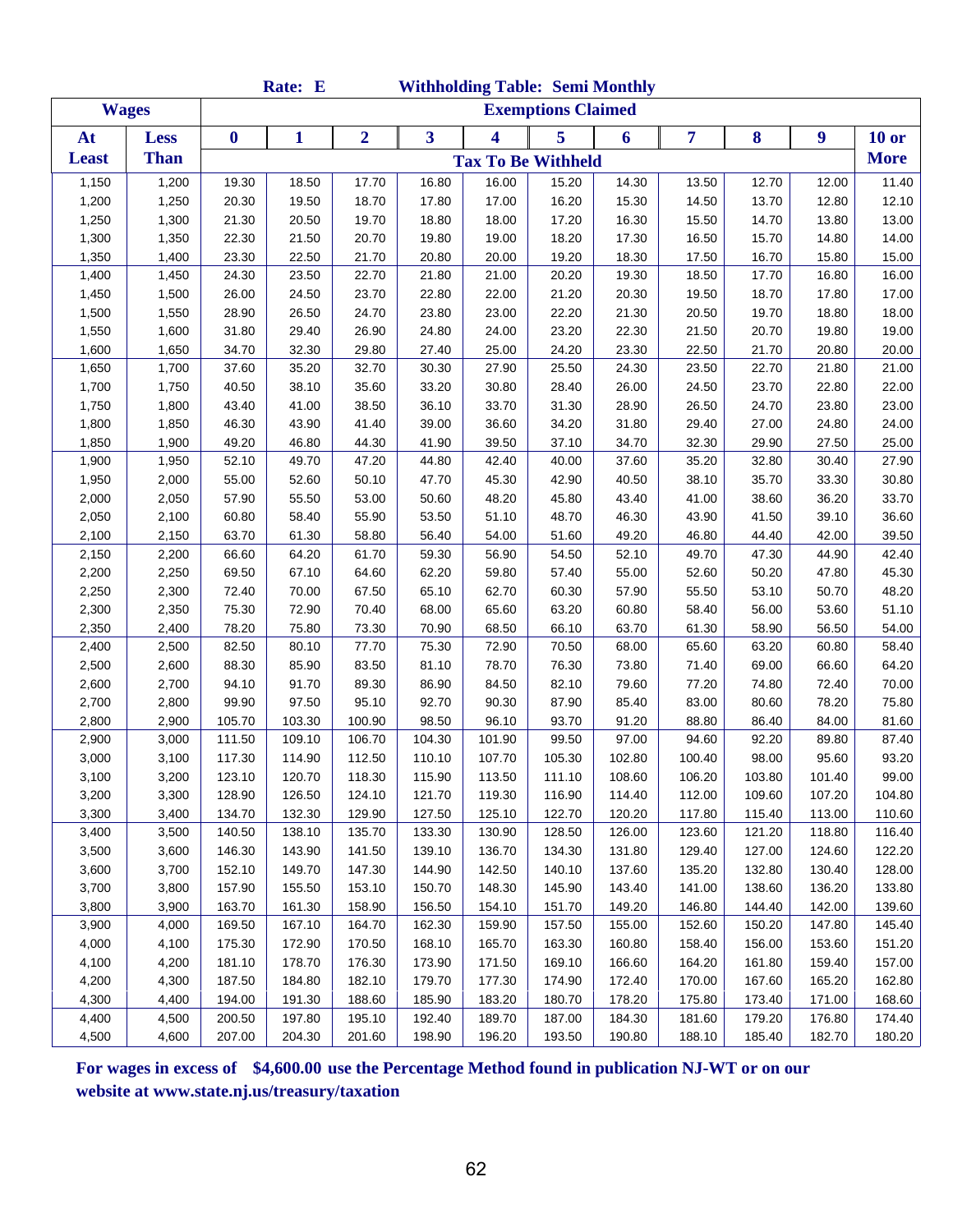**Rate: E** **Withholding Table: Semi Monthly**

| Wages | | Exemptions Claimed | | | | | | | | | | |
|---|---|---|---|---|---|---|---|---|---|---|---|---|
| At Least | Less Than | 0 | 1 | 2 | 3 | 4 | 5 | 6 | 7 | 8 | 9 | 10 or More |
| | | Tax To Be Withheld | | | | | | | | | | |
| 1,150 | 1,200 | 19.30 | 18.50 | 17.70 | 16.80 | 16.00 | 15.20 | 14.30 | 13.50 | 12.70 | 12.00 | 11.40 |
| 1,200 | 1,250 | 20.30 | 19.50 | 18.70 | 17.80 | 17.00 | 16.20 | 15.30 | 14.50 | 13.70 | 12.80 | 12.10 |
| 1,250 | 1,300 | 21.30 | 20.50 | 19.70 | 18.80 | 18.00 | 17.20 | 16.30 | 15.50 | 14.70 | 13.80 | 13.00 |
| 1,300 | 1,350 | 22.30 | 21.50 | 20.70 | 19.80 | 19.00 | 18.20 | 17.30 | 16.50 | 15.70 | 14.80 | 14.00 |
| 1,350 | 1,400 | 23.30 | 22.50 | 21.70 | 20.80 | 20.00 | 19.20 | 18.30 | 17.50 | 16.70 | 15.80 | 15.00 |
| 1,400 | 1,450 | 24.30 | 23.50 | 22.70 | 21.80 | 21.00 | 20.20 | 19.30 | 18.50 | 17.70 | 16.80 | 16.00 |
| 1,450 | 1,500 | 26.00 | 24.50 | 23.70 | 22.80 | 22.00 | 21.20 | 20.30 | 19.50 | 18.70 | 17.80 | 17.00 |
| 1,500 | 1,550 | 28.90 | 26.50 | 24.70 | 23.80 | 23.00 | 22.20 | 21.30 | 20.50 | 19.70 | 18.80 | 18.00 |
| 1,550 | 1,600 | 31.80 | 29.40 | 26.90 | 24.80 | 24.00 | 23.20 | 22.30 | 21.50 | 20.70 | 19.80 | 19.00 |
| 1,600 | 1,650 | 34.70 | 32.30 | 29.80 | 27.40 | 25.00 | 24.20 | 23.30 | 22.50 | 21.70 | 20.80 | 20.00 |
| 1,650 | 1,700 | 37.60 | 35.20 | 32.70 | 30.30 | 27.90 | 25.50 | 24.30 | 23.50 | 22.70 | 21.80 | 21.00 |
| 1,700 | 1,750 | 40.50 | 38.10 | 35.60 | 33.20 | 30.80 | 28.40 | 26.00 | 24.50 | 23.70 | 22.80 | 22.00 |
| 1,750 | 1,800 | 43.40 | 41.00 | 38.50 | 36.10 | 33.70 | 31.30 | 28.90 | 26.50 | 24.70 | 23.80 | 23.00 |
| 1,800 | 1,850 | 46.30 | 43.90 | 41.40 | 39.00 | 36.60 | 34.20 | 31.80 | 29.40 | 27.00 | 24.80 | 24.00 |
| 1,850 | 1,900 | 49.20 | 46.80 | 44.30 | 41.90 | 39.50 | 37.10 | 34.70 | 32.30 | 29.90 | 27.50 | 25.00 |
| 1,900 | 1,950 | 52.10 | 49.70 | 47.20 | 44.80 | 42.40 | 40.00 | 37.60 | 35.20 | 32.80 | 30.40 | 27.90 |
| 1,950 | 2,000 | 55.00 | 52.60 | 50.10 | 47.70 | 45.30 | 42.90 | 40.50 | 38.10 | 35.70 | 33.30 | 30.80 |
| 2,000 | 2,050 | 57.90 | 55.50 | 53.00 | 50.60 | 48.20 | 45.80 | 43.40 | 41.00 | 38.60 | 36.20 | 33.70 |
| 2,050 | 2,100 | 60.80 | 58.40 | 55.90 | 53.50 | 51.10 | 48.70 | 46.30 | 43.90 | 41.50 | 39.10 | 36.60 |
| 2,100 | 2,150 | 63.70 | 61.30 | 58.80 | 56.40 | 54.00 | 51.60 | 49.20 | 46.80 | 44.40 | 42.00 | 39.50 |
| 2,150 | 2,200 | 66.60 | 64.20 | 61.70 | 59.30 | 56.90 | 54.50 | 52.10 | 49.70 | 47.30 | 44.90 | 42.40 |
| 2,200 | 2,250 | 69.50 | 67.10 | 64.60 | 62.20 | 59.80 | 57.40 | 55.00 | 52.60 | 50.20 | 47.80 | 45.30 |
| 2,250 | 2,300 | 72.40 | 70.00 | 67.50 | 65.10 | 62.70 | 60.30 | 57.90 | 55.50 | 53.10 | 50.70 | 48.20 |
| 2,300 | 2,350 | 75.30 | 72.90 | 70.40 | 68.00 | 65.60 | 63.20 | 60.80 | 58.40 | 56.00 | 53.60 | 51.10 |
| 2,350 | 2,400 | 78.20 | 75.80 | 73.30 | 70.90 | 68.50 | 66.10 | 63.70 | 61.30 | 58.90 | 56.50 | 54.00 |
| 2,400 | 2,500 | 82.50 | 80.10 | 77.70 | 75.30 | 72.90 | 70.50 | 68.00 | 65.60 | 63.20 | 60.80 | 58.40 |
| 2,500 | 2,600 | 88.30 | 85.90 | 83.50 | 81.10 | 78.70 | 76.30 | 73.80 | 71.40 | 69.00 | 66.60 | 64.20 |
| 2,600 | 2,700 | 94.10 | 91.70 | 89.30 | 86.90 | 84.50 | 82.10 | 79.60 | 77.20 | 74.80 | 72.40 | 70.00 |
| 2,700 | 2,800 | 99.90 | 97.50 | 95.10 | 92.70 | 90.30 | 87.90 | 85.40 | 83.00 | 80.60 | 78.20 | 75.80 |
| 2,800 | 2,900 | 105.70 | 103.30 | 100.90 | 98.50 | 96.10 | 93.70 | 91.20 | 88.80 | 86.40 | 84.00 | 81.60 |
| 2,900 | 3,000 | 111.50 | 109.10 | 106.70 | 104.30 | 101.90 | 99.50 | 97.00 | 94.60 | 92.20 | 89.80 | 87.40 |
| 3,000 | 3,100 | 117.30 | 114.90 | 112.50 | 110.10 | 107.70 | 105.30 | 102.80 | 100.40 | 98.00 | 95.60 | 93.20 |
| 3,100 | 3,200 | 123.10 | 120.70 | 118.30 | 115.90 | 113.50 | 111.10 | 108.60 | 106.20 | 103.80 | 101.40 | 99.00 |
| 3,200 | 3,300 | 128.90 | 126.50 | 124.10 | 121.70 | 119.30 | 116.90 | 114.40 | 112.00 | 109.60 | 107.20 | 104.80 |
| 3,300 | 3,400 | 134.70 | 132.30 | 129.90 | 127.50 | 125.10 | 122.70 | 120.20 | 117.80 | 115.40 | 113.00 | 110.60 |
| 3,400 | 3,500 | 140.50 | 138.10 | 135.70 | 133.30 | 130.90 | 128.50 | 126.00 | 123.60 | 121.20 | 118.80 | 116.40 |
| 3,500 | 3,600 | 146.30 | 143.90 | 141.50 | 139.10 | 136.70 | 134.30 | 131.80 | 129.40 | 127.00 | 124.60 | 122.20 |
| 3,600 | 3,700 | 152.10 | 149.70 | 147.30 | 144.90 | 142.50 | 140.10 | 137.60 | 135.20 | 132.80 | 130.40 | 128.00 |
| 3,700 | 3,800 | 157.90 | 155.50 | 153.10 | 150.70 | 148.30 | 145.90 | 143.40 | 141.00 | 138.60 | 136.20 | 133.80 |
| 3,800 | 3,900 | 163.70 | 161.30 | 158.90 | 156.50 | 154.10 | 151.70 | 149.20 | 146.80 | 144.40 | 142.00 | 139.60 |
| 3,900 | 4,000 | 169.50 | 167.10 | 164.70 | 162.30 | 159.90 | 157.50 | 155.00 | 152.60 | 150.20 | 147.80 | 145.40 |
| 4,000 | 4,100 | 175.30 | 172.90 | 170.50 | 168.10 | 165.70 | 163.30 | 160.80 | 158.40 | 156.00 | 153.60 | 151.20 |
| 4,100 | 4,200 | 181.10 | 178.70 | 176.30 | 173.90 | 171.50 | 169.10 | 166.60 | 164.20 | 161.80 | 159.40 | 157.00 |
| 4,200 | 4,300 | 187.50 | 184.80 | 182.10 | 179.70 | 177.30 | 174.90 | 172.40 | 170.00 | 167.60 | 165.20 | 162.80 |
| 4,300 | 4,400 | 194.00 | 191.30 | 188.60 | 185.90 | 183.20 | 180.70 | 178.20 | 175.80 | 173.40 | 171.00 | 168.60 |
| 4,400 | 4,500 | 200.50 | 197.80 | 195.10 | 192.40 | 189.70 | 187.00 | 184.30 | 181.60 | 179.20 | 176.80 | 174.40 |
| 4,500 | 4,600 | 207.00 | 204.30 | 201.60 | 198.90 | 196.20 | 193.50 | 190.80 | 188.10 | 185.40 | 182.70 | 180.20 |

**For wages in excess of $4,600.00 use the Percentage Method found in publication NJ-WT or on our website at www.state.nj.us/treasury/taxation**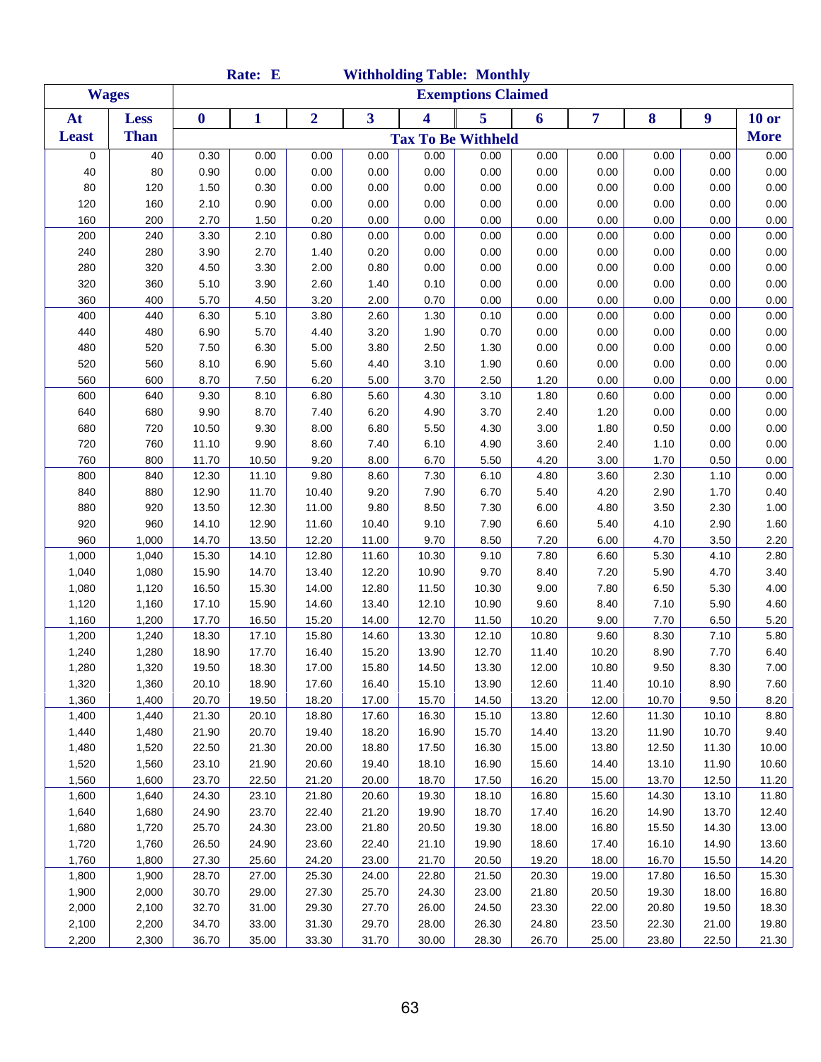**Rate: E** **Withholding Table: Monthly**

| Wages | | Exemptions Claimed | | | | | | | | | | |
|---|---|---|---|---|---|---|---|---|---|---|---|---|
| At Least | Less Than | 0 | 1 | 2 | 3 | 4 | 5 | 6 | 7 | 8 | 9 | 10 or More |
| | | Tax To Be Withheld | | | | | | | | | | |
| 0 | 40 | 0.30 | 0.00 | 0.00 | 0.00 | 0.00 | 0.00 | 0.00 | 0.00 | 0.00 | 0.00 | 0.00 |
| 40 | 80 | 0.90 | 0.00 | 0.00 | 0.00 | 0.00 | 0.00 | 0.00 | 0.00 | 0.00 | 0.00 | 0.00 |
| 80 | 120 | 1.50 | 0.30 | 0.00 | 0.00 | 0.00 | 0.00 | 0.00 | 0.00 | 0.00 | 0.00 | 0.00 |
| 120 | 160 | 2.10 | 0.90 | 0.00 | 0.00 | 0.00 | 0.00 | 0.00 | 0.00 | 0.00 | 0.00 | 0.00 |
| 160 | 200 | 2.70 | 1.50 | 0.20 | 0.00 | 0.00 | 0.00 | 0.00 | 0.00 | 0.00 | 0.00 | 0.00 |
| 200 | 240 | 3.30 | 2.10 | 0.80 | 0.00 | 0.00 | 0.00 | 0.00 | 0.00 | 0.00 | 0.00 | 0.00 |
| 240 | 280 | 3.90 | 2.70 | 1.40 | 0.20 | 0.00 | 0.00 | 0.00 | 0.00 | 0.00 | 0.00 | 0.00 |
| 280 | 320 | 4.50 | 3.30 | 2.00 | 0.80 | 0.00 | 0.00 | 0.00 | 0.00 | 0.00 | 0.00 | 0.00 |
| 320 | 360 | 5.10 | 3.90 | 2.60 | 1.40 | 0.10 | 0.00 | 0.00 | 0.00 | 0.00 | 0.00 | 0.00 |
| 360 | 400 | 5.70 | 4.50 | 3.20 | 2.00 | 0.70 | 0.00 | 0.00 | 0.00 | 0.00 | 0.00 | 0.00 |
| 400 | 440 | 6.30 | 5.10 | 3.80 | 2.60 | 1.30 | 0.10 | 0.00 | 0.00 | 0.00 | 0.00 | 0.00 |
| 440 | 480 | 6.90 | 5.70 | 4.40 | 3.20 | 1.90 | 0.70 | 0.00 | 0.00 | 0.00 | 0.00 | 0.00 |
| 480 | 520 | 7.50 | 6.30 | 5.00 | 3.80 | 2.50 | 1.30 | 0.00 | 0.00 | 0.00 | 0.00 | 0.00 |
| 520 | 560 | 8.10 | 6.90 | 5.60 | 4.40 | 3.10 | 1.90 | 0.60 | 0.00 | 0.00 | 0.00 | 0.00 |
| 560 | 600 | 8.70 | 7.50 | 6.20 | 5.00 | 3.70 | 2.50 | 1.20 | 0.00 | 0.00 | 0.00 | 0.00 |
| 600 | 640 | 9.30 | 8.10 | 6.80 | 5.60 | 4.30 | 3.10 | 1.80 | 0.60 | 0.00 | 0.00 | 0.00 |
| 640 | 680 | 9.90 | 8.70 | 7.40 | 6.20 | 4.90 | 3.70 | 2.40 | 1.20 | 0.00 | 0.00 | 0.00 |
| 680 | 720 | 10.50 | 9.30 | 8.00 | 6.80 | 5.50 | 4.30 | 3.00 | 1.80 | 0.50 | 0.00 | 0.00 |
| 720 | 760 | 11.10 | 9.90 | 8.60 | 7.40 | 6.10 | 4.90 | 3.60 | 2.40 | 1.10 | 0.00 | 0.00 |
| 760 | 800 | 11.70 | 10.50 | 9.20 | 8.00 | 6.70 | 5.50 | 4.20 | 3.00 | 1.70 | 0.50 | 0.00 |
| 800 | 840 | 12.30 | 11.10 | 9.80 | 8.60 | 7.30 | 6.10 | 4.80 | 3.60 | 2.30 | 1.10 | 0.00 |
| 840 | 880 | 12.90 | 11.70 | 10.40 | 9.20 | 7.90 | 6.70 | 5.40 | 4.20 | 2.90 | 1.70 | 0.40 |
| 880 | 920 | 13.50 | 12.30 | 11.00 | 9.80 | 8.50 | 7.30 | 6.00 | 4.80 | 3.50 | 2.30 | 1.00 |
| 920 | 960 | 14.10 | 12.90 | 11.60 | 10.40 | 9.10 | 7.90 | 6.60 | 5.40 | 4.10 | 2.90 | 1.60 |
| 960 | 1,000 | 14.70 | 13.50 | 12.20 | 11.00 | 9.70 | 8.50 | 7.20 | 6.00 | 4.70 | 3.50 | 2.20 |
| 1,000 | 1,040 | 15.30 | 14.10 | 12.80 | 11.60 | 10.30 | 9.10 | 7.80 | 6.60 | 5.30 | 4.10 | 2.80 |
| 1,040 | 1,080 | 15.90 | 14.70 | 13.40 | 12.20 | 10.90 | 9.70 | 8.40 | 7.20 | 5.90 | 4.70 | 3.40 |
| 1,080 | 1,120 | 16.50 | 15.30 | 14.00 | 12.80 | 11.50 | 10.30 | 9.00 | 7.80 | 6.50 | 5.30 | 4.00 |
| 1,120 | 1,160 | 17.10 | 15.90 | 14.60 | 13.40 | 12.10 | 10.90 | 9.60 | 8.40 | 7.10 | 5.90 | 4.60 |
| 1,160 | 1,200 | 17.70 | 16.50 | 15.20 | 14.00 | 12.70 | 11.50 | 10.20 | 9.00 | 7.70 | 6.50 | 5.20 |
| 1,200 | 1,240 | 18.30 | 17.10 | 15.80 | 14.60 | 13.30 | 12.10 | 10.80 | 9.60 | 8.30 | 7.10 | 5.80 |
| 1,240 | 1,280 | 18.90 | 17.70 | 16.40 | 15.20 | 13.90 | 12.70 | 11.40 | 10.20 | 8.90 | 7.70 | 6.40 |
| 1,280 | 1,320 | 19.50 | 18.30 | 17.00 | 15.80 | 14.50 | 13.30 | 12.00 | 10.80 | 9.50 | 8.30 | 7.00 |
| 1,320 | 1,360 | 20.10 | 18.90 | 17.60 | 16.40 | 15.10 | 13.90 | 12.60 | 11.40 | 10.10 | 8.90 | 7.60 |
| 1,360 | 1,400 | 20.70 | 19.50 | 18.20 | 17.00 | 15.70 | 14.50 | 13.20 | 12.00 | 10.70 | 9.50 | 8.20 |
| 1,400 | 1,440 | 21.30 | 20.10 | 18.80 | 17.60 | 16.30 | 15.10 | 13.80 | 12.60 | 11.30 | 10.10 | 8.80 |
| 1,440 | 1,480 | 21.90 | 20.70 | 19.40 | 18.20 | 16.90 | 15.70 | 14.40 | 13.20 | 11.90 | 10.70 | 9.40 |
| 1,480 | 1,520 | 22.50 | 21.30 | 20.00 | 18.80 | 17.50 | 16.30 | 15.00 | 13.80 | 12.50 | 11.30 | 10.00 |
| 1,520 | 1,560 | 23.10 | 21.90 | 20.60 | 19.40 | 18.10 | 16.90 | 15.60 | 14.40 | 13.10 | 11.90 | 10.60 |
| 1,560 | 1,600 | 23.70 | 22.50 | 21.20 | 20.00 | 18.70 | 17.50 | 16.20 | 15.00 | 13.70 | 12.50 | 11.20 |
| 1,600 | 1,640 | 24.30 | 23.10 | 21.80 | 20.60 | 19.30 | 18.10 | 16.80 | 15.60 | 14.30 | 13.10 | 11.80 |
| 1,640 | 1,680 | 24.90 | 23.70 | 22.40 | 21.20 | 19.90 | 18.70 | 17.40 | 16.20 | 14.90 | 13.70 | 12.40 |
| 1,680 | 1,720 | 25.70 | 24.30 | 23.00 | 21.80 | 20.50 | 19.30 | 18.00 | 16.80 | 15.50 | 14.30 | 13.00 |
| 1,720 | 1,760 | 26.50 | 24.90 | 23.60 | 22.40 | 21.10 | 19.90 | 18.60 | 17.40 | 16.10 | 14.90 | 13.60 |
| 1,760 | 1,800 | 27.30 | 25.60 | 24.20 | 23.00 | 21.70 | 20.50 | 19.20 | 18.00 | 16.70 | 15.50 | 14.20 |
| 1,800 | 1,900 | 28.70 | 27.00 | 25.30 | 24.00 | 22.80 | 21.50 | 20.30 | 19.00 | 17.80 | 16.50 | 15.30 |
| 1,900 | 2,000 | 30.70 | 29.00 | 27.30 | 25.70 | 24.30 | 23.00 | 21.80 | 20.50 | 19.30 | 18.00 | 16.80 |
| 2,000 | 2,100 | 32.70 | 31.00 | 29.30 | 27.70 | 26.00 | 24.50 | 23.30 | 22.00 | 20.80 | 19.50 | 18.30 |
| 2,100 | 2,200 | 34.70 | 33.00 | 31.30 | 29.70 | 28.00 | 26.30 | 24.80 | 23.50 | 22.30 | 21.00 | 19.80 |
| 2,200 | 2,300 | 36.70 | 35.00 | 33.30 | 31.70 | 30.00 | 28.30 | 26.70 | 25.00 | 23.80 | 22.50 | 21.30 |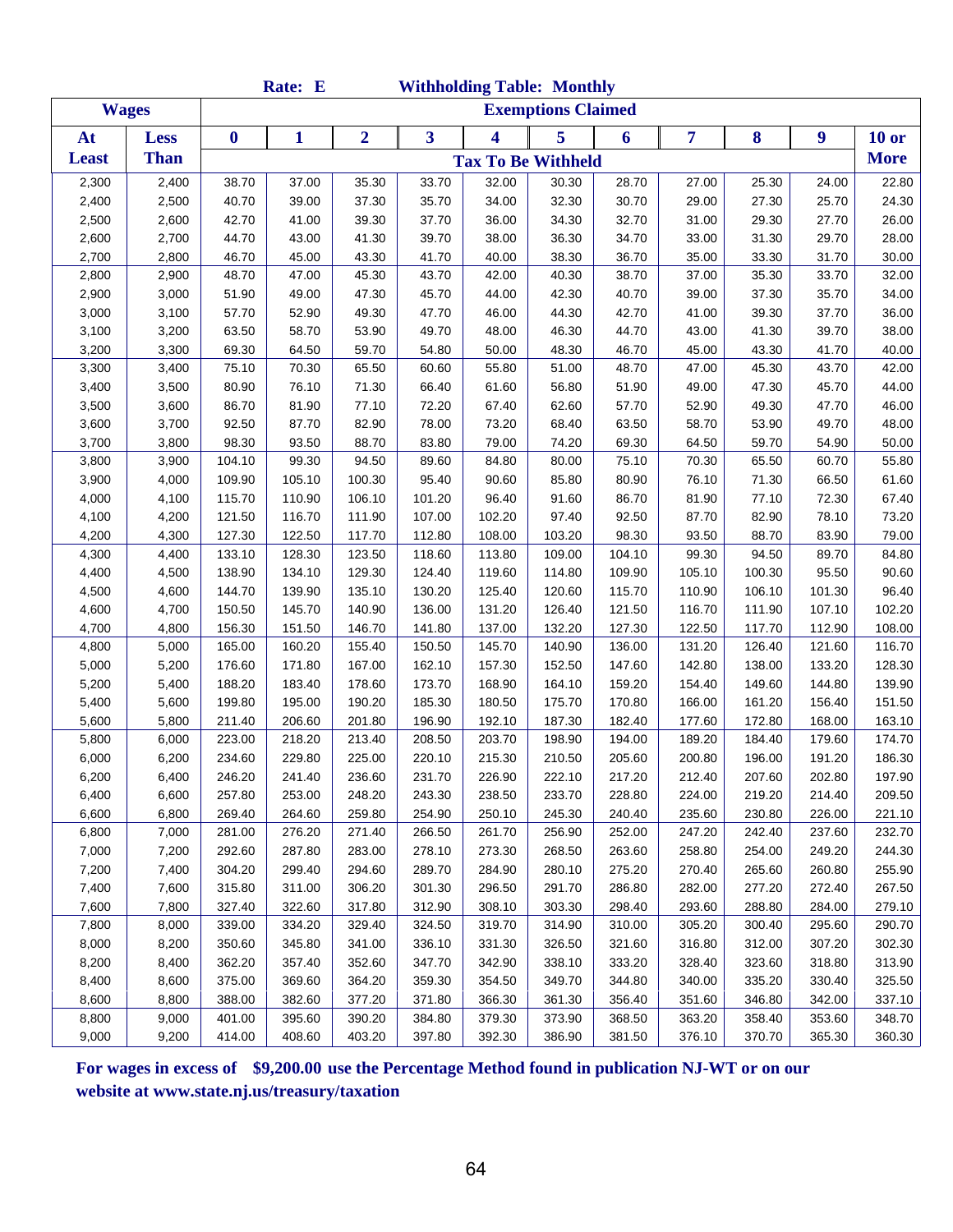**Rate: E** **Withholding Table: Monthly**

| Wages | | Exemptions Claimed | | | | | | | | | | |
|---|---|---|---|---|---|---|---|---|---|---|---|---|
| At Least | Less Than | 0 | 1 | 2 | 3 | 4 | 5 | 6 | 7 | 8 | 9 | 10 or More |
| | | Tax To Be Withheld | | | | | | | | | | |
| 2,300 | 2,400 | 38.70 | 37.00 | 35.30 | 33.70 | 32.00 | 30.30 | 28.70 | 27.00 | 25.30 | 24.00 | 22.80 |
| 2,400 | 2,500 | 40.70 | 39.00 | 37.30 | 35.70 | 34.00 | 32.30 | 30.70 | 29.00 | 27.30 | 25.70 | 24.30 |
| 2,500 | 2,600 | 42.70 | 41.00 | 39.30 | 37.70 | 36.00 | 34.30 | 32.70 | 31.00 | 29.30 | 27.70 | 26.00 |
| 2,600 | 2,700 | 44.70 | 43.00 | 41.30 | 39.70 | 38.00 | 36.30 | 34.70 | 33.00 | 31.30 | 29.70 | 28.00 |
| 2,700 | 2,800 | 46.70 | 45.00 | 43.30 | 41.70 | 40.00 | 38.30 | 36.70 | 35.00 | 33.30 | 31.70 | 30.00 |
| 2,800 | 2,900 | 48.70 | 47.00 | 45.30 | 43.70 | 42.00 | 40.30 | 38.70 | 37.00 | 35.30 | 33.70 | 32.00 |
| 2,900 | 3,000 | 51.90 | 49.00 | 47.30 | 45.70 | 44.00 | 42.30 | 40.70 | 39.00 | 37.30 | 35.70 | 34.00 |
| 3,000 | 3,100 | 57.70 | 52.90 | 49.30 | 47.70 | 46.00 | 44.30 | 42.70 | 41.00 | 39.30 | 37.70 | 36.00 |
| 3,100 | 3,200 | 63.50 | 58.70 | 53.90 | 49.70 | 48.00 | 46.30 | 44.70 | 43.00 | 41.30 | 39.70 | 38.00 |
| 3,200 | 3,300 | 69.30 | 64.50 | 59.70 | 54.80 | 50.00 | 48.30 | 46.70 | 45.00 | 43.30 | 41.70 | 40.00 |
| 3,300 | 3,400 | 75.10 | 70.30 | 65.50 | 60.60 | 55.80 | 51.00 | 48.70 | 47.00 | 45.30 | 43.70 | 42.00 |
| 3,400 | 3,500 | 80.90 | 76.10 | 71.30 | 66.40 | 61.60 | 56.80 | 51.90 | 49.00 | 47.30 | 45.70 | 44.00 |
| 3,500 | 3,600 | 86.70 | 81.90 | 77.10 | 72.20 | 67.40 | 62.60 | 57.70 | 52.90 | 49.30 | 47.70 | 46.00 |
| 3,600 | 3,700 | 92.50 | 87.70 | 82.90 | 78.00 | 73.20 | 68.40 | 63.50 | 58.70 | 53.90 | 49.70 | 48.00 |
| 3,700 | 3,800 | 98.30 | 93.50 | 88.70 | 83.80 | 79.00 | 74.20 | 69.30 | 64.50 | 59.70 | 54.90 | 50.00 |
| 3,800 | 3,900 | 104.10 | 99.30 | 94.50 | 89.60 | 84.80 | 80.00 | 75.10 | 70.30 | 65.50 | 60.70 | 55.80 |
| 3,900 | 4,000 | 109.90 | 105.10 | 100.30 | 95.40 | 90.60 | 85.80 | 80.90 | 76.10 | 71.30 | 66.50 | 61.60 |
| 4,000 | 4,100 | 115.70 | 110.90 | 106.10 | 101.20 | 96.40 | 91.60 | 86.70 | 81.90 | 77.10 | 72.30 | 67.40 |
| 4,100 | 4,200 | 121.50 | 116.70 | 111.90 | 107.00 | 102.20 | 97.40 | 92.50 | 87.70 | 82.90 | 78.10 | 73.20 |
| 4,200 | 4,300 | 127.30 | 122.50 | 117.70 | 112.80 | 108.00 | 103.20 | 98.30 | 93.50 | 88.70 | 83.90 | 79.00 |
| 4,300 | 4,400 | 133.10 | 128.30 | 123.50 | 118.60 | 113.80 | 109.00 | 104.10 | 99.30 | 94.50 | 89.70 | 84.80 |
| 4,400 | 4,500 | 138.90 | 134.10 | 129.30 | 124.40 | 119.60 | 114.80 | 109.90 | 105.10 | 100.30 | 95.50 | 90.60 |
| 4,500 | 4,600 | 144.70 | 139.90 | 135.10 | 130.20 | 125.40 | 120.60 | 115.70 | 110.90 | 106.10 | 101.30 | 96.40 |
| 4,600 | 4,700 | 150.50 | 145.70 | 140.90 | 136.00 | 131.20 | 126.40 | 121.50 | 116.70 | 111.90 | 107.10 | 102.20 |
| 4,700 | 4,800 | 156.30 | 151.50 | 146.70 | 141.80 | 137.00 | 132.20 | 127.30 | 122.50 | 117.70 | 112.90 | 108.00 |
| 4,800 | 5,000 | 165.00 | 160.20 | 155.40 | 150.50 | 145.70 | 140.90 | 136.00 | 131.20 | 126.40 | 121.60 | 116.70 |
| 5,000 | 5,200 | 176.60 | 171.80 | 167.00 | 162.10 | 157.30 | 152.50 | 147.60 | 142.80 | 138.00 | 133.20 | 128.30 |
| 5,200 | 5,400 | 188.20 | 183.40 | 178.60 | 173.70 | 168.90 | 164.10 | 159.20 | 154.40 | 149.60 | 144.80 | 139.90 |
| 5,400 | 5,600 | 199.80 | 195.00 | 190.20 | 185.30 | 180.50 | 175.70 | 170.80 | 166.00 | 161.20 | 156.40 | 151.50 |
| 5,600 | 5,800 | 211.40 | 206.60 | 201.80 | 196.90 | 192.10 | 187.30 | 182.40 | 177.60 | 172.80 | 168.00 | 163.10 |
| 5,800 | 6,000 | 223.00 | 218.20 | 213.40 | 208.50 | 203.70 | 198.90 | 194.00 | 189.20 | 184.40 | 179.60 | 174.70 |
| 6,000 | 6,200 | 234.60 | 229.80 | 225.00 | 220.10 | 215.30 | 210.50 | 205.60 | 200.80 | 196.00 | 191.20 | 186.30 |
| 6,200 | 6,400 | 246.20 | 241.40 | 236.60 | 231.70 | 226.90 | 222.10 | 217.20 | 212.40 | 207.60 | 202.80 | 197.90 |
| 6,400 | 6,600 | 257.80 | 253.00 | 248.20 | 243.30 | 238.50 | 233.70 | 228.80 | 224.00 | 219.20 | 214.40 | 209.50 |
| 6,600 | 6,800 | 269.40 | 264.60 | 259.80 | 254.90 | 250.10 | 245.30 | 240.40 | 235.60 | 230.80 | 226.00 | 221.10 |
| 6,800 | 7,000 | 281.00 | 276.20 | 271.40 | 266.50 | 261.70 | 256.90 | 252.00 | 247.20 | 242.40 | 237.60 | 232.70 |
| 7,000 | 7,200 | 292.60 | 287.80 | 283.00 | 278.10 | 273.30 | 268.50 | 263.60 | 258.80 | 254.00 | 249.20 | 244.30 |
| 7,200 | 7,400 | 304.20 | 299.40 | 294.60 | 289.70 | 284.90 | 280.10 | 275.20 | 270.40 | 265.60 | 260.80 | 255.90 |
| 7,400 | 7,600 | 315.80 | 311.00 | 306.20 | 301.30 | 296.50 | 291.70 | 286.80 | 282.00 | 277.20 | 272.40 | 267.50 |
| 7,600 | 7,800 | 327.40 | 322.60 | 317.80 | 312.90 | 308.10 | 303.30 | 298.40 | 293.60 | 288.80 | 284.00 | 279.10 |
| 7,800 | 8,000 | 339.00 | 334.20 | 329.40 | 324.50 | 319.70 | 314.90 | 310.00 | 305.20 | 300.40 | 295.60 | 290.70 |
| 8,000 | 8,200 | 350.60 | 345.80 | 341.00 | 336.10 | 331.30 | 326.50 | 321.60 | 316.80 | 312.00 | 307.20 | 302.30 |
| 8,200 | 8,400 | 362.20 | 357.40 | 352.60 | 347.70 | 342.90 | 338.10 | 333.20 | 328.40 | 323.60 | 318.80 | 313.90 |
| 8,400 | 8,600 | 375.00 | 369.60 | 364.20 | 359.30 | 354.50 | 349.70 | 344.80 | 340.00 | 335.20 | 330.40 | 325.50 |
| 8,600 | 8,800 | 388.00 | 382.60 | 377.20 | 371.80 | 366.30 | 361.30 | 356.40 | 351.60 | 346.80 | 342.00 | 337.10 |
| 8,800 | 9,000 | 401.00 | 395.60 | 390.20 | 384.80 | 379.30 | 373.90 | 368.50 | 363.20 | 358.40 | 353.60 | 348.70 |
| 9,000 | 9,200 | 414.00 | 408.60 | 403.20 | 397.80 | 392.30 | 386.90 | 381.50 | 376.10 | 370.70 | 365.30 | 360.30 |

**For wages in excess of $9,200.00 use the Percentage Method found in publication NJ-WT or on our website at www.state.nj.us/treasury/taxation**